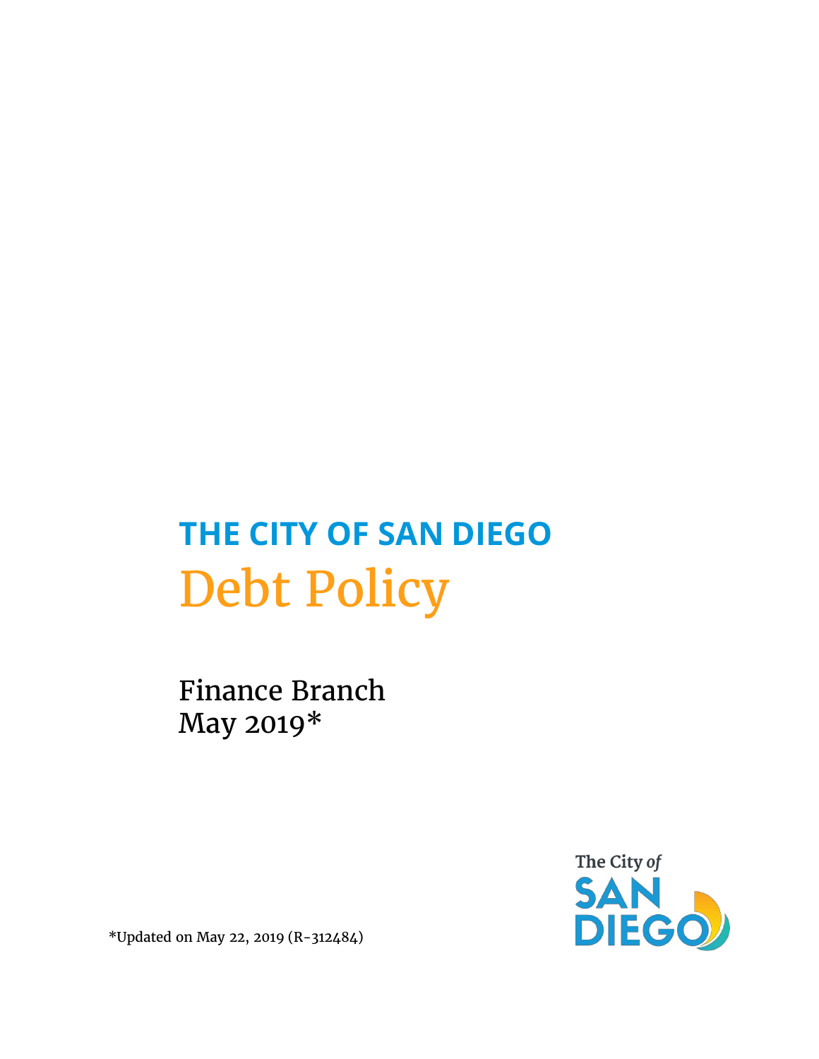# THE CITY OF SAN DIEGO

# Debt Policy

Finance Branch
May 2019*

*Updated on May 22, 2019 (R-312484)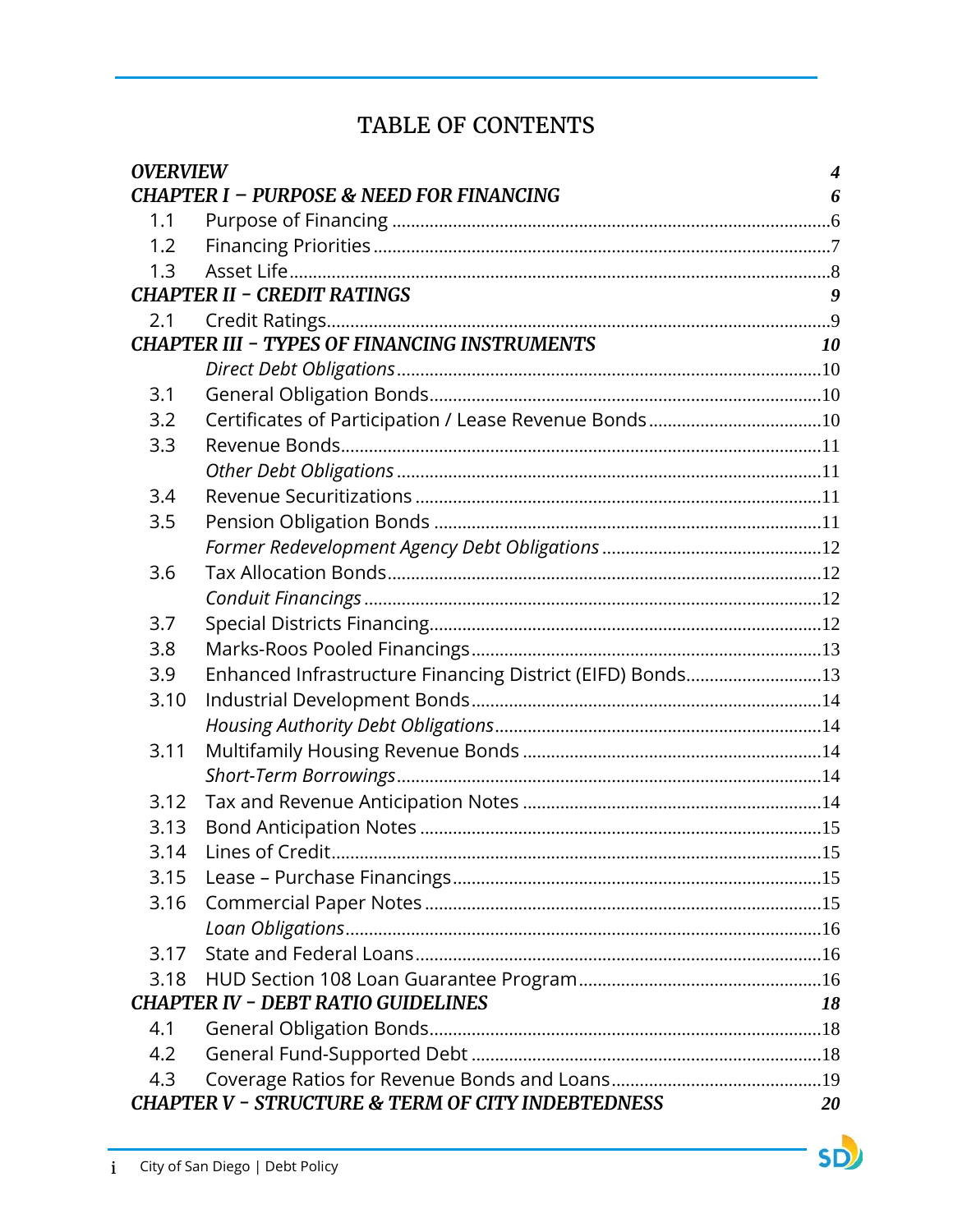# TABLE OF CONTENTS

| | | |
|---|---|---|
| ***OVERVIEW*** | | ***4*** |
| ***CHAPTER I – PURPOSE & NEED FOR FINANCING*** | | ***6*** |
| 1.1 | Purpose of Financing | 6 |
| 1.2 | Financing Priorities | 7 |
| 1.3 | Asset Life | 8 |
| ***CHAPTER II - CREDIT RATINGS*** | | ***9*** |
| 2.1 | Credit Ratings | 9 |
| ***CHAPTER III - TYPES OF FINANCING INSTRUMENTS*** | | ***10*** |
| | *Direct Debt Obligations* | 10 |
| 3.1 | General Obligation Bonds | 10 |
| 3.2 | Certificates of Participation / Lease Revenue Bonds | 10 |
| 3.3 | Revenue Bonds | 11 |
| | *Other Debt Obligations* | 11 |
| 3.4 | Revenue Securitizations | 11 |
| 3.5 | Pension Obligation Bonds | 11 |
| | *Former Redevelopment Agency Debt Obligations* | 12 |
| 3.6 | Tax Allocation Bonds | 12 |
| | *Conduit Financings* | 12 |
| 3.7 | Special Districts Financing | 12 |
| 3.8 | Marks-Roos Pooled Financings | 13 |
| 3.9 | Enhanced Infrastructure Financing District (EIFD) Bonds | 13 |
| 3.10 | Industrial Development Bonds | 14 |
| | *Housing Authority Debt Obligations* | 14 |
| 3.11 | Multifamily Housing Revenue Bonds | 14 |
| | *Short-Term Borrowings* | 14 |
| 3.12 | Tax and Revenue Anticipation Notes | 14 |
| 3.13 | Bond Anticipation Notes | 15 |
| 3.14 | Lines of Credit | 15 |
| 3.15 | Lease – Purchase Financings | 15 |
| 3.16 | Commercial Paper Notes | 15 |
| | *Loan Obligations* | 16 |
| 3.17 | State and Federal Loans | 16 |
| 3.18 | HUD Section 108 Loan Guarantee Program | 16 |
| ***CHAPTER IV - DEBT RATIO GUIDELINES*** | | ***18*** |
| 4.1 | General Obligation Bonds | 18 |
| 4.2 | General Fund-Supported Debt | 18 |
| 4.3 | Coverage Ratios for Revenue Bonds and Loans | 19 |
| ***CHAPTER V - STRUCTURE & TERM OF CITY INDEBTEDNESS*** | | ***20*** |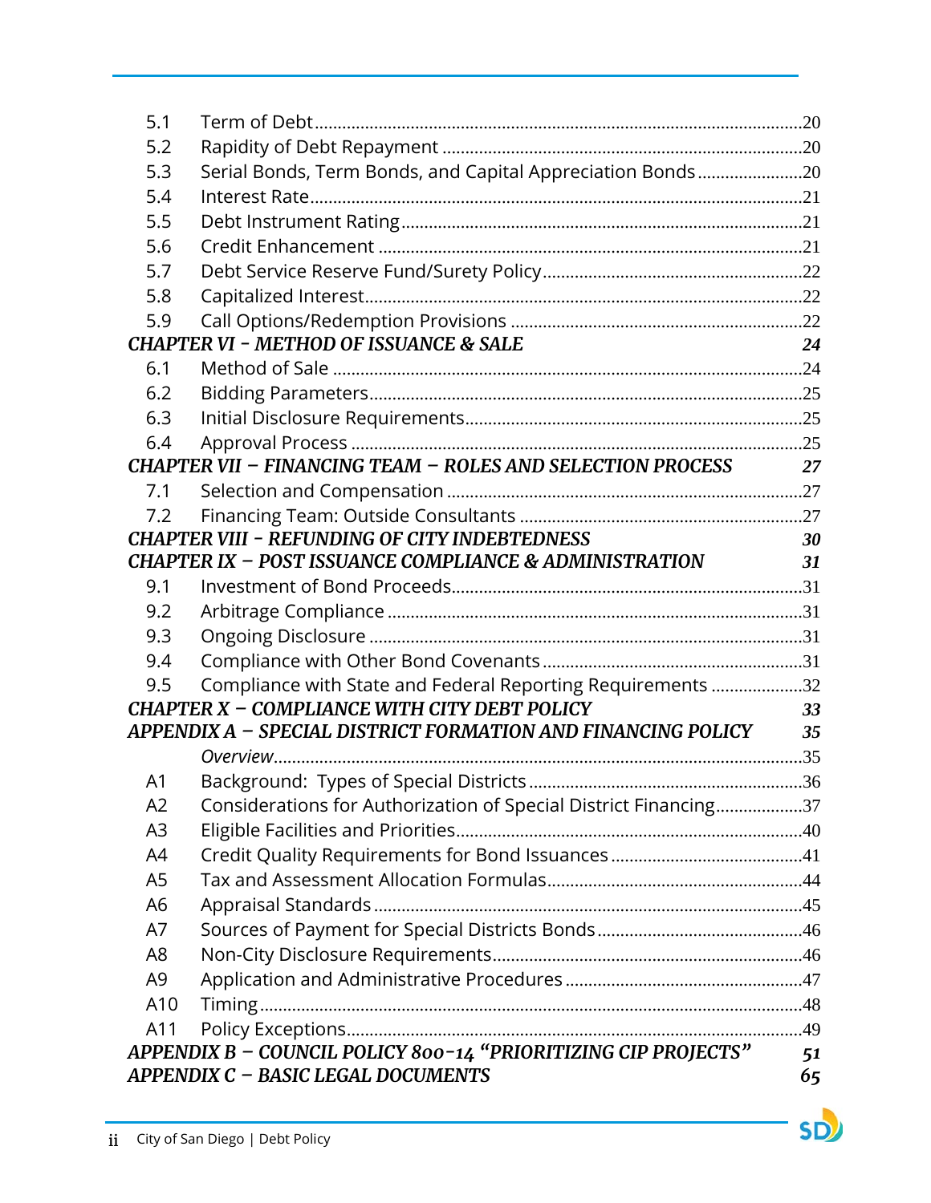| | | |
|---|---|---|
| 5.1 | Term of Debt | 20 |
| 5.2 | Rapidity of Debt Repayment | 20 |
| 5.3 | Serial Bonds, Term Bonds, and Capital Appreciation Bonds | 20 |
| 5.4 | Interest Rate | 21 |
| 5.5 | Debt Instrument Rating | 21 |
| 5.6 | Credit Enhancement | 21 |
| 5.7 | Debt Service Reserve Fund/Surety Policy | 22 |
| 5.8 | Capitalized Interest | 22 |
| 5.9 | Call Options/Redemption Provisions | 22 |
| ***CHAPTER VI - METHOD OF ISSUANCE & SALE*** | | ***24*** |
| 6.1 | Method of Sale | 24 |
| 6.2 | Bidding Parameters | 25 |
| 6.3 | Initial Disclosure Requirements | 25 |
| 6.4 | Approval Process | 25 |
| ***CHAPTER VII – FINANCING TEAM – ROLES AND SELECTION PROCESS*** | | ***27*** |
| 7.1 | Selection and Compensation | 27 |
| 7.2 | Financing Team: Outside Consultants | 27 |
| ***CHAPTER VIII - REFUNDING OF CITY INDEBTEDNESS*** | | ***30*** |
| ***CHAPTER IX – POST ISSUANCE COMPLIANCE & ADMINISTRATION*** | | ***31*** |
| 9.1 | Investment of Bond Proceeds | 31 |
| 9.2 | Arbitrage Compliance | 31 |
| 9.3 | Ongoing Disclosure | 31 |
| 9.4 | Compliance with Other Bond Covenants | 31 |
| 9.5 | Compliance with State and Federal Reporting Requirements | 32 |
| ***CHAPTER X – COMPLIANCE WITH CITY DEBT POLICY*** | | ***33*** |
| ***APPENDIX A – SPECIAL DISTRICT FORMATION AND FINANCING POLICY*** | | ***35*** |
| | *Overview* | 35 |
| A1 | Background: Types of Special Districts | 36 |
| A2 | Considerations for Authorization of Special District Financing | 37 |
| A3 | Eligible Facilities and Priorities | 40 |
| A4 | Credit Quality Requirements for Bond Issuances | 41 |
| A5 | Tax and Assessment Allocation Formulas | 44 |
| A6 | Appraisal Standards | 45 |
| A7 | Sources of Payment for Special Districts Bonds | 46 |
| A8 | Non-City Disclosure Requirements | 46 |
| A9 | Application and Administrative Procedures | 47 |
| A10 | Timing | 48 |
| A11 | Policy Exceptions | 49 |
| ***APPENDIX B – COUNCIL POLICY 800-14 "PRIORITIZING CIP PROJECTS"*** | | ***51*** |
| ***APPENDIX C – BASIC LEGAL DOCUMENTS*** | | ***65*** |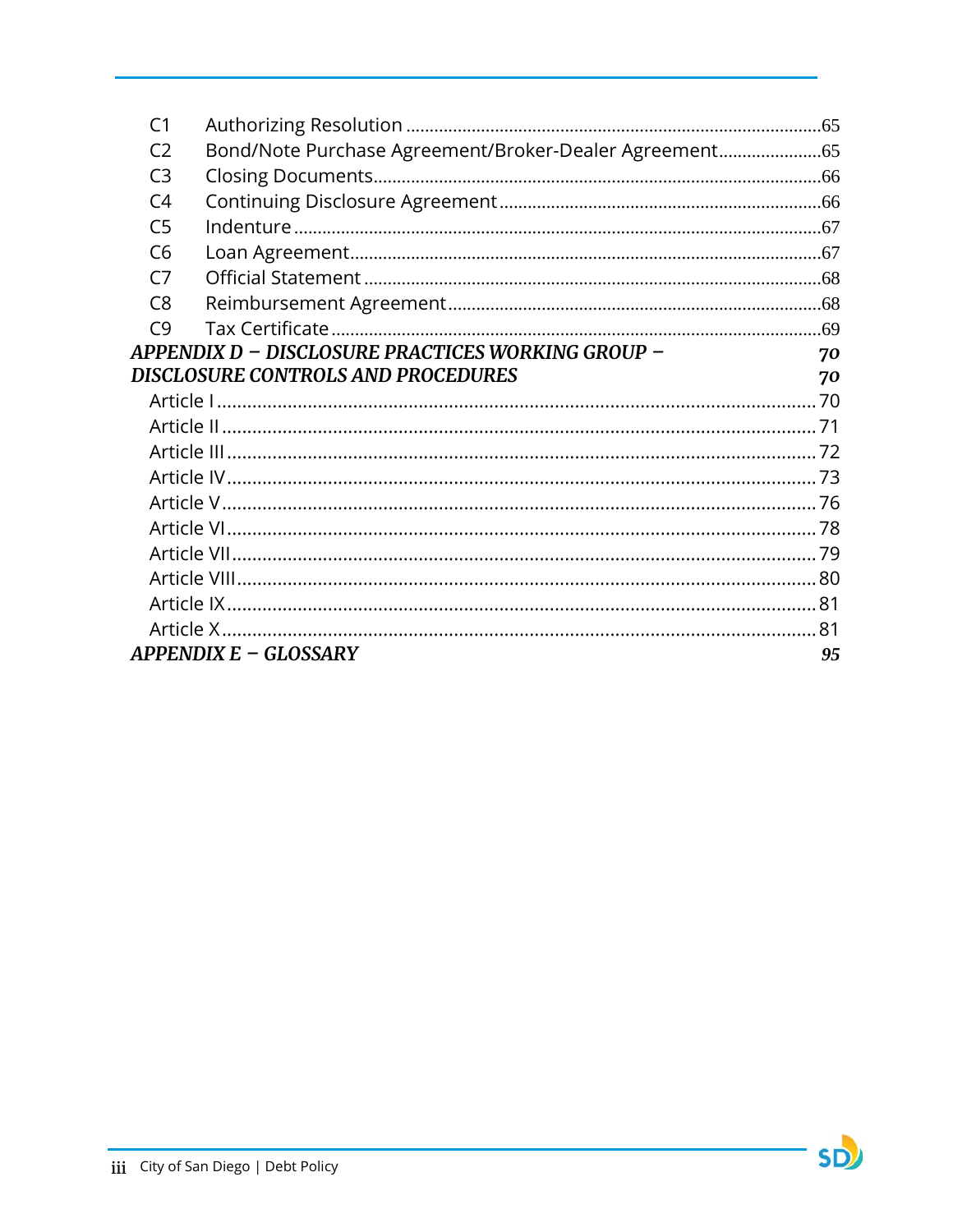C1 Authorizing Resolution ....................................................................................65
C2 Bond/Note Purchase Agreement/Broker-Dealer Agreement......................65
C3 Closing Documents..............................................................................................66
C4 Continuing Disclosure Agreement....................................................................66
C5 Indenture..............................................................................................................67
C6 Loan Agreement...................................................................................................67
C7 Official Statement...............................................................................................68
C8 Reimbursement Agreement..............................................................................68
C9 Tax Certificate......................................................................................................69

*APPENDIX D – DISCLOSURE PRACTICES WORKING GROUP – DISCLOSURE CONTROLS AND PROCEDURES* 70

Article I ........................................................................................................70
Article II .......................................................................................................71
Article III ......................................................................................................72
Article IV......................................................................................................73
Article V.......................................................................................................76
Article VI......................................................................................................78
Article VII.....................................................................................................79
Article VIII....................................................................................................80
Article IX......................................................................................................81
Article X.......................................................................................................81

*APPENDIX E – GLOSSARY* 95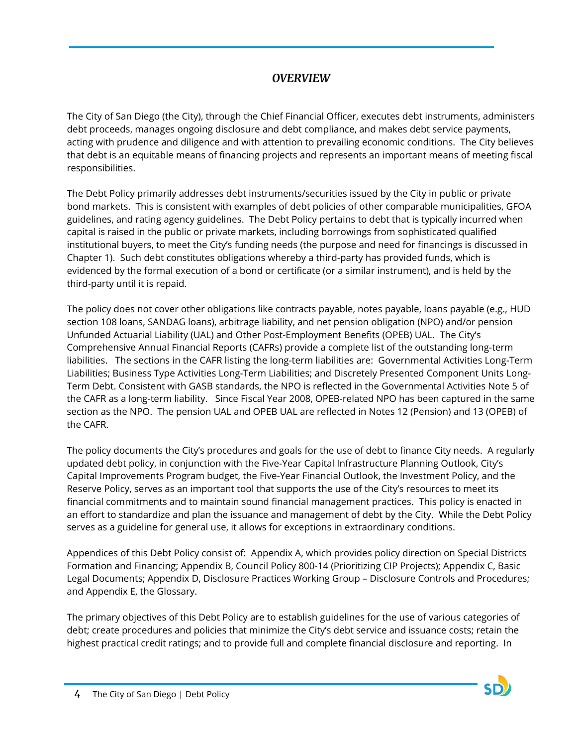## *OVERVIEW*

The City of San Diego (the City), through the Chief Financial Officer, executes debt instruments, administers debt proceeds, manages ongoing disclosure and debt compliance, and makes debt service payments, acting with prudence and diligence and with attention to prevailing economic conditions. The City believes that debt is an equitable means of financing projects and represents an important means of meeting fiscal responsibilities.

The Debt Policy primarily addresses debt instruments/securities issued by the City in public or private bond markets. This is consistent with examples of debt policies of other comparable municipalities, GFOA guidelines, and rating agency guidelines. The Debt Policy pertains to debt that is typically incurred when capital is raised in the public or private markets, including borrowings from sophisticated qualified institutional buyers, to meet the City's funding needs (the purpose and need for financings is discussed in Chapter 1). Such debt constitutes obligations whereby a third-party has provided funds, which is evidenced by the formal execution of a bond or certificate (or a similar instrument), and is held by the third-party until it is repaid.

The policy does not cover other obligations like contracts payable, notes payable, loans payable (e.g., HUD section 108 loans, SANDAG loans), arbitrage liability, and net pension obligation (NPO) and/or pension Unfunded Actuarial Liability (UAL) and Other Post-Employment Benefits (OPEB) UAL. The City's Comprehensive Annual Financial Reports (CAFRs) provide a complete list of the outstanding long-term liabilities. The sections in the CAFR listing the long-term liabilities are: Governmental Activities Long-Term Liabilities; Business Type Activities Long-Term Liabilities; and Discretely Presented Component Units Long-Term Debt. Consistent with GASB standards, the NPO is reflected in the Governmental Activities Note 5 of the CAFR as a long-term liability. Since Fiscal Year 2008, OPEB-related NPO has been captured in the same section as the NPO. The pension UAL and OPEB UAL are reflected in Notes 12 (Pension) and 13 (OPEB) of the CAFR.

The policy documents the City's procedures and goals for the use of debt to finance City needs. A regularly updated debt policy, in conjunction with the Five-Year Capital Infrastructure Planning Outlook, City's Capital Improvements Program budget, the Five-Year Financial Outlook, the Investment Policy, and the Reserve Policy, serves as an important tool that supports the use of the City's resources to meet its financial commitments and to maintain sound financial management practices. This policy is enacted in an effort to standardize and plan the issuance and management of debt by the City. While the Debt Policy serves as a guideline for general use, it allows for exceptions in extraordinary conditions.

Appendices of this Debt Policy consist of: Appendix A, which provides policy direction on Special Districts Formation and Financing; Appendix B, Council Policy 800-14 (Prioritizing CIP Projects); Appendix C, Basic Legal Documents; Appendix D, Disclosure Practices Working Group – Disclosure Controls and Procedures; and Appendix E, the Glossary.

The primary objectives of this Debt Policy are to establish guidelines for the use of various categories of debt; create procedures and policies that minimize the City's debt service and issuance costs; retain the highest practical credit ratings; and to provide full and complete financial disclosure and reporting. In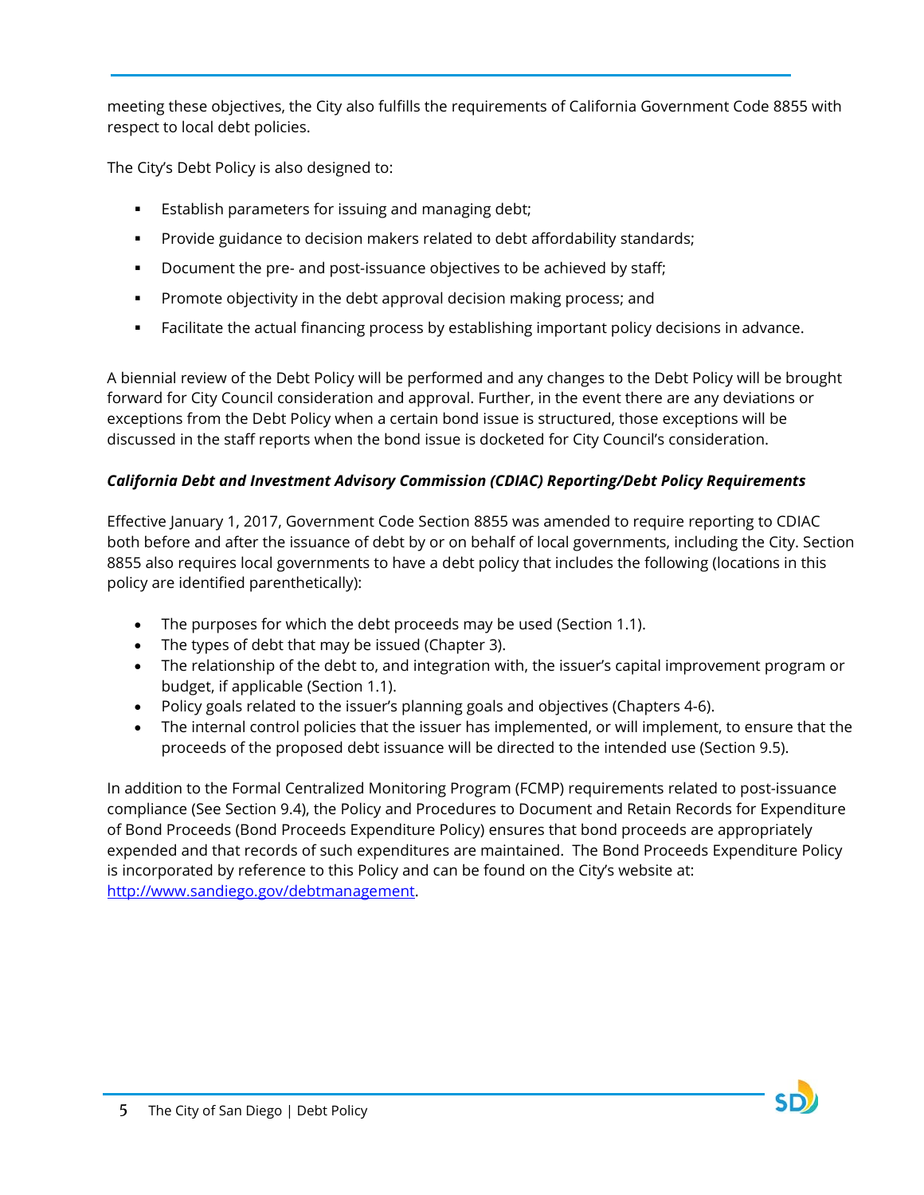meeting these objectives, the City also fulfills the requirements of California Government Code 8855 with respect to local debt policies.

The City's Debt Policy is also designed to:

- Establish parameters for issuing and managing debt;
- Provide guidance to decision makers related to debt affordability standards;
- Document the pre- and post-issuance objectives to be achieved by staff;
- Promote objectivity in the debt approval decision making process; and
- Facilitate the actual financing process by establishing important policy decisions in advance.

A biennial review of the Debt Policy will be performed and any changes to the Debt Policy will be brought forward for City Council consideration and approval. Further, in the event there are any deviations or exceptions from the Debt Policy when a certain bond issue is structured, those exceptions will be discussed in the staff reports when the bond issue is docketed for City Council's consideration.

***California Debt and Investment Advisory Commission (CDIAC) Reporting/Debt Policy Requirements***

Effective January 1, 2017, Government Code Section 8855 was amended to require reporting to CDIAC both before and after the issuance of debt by or on behalf of local governments, including the City. Section 8855 also requires local governments to have a debt policy that includes the following (locations in this policy are identified parenthetically):

- The purposes for which the debt proceeds may be used (Section 1.1).
- The types of debt that may be issued (Chapter 3).
- The relationship of the debt to, and integration with, the issuer's capital improvement program or budget, if applicable (Section 1.1).
- Policy goals related to the issuer's planning goals and objectives (Chapters 4-6).
- The internal control policies that the issuer has implemented, or will implement, to ensure that the proceeds of the proposed debt issuance will be directed to the intended use (Section 9.5).

In addition to the Formal Centralized Monitoring Program (FCMP) requirements related to post-issuance compliance (See Section 9.4), the Policy and Procedures to Document and Retain Records for Expenditure of Bond Proceeds (Bond Proceeds Expenditure Policy) ensures that bond proceeds are appropriately expended and that records of such expenditures are maintained. The Bond Proceeds Expenditure Policy is incorporated by reference to this Policy and can be found on the City's website at: [http://www.sandiego.gov/debtmanagement](http://www.sandiego.gov/debtmanagement).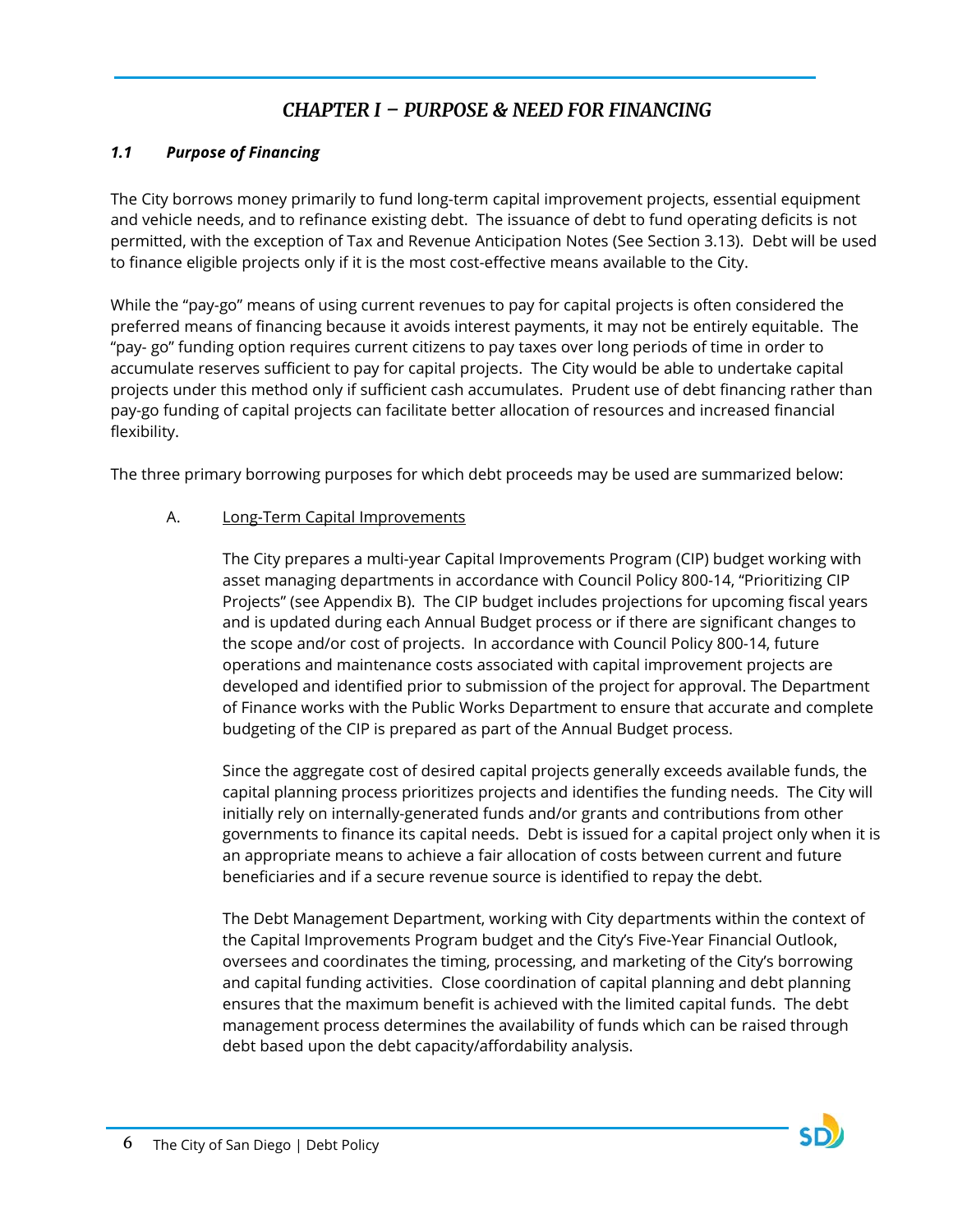# *CHAPTER I – PURPOSE & NEED FOR FINANCING*

### ***1.1 Purpose of Financing***

The City borrows money primarily to fund long-term capital improvement projects, essential equipment and vehicle needs, and to refinance existing debt. The issuance of debt to fund operating deficits is not permitted, with the exception of Tax and Revenue Anticipation Notes (See Section 3.13). Debt will be used to finance eligible projects only if it is the most cost-effective means available to the City.

While the "pay-go" means of using current revenues to pay for capital projects is often considered the preferred means of financing because it avoids interest payments, it may not be entirely equitable. The "pay- go" funding option requires current citizens to pay taxes over long periods of time in order to accumulate reserves sufficient to pay for capital projects. The City would be able to undertake capital projects under this method only if sufficient cash accumulates. Prudent use of debt financing rather than pay-go funding of capital projects can facilitate better allocation of resources and increased financial flexibility.

The three primary borrowing purposes for which debt proceeds may be used are summarized below:

A. <u>Long-Term Capital Improvements</u>

The City prepares a multi-year Capital Improvements Program (CIP) budget working with asset managing departments in accordance with Council Policy 800-14, "Prioritizing CIP Projects" (see Appendix B). The CIP budget includes projections for upcoming fiscal years and is updated during each Annual Budget process or if there are significant changes to the scope and/or cost of projects. In accordance with Council Policy 800-14, future operations and maintenance costs associated with capital improvement projects are developed and identified prior to submission of the project for approval. The Department of Finance works with the Public Works Department to ensure that accurate and complete budgeting of the CIP is prepared as part of the Annual Budget process.

Since the aggregate cost of desired capital projects generally exceeds available funds, the capital planning process prioritizes projects and identifies the funding needs. The City will initially rely on internally-generated funds and/or grants and contributions from other governments to finance its capital needs. Debt is issued for a capital project only when it is an appropriate means to achieve a fair allocation of costs between current and future beneficiaries and if a secure revenue source is identified to repay the debt.

The Debt Management Department, working with City departments within the context of the Capital Improvements Program budget and the City's Five-Year Financial Outlook, oversees and coordinates the timing, processing, and marketing of the City's borrowing and capital funding activities. Close coordination of capital planning and debt planning ensures that the maximum benefit is achieved with the limited capital funds. The debt management process determines the availability of funds which can be raised through debt based upon the debt capacity/affordability analysis.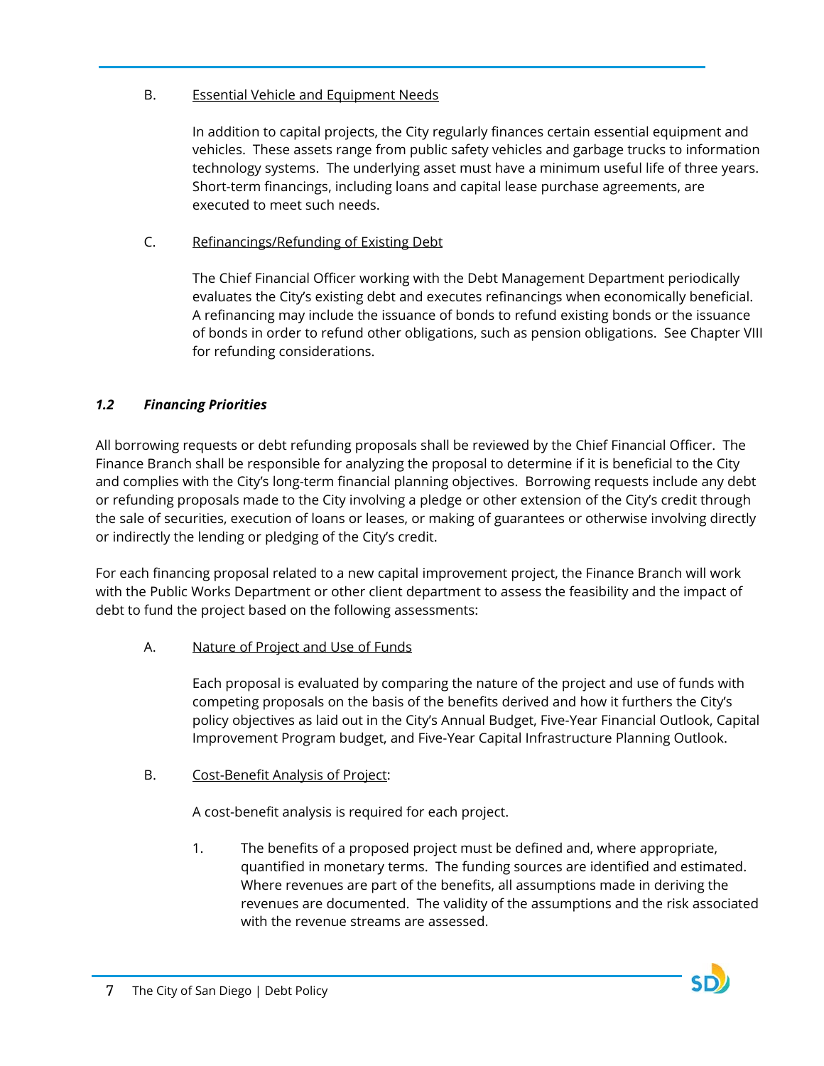B. <u>Essential Vehicle and Equipment Needs</u>

In addition to capital projects, the City regularly finances certain essential equipment and vehicles. These assets range from public safety vehicles and garbage trucks to information technology systems. The underlying asset must have a minimum useful life of three years. Short-term financings, including loans and capital lease purchase agreements, are executed to meet such needs.

C. <u>Refinancings/Refunding of Existing Debt</u>

The Chief Financial Officer working with the Debt Management Department periodically evaluates the City's existing debt and executes refinancings when economically beneficial. A refinancing may include the issuance of bonds to refund existing bonds or the issuance of bonds in order to refund other obligations, such as pension obligations. See Chapter VIII for refunding considerations.

### *1.2 Financing Priorities*

All borrowing requests or debt refunding proposals shall be reviewed by the Chief Financial Officer. The Finance Branch shall be responsible for analyzing the proposal to determine if it is beneficial to the City and complies with the City's long-term financial planning objectives. Borrowing requests include any debt or refunding proposals made to the City involving a pledge or other extension of the City's credit through the sale of securities, execution of loans or leases, or making of guarantees or otherwise involving directly or indirectly the lending or pledging of the City's credit.

For each financing proposal related to a new capital improvement project, the Finance Branch will work with the Public Works Department or other client department to assess the feasibility and the impact of debt to fund the project based on the following assessments:

A. <u>Nature of Project and Use of Funds</u>

Each proposal is evaluated by comparing the nature of the project and use of funds with competing proposals on the basis of the benefits derived and how it furthers the City's policy objectives as laid out in the City's Annual Budget, Five-Year Financial Outlook, Capital Improvement Program budget, and Five-Year Capital Infrastructure Planning Outlook.

B. <u>Cost-Benefit Analysis of Project</u>:

A cost-benefit analysis is required for each project.

1. The benefits of a proposed project must be defined and, where appropriate, quantified in monetary terms. The funding sources are identified and estimated. Where revenues are part of the benefits, all assumptions made in deriving the revenues are documented. The validity of the assumptions and the risk associated with the revenue streams are assessed.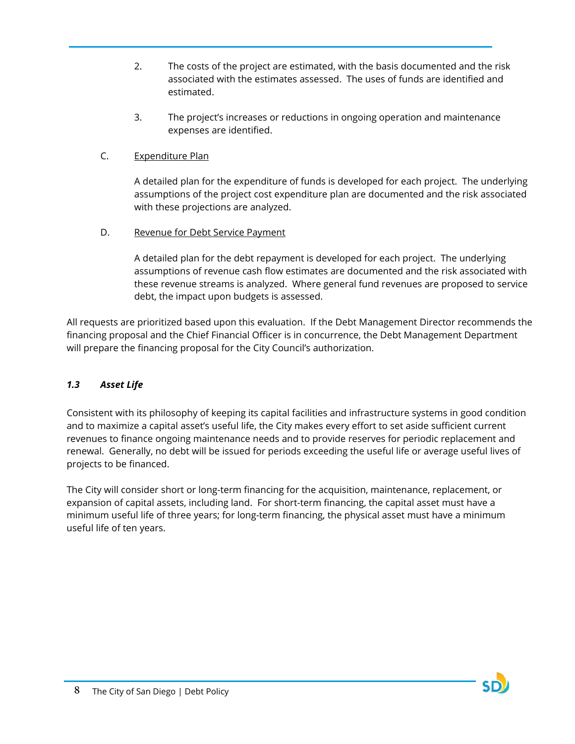2. The costs of the project are estimated, with the basis documented and the risk associated with the estimates assessed. The uses of funds are identified and estimated.

3. The project's increases or reductions in ongoing operation and maintenance expenses are identified.

C. <u>Expenditure Plan</u>

A detailed plan for the expenditure of funds is developed for each project. The underlying assumptions of the project cost expenditure plan are documented and the risk associated with these projections are analyzed.

D. <u>Revenue for Debt Service Payment</u>

A detailed plan for the debt repayment is developed for each project. The underlying assumptions of revenue cash flow estimates are documented and the risk associated with these revenue streams is analyzed. Where general fund revenues are proposed to service debt, the impact upon budgets is assessed.

All requests are prioritized based upon this evaluation. If the Debt Management Director recommends the financing proposal and the Chief Financial Officer is in concurrence, the Debt Management Department will prepare the financing proposal for the City Council's authorization.

### *1.3 Asset Life*

Consistent with its philosophy of keeping its capital facilities and infrastructure systems in good condition and to maximize a capital asset's useful life, the City makes every effort to set aside sufficient current revenues to finance ongoing maintenance needs and to provide reserves for periodic replacement and renewal. Generally, no debt will be issued for periods exceeding the useful life or average useful lives of projects to be financed.

The City will consider short or long-term financing for the acquisition, maintenance, replacement, or expansion of capital assets, including land. For short-term financing, the capital asset must have a minimum useful life of three years; for long-term financing, the physical asset must have a minimum useful life of ten years.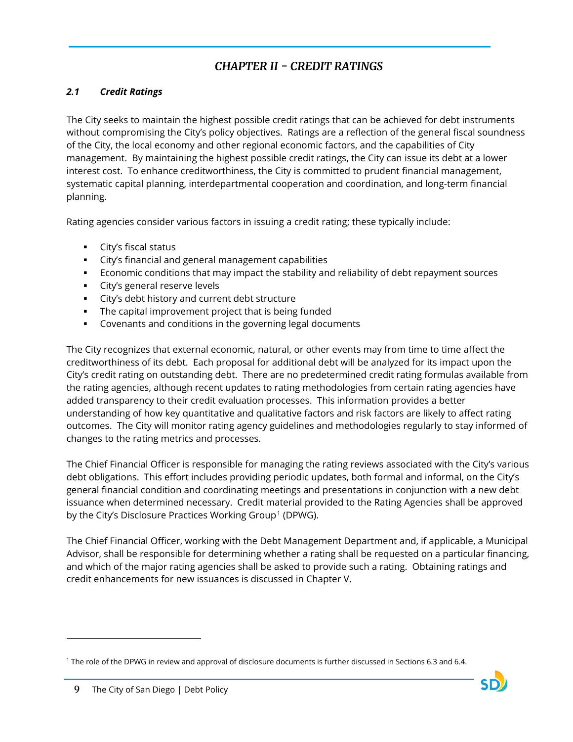# *CHAPTER II - CREDIT RATINGS*

### *2.1 Credit Ratings*

The City seeks to maintain the highest possible credit ratings that can be achieved for debt instruments without compromising the City's policy objectives. Ratings are a reflection of the general fiscal soundness of the City, the local economy and other regional economic factors, and the capabilities of City management. By maintaining the highest possible credit ratings, the City can issue its debt at a lower interest cost. To enhance creditworthiness, the City is committed to prudent financial management, systematic capital planning, interdepartmental cooperation and coordination, and long-term financial planning.

Rating agencies consider various factors in issuing a credit rating; these typically include:

- City's fiscal status
- City's financial and general management capabilities
- Economic conditions that may impact the stability and reliability of debt repayment sources
- City's general reserve levels
- City's debt history and current debt structure
- The capital improvement project that is being funded
- Covenants and conditions in the governing legal documents

The City recognizes that external economic, natural, or other events may from time to time affect the creditworthiness of its debt. Each proposal for additional debt will be analyzed for its impact upon the City's credit rating on outstanding debt. There are no predetermined credit rating formulas available from the rating agencies, although recent updates to rating methodologies from certain rating agencies have added transparency to their credit evaluation processes. This information provides a better understanding of how key quantitative and qualitative factors and risk factors are likely to affect rating outcomes. The City will monitor rating agency guidelines and methodologies regularly to stay informed of changes to the rating metrics and processes.

The Chief Financial Officer is responsible for managing the rating reviews associated with the City's various debt obligations. This effort includes providing periodic updates, both formal and informal, on the City's general financial condition and coordinating meetings and presentations in conjunction with a new debt issuance when determined necessary. Credit material provided to the Rating Agencies shall be approved by the City's Disclosure Practices Working Group[1] (DPWG).

The Chief Financial Officer, working with the Debt Management Department and, if applicable, a Municipal Advisor, shall be responsible for determining whether a rating shall be requested on a particular financing, and which of the major rating agencies shall be asked to provide such a rating. Obtaining ratings and credit enhancements for new issuances is discussed in Chapter V.

[1] The role of the DPWG in review and approval of disclosure documents is further discussed in Sections 6.3 and 6.4.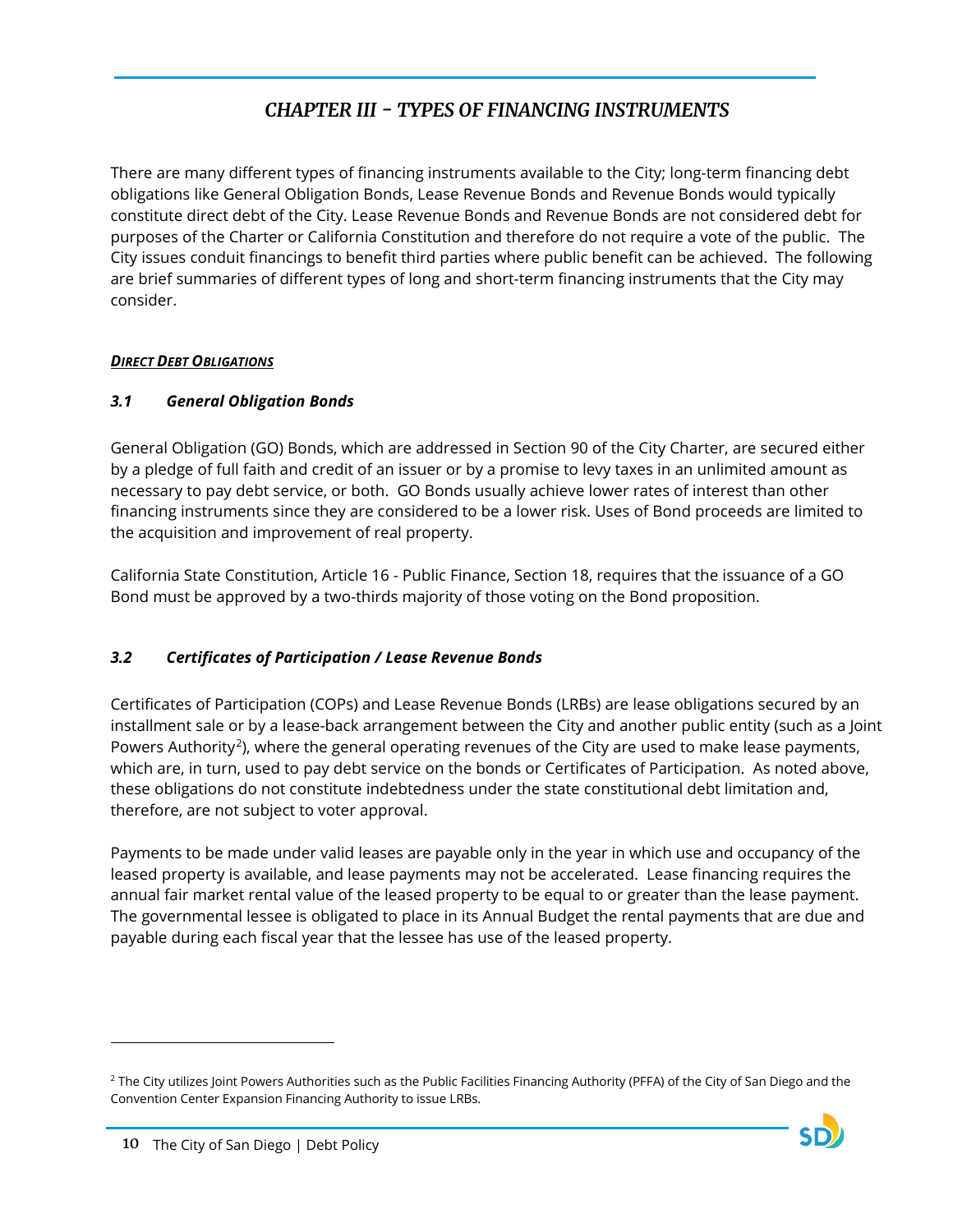## *CHAPTER III - TYPES OF FINANCING INSTRUMENTS*

There are many different types of financing instruments available to the City; long-term financing debt obligations like General Obligation Bonds, Lease Revenue Bonds and Revenue Bonds would typically constitute direct debt of the City. Lease Revenue Bonds and Revenue Bonds are not considered debt for purposes of the Charter or California Constitution and therefore do not require a vote of the public. The City issues conduit financings to benefit third parties where public benefit can be achieved. The following are brief summaries of different types of long and short-term financing instruments that the City may consider.

***<u>DIRECT DEBT OBLIGATIONS</u>***

### *3.1 General Obligation Bonds*

General Obligation (GO) Bonds, which are addressed in Section 90 of the City Charter, are secured either by a pledge of full faith and credit of an issuer or by a promise to levy taxes in an unlimited amount as necessary to pay debt service, or both. GO Bonds usually achieve lower rates of interest than other financing instruments since they are considered to be a lower risk. Uses of Bond proceeds are limited to the acquisition and improvement of real property.

California State Constitution, Article 16 - Public Finance, Section 18, requires that the issuance of a GO Bond must be approved by a two-thirds majority of those voting on the Bond proposition.

### *3.2 Certificates of Participation / Lease Revenue Bonds*

Certificates of Participation (COPs) and Lease Revenue Bonds (LRBs) are lease obligations secured by an installment sale or by a lease-back arrangement between the City and another public entity (such as a Joint Powers Authority[2]), where the general operating revenues of the City are used to make lease payments, which are, in turn, used to pay debt service on the bonds or Certificates of Participation. As noted above, these obligations do not constitute indebtedness under the state constitutional debt limitation and, therefore, are not subject to voter approval.

Payments to be made under valid leases are payable only in the year in which use and occupancy of the leased property is available, and lease payments may not be accelerated. Lease financing requires the annual fair market rental value of the leased property to be equal to or greater than the lease payment. The governmental lessee is obligated to place in its Annual Budget the rental payments that are due and payable during each fiscal year that the lessee has use of the leased property.

---

[2] The City utilizes Joint Powers Authorities such as the Public Facilities Financing Authority (PFFA) of the City of San Diego and the Convention Center Expansion Financing Authority to issue LRBs.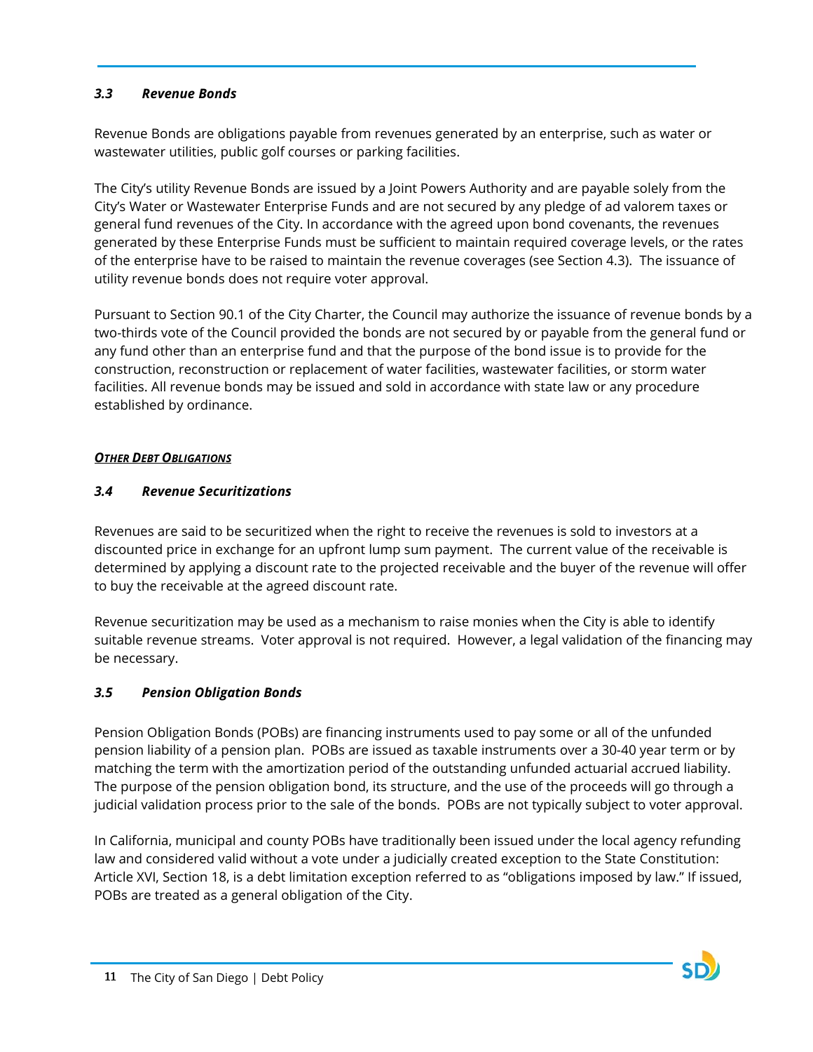### *3.3 Revenue Bonds*

Revenue Bonds are obligations payable from revenues generated by an enterprise, such as water or wastewater utilities, public golf courses or parking facilities.

The City's utility Revenue Bonds are issued by a Joint Powers Authority and are payable solely from the City's Water or Wastewater Enterprise Funds and are not secured by any pledge of ad valorem taxes or general fund revenues of the City. In accordance with the agreed upon bond covenants, the revenues generated by these Enterprise Funds must be sufficient to maintain required coverage levels, or the rates of the enterprise have to be raised to maintain the revenue coverages (see Section 4.3). The issuance of utility revenue bonds does not require voter approval.

Pursuant to Section 90.1 of the City Charter, the Council may authorize the issuance of revenue bonds by a two-thirds vote of the Council provided the bonds are not secured by or payable from the general fund or any fund other than an enterprise fund and that the purpose of the bond issue is to provide for the construction, reconstruction or replacement of water facilities, wastewater facilities, or storm water facilities. All revenue bonds may be issued and sold in accordance with state law or any procedure established by ordinance.

## ***<u>OTHER DEBT OBLIGATIONS</u>***

### *3.4 Revenue Securitizations*

Revenues are said to be securitized when the right to receive the revenues is sold to investors at a discounted price in exchange for an upfront lump sum payment. The current value of the receivable is determined by applying a discount rate to the projected receivable and the buyer of the revenue will offer to buy the receivable at the agreed discount rate.

Revenue securitization may be used as a mechanism to raise monies when the City is able to identify suitable revenue streams. Voter approval is not required. However, a legal validation of the financing may be necessary.

### *3.5 Pension Obligation Bonds*

Pension Obligation Bonds (POBs) are financing instruments used to pay some or all of the unfunded pension liability of a pension plan. POBs are issued as taxable instruments over a 30-40 year term or by matching the term with the amortization period of the outstanding unfunded actuarial accrued liability. The purpose of the pension obligation bond, its structure, and the use of the proceeds will go through a judicial validation process prior to the sale of the bonds. POBs are not typically subject to voter approval.

In California, municipal and county POBs have traditionally been issued under the local agency refunding law and considered valid without a vote under a judicially created exception to the State Constitution: Article XVI, Section 18, is a debt limitation exception referred to as "obligations imposed by law." If issued, POBs are treated as a general obligation of the City.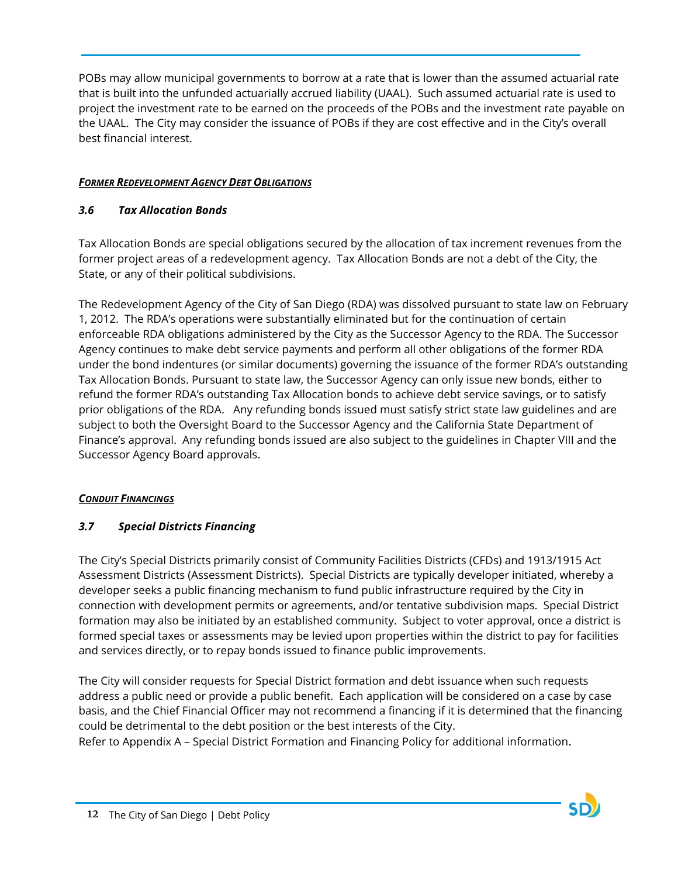POBs may allow municipal governments to borrow at a rate that is lower than the assumed actuarial rate that is built into the unfunded actuarially accrued liability (UAAL). Such assumed actuarial rate is used to project the investment rate to be earned on the proceeds of the POBs and the investment rate payable on the UAAL. The City may consider the issuance of POBs if they are cost effective and in the City's overall best financial interest.

***Former Redevelopment Agency Debt Obligations***

### *3.6 Tax Allocation Bonds*

Tax Allocation Bonds are special obligations secured by the allocation of tax increment revenues from the former project areas of a redevelopment agency. Tax Allocation Bonds are not a debt of the City, the State, or any of their political subdivisions.

The Redevelopment Agency of the City of San Diego (RDA) was dissolved pursuant to state law on February 1, 2012. The RDA's operations were substantially eliminated but for the continuation of certain enforceable RDA obligations administered by the City as the Successor Agency to the RDA. The Successor Agency continues to make debt service payments and perform all other obligations of the former RDA under the bond indentures (or similar documents) governing the issuance of the former RDA's outstanding Tax Allocation Bonds. Pursuant to state law, the Successor Agency can only issue new bonds, either to refund the former RDA's outstanding Tax Allocation bonds to achieve debt service savings, or to satisfy prior obligations of the RDA. Any refunding bonds issued must satisfy strict state law guidelines and are subject to both the Oversight Board to the Successor Agency and the California State Department of Finance's approval. Any refunding bonds issued are also subject to the guidelines in Chapter VIII and the Successor Agency Board approvals.

***Conduit Financings***

### *3.7 Special Districts Financing*

The City's Special Districts primarily consist of Community Facilities Districts (CFDs) and 1913/1915 Act Assessment Districts (Assessment Districts). Special Districts are typically developer initiated, whereby a developer seeks a public financing mechanism to fund public infrastructure required by the City in connection with development permits or agreements, and/or tentative subdivision maps. Special District formation may also be initiated by an established community. Subject to voter approval, once a district is formed special taxes or assessments may be levied upon properties within the district to pay for facilities and services directly, or to repay bonds issued to finance public improvements.

The City will consider requests for Special District formation and debt issuance when such requests address a public need or provide a public benefit. Each application will be considered on a case by case basis, and the Chief Financial Officer may not recommend a financing if it is determined that the financing could be detrimental to the debt position or the best interests of the City.
Refer to Appendix A – Special District Formation and Financing Policy for additional information.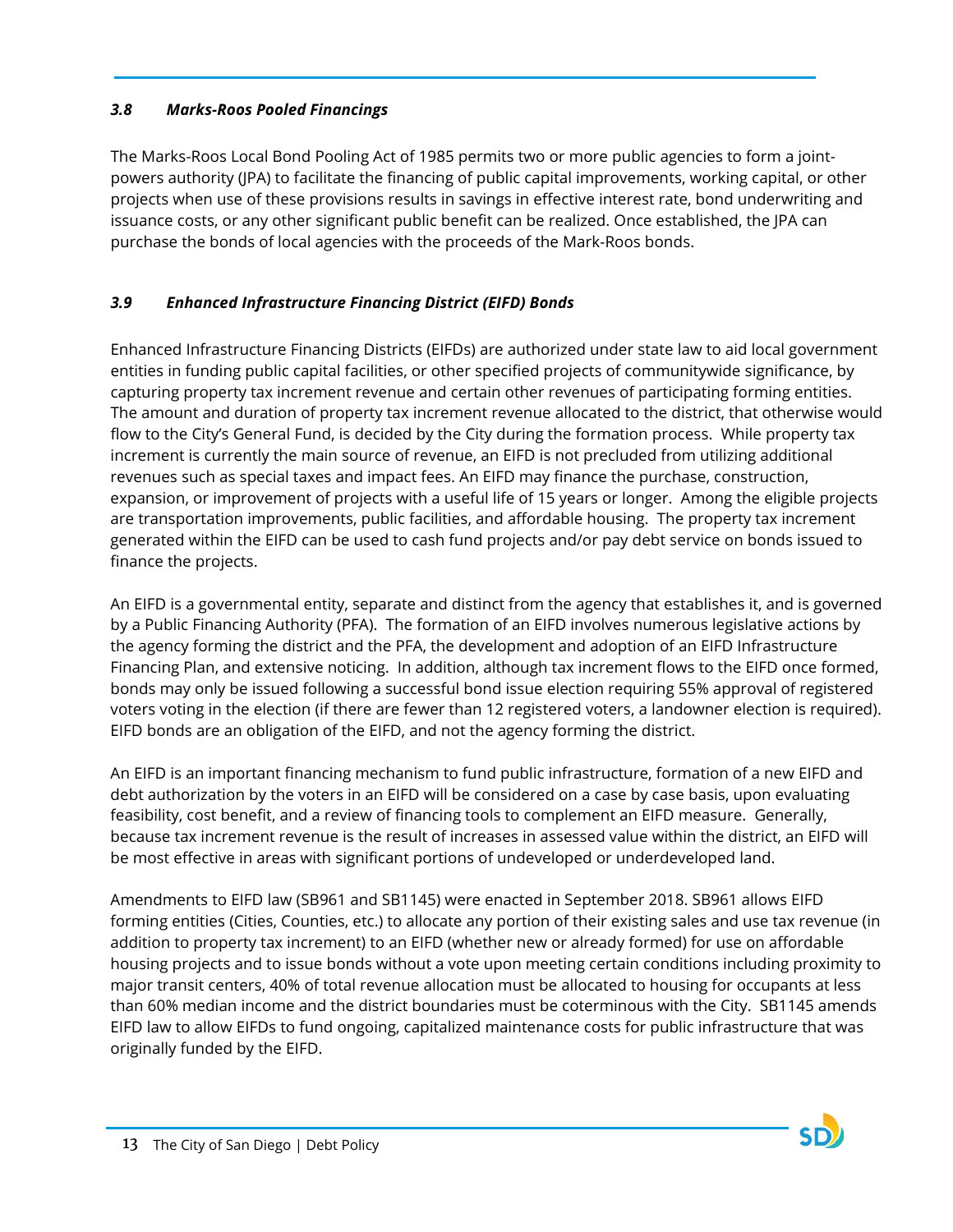### *3.8 Marks-Roos Pooled Financings*

The Marks-Roos Local Bond Pooling Act of 1985 permits two or more public agencies to form a joint-powers authority (JPA) to facilitate the financing of public capital improvements, working capital, or other projects when use of these provisions results in savings in effective interest rate, bond underwriting and issuance costs, or any other significant public benefit can be realized. Once established, the JPA can purchase the bonds of local agencies with the proceeds of the Mark-Roos bonds.

### *3.9 Enhanced Infrastructure Financing District (EIFD) Bonds*

Enhanced Infrastructure Financing Districts (EIFDs) are authorized under state law to aid local government entities in funding public capital facilities, or other specified projects of communitywide significance, by capturing property tax increment revenue and certain other revenues of participating forming entities. The amount and duration of property tax increment revenue allocated to the district, that otherwise would flow to the City's General Fund, is decided by the City during the formation process. While property tax increment is currently the main source of revenue, an EIFD is not precluded from utilizing additional revenues such as special taxes and impact fees. An EIFD may finance the purchase, construction, expansion, or improvement of projects with a useful life of 15 years or longer. Among the eligible projects are transportation improvements, public facilities, and affordable housing. The property tax increment generated within the EIFD can be used to cash fund projects and/or pay debt service on bonds issued to finance the projects.

An EIFD is a governmental entity, separate and distinct from the agency that establishes it, and is governed by a Public Financing Authority (PFA). The formation of an EIFD involves numerous legislative actions by the agency forming the district and the PFA, the development and adoption of an EIFD Infrastructure Financing Plan, and extensive noticing. In addition, although tax increment flows to the EIFD once formed, bonds may only be issued following a successful bond issue election requiring 55% approval of registered voters voting in the election (if there are fewer than 12 registered voters, a landowner election is required). EIFD bonds are an obligation of the EIFD, and not the agency forming the district.

An EIFD is an important financing mechanism to fund public infrastructure, formation of a new EIFD and debt authorization by the voters in an EIFD will be considered on a case by case basis, upon evaluating feasibility, cost benefit, and a review of financing tools to complement an EIFD measure. Generally, because tax increment revenue is the result of increases in assessed value within the district, an EIFD will be most effective in areas with significant portions of undeveloped or underdeveloped land.

Amendments to EIFD law (SB961 and SB1145) were enacted in September 2018. SB961 allows EIFD forming entities (Cities, Counties, etc.) to allocate any portion of their existing sales and use tax revenue (in addition to property tax increment) to an EIFD (whether new or already formed) for use on affordable housing projects and to issue bonds without a vote upon meeting certain conditions including proximity to major transit centers, 40% of total revenue allocation must be allocated to housing for occupants at less than 60% median income and the district boundaries must be coterminous with the City. SB1145 amends EIFD law to allow EIFDs to fund ongoing, capitalized maintenance costs for public infrastructure that was originally funded by the EIFD.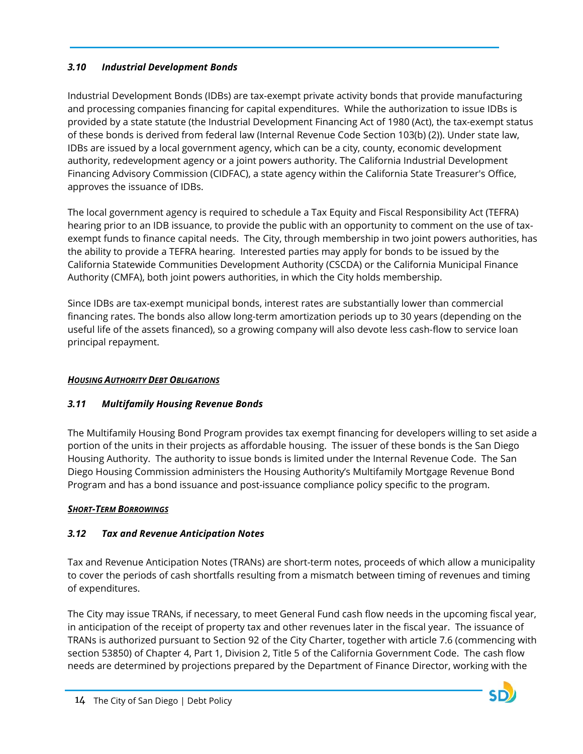### *3.10 Industrial Development Bonds*

Industrial Development Bonds (IDBs) are tax-exempt private activity bonds that provide manufacturing and processing companies financing for capital expenditures. While the authorization to issue IDBs is provided by a state statute (the Industrial Development Financing Act of 1980 (Act), the tax-exempt status of these bonds is derived from federal law (Internal Revenue Code Section 103(b) (2)). Under state law, IDBs are issued by a local government agency, which can be a city, county, economic development authority, redevelopment agency or a joint powers authority. The California Industrial Development Financing Advisory Commission (CIDFAC), a state agency within the California State Treasurer's Office, approves the issuance of IDBs.

The local government agency is required to schedule a Tax Equity and Fiscal Responsibility Act (TEFRA) hearing prior to an IDB issuance, to provide the public with an opportunity to comment on the use of tax-exempt funds to finance capital needs. The City, through membership in two joint powers authorities, has the ability to provide a TEFRA hearing. Interested parties may apply for bonds to be issued by the California Statewide Communities Development Authority (CSCDA) or the California Municipal Finance Authority (CMFA), both joint powers authorities, in which the City holds membership.

Since IDBs are tax-exempt municipal bonds, interest rates are substantially lower than commercial financing rates. The bonds also allow long-term amortization periods up to 30 years (depending on the useful life of the assets financed), so a growing company will also devote less cash-flow to service loan principal repayment.

***HOUSING AUTHORITY DEBT OBLIGATIONS***

### *3.11 Multifamily Housing Revenue Bonds*

The Multifamily Housing Bond Program provides tax exempt financing for developers willing to set aside a portion of the units in their projects as affordable housing. The issuer of these bonds is the San Diego Housing Authority. The authority to issue bonds is limited under the Internal Revenue Code. The San Diego Housing Commission administers the Housing Authority's Multifamily Mortgage Revenue Bond Program and has a bond issuance and post-issuance compliance policy specific to the program.

***SHORT-TERM BORROWINGS***

### *3.12 Tax and Revenue Anticipation Notes*

Tax and Revenue Anticipation Notes (TRANs) are short-term notes, proceeds of which allow a municipality to cover the periods of cash shortfalls resulting from a mismatch between timing of revenues and timing of expenditures.

The City may issue TRANs, if necessary, to meet General Fund cash flow needs in the upcoming fiscal year, in anticipation of the receipt of property tax and other revenues later in the fiscal year. The issuance of TRANs is authorized pursuant to Section 92 of the City Charter, together with article 7.6 (commencing with section 53850) of Chapter 4, Part 1, Division 2, Title 5 of the California Government Code. The cash flow needs are determined by projections prepared by the Department of Finance Director, working with the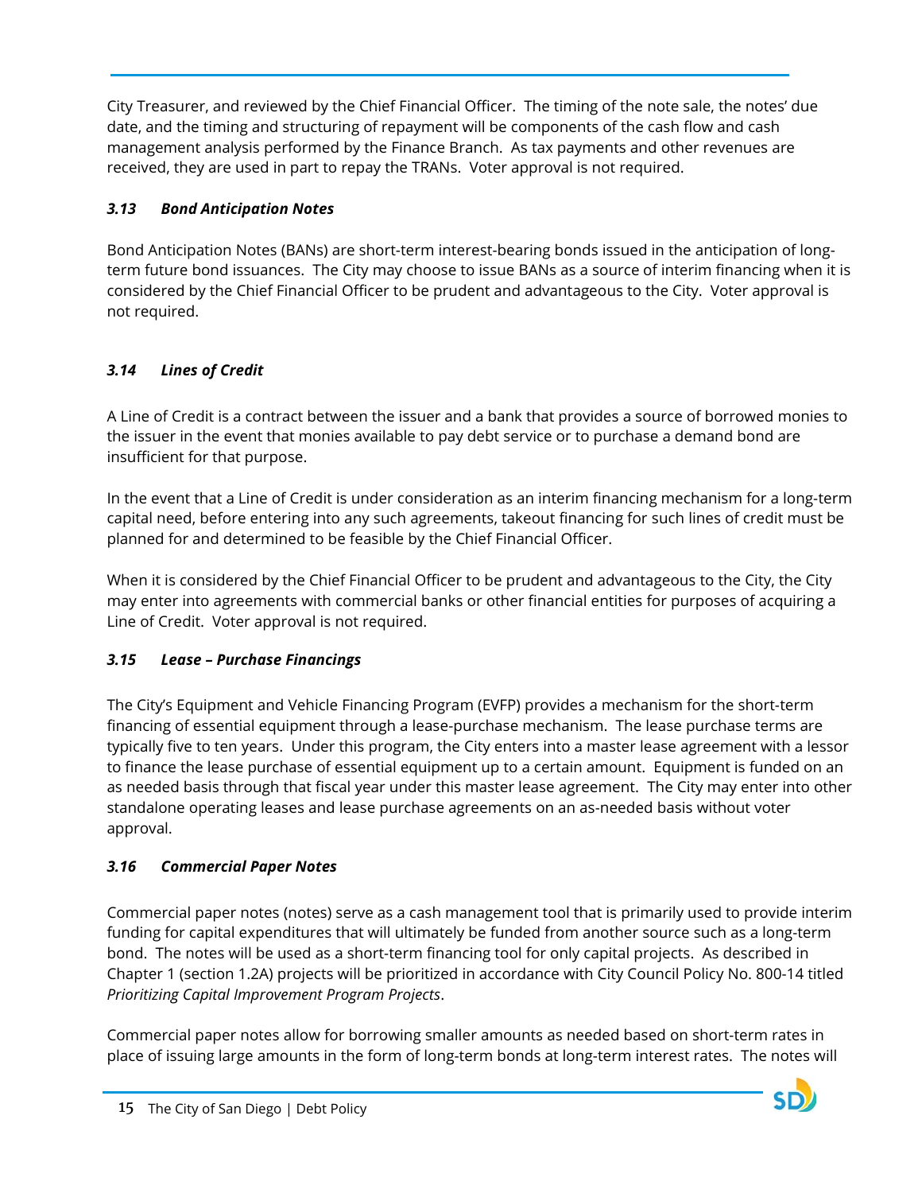City Treasurer, and reviewed by the Chief Financial Officer. The timing of the note sale, the notes' due date, and the timing and structuring of repayment will be components of the cash flow and cash management analysis performed by the Finance Branch. As tax payments and other revenues are received, they are used in part to repay the TRANs. Voter approval is not required.

### *3.13 Bond Anticipation Notes*

Bond Anticipation Notes (BANs) are short-term interest-bearing bonds issued in the anticipation of long-term future bond issuances. The City may choose to issue BANs as a source of interim financing when it is considered by the Chief Financial Officer to be prudent and advantageous to the City. Voter approval is not required.

### *3.14 Lines of Credit*

A Line of Credit is a contract between the issuer and a bank that provides a source of borrowed monies to the issuer in the event that monies available to pay debt service or to purchase a demand bond are insufficient for that purpose.

In the event that a Line of Credit is under consideration as an interim financing mechanism for a long-term capital need, before entering into any such agreements, takeout financing for such lines of credit must be planned for and determined to be feasible by the Chief Financial Officer.

When it is considered by the Chief Financial Officer to be prudent and advantageous to the City, the City may enter into agreements with commercial banks or other financial entities for purposes of acquiring a Line of Credit. Voter approval is not required.

### *3.15 Lease – Purchase Financings*

The City's Equipment and Vehicle Financing Program (EVFP) provides a mechanism for the short-term financing of essential equipment through a lease-purchase mechanism. The lease purchase terms are typically five to ten years. Under this program, the City enters into a master lease agreement with a lessor to finance the lease purchase of essential equipment up to a certain amount. Equipment is funded on an as needed basis through that fiscal year under this master lease agreement. The City may enter into other standalone operating leases and lease purchase agreements on an as-needed basis without voter approval.

### *3.16 Commercial Paper Notes*

Commercial paper notes (notes) serve as a cash management tool that is primarily used to provide interim funding for capital expenditures that will ultimately be funded from another source such as a long-term bond. The notes will be used as a short-term financing tool for only capital projects. As described in Chapter 1 (section 1.2A) projects will be prioritized in accordance with City Council Policy No. 800-14 titled *Prioritizing Capital Improvement Program Projects*.

Commercial paper notes allow for borrowing smaller amounts as needed based on short-term rates in place of issuing large amounts in the form of long-term bonds at long-term interest rates. The notes will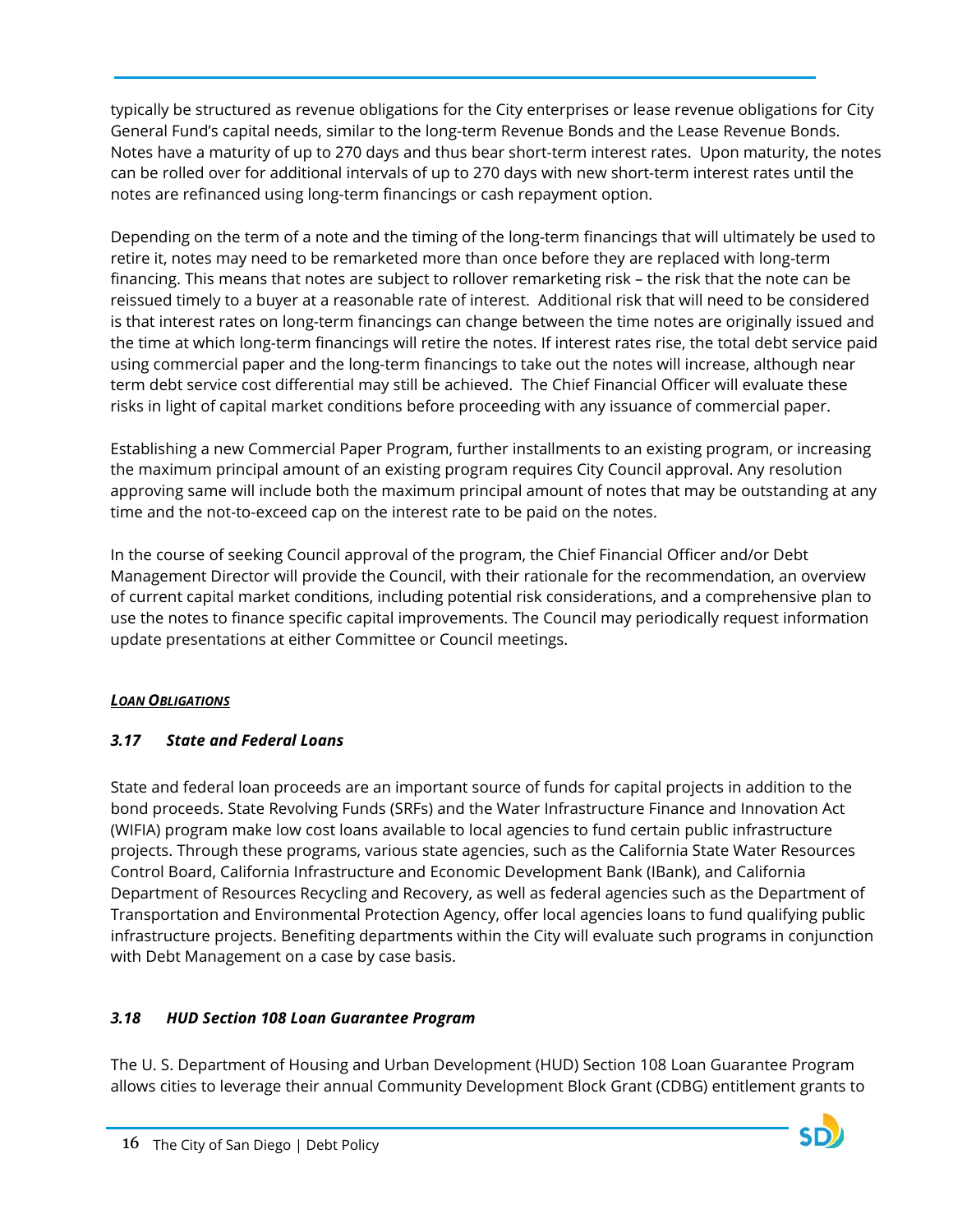typically be structured as revenue obligations for the City enterprises or lease revenue obligations for City General Fund's capital needs, similar to the long-term Revenue Bonds and the Lease Revenue Bonds. Notes have a maturity of up to 270 days and thus bear short-term interest rates. Upon maturity, the notes can be rolled over for additional intervals of up to 270 days with new short-term interest rates until the notes are refinanced using long-term financings or cash repayment option.

Depending on the term of a note and the timing of the long-term financings that will ultimately be used to retire it, notes may need to be remarketed more than once before they are replaced with long-term financing. This means that notes are subject to rollover remarketing risk – the risk that the note can be reissued timely to a buyer at a reasonable rate of interest. Additional risk that will need to be considered is that interest rates on long-term financings can change between the time notes are originally issued and the time at which long-term financings will retire the notes. If interest rates rise, the total debt service paid using commercial paper and the long-term financings to take out the notes will increase, although near term debt service cost differential may still be achieved. The Chief Financial Officer will evaluate these risks in light of capital market conditions before proceeding with any issuance of commercial paper.

Establishing a new Commercial Paper Program, further installments to an existing program, or increasing the maximum principal amount of an existing program requires City Council approval. Any resolution approving same will include both the maximum principal amount of notes that may be outstanding at any time and the not-to-exceed cap on the interest rate to be paid on the notes.

In the course of seeking Council approval of the program, the Chief Financial Officer and/or Debt Management Director will provide the Council, with their rationale for the recommendation, an overview of current capital market conditions, including potential risk considerations, and a comprehensive plan to use the notes to finance specific capital improvements. The Council may periodically request information update presentations at either Committee or Council meetings.

***LOAN OBLIGATIONS***

### *3.17 State and Federal Loans*

State and federal loan proceeds are an important source of funds for capital projects in addition to the bond proceeds. State Revolving Funds (SRFs) and the Water Infrastructure Finance and Innovation Act (WIFIA) program make low cost loans available to local agencies to fund certain public infrastructure projects. Through these programs, various state agencies, such as the California State Water Resources Control Board, California Infrastructure and Economic Development Bank (IBank), and California Department of Resources Recycling and Recovery, as well as federal agencies such as the Department of Transportation and Environmental Protection Agency, offer local agencies loans to fund qualifying public infrastructure projects. Benefiting departments within the City will evaluate such programs in conjunction with Debt Management on a case by case basis.

### *3.18 HUD Section 108 Loan Guarantee Program*

The U. S. Department of Housing and Urban Development (HUD) Section 108 Loan Guarantee Program allows cities to leverage their annual Community Development Block Grant (CDBG) entitlement grants to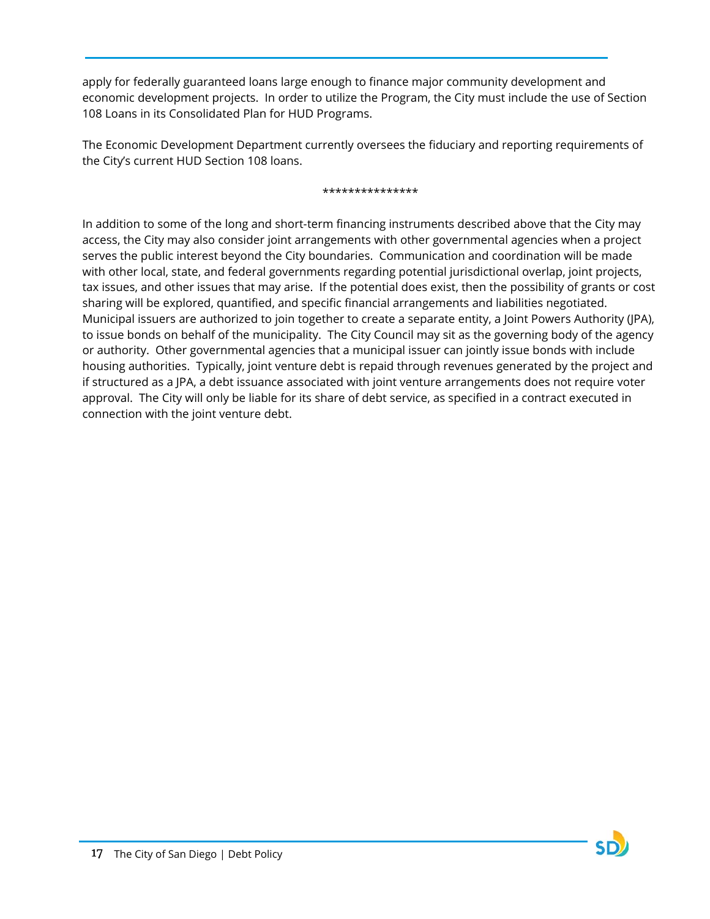apply for federally guaranteed loans large enough to finance major community development and economic development projects. In order to utilize the Program, the City must include the use of Section 108 Loans in its Consolidated Plan for HUD Programs.

The Economic Development Department currently oversees the fiduciary and reporting requirements of the City's current HUD Section 108 loans.

***************

In addition to some of the long and short-term financing instruments described above that the City may access, the City may also consider joint arrangements with other governmental agencies when a project serves the public interest beyond the City boundaries. Communication and coordination will be made with other local, state, and federal governments regarding potential jurisdictional overlap, joint projects, tax issues, and other issues that may arise. If the potential does exist, then the possibility of grants or cost sharing will be explored, quantified, and specific financial arrangements and liabilities negotiated. Municipal issuers are authorized to join together to create a separate entity, a Joint Powers Authority (JPA), to issue bonds on behalf of the municipality. The City Council may sit as the governing body of the agency or authority. Other governmental agencies that a municipal issuer can jointly issue bonds with include housing authorities. Typically, joint venture debt is repaid through revenues generated by the project and if structured as a JPA, a debt issuance associated with joint venture arrangements does not require voter approval. The City will only be liable for its share of debt service, as specified in a contract executed in connection with the joint venture debt.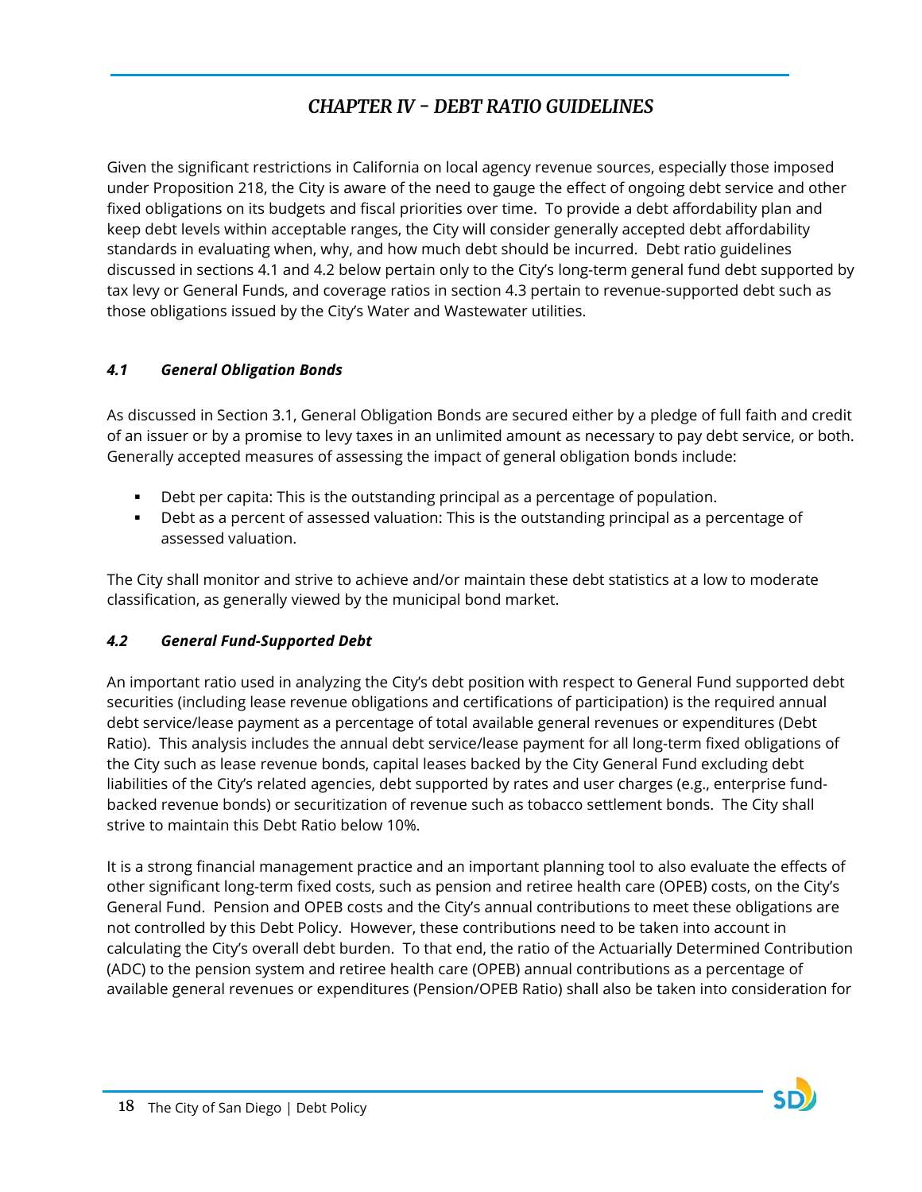## *CHAPTER IV - DEBT RATIO GUIDELINES*

Given the significant restrictions in California on local agency revenue sources, especially those imposed under Proposition 218, the City is aware of the need to gauge the effect of ongoing debt service and other fixed obligations on its budgets and fiscal priorities over time. To provide a debt affordability plan and keep debt levels within acceptable ranges, the City will consider generally accepted debt affordability standards in evaluating when, why, and how much debt should be incurred. Debt ratio guidelines discussed in sections 4.1 and 4.2 below pertain only to the City's long-term general fund debt supported by tax levy or General Funds, and coverage ratios in section 4.3 pertain to revenue-supported debt such as those obligations issued by the City's Water and Wastewater utilities.

### *4.1 General Obligation Bonds*

As discussed in Section 3.1, General Obligation Bonds are secured either by a pledge of full faith and credit of an issuer or by a promise to levy taxes in an unlimited amount as necessary to pay debt service, or both. Generally accepted measures of assessing the impact of general obligation bonds include:

- Debt per capita: This is the outstanding principal as a percentage of population.
- Debt as a percent of assessed valuation: This is the outstanding principal as a percentage of assessed valuation.

The City shall monitor and strive to achieve and/or maintain these debt statistics at a low to moderate classification, as generally viewed by the municipal bond market.

### *4.2 General Fund-Supported Debt*

An important ratio used in analyzing the City's debt position with respect to General Fund supported debt securities (including lease revenue obligations and certifications of participation) is the required annual debt service/lease payment as a percentage of total available general revenues or expenditures (Debt Ratio). This analysis includes the annual debt service/lease payment for all long-term fixed obligations of the City such as lease revenue bonds, capital leases backed by the City General Fund excluding debt liabilities of the City's related agencies, debt supported by rates and user charges (e.g., enterprise fund-backed revenue bonds) or securitization of revenue such as tobacco settlement bonds. The City shall strive to maintain this Debt Ratio below 10%.

It is a strong financial management practice and an important planning tool to also evaluate the effects of other significant long-term fixed costs, such as pension and retiree health care (OPEB) costs, on the City's General Fund. Pension and OPEB costs and the City's annual contributions to meet these obligations are not controlled by this Debt Policy. However, these contributions need to be taken into account in calculating the City's overall debt burden. To that end, the ratio of the Actuarially Determined Contribution (ADC) to the pension system and retiree health care (OPEB) annual contributions as a percentage of available general revenues or expenditures (Pension/OPEB Ratio) shall also be taken into consideration for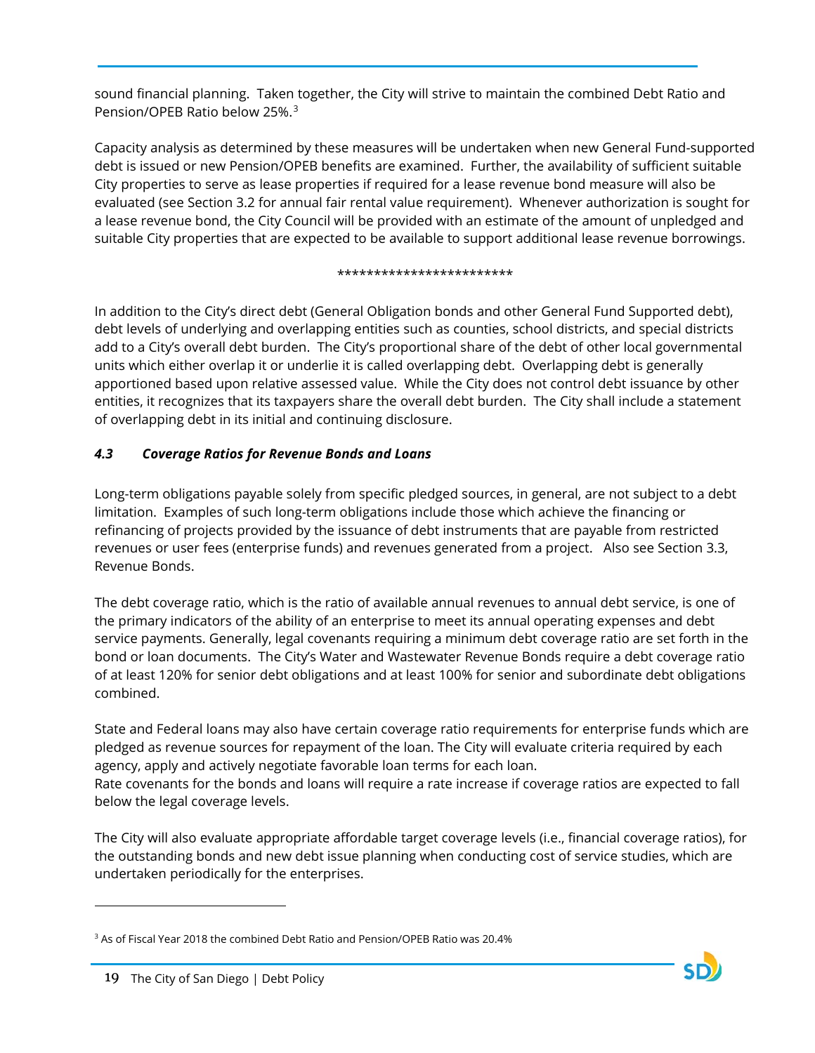sound financial planning. Taken together, the City will strive to maintain the combined Debt Ratio and Pension/OPEB Ratio below 25%.[3]

Capacity analysis as determined by these measures will be undertaken when new General Fund-supported debt is issued or new Pension/OPEB benefits are examined. Further, the availability of sufficient suitable City properties to serve as lease properties if required for a lease revenue bond measure will also be evaluated (see Section 3.2 for annual fair rental value requirement). Whenever authorization is sought for a lease revenue bond, the City Council will be provided with an estimate of the amount of unpledged and suitable City properties that are expected to be available to support additional lease revenue borrowings.

************************

In addition to the City's direct debt (General Obligation bonds and other General Fund Supported debt), debt levels of underlying and overlapping entities such as counties, school districts, and special districts add to a City's overall debt burden. The City's proportional share of the debt of other local governmental units which either overlap it or underlie it is called overlapping debt. Overlapping debt is generally apportioned based upon relative assessed value. While the City does not control debt issuance by other entities, it recognizes that its taxpayers share the overall debt burden. The City shall include a statement of overlapping debt in its initial and continuing disclosure.

### *4.3 Coverage Ratios for Revenue Bonds and Loans*

Long-term obligations payable solely from specific pledged sources, in general, are not subject to a debt limitation. Examples of such long-term obligations include those which achieve the financing or refinancing of projects provided by the issuance of debt instruments that are payable from restricted revenues or user fees (enterprise funds) and revenues generated from a project. Also see Section 3.3, Revenue Bonds.

The debt coverage ratio, which is the ratio of available annual revenues to annual debt service, is one of the primary indicators of the ability of an enterprise to meet its annual operating expenses and debt service payments. Generally, legal covenants requiring a minimum debt coverage ratio are set forth in the bond or loan documents. The City's Water and Wastewater Revenue Bonds require a debt coverage ratio of at least 120% for senior debt obligations and at least 100% for senior and subordinate debt obligations combined.

State and Federal loans may also have certain coverage ratio requirements for enterprise funds which are pledged as revenue sources for repayment of the loan. The City will evaluate criteria required by each agency, apply and actively negotiate favorable loan terms for each loan.
Rate covenants for the bonds and loans will require a rate increase if coverage ratios are expected to fall below the legal coverage levels.

The City will also evaluate appropriate affordable target coverage levels (i.e., financial coverage ratios), for the outstanding bonds and new debt issue planning when conducting cost of service studies, which are undertaken periodically for the enterprises.

---

[3] As of Fiscal Year 2018 the combined Debt Ratio and Pension/OPEB Ratio was 20.4%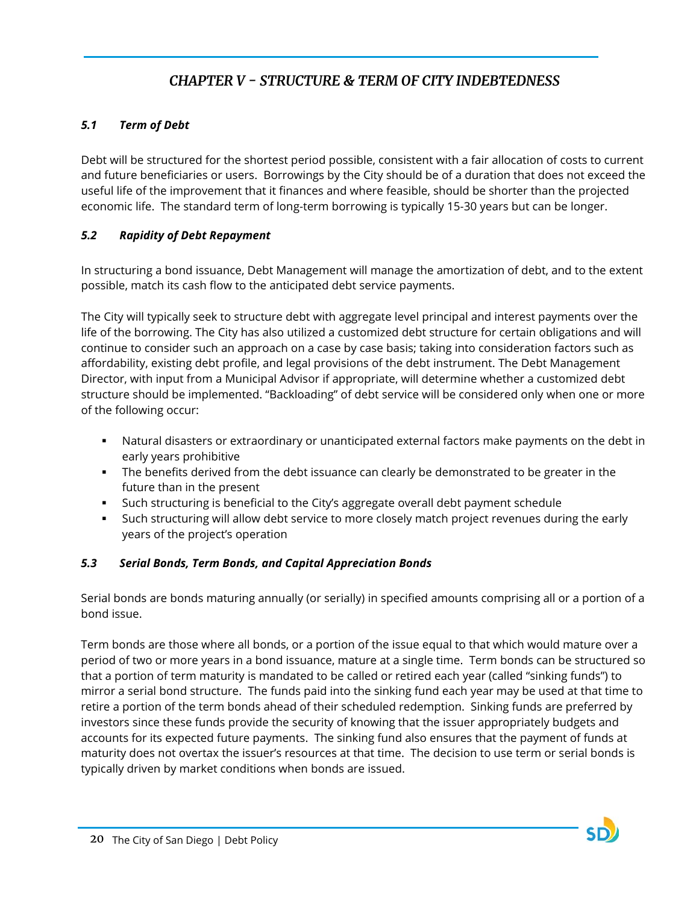# *CHAPTER V - STRUCTURE & TERM OF CITY INDEBTEDNESS*

### *5.1 Term of Debt*

Debt will be structured for the shortest period possible, consistent with a fair allocation of costs to current and future beneficiaries or users. Borrowings by the City should be of a duration that does not exceed the useful life of the improvement that it finances and where feasible, should be shorter than the projected economic life. The standard term of long-term borrowing is typically 15-30 years but can be longer.

### *5.2 Rapidity of Debt Repayment*

In structuring a bond issuance, Debt Management will manage the amortization of debt, and to the extent possible, match its cash flow to the anticipated debt service payments.

The City will typically seek to structure debt with aggregate level principal and interest payments over the life of the borrowing. The City has also utilized a customized debt structure for certain obligations and will continue to consider such an approach on a case by case basis; taking into consideration factors such as affordability, existing debt profile, and legal provisions of the debt instrument. The Debt Management Director, with input from a Municipal Advisor if appropriate, will determine whether a customized debt structure should be implemented. "Backloading" of debt service will be considered only when one or more of the following occur:

- Natural disasters or extraordinary or unanticipated external factors make payments on the debt in early years prohibitive
- The benefits derived from the debt issuance can clearly be demonstrated to be greater in the future than in the present
- Such structuring is beneficial to the City's aggregate overall debt payment schedule
- Such structuring will allow debt service to more closely match project revenues during the early years of the project's operation

### *5.3 Serial Bonds, Term Bonds, and Capital Appreciation Bonds*

Serial bonds are bonds maturing annually (or serially) in specified amounts comprising all or a portion of a bond issue.

Term bonds are those where all bonds, or a portion of the issue equal to that which would mature over a period of two or more years in a bond issuance, mature at a single time. Term bonds can be structured so that a portion of term maturity is mandated to be called or retired each year (called "sinking funds") to mirror a serial bond structure. The funds paid into the sinking fund each year may be used at that time to retire a portion of the term bonds ahead of their scheduled redemption. Sinking funds are preferred by investors since these funds provide the security of knowing that the issuer appropriately budgets and accounts for its expected future payments. The sinking fund also ensures that the payment of funds at maturity does not overtax the issuer's resources at that time. The decision to use term or serial bonds is typically driven by market conditions when bonds are issued.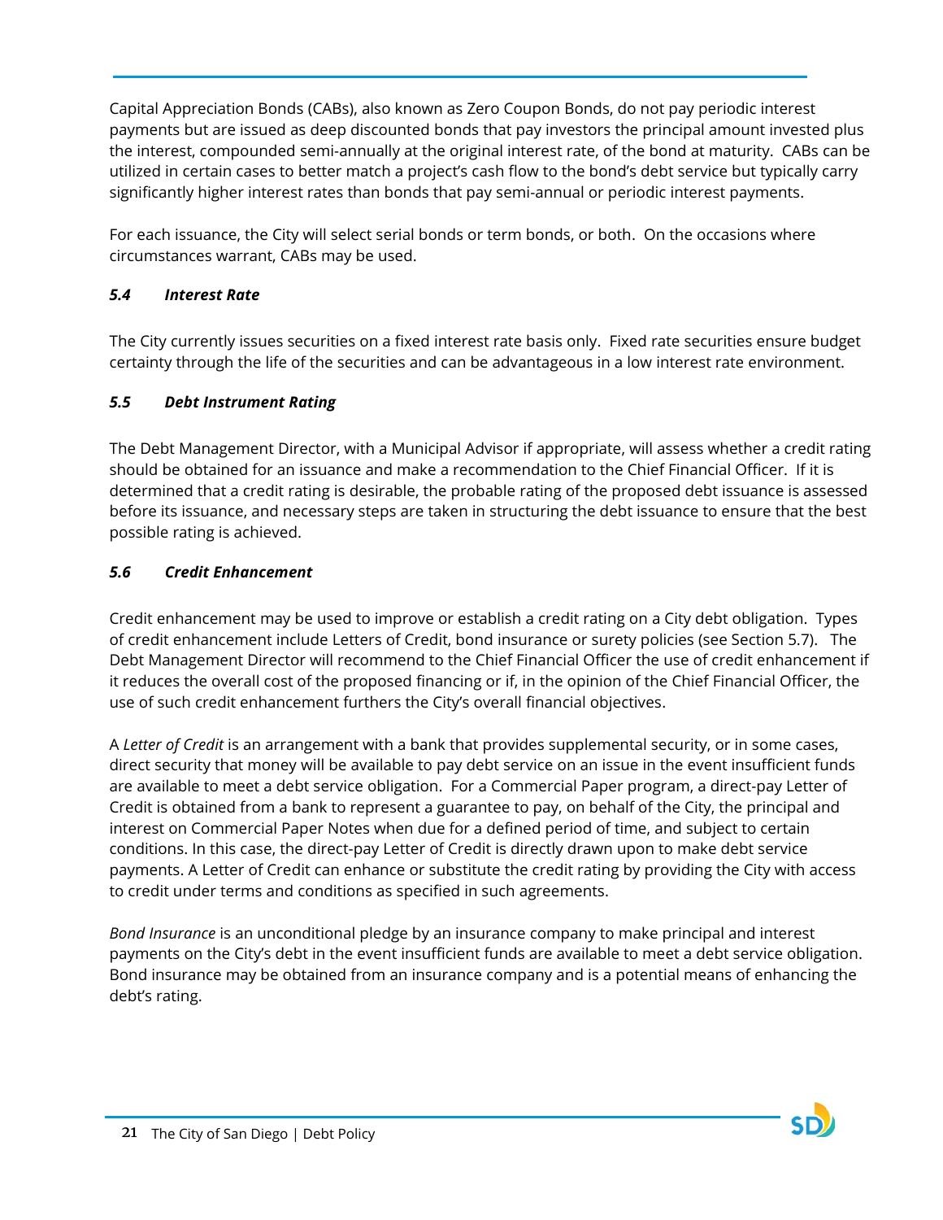Capital Appreciation Bonds (CABs), also known as Zero Coupon Bonds, do not pay periodic interest payments but are issued as deep discounted bonds that pay investors the principal amount invested plus the interest, compounded semi-annually at the original interest rate, of the bond at maturity. CABs can be utilized in certain cases to better match a project's cash flow to the bond's debt service but typically carry significantly higher interest rates than bonds that pay semi-annual or periodic interest payments.

For each issuance, the City will select serial bonds or term bonds, or both. On the occasions where circumstances warrant, CABs may be used.

### *5.4 Interest Rate*

The City currently issues securities on a fixed interest rate basis only. Fixed rate securities ensure budget certainty through the life of the securities and can be advantageous in a low interest rate environment.

### *5.5 Debt Instrument Rating*

The Debt Management Director, with a Municipal Advisor if appropriate, will assess whether a credit rating should be obtained for an issuance and make a recommendation to the Chief Financial Officer. If it is determined that a credit rating is desirable, the probable rating of the proposed debt issuance is assessed before its issuance, and necessary steps are taken in structuring the debt issuance to ensure that the best possible rating is achieved.

### *5.6 Credit Enhancement*

Credit enhancement may be used to improve or establish a credit rating on a City debt obligation. Types of credit enhancement include Letters of Credit, bond insurance or surety policies (see Section 5.7). The Debt Management Director will recommend to the Chief Financial Officer the use of credit enhancement if it reduces the overall cost of the proposed financing or if, in the opinion of the Chief Financial Officer, the use of such credit enhancement furthers the City's overall financial objectives.

A *Letter of Credit* is an arrangement with a bank that provides supplemental security, or in some cases, direct security that money will be available to pay debt service on an issue in the event insufficient funds are available to meet a debt service obligation. For a Commercial Paper program, a direct-pay Letter of Credit is obtained from a bank to represent a guarantee to pay, on behalf of the City, the principal and interest on Commercial Paper Notes when due for a defined period of time, and subject to certain conditions. In this case, the direct-pay Letter of Credit is directly drawn upon to make debt service payments. A Letter of Credit can enhance or substitute the credit rating by providing the City with access to credit under terms and conditions as specified in such agreements.

*Bond Insurance* is an unconditional pledge by an insurance company to make principal and interest payments on the City's debt in the event insufficient funds are available to meet a debt service obligation. Bond insurance may be obtained from an insurance company and is a potential means of enhancing the debt's rating.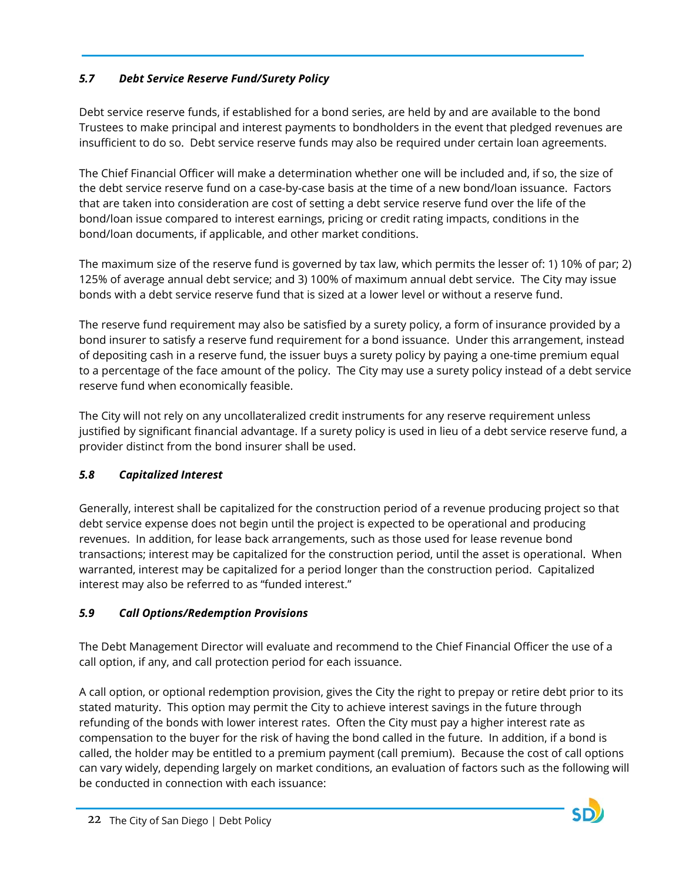### *5.7 Debt Service Reserve Fund/Surety Policy*

Debt service reserve funds, if established for a bond series, are held by and are available to the bond Trustees to make principal and interest payments to bondholders in the event that pledged revenues are insufficient to do so. Debt service reserve funds may also be required under certain loan agreements.

The Chief Financial Officer will make a determination whether one will be included and, if so, the size of the debt service reserve fund on a case-by-case basis at the time of a new bond/loan issuance. Factors that are taken into consideration are cost of setting a debt service reserve fund over the life of the bond/loan issue compared to interest earnings, pricing or credit rating impacts, conditions in the bond/loan documents, if applicable, and other market conditions.

The maximum size of the reserve fund is governed by tax law, which permits the lesser of: 1) 10% of par; 2) 125% of average annual debt service; and 3) 100% of maximum annual debt service. The City may issue bonds with a debt service reserve fund that is sized at a lower level or without a reserve fund.

The reserve fund requirement may also be satisfied by a surety policy, a form of insurance provided by a bond insurer to satisfy a reserve fund requirement for a bond issuance. Under this arrangement, instead of depositing cash in a reserve fund, the issuer buys a surety policy by paying a one-time premium equal to a percentage of the face amount of the policy. The City may use a surety policy instead of a debt service reserve fund when economically feasible.

The City will not rely on any uncollateralized credit instruments for any reserve requirement unless justified by significant financial advantage. If a surety policy is used in lieu of a debt service reserve fund, a provider distinct from the bond insurer shall be used.

### *5.8 Capitalized Interest*

Generally, interest shall be capitalized for the construction period of a revenue producing project so that debt service expense does not begin until the project is expected to be operational and producing revenues. In addition, for lease back arrangements, such as those used for lease revenue bond transactions; interest may be capitalized for the construction period, until the asset is operational. When warranted, interest may be capitalized for a period longer than the construction period. Capitalized interest may also be referred to as "funded interest."

### *5.9 Call Options/Redemption Provisions*

The Debt Management Director will evaluate and recommend to the Chief Financial Officer the use of a call option, if any, and call protection period for each issuance.

A call option, or optional redemption provision, gives the City the right to prepay or retire debt prior to its stated maturity. This option may permit the City to achieve interest savings in the future through refunding of the bonds with lower interest rates. Often the City must pay a higher interest rate as compensation to the buyer for the risk of having the bond called in the future. In addition, if a bond is called, the holder may be entitled to a premium payment (call premium). Because the cost of call options can vary widely, depending largely on market conditions, an evaluation of factors such as the following will be conducted in connection with each issuance: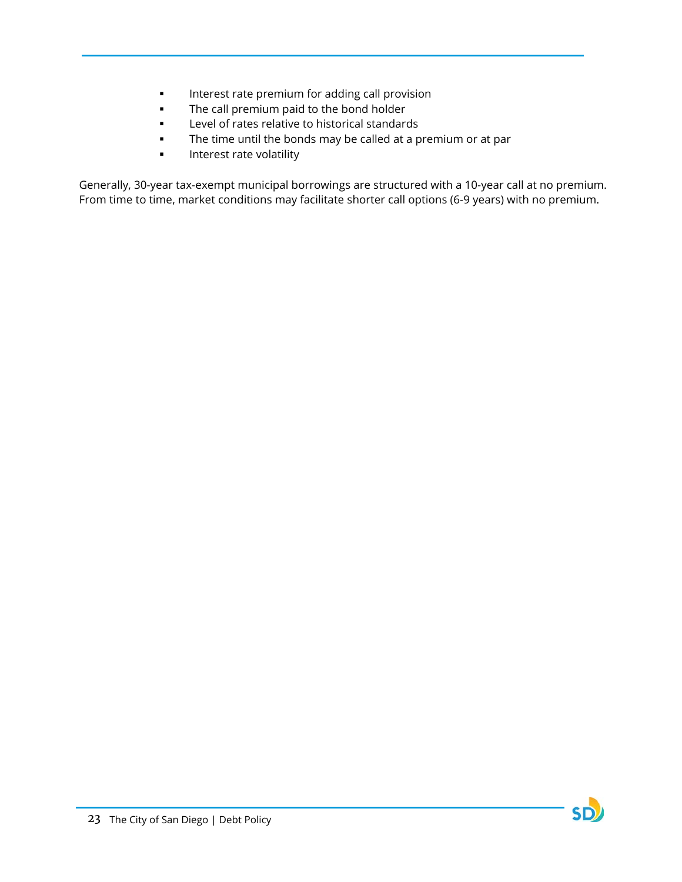- Interest rate premium for adding call provision
- The call premium paid to the bond holder
- Level of rates relative to historical standards
- The time until the bonds may be called at a premium or at par
- Interest rate volatility

Generally, 30-year tax-exempt municipal borrowings are structured with a 10-year call at no premium. From time to time, market conditions may facilitate shorter call options (6-9 years) with no premium.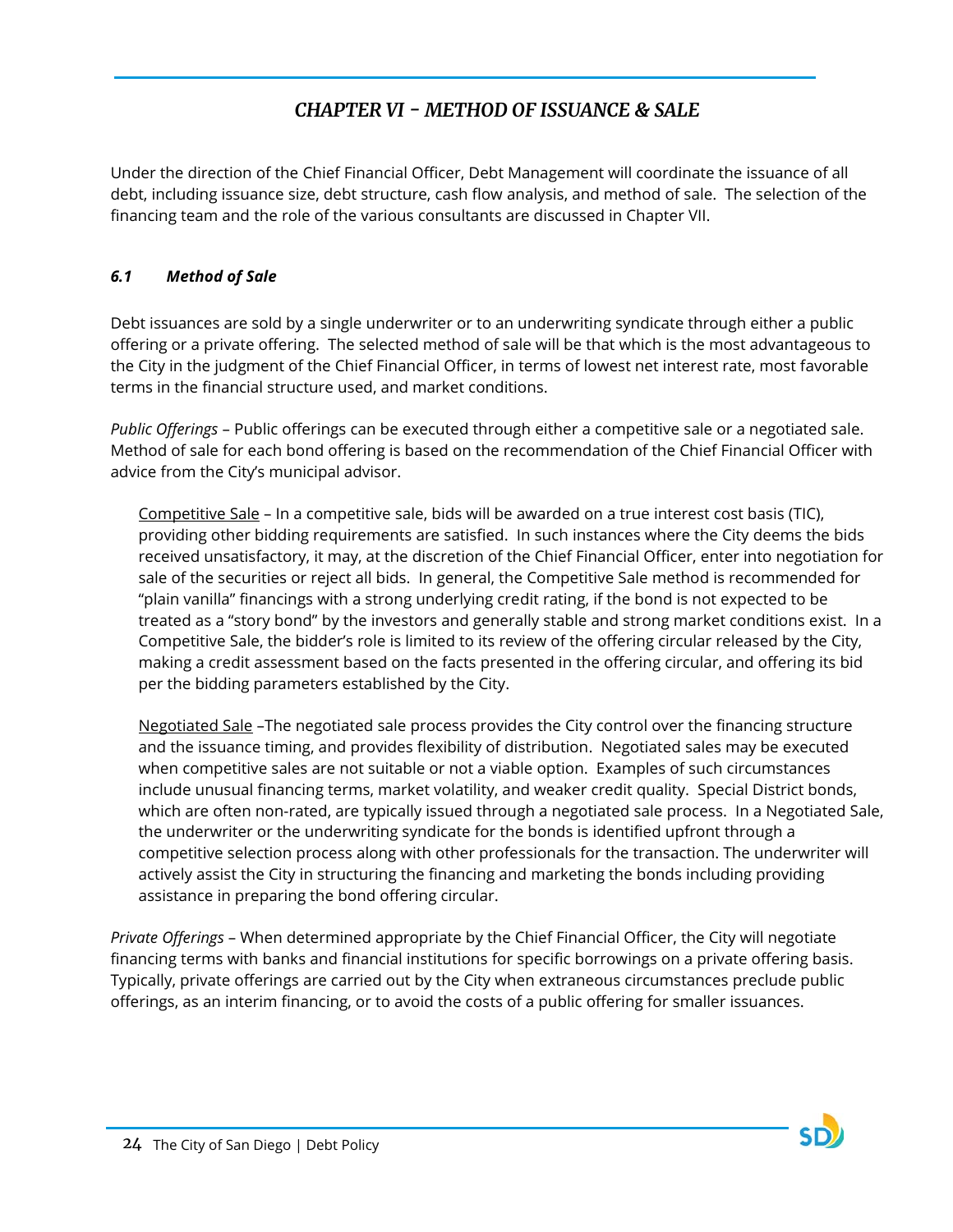# *CHAPTER VI - METHOD OF ISSUANCE & SALE*

Under the direction of the Chief Financial Officer, Debt Management will coordinate the issuance of all debt, including issuance size, debt structure, cash flow analysis, and method of sale. The selection of the financing team and the role of the various consultants are discussed in Chapter VII.

### *6.1 Method of Sale*

Debt issuances are sold by a single underwriter or to an underwriting syndicate through either a public offering or a private offering. The selected method of sale will be that which is the most advantageous to the City in the judgment of the Chief Financial Officer, in terms of lowest net interest rate, most favorable terms in the financial structure used, and market conditions.

*Public Offerings* – Public offerings can be executed through either a competitive sale or a negotiated sale. Method of sale for each bond offering is based on the recommendation of the Chief Financial Officer with advice from the City's municipal advisor.

<u>Competitive Sale</u> – In a competitive sale, bids will be awarded on a true interest cost basis (TIC), providing other bidding requirements are satisfied. In such instances where the City deems the bids received unsatisfactory, it may, at the discretion of the Chief Financial Officer, enter into negotiation for sale of the securities or reject all bids. In general, the Competitive Sale method is recommended for "plain vanilla" financings with a strong underlying credit rating, if the bond is not expected to be treated as a "story bond" by the investors and generally stable and strong market conditions exist. In a Competitive Sale, the bidder's role is limited to its review of the offering circular released by the City, making a credit assessment based on the facts presented in the offering circular, and offering its bid per the bidding parameters established by the City.

<u>Negotiated Sale</u> –The negotiated sale process provides the City control over the financing structure and the issuance timing, and provides flexibility of distribution. Negotiated sales may be executed when competitive sales are not suitable or not a viable option. Examples of such circumstances include unusual financing terms, market volatility, and weaker credit quality. Special District bonds, which are often non-rated, are typically issued through a negotiated sale process. In a Negotiated Sale, the underwriter or the underwriting syndicate for the bonds is identified upfront through a competitive selection process along with other professionals for the transaction. The underwriter will actively assist the City in structuring the financing and marketing the bonds including providing assistance in preparing the bond offering circular.

*Private Offerings* – When determined appropriate by the Chief Financial Officer, the City will negotiate financing terms with banks and financial institutions for specific borrowings on a private offering basis. Typically, private offerings are carried out by the City when extraneous circumstances preclude public offerings, as an interim financing, or to avoid the costs of a public offering for smaller issuances.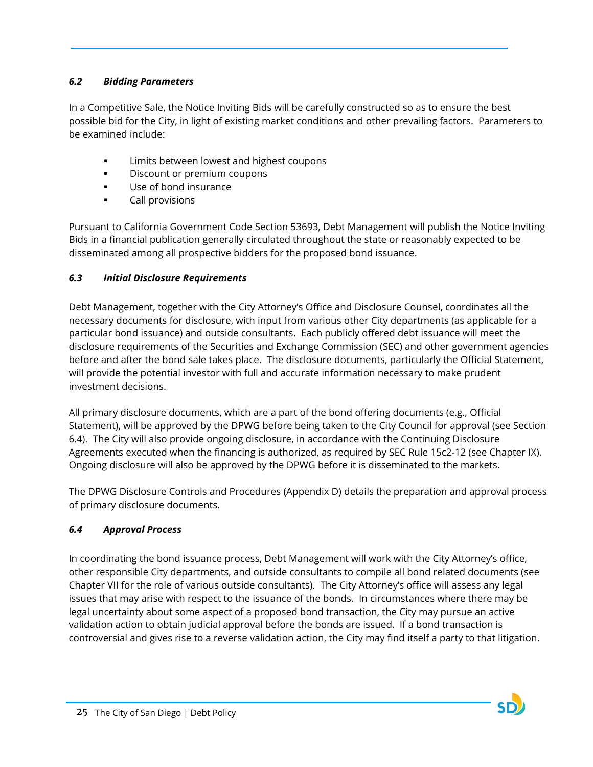### *6.2 Bidding Parameters*

In a Competitive Sale, the Notice Inviting Bids will be carefully constructed so as to ensure the best possible bid for the City, in light of existing market conditions and other prevailing factors. Parameters to be examined include:

- Limits between lowest and highest coupons
- Discount or premium coupons
- Use of bond insurance
- Call provisions

Pursuant to California Government Code Section 53693, Debt Management will publish the Notice Inviting Bids in a financial publication generally circulated throughout the state or reasonably expected to be disseminated among all prospective bidders for the proposed bond issuance.

### *6.3 Initial Disclosure Requirements*

Debt Management, together with the City Attorney's Office and Disclosure Counsel, coordinates all the necessary documents for disclosure, with input from various other City departments (as applicable for a particular bond issuance) and outside consultants. Each publicly offered debt issuance will meet the disclosure requirements of the Securities and Exchange Commission (SEC) and other government agencies before and after the bond sale takes place. The disclosure documents, particularly the Official Statement, will provide the potential investor with full and accurate information necessary to make prudent investment decisions.

All primary disclosure documents, which are a part of the bond offering documents (e.g., Official Statement), will be approved by the DPWG before being taken to the City Council for approval (see Section 6.4). The City will also provide ongoing disclosure, in accordance with the Continuing Disclosure Agreements executed when the financing is authorized, as required by SEC Rule 15c2-12 (see Chapter IX). Ongoing disclosure will also be approved by the DPWG before it is disseminated to the markets.

The DPWG Disclosure Controls and Procedures (Appendix D) details the preparation and approval process of primary disclosure documents.

### *6.4 Approval Process*

In coordinating the bond issuance process, Debt Management will work with the City Attorney's office, other responsible City departments, and outside consultants to compile all bond related documents (see Chapter VII for the role of various outside consultants). The City Attorney's office will assess any legal issues that may arise with respect to the issuance of the bonds. In circumstances where there may be legal uncertainty about some aspect of a proposed bond transaction, the City may pursue an active validation action to obtain judicial approval before the bonds are issued. If a bond transaction is controversial and gives rise to a reverse validation action, the City may find itself a party to that litigation.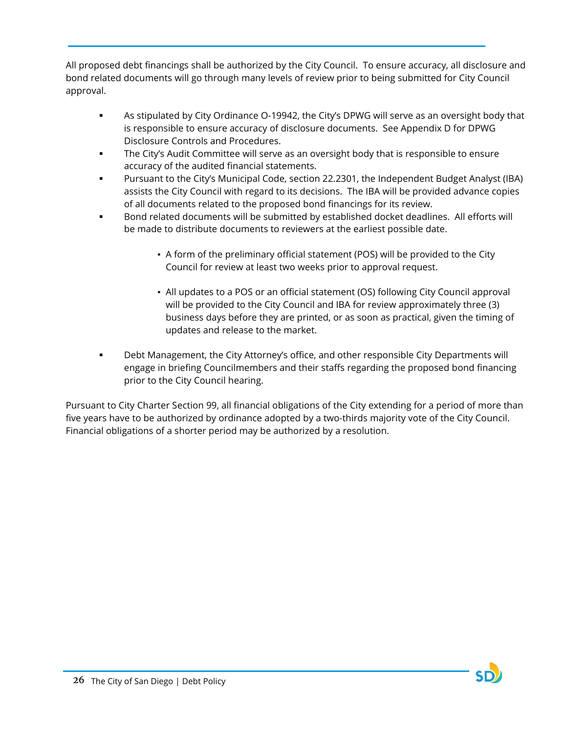All proposed debt financings shall be authorized by the City Council. To ensure accuracy, all disclosure and bond related documents will go through many levels of review prior to being submitted for City Council approval.

- As stipulated by City Ordinance O-19942, the City's DPWG will serve as an oversight body that is responsible to ensure accuracy of disclosure documents. See Appendix D for DPWG Disclosure Controls and Procedures.
- The City's Audit Committee will serve as an oversight body that is responsible to ensure accuracy of the audited financial statements.
- Pursuant to the City's Municipal Code, section 22.2301, the Independent Budget Analyst (IBA) assists the City Council with regard to its decisions. The IBA will be provided advance copies of all documents related to the proposed bond financings for its review.
- Bond related documents will be submitted by established docket deadlines. All efforts will be made to distribute documents to reviewers at the earliest possible date.
  - A form of the preliminary official statement (POS) will be provided to the City Council for review at least two weeks prior to approval request.
  - All updates to a POS or an official statement (OS) following City Council approval will be provided to the City Council and IBA for review approximately three (3) business days before they are printed, or as soon as practical, given the timing of updates and release to the market.
- Debt Management, the City Attorney's office, and other responsible City Departments will engage in briefing Councilmembers and their staffs regarding the proposed bond financing prior to the City Council hearing.

Pursuant to City Charter Section 99, all financial obligations of the City extending for a period of more than five years have to be authorized by ordinance adopted by a two-thirds majority vote of the City Council. Financial obligations of a shorter period may be authorized by a resolution.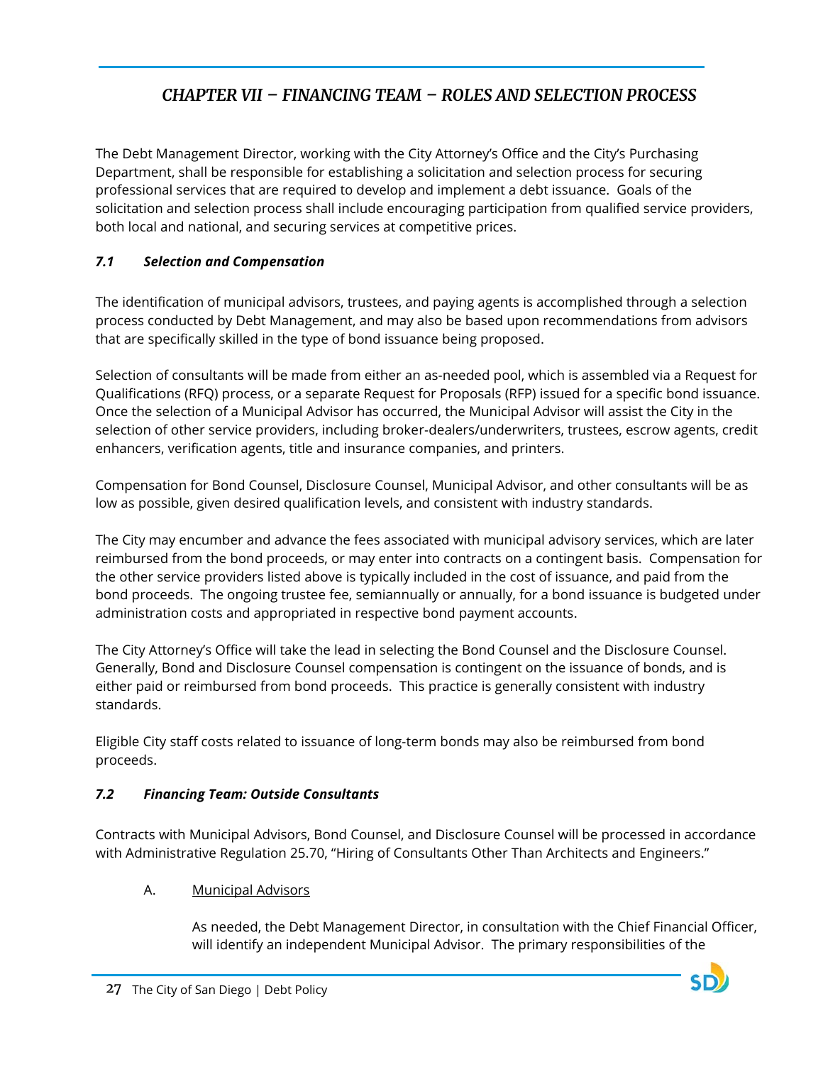# *CHAPTER VII – FINANCING TEAM – ROLES AND SELECTION PROCESS*

The Debt Management Director, working with the City Attorney's Office and the City's Purchasing Department, shall be responsible for establishing a solicitation and selection process for securing professional services that are required to develop and implement a debt issuance. Goals of the solicitation and selection process shall include encouraging participation from qualified service providers, both local and national, and securing services at competitive prices.

## *7.1 Selection and Compensation*

The identification of municipal advisors, trustees, and paying agents is accomplished through a selection process conducted by Debt Management, and may also be based upon recommendations from advisors that are specifically skilled in the type of bond issuance being proposed.

Selection of consultants will be made from either an as-needed pool, which is assembled via a Request for Qualifications (RFQ) process, or a separate Request for Proposals (RFP) issued for a specific bond issuance. Once the selection of a Municipal Advisor has occurred, the Municipal Advisor will assist the City in the selection of other service providers, including broker-dealers/underwriters, trustees, escrow agents, credit enhancers, verification agents, title and insurance companies, and printers.

Compensation for Bond Counsel, Disclosure Counsel, Municipal Advisor, and other consultants will be as low as possible, given desired qualification levels, and consistent with industry standards.

The City may encumber and advance the fees associated with municipal advisory services, which are later reimbursed from the bond proceeds, or may enter into contracts on a contingent basis. Compensation for the other service providers listed above is typically included in the cost of issuance, and paid from the bond proceeds. The ongoing trustee fee, semiannually or annually, for a bond issuance is budgeted under administration costs and appropriated in respective bond payment accounts.

The City Attorney's Office will take the lead in selecting the Bond Counsel and the Disclosure Counsel. Generally, Bond and Disclosure Counsel compensation is contingent on the issuance of bonds, and is either paid or reimbursed from bond proceeds. This practice is generally consistent with industry standards.

Eligible City staff costs related to issuance of long-term bonds may also be reimbursed from bond proceeds.

## *7.2 Financing Team: Outside Consultants*

Contracts with Municipal Advisors, Bond Counsel, and Disclosure Counsel will be processed in accordance with Administrative Regulation 25.70, "Hiring of Consultants Other Than Architects and Engineers."

A. Municipal Advisors

As needed, the Debt Management Director, in consultation with the Chief Financial Officer, will identify an independent Municipal Advisor. The primary responsibilities of the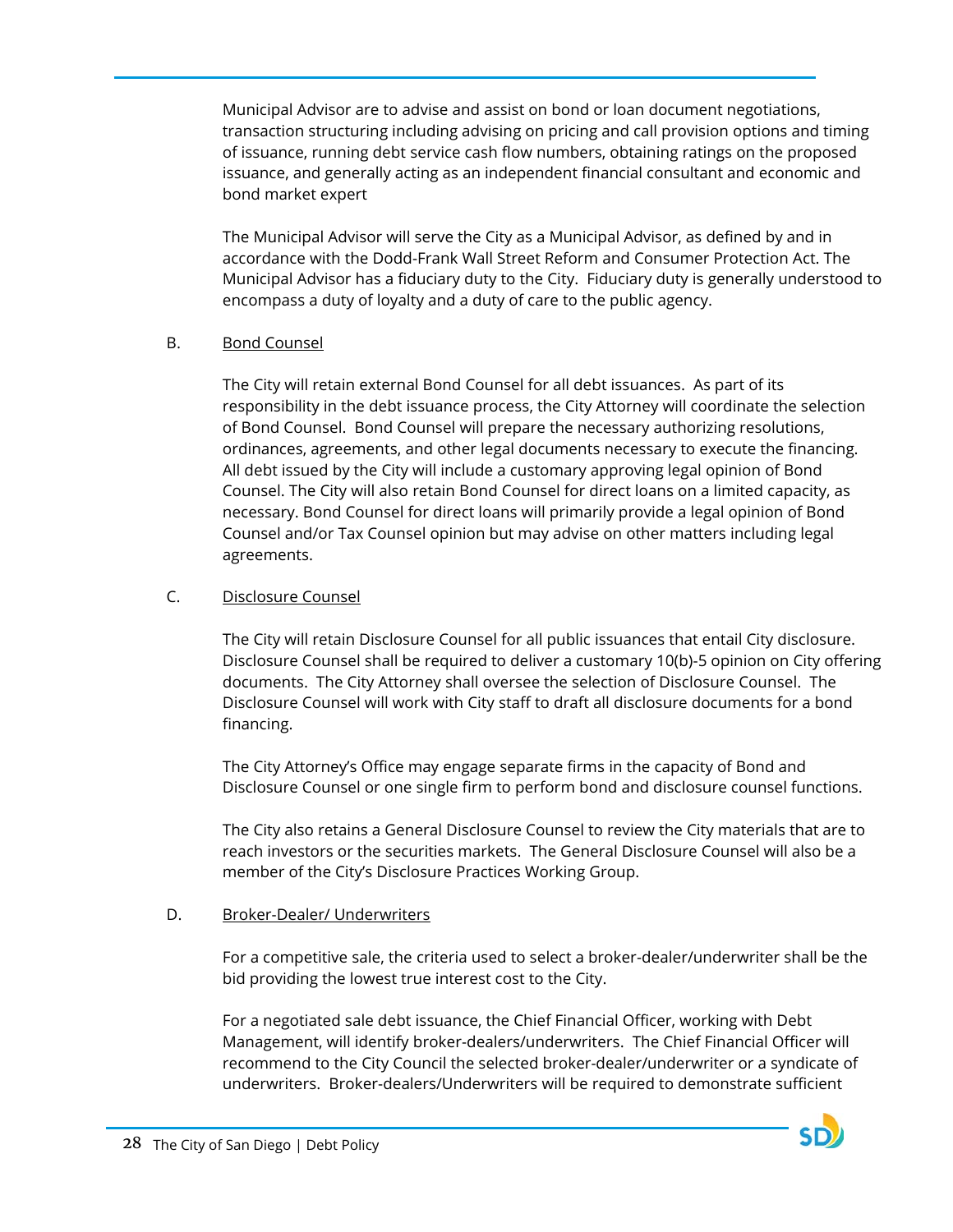Municipal Advisor are to advise and assist on bond or loan document negotiations, transaction structuring including advising on pricing and call provision options and timing of issuance, running debt service cash flow numbers, obtaining ratings on the proposed issuance, and generally acting as an independent financial consultant and economic and bond market expert

The Municipal Advisor will serve the City as a Municipal Advisor, as defined by and in accordance with the Dodd-Frank Wall Street Reform and Consumer Protection Act. The Municipal Advisor has a fiduciary duty to the City. Fiduciary duty is generally understood to encompass a duty of loyalty and a duty of care to the public agency.

B. Bond Counsel

The City will retain external Bond Counsel for all debt issuances. As part of its responsibility in the debt issuance process, the City Attorney will coordinate the selection of Bond Counsel. Bond Counsel will prepare the necessary authorizing resolutions, ordinances, agreements, and other legal documents necessary to execute the financing. All debt issued by the City will include a customary approving legal opinion of Bond Counsel. The City will also retain Bond Counsel for direct loans on a limited capacity, as necessary. Bond Counsel for direct loans will primarily provide a legal opinion of Bond Counsel and/or Tax Counsel opinion but may advise on other matters including legal agreements.

C. Disclosure Counsel

The City will retain Disclosure Counsel for all public issuances that entail City disclosure. Disclosure Counsel shall be required to deliver a customary 10(b)-5 opinion on City offering documents. The City Attorney shall oversee the selection of Disclosure Counsel. The Disclosure Counsel will work with City staff to draft all disclosure documents for a bond financing.

The City Attorney's Office may engage separate firms in the capacity of Bond and Disclosure Counsel or one single firm to perform bond and disclosure counsel functions.

The City also retains a General Disclosure Counsel to review the City materials that are to reach investors or the securities markets. The General Disclosure Counsel will also be a member of the City's Disclosure Practices Working Group.

D. Broker-Dealer/ Underwriters

For a competitive sale, the criteria used to select a broker-dealer/underwriter shall be the bid providing the lowest true interest cost to the City.

For a negotiated sale debt issuance, the Chief Financial Officer, working with Debt Management, will identify broker-dealers/underwriters. The Chief Financial Officer will recommend to the City Council the selected broker-dealer/underwriter or a syndicate of underwriters. Broker-dealers/Underwriters will be required to demonstrate sufficient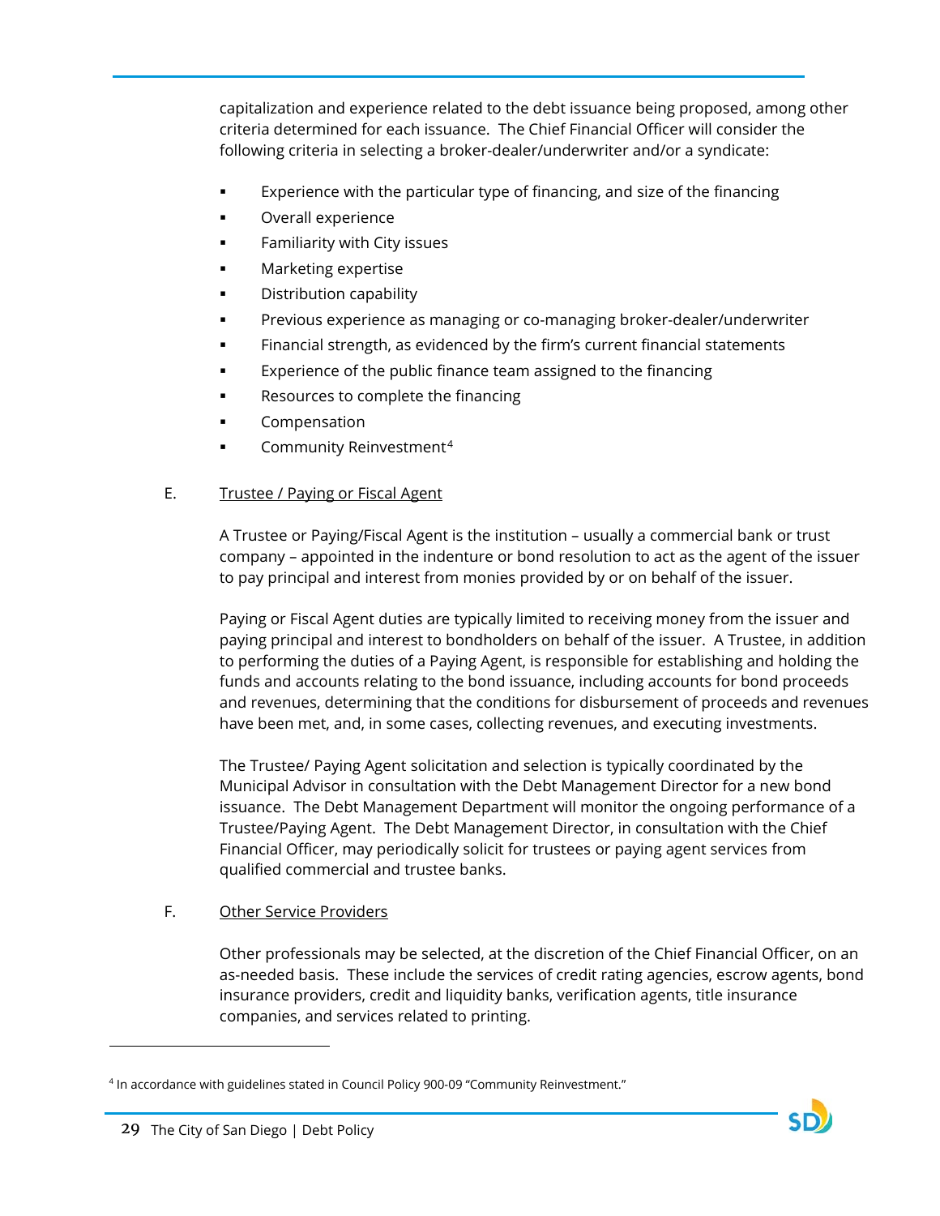capitalization and experience related to the debt issuance being proposed, among other criteria determined for each issuance. The Chief Financial Officer will consider the following criteria in selecting a broker-dealer/underwriter and/or a syndicate:

- Experience with the particular type of financing, and size of the financing
- Overall experience
- Familiarity with City issues
- Marketing expertise
- Distribution capability
- Previous experience as managing or co-managing broker-dealer/underwriter
- Financial strength, as evidenced by the firm's current financial statements
- Experience of the public finance team assigned to the financing
- Resources to complete the financing
- Compensation
- Community Reinvestment[4]

E. <u>Trustee / Paying or Fiscal Agent</u>

A Trustee or Paying/Fiscal Agent is the institution – usually a commercial bank or trust company – appointed in the indenture or bond resolution to act as the agent of the issuer to pay principal and interest from monies provided by or on behalf of the issuer.

Paying or Fiscal Agent duties are typically limited to receiving money from the issuer and paying principal and interest to bondholders on behalf of the issuer. A Trustee, in addition to performing the duties of a Paying Agent, is responsible for establishing and holding the funds and accounts relating to the bond issuance, including accounts for bond proceeds and revenues, determining that the conditions for disbursement of proceeds and revenues have been met, and, in some cases, collecting revenues, and executing investments.

The Trustee/ Paying Agent solicitation and selection is typically coordinated by the Municipal Advisor in consultation with the Debt Management Director for a new bond issuance. The Debt Management Department will monitor the ongoing performance of a Trustee/Paying Agent. The Debt Management Director, in consultation with the Chief Financial Officer, may periodically solicit for trustees or paying agent services from qualified commercial and trustee banks.

F. <u>Other Service Providers</u>

Other professionals may be selected, at the discretion of the Chief Financial Officer, on an as-needed basis. These include the services of credit rating agencies, escrow agents, bond insurance providers, credit and liquidity banks, verification agents, title insurance companies, and services related to printing.

---

[4] In accordance with guidelines stated in Council Policy 900-09 "Community Reinvestment."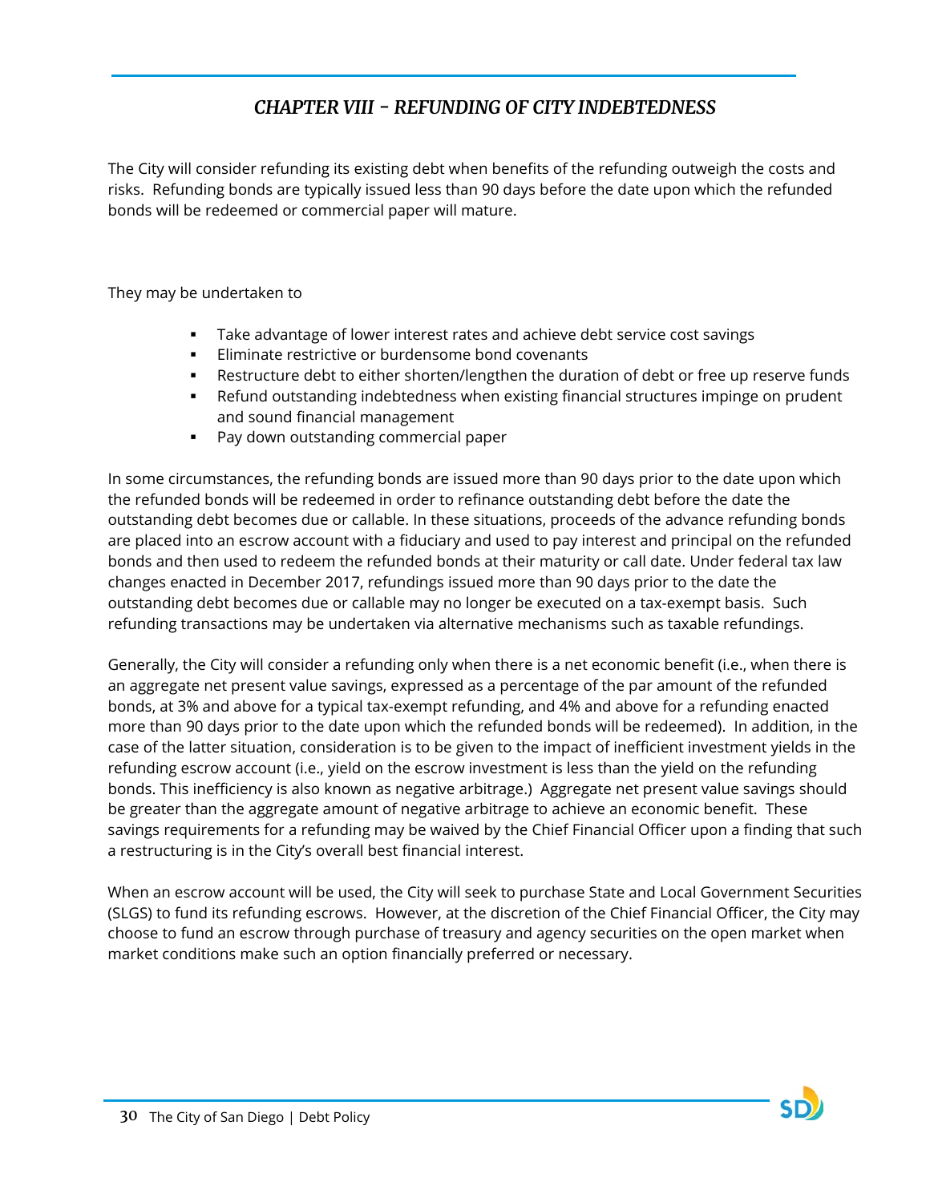# *CHAPTER VIII - REFUNDING OF CITY INDEBTEDNESS*

The City will consider refunding its existing debt when benefits of the refunding outweigh the costs and risks. Refunding bonds are typically issued less than 90 days before the date upon which the refunded bonds will be redeemed or commercial paper will mature.

They may be undertaken to

- Take advantage of lower interest rates and achieve debt service cost savings
- Eliminate restrictive or burdensome bond covenants
- Restructure debt to either shorten/lengthen the duration of debt or free up reserve funds
- Refund outstanding indebtedness when existing financial structures impinge on prudent and sound financial management
- Pay down outstanding commercial paper

In some circumstances, the refunding bonds are issued more than 90 days prior to the date upon which the refunded bonds will be redeemed in order to refinance outstanding debt before the date the outstanding debt becomes due or callable. In these situations, proceeds of the advance refunding bonds are placed into an escrow account with a fiduciary and used to pay interest and principal on the refunded bonds and then used to redeem the refunded bonds at their maturity or call date. Under federal tax law changes enacted in December 2017, refundings issued more than 90 days prior to the date the outstanding debt becomes due or callable may no longer be executed on a tax-exempt basis. Such refunding transactions may be undertaken via alternative mechanisms such as taxable refundings.

Generally, the City will consider a refunding only when there is a net economic benefit (i.e., when there is an aggregate net present value savings, expressed as a percentage of the par amount of the refunded bonds, at 3% and above for a typical tax-exempt refunding, and 4% and above for a refunding enacted more than 90 days prior to the date upon which the refunded bonds will be redeemed). In addition, in the case of the latter situation, consideration is to be given to the impact of inefficient investment yields in the refunding escrow account (i.e., yield on the escrow investment is less than the yield on the refunding bonds. This inefficiency is also known as negative arbitrage.) Aggregate net present value savings should be greater than the aggregate amount of negative arbitrage to achieve an economic benefit. These savings requirements for a refunding may be waived by the Chief Financial Officer upon a finding that such a restructuring is in the City's overall best financial interest.

When an escrow account will be used, the City will seek to purchase State and Local Government Securities (SLGS) to fund its refunding escrows. However, at the discretion of the Chief Financial Officer, the City may choose to fund an escrow through purchase of treasury and agency securities on the open market when market conditions make such an option financially preferred or necessary.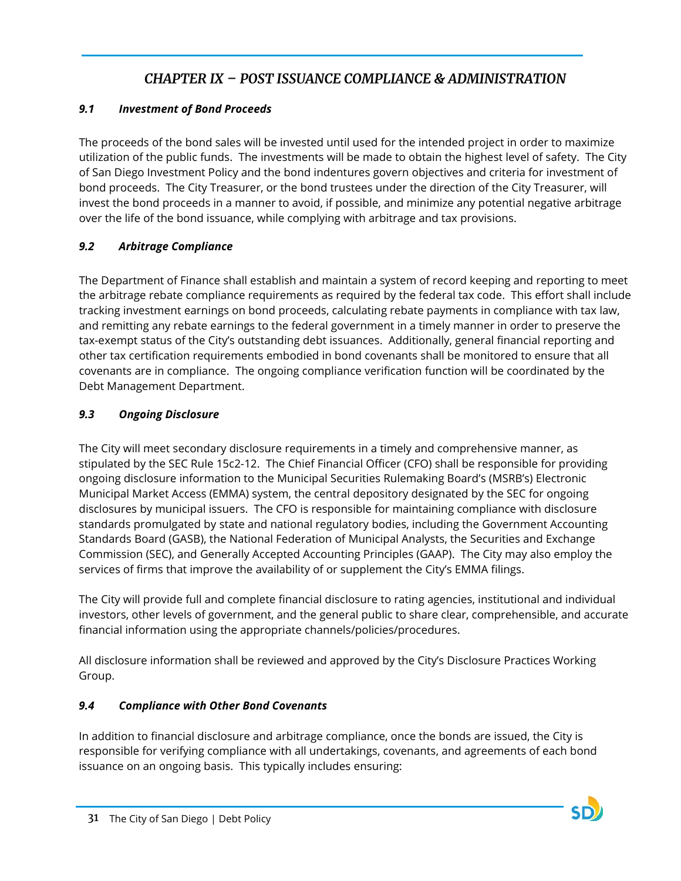# *CHAPTER IX – POST ISSUANCE COMPLIANCE & ADMINISTRATION*

## *9.1 Investment of Bond Proceeds*

The proceeds of the bond sales will be invested until used for the intended project in order to maximize utilization of the public funds. The investments will be made to obtain the highest level of safety. The City of San Diego Investment Policy and the bond indentures govern objectives and criteria for investment of bond proceeds. The City Treasurer, or the bond trustees under the direction of the City Treasurer, will invest the bond proceeds in a manner to avoid, if possible, and minimize any potential negative arbitrage over the life of the bond issuance, while complying with arbitrage and tax provisions.

## *9.2 Arbitrage Compliance*

The Department of Finance shall establish and maintain a system of record keeping and reporting to meet the arbitrage rebate compliance requirements as required by the federal tax code. This effort shall include tracking investment earnings on bond proceeds, calculating rebate payments in compliance with tax law, and remitting any rebate earnings to the federal government in a timely manner in order to preserve the tax-exempt status of the City's outstanding debt issuances. Additionally, general financial reporting and other tax certification requirements embodied in bond covenants shall be monitored to ensure that all covenants are in compliance. The ongoing compliance verification function will be coordinated by the Debt Management Department.

## *9.3 Ongoing Disclosure*

The City will meet secondary disclosure requirements in a timely and comprehensive manner, as stipulated by the SEC Rule 15c2-12. The Chief Financial Officer (CFO) shall be responsible for providing ongoing disclosure information to the Municipal Securities Rulemaking Board's (MSRB's) Electronic Municipal Market Access (EMMA) system, the central depository designated by the SEC for ongoing disclosures by municipal issuers. The CFO is responsible for maintaining compliance with disclosure standards promulgated by state and national regulatory bodies, including the Government Accounting Standards Board (GASB), the National Federation of Municipal Analysts, the Securities and Exchange Commission (SEC), and Generally Accepted Accounting Principles (GAAP). The City may also employ the services of firms that improve the availability of or supplement the City's EMMA filings.

The City will provide full and complete financial disclosure to rating agencies, institutional and individual investors, other levels of government, and the general public to share clear, comprehensible, and accurate financial information using the appropriate channels/policies/procedures.

All disclosure information shall be reviewed and approved by the City's Disclosure Practices Working Group.

## *9.4 Compliance with Other Bond Covenants*

In addition to financial disclosure and arbitrage compliance, once the bonds are issued, the City is responsible for verifying compliance with all undertakings, covenants, and agreements of each bond issuance on an ongoing basis. This typically includes ensuring: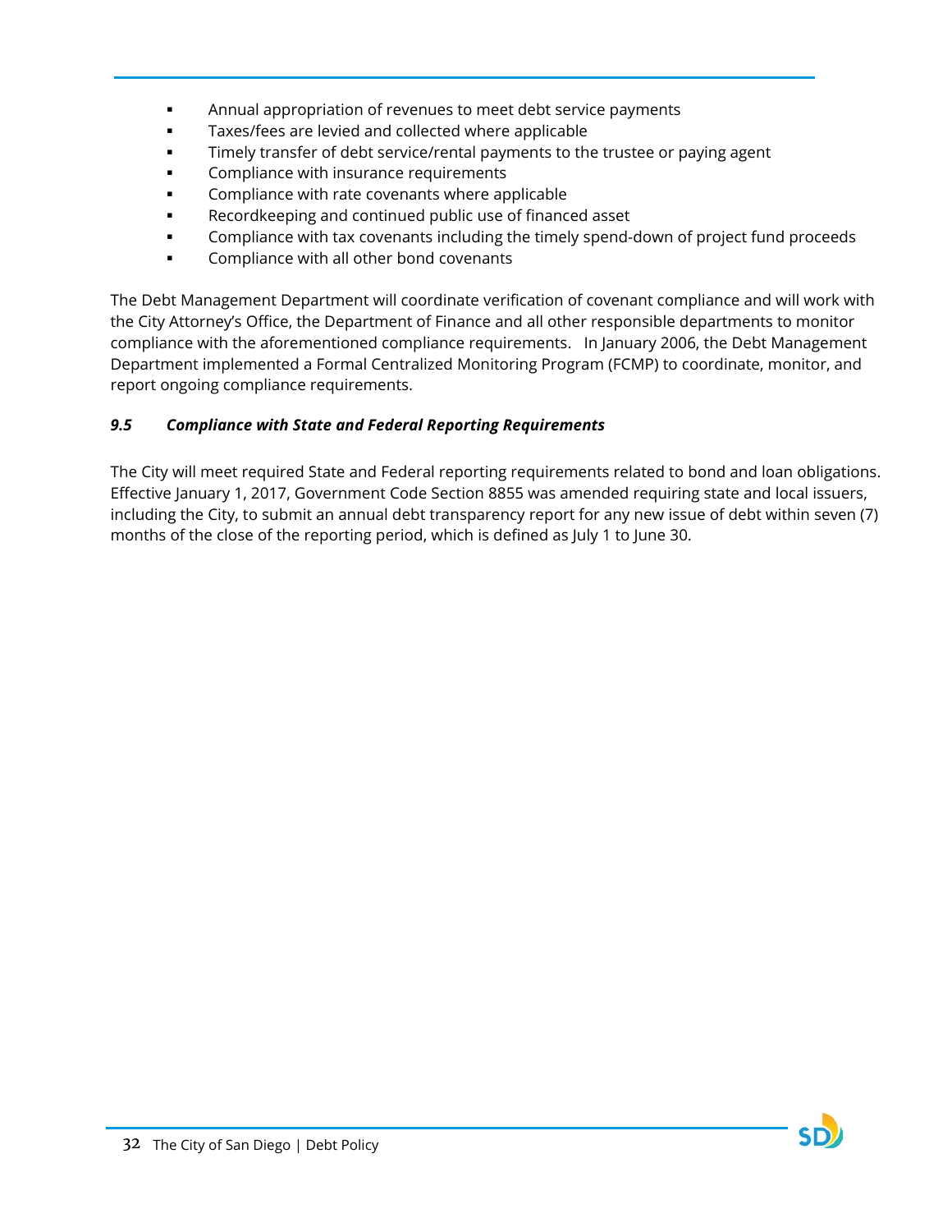- Annual appropriation of revenues to meet debt service payments
- Taxes/fees are levied and collected where applicable
- Timely transfer of debt service/rental payments to the trustee or paying agent
- Compliance with insurance requirements
- Compliance with rate covenants where applicable
- Recordkeeping and continued public use of financed asset
- Compliance with tax covenants including the timely spend-down of project fund proceeds
- Compliance with all other bond covenants

The Debt Management Department will coordinate verification of covenant compliance and will work with the City Attorney's Office, the Department of Finance and all other responsible departments to monitor compliance with the aforementioned compliance requirements. In January 2006, the Debt Management Department implemented a Formal Centralized Monitoring Program (FCMP) to coordinate, monitor, and report ongoing compliance requirements.

### *9.5 Compliance with State and Federal Reporting Requirements*

The City will meet required State and Federal reporting requirements related to bond and loan obligations. Effective January 1, 2017, Government Code Section 8855 was amended requiring state and local issuers, including the City, to submit an annual debt transparency report for any new issue of debt within seven (7) months of the close of the reporting period, which is defined as July 1 to June 30.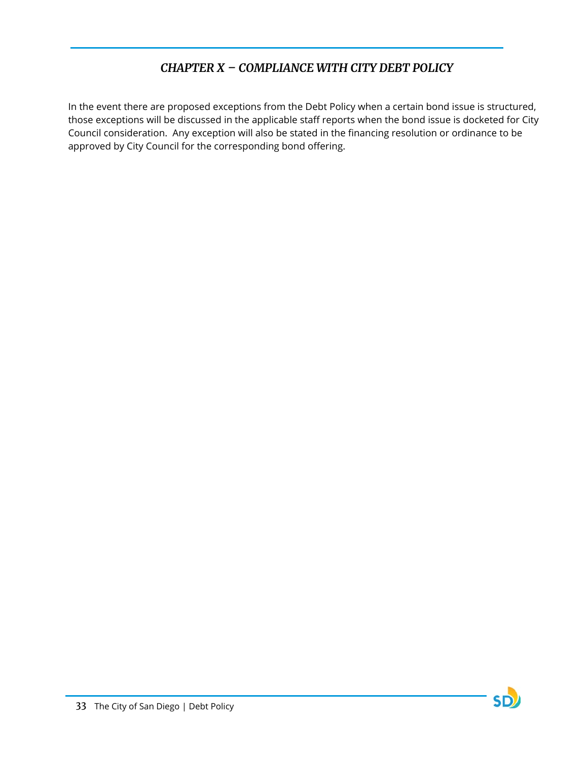## *CHAPTER X – COMPLIANCE WITH CITY DEBT POLICY*

In the event there are proposed exceptions from the Debt Policy when a certain bond issue is structured, those exceptions will be discussed in the applicable staff reports when the bond issue is docketed for City Council consideration. Any exception will also be stated in the financing resolution or ordinance to be approved by City Council for the corresponding bond offering.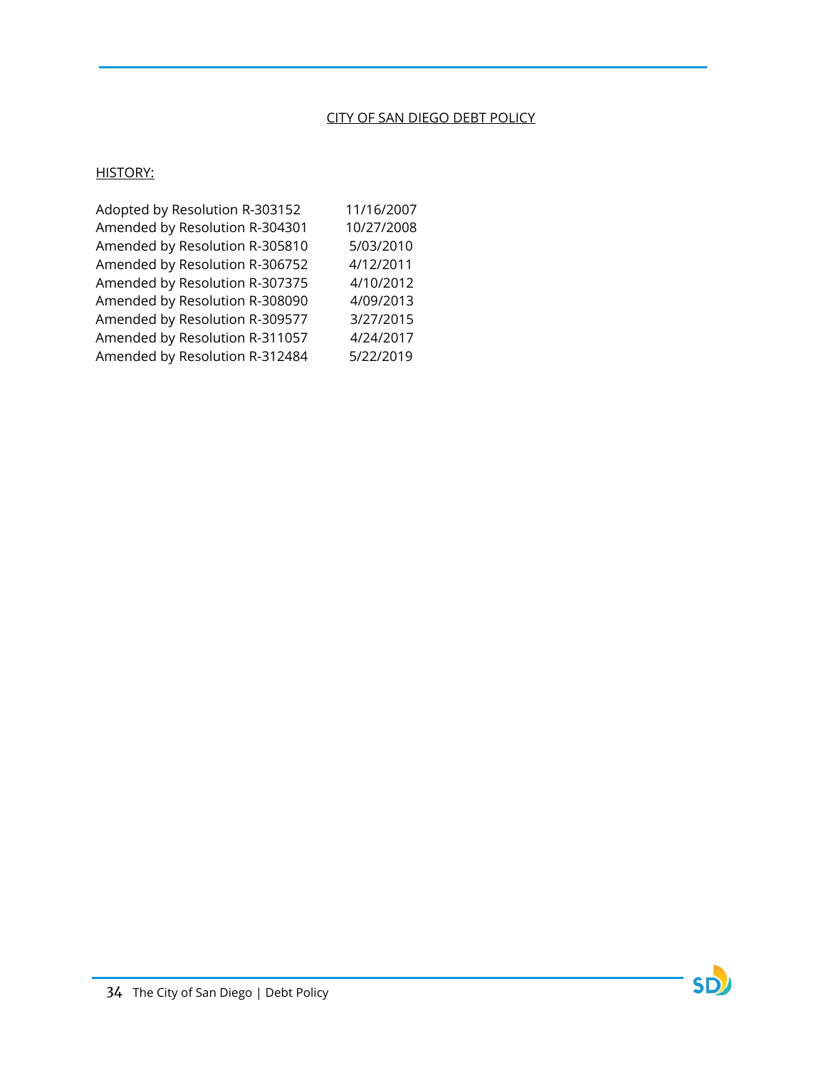CITY OF SAN DIEGO DEBT POLICY

HISTORY:

| | |
|---|---|
| Adopted by Resolution R-303152 | 11/16/2007 |
| Amended by Resolution R-304301 | 10/27/2008 |
| Amended by Resolution R-305810 | 5/03/2010 |
| Amended by Resolution R-306752 | 4/12/2011 |
| Amended by Resolution R-307375 | 4/10/2012 |
| Amended by Resolution R-308090 | 4/09/2013 |
| Amended by Resolution R-309577 | 3/27/2015 |
| Amended by Resolution R-311057 | 4/24/2017 |
| Amended by Resolution R-312484 | 5/22/2019 |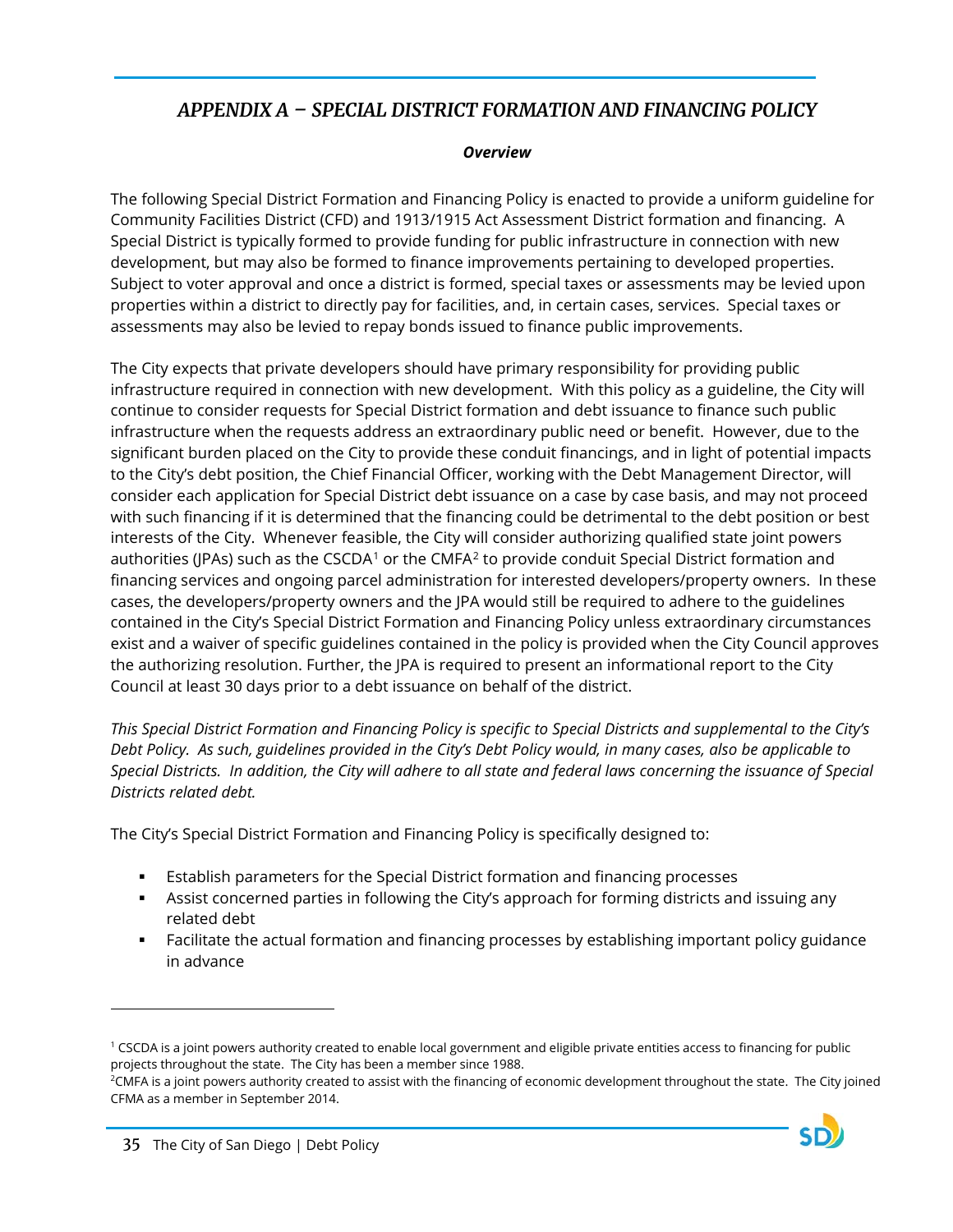## *APPENDIX A – SPECIAL DISTRICT FORMATION AND FINANCING POLICY*

***Overview***

The following Special District Formation and Financing Policy is enacted to provide a uniform guideline for Community Facilities District (CFD) and 1913/1915 Act Assessment District formation and financing. A Special District is typically formed to provide funding for public infrastructure in connection with new development, but may also be formed to finance improvements pertaining to developed properties. Subject to voter approval and once a district is formed, special taxes or assessments may be levied upon properties within a district to directly pay for facilities, and, in certain cases, services. Special taxes or assessments may also be levied to repay bonds issued to finance public improvements.

The City expects that private developers should have primary responsibility for providing public infrastructure required in connection with new development. With this policy as a guideline, the City will continue to consider requests for Special District formation and debt issuance to finance such public infrastructure when the requests address an extraordinary public need or benefit. However, due to the significant burden placed on the City to provide these conduit financings, and in light of potential impacts to the City's debt position, the Chief Financial Officer, working with the Debt Management Director, will consider each application for Special District debt issuance on a case by case basis, and may not proceed with such financing if it is determined that the financing could be detrimental to the debt position or best interests of the City. Whenever feasible, the City will consider authorizing qualified state joint powers authorities (JPAs) such as the CSCDA[1] or the CMFA[2] to provide conduit Special District formation and financing services and ongoing parcel administration for interested developers/property owners. In these cases, the developers/property owners and the JPA would still be required to adhere to the guidelines contained in the City's Special District Formation and Financing Policy unless extraordinary circumstances exist and a waiver of specific guidelines contained in the policy is provided when the City Council approves the authorizing resolution. Further, the JPA is required to present an informational report to the City Council at least 30 days prior to a debt issuance on behalf of the district.

*This Special District Formation and Financing Policy is specific to Special Districts and supplemental to the City's Debt Policy. As such, guidelines provided in the City's Debt Policy would, in many cases, also be applicable to Special Districts. In addition, the City will adhere to all state and federal laws concerning the issuance of Special Districts related debt.*

The City's Special District Formation and Financing Policy is specifically designed to:

- Establish parameters for the Special District formation and financing processes
- Assist concerned parties in following the City's approach for forming districts and issuing any related debt
- Facilitate the actual formation and financing processes by establishing important policy guidance in advance

---

[1] CSCDA is a joint powers authority created to enable local government and eligible private entities access to financing for public projects throughout the state. The City has been a member since 1988.

[2] CMFA is a joint powers authority created to assist with the financing of economic development throughout the state. The City joined CFMA as a member in September 2014.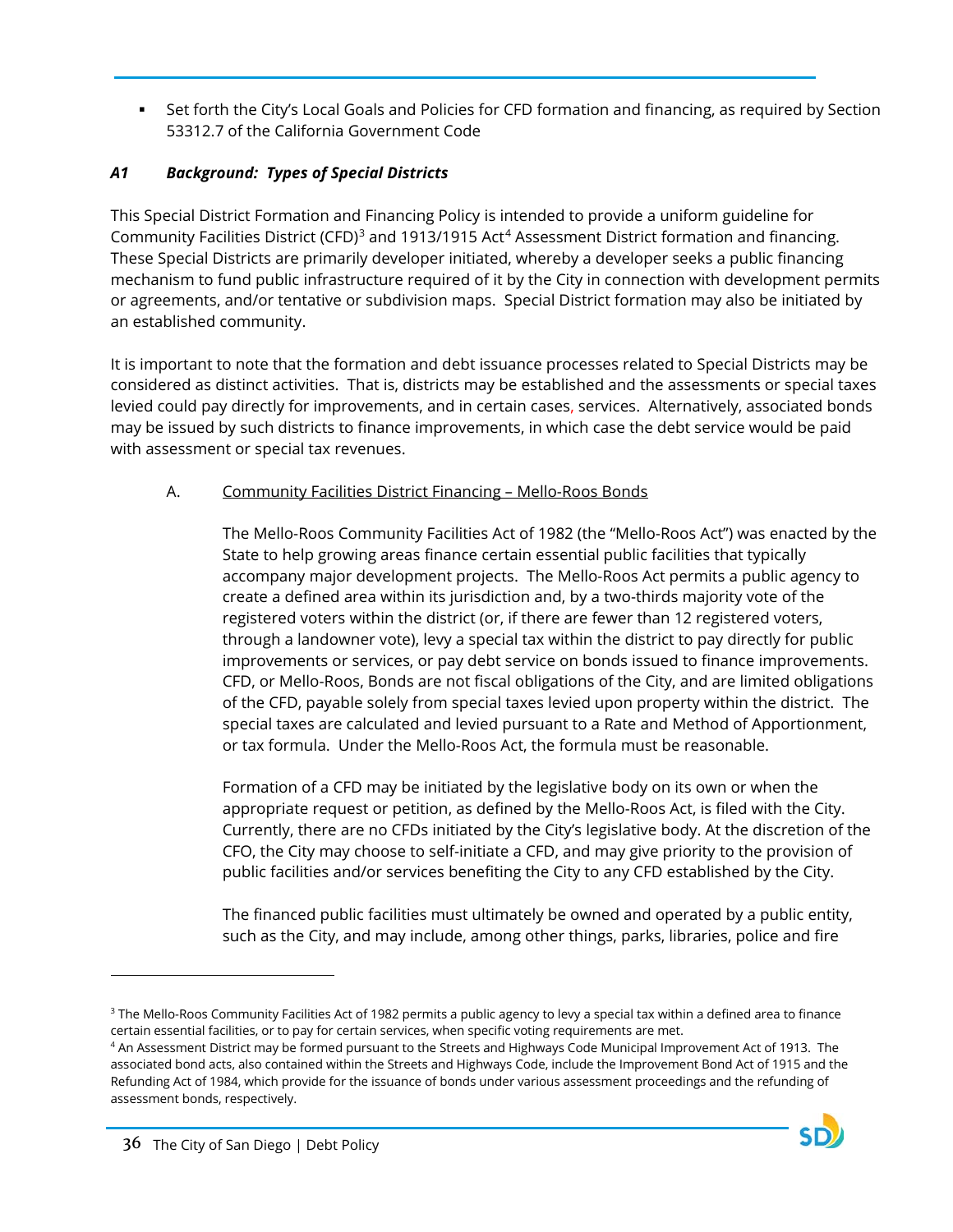- Set forth the City's Local Goals and Policies for CFD formation and financing, as required by Section 53312.7 of the California Government Code

### *A1 Background: Types of Special Districts*

This Special District Formation and Financing Policy is intended to provide a uniform guideline for Community Facilities District (CFD)[3] and 1913/1915 Act[4] Assessment District formation and financing. These Special Districts are primarily developer initiated, whereby a developer seeks a public financing mechanism to fund public infrastructure required of it by the City in connection with development permits or agreements, and/or tentative or subdivision maps. Special District formation may also be initiated by an established community.

It is important to note that the formation and debt issuance processes related to Special Districts may be considered as distinct activities. That is, districts may be established and the assessments or special taxes levied could pay directly for improvements, and in certain cases, services. Alternatively, associated bonds may be issued by such districts to finance improvements, in which case the debt service would be paid with assessment or special tax revenues.

A. <u>Community Facilities District Financing – Mello-Roos Bonds</u>

The Mello-Roos Community Facilities Act of 1982 (the "Mello-Roos Act") was enacted by the State to help growing areas finance certain essential public facilities that typically accompany major development projects. The Mello-Roos Act permits a public agency to create a defined area within its jurisdiction and, by a two-thirds majority vote of the registered voters within the district (or, if there are fewer than 12 registered voters, through a landowner vote), levy a special tax within the district to pay directly for public improvements or services, or pay debt service on bonds issued to finance improvements. CFD, or Mello-Roos, Bonds are not fiscal obligations of the City, and are limited obligations of the CFD, payable solely from special taxes levied upon property within the district. The special taxes are calculated and levied pursuant to a Rate and Method of Apportionment, or tax formula. Under the Mello-Roos Act, the formula must be reasonable.

Formation of a CFD may be initiated by the legislative body on its own or when the appropriate request or petition, as defined by the Mello-Roos Act, is filed with the City. Currently, there are no CFDs initiated by the City's legislative body. At the discretion of the CFO, the City may choose to self-initiate a CFD, and may give priority to the provision of public facilities and/or services benefiting the City to any CFD established by the City.

The financed public facilities must ultimately be owned and operated by a public entity, such as the City, and may include, among other things, parks, libraries, police and fire

---

[3] The Mello-Roos Community Facilities Act of 1982 permits a public agency to levy a special tax within a defined area to finance certain essential facilities, or to pay for certain services, when specific voting requirements are met.

[4] An Assessment District may be formed pursuant to the Streets and Highways Code Municipal Improvement Act of 1913. The associated bond acts, also contained within the Streets and Highways Code, include the Improvement Bond Act of 1915 and the Refunding Act of 1984, which provide for the issuance of bonds under various assessment proceedings and the refunding of assessment bonds, respectively.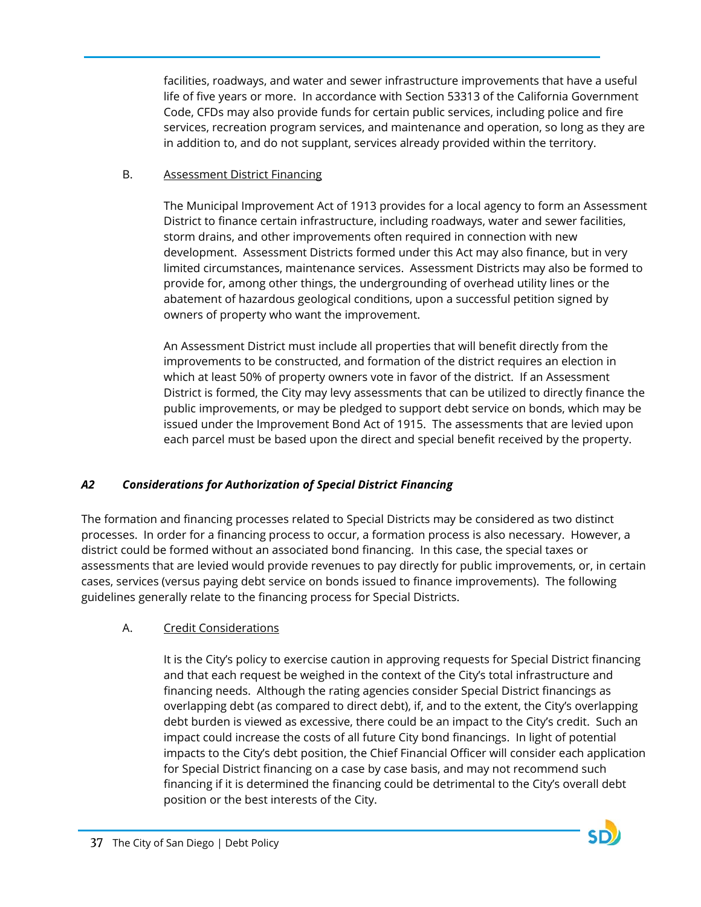facilities, roadways, and water and sewer infrastructure improvements that have a useful life of five years or more. In accordance with Section 53313 of the California Government Code, CFDs may also provide funds for certain public services, including police and fire services, recreation program services, and maintenance and operation, so long as they are in addition to, and do not supplant, services already provided within the territory.

B. Assessment District Financing

The Municipal Improvement Act of 1913 provides for a local agency to form an Assessment District to finance certain infrastructure, including roadways, water and sewer facilities, storm drains, and other improvements often required in connection with new development. Assessment Districts formed under this Act may also finance, but in very limited circumstances, maintenance services. Assessment Districts may also be formed to provide for, among other things, the undergrounding of overhead utility lines or the abatement of hazardous geological conditions, upon a successful petition signed by owners of property who want the improvement.

An Assessment District must include all properties that will benefit directly from the improvements to be constructed, and formation of the district requires an election in which at least 50% of property owners vote in favor of the district. If an Assessment District is formed, the City may levy assessments that can be utilized to directly finance the public improvements, or may be pledged to support debt service on bonds, which may be issued under the Improvement Bond Act of 1915. The assessments that are levied upon each parcel must be based upon the direct and special benefit received by the property.

### *A2 Considerations for Authorization of Special District Financing*

The formation and financing processes related to Special Districts may be considered as two distinct processes. In order for a financing process to occur, a formation process is also necessary. However, a district could be formed without an associated bond financing. In this case, the special taxes or assessments that are levied would provide revenues to pay directly for public improvements, or, in certain cases, services (versus paying debt service on bonds issued to finance improvements). The following guidelines generally relate to the financing process for Special Districts.

A. Credit Considerations

It is the City's policy to exercise caution in approving requests for Special District financing and that each request be weighed in the context of the City's total infrastructure and financing needs. Although the rating agencies consider Special District financings as overlapping debt (as compared to direct debt), if, and to the extent, the City's overlapping debt burden is viewed as excessive, there could be an impact to the City's credit. Such an impact could increase the costs of all future City bond financings. In light of potential impacts to the City's debt position, the Chief Financial Officer will consider each application for Special District financing on a case by case basis, and may not recommend such financing if it is determined the financing could be detrimental to the City's overall debt position or the best interests of the City.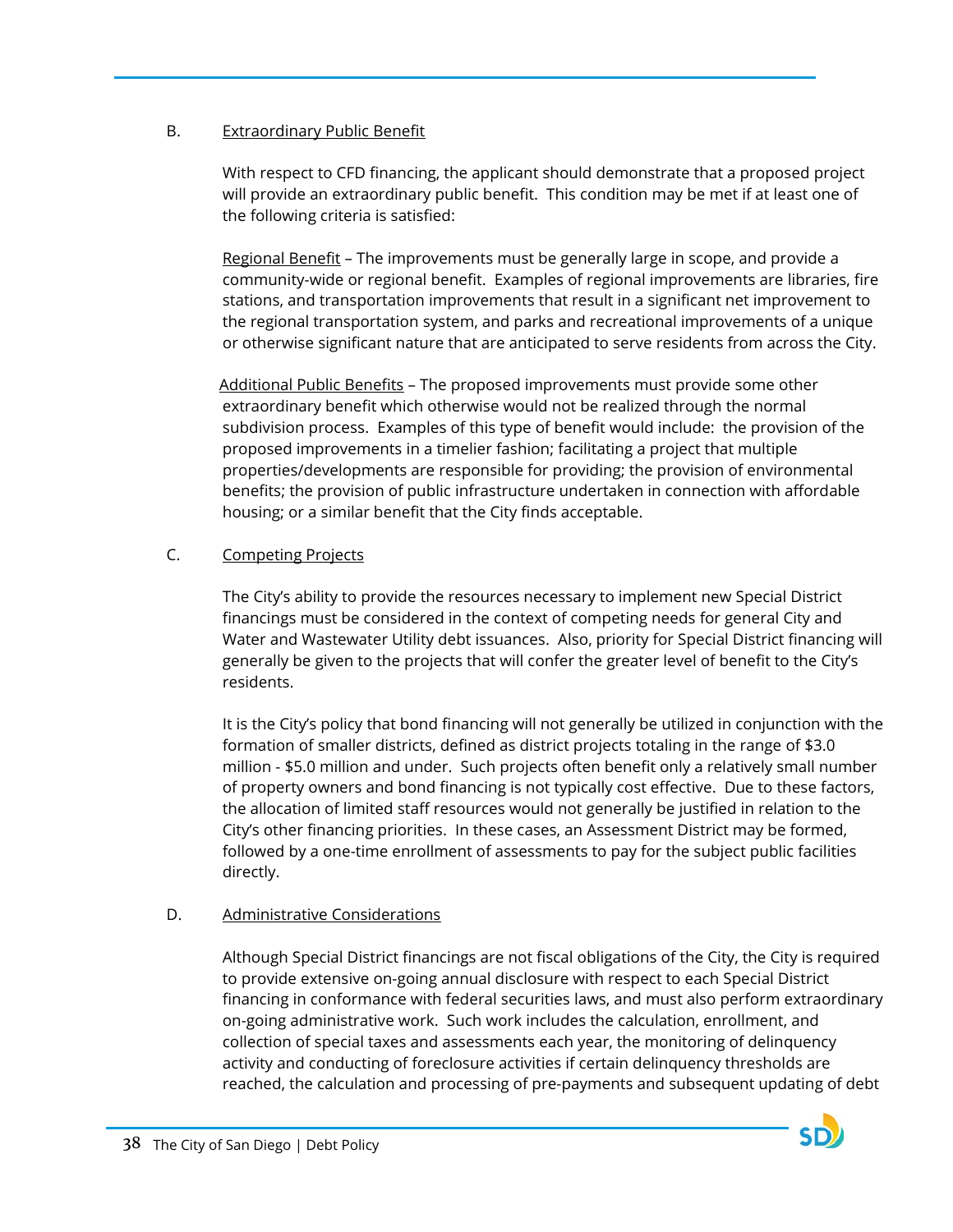B. <u>Extraordinary Public Benefit</u>

With respect to CFD financing, the applicant should demonstrate that a proposed project will provide an extraordinary public benefit. This condition may be met if at least one of the following criteria is satisfied:

<u>Regional Benefit</u> – The improvements must be generally large in scope, and provide a community-wide or regional benefit. Examples of regional improvements are libraries, fire stations, and transportation improvements that result in a significant net improvement to the regional transportation system, and parks and recreational improvements of a unique or otherwise significant nature that are anticipated to serve residents from across the City.

<u>Additional Public Benefits</u> – The proposed improvements must provide some other extraordinary benefit which otherwise would not be realized through the normal subdivision process. Examples of this type of benefit would include: the provision of the proposed improvements in a timelier fashion; facilitating a project that multiple properties/developments are responsible for providing; the provision of environmental benefits; the provision of public infrastructure undertaken in connection with affordable housing; or a similar benefit that the City finds acceptable.

C. <u>Competing Projects</u>

The City's ability to provide the resources necessary to implement new Special District financings must be considered in the context of competing needs for general City and Water and Wastewater Utility debt issuances. Also, priority for Special District financing will generally be given to the projects that will confer the greater level of benefit to the City's residents.

It is the City's policy that bond financing will not generally be utilized in conjunction with the formation of smaller districts, defined as district projects totaling in the range of $3.0 million - $5.0 million and under. Such projects often benefit only a relatively small number of property owners and bond financing is not typically cost effective. Due to these factors, the allocation of limited staff resources would not generally be justified in relation to the City's other financing priorities. In these cases, an Assessment District may be formed, followed by a one-time enrollment of assessments to pay for the subject public facilities directly.

D. <u>Administrative Considerations</u>

Although Special District financings are not fiscal obligations of the City, the City is required to provide extensive on-going annual disclosure with respect to each Special District financing in conformance with federal securities laws, and must also perform extraordinary on-going administrative work. Such work includes the calculation, enrollment, and collection of special taxes and assessments each year, the monitoring of delinquency activity and conducting of foreclosure activities if certain delinquency thresholds are reached, the calculation and processing of pre-payments and subsequent updating of debt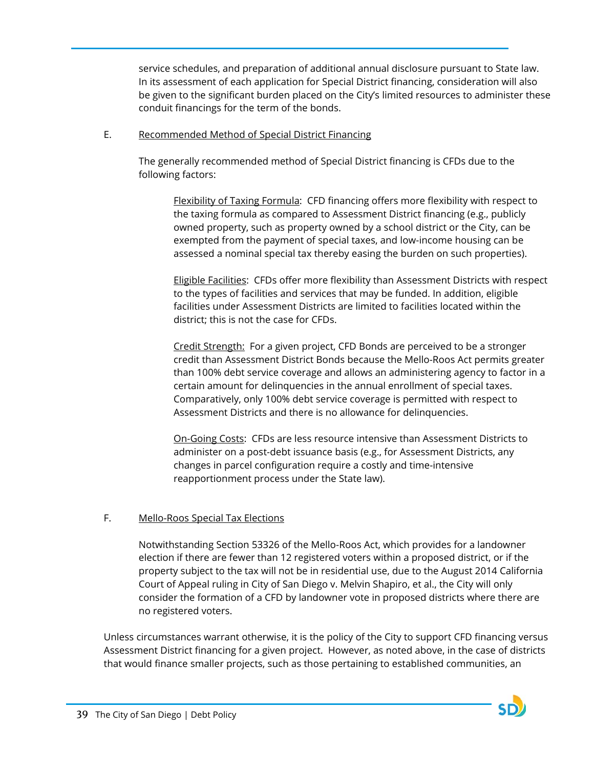service schedules, and preparation of additional annual disclosure pursuant to State law. In its assessment of each application for Special District financing, consideration will also be given to the significant burden placed on the City's limited resources to administer these conduit financings for the term of the bonds.

E. Recommended Method of Special District Financing

The generally recommended method of Special District financing is CFDs due to the following factors:

Flexibility of Taxing Formula: CFD financing offers more flexibility with respect to the taxing formula as compared to Assessment District financing (e.g., publicly owned property, such as property owned by a school district or the City, can be exempted from the payment of special taxes, and low-income housing can be assessed a nominal special tax thereby easing the burden on such properties).

Eligible Facilities: CFDs offer more flexibility than Assessment Districts with respect to the types of facilities and services that may be funded. In addition, eligible facilities under Assessment Districts are limited to facilities located within the district; this is not the case for CFDs.

Credit Strength: For a given project, CFD Bonds are perceived to be a stronger credit than Assessment District Bonds because the Mello-Roos Act permits greater than 100% debt service coverage and allows an administering agency to factor in a certain amount for delinquencies in the annual enrollment of special taxes. Comparatively, only 100% debt service coverage is permitted with respect to Assessment Districts and there is no allowance for delinquencies.

On-Going Costs: CFDs are less resource intensive than Assessment Districts to administer on a post-debt issuance basis (e.g., for Assessment Districts, any changes in parcel configuration require a costly and time-intensive reapportionment process under the State law).

F. Mello-Roos Special Tax Elections

Notwithstanding Section 53326 of the Mello-Roos Act, which provides for a landowner election if there are fewer than 12 registered voters within a proposed district, or if the property subject to the tax will not be in residential use, due to the August 2014 California Court of Appeal ruling in City of San Diego v. Melvin Shapiro, et al., the City will only consider the formation of a CFD by landowner vote in proposed districts where there are no registered voters.

Unless circumstances warrant otherwise, it is the policy of the City to support CFD financing versus Assessment District financing for a given project. However, as noted above, in the case of districts that would finance smaller projects, such as those pertaining to established communities, an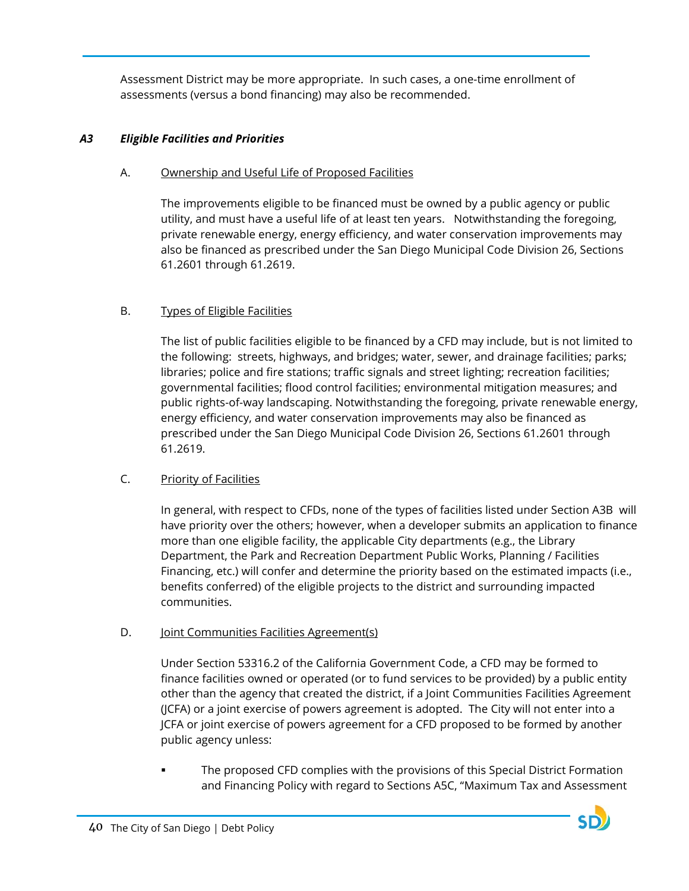Assessment District may be more appropriate. In such cases, a one-time enrollment of assessments (versus a bond financing) may also be recommended.

### *A3 Eligible Facilities and Priorities*

A. Ownership and Useful Life of Proposed Facilities

The improvements eligible to be financed must be owned by a public agency or public utility, and must have a useful life of at least ten years. Notwithstanding the foregoing, private renewable energy, energy efficiency, and water conservation improvements may also be financed as prescribed under the San Diego Municipal Code Division 26, Sections 61.2601 through 61.2619.

B. Types of Eligible Facilities

The list of public facilities eligible to be financed by a CFD may include, but is not limited to the following: streets, highways, and bridges; water, sewer, and drainage facilities; parks; libraries; police and fire stations; traffic signals and street lighting; recreation facilities; governmental facilities; flood control facilities; environmental mitigation measures; and public rights-of-way landscaping. Notwithstanding the foregoing, private renewable energy, energy efficiency, and water conservation improvements may also be financed as prescribed under the San Diego Municipal Code Division 26, Sections 61.2601 through 61.2619.

C. Priority of Facilities

In general, with respect to CFDs, none of the types of facilities listed under Section A3B will have priority over the others; however, when a developer submits an application to finance more than one eligible facility, the applicable City departments (e.g., the Library Department, the Park and Recreation Department Public Works, Planning / Facilities Financing, etc.) will confer and determine the priority based on the estimated impacts (i.e., benefits conferred) of the eligible projects to the district and surrounding impacted communities.

D. Joint Communities Facilities Agreement(s)

Under Section 53316.2 of the California Government Code, a CFD may be formed to finance facilities owned or operated (or to fund services to be provided) by a public entity other than the agency that created the district, if a Joint Communities Facilities Agreement (JCFA) or a joint exercise of powers agreement is adopted. The City will not enter into a JCFA or joint exercise of powers agreement for a CFD proposed to be formed by another public agency unless:

- The proposed CFD complies with the provisions of this Special District Formation and Financing Policy with regard to Sections A5C, "Maximum Tax and Assessment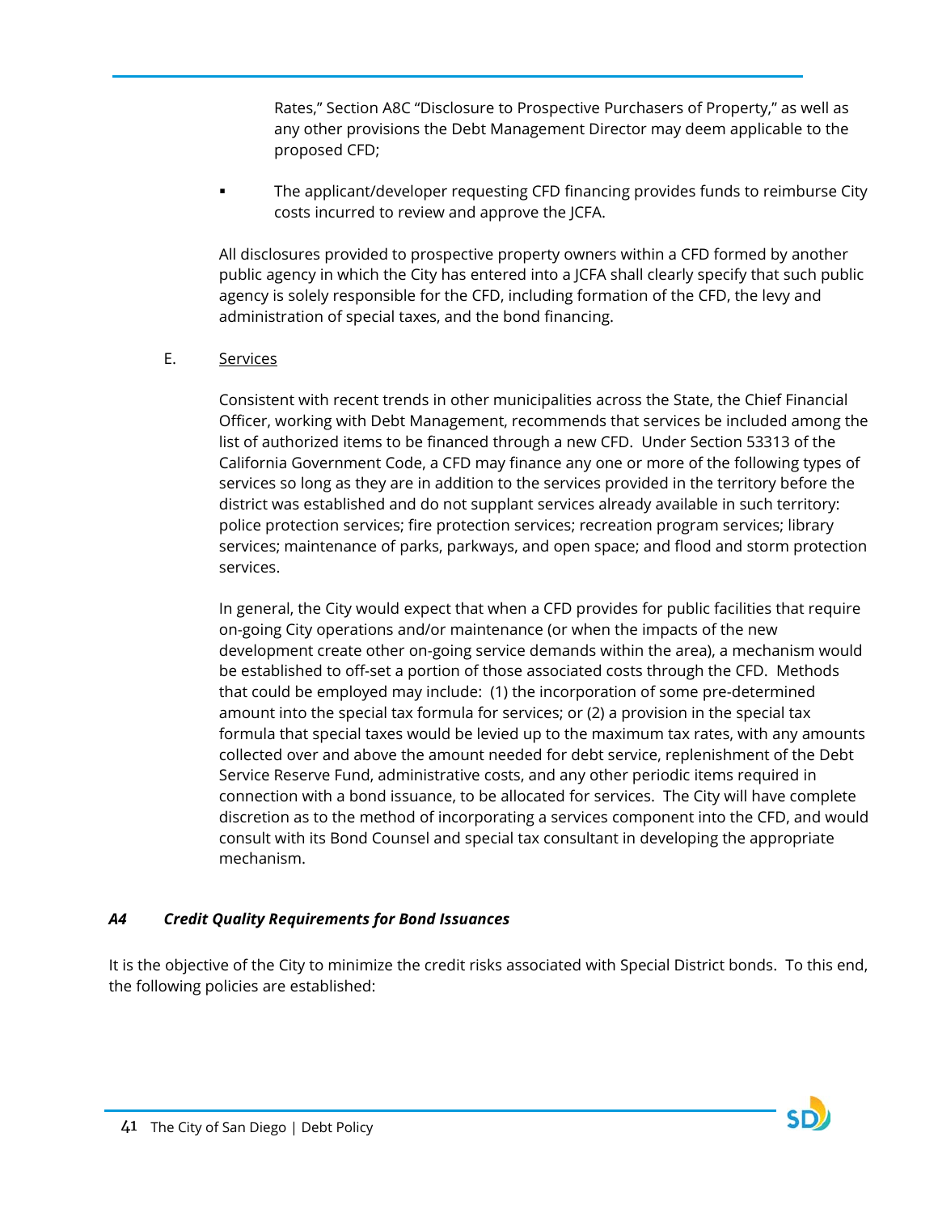Rates," Section A8C "Disclosure to Prospective Purchasers of Property," as well as any other provisions the Debt Management Director may deem applicable to the proposed CFD;

- The applicant/developer requesting CFD financing provides funds to reimburse City costs incurred to review and approve the JCFA.

All disclosures provided to prospective property owners within a CFD formed by another public agency in which the City has entered into a JCFA shall clearly specify that such public agency is solely responsible for the CFD, including formation of the CFD, the levy and administration of special taxes, and the bond financing.

E. Services

Consistent with recent trends in other municipalities across the State, the Chief Financial Officer, working with Debt Management, recommends that services be included among the list of authorized items to be financed through a new CFD. Under Section 53313 of the California Government Code, a CFD may finance any one or more of the following types of services so long as they are in addition to the services provided in the territory before the district was established and do not supplant services already available in such territory: police protection services; fire protection services; recreation program services; library services; maintenance of parks, parkways, and open space; and flood and storm protection services.

In general, the City would expect that when a CFD provides for public facilities that require on-going City operations and/or maintenance (or when the impacts of the new development create other on-going service demands within the area), a mechanism would be established to off-set a portion of those associated costs through the CFD. Methods that could be employed may include: (1) the incorporation of some pre-determined amount into the special tax formula for services; or (2) a provision in the special tax formula that special taxes would be levied up to the maximum tax rates, with any amounts collected over and above the amount needed for debt service, replenishment of the Debt Service Reserve Fund, administrative costs, and any other periodic items required in connection with a bond issuance, to be allocated for services. The City will have complete discretion as to the method of incorporating a services component into the CFD, and would consult with its Bond Counsel and special tax consultant in developing the appropriate mechanism.

### *A4 Credit Quality Requirements for Bond Issuances*

It is the objective of the City to minimize the credit risks associated with Special District bonds. To this end, the following policies are established: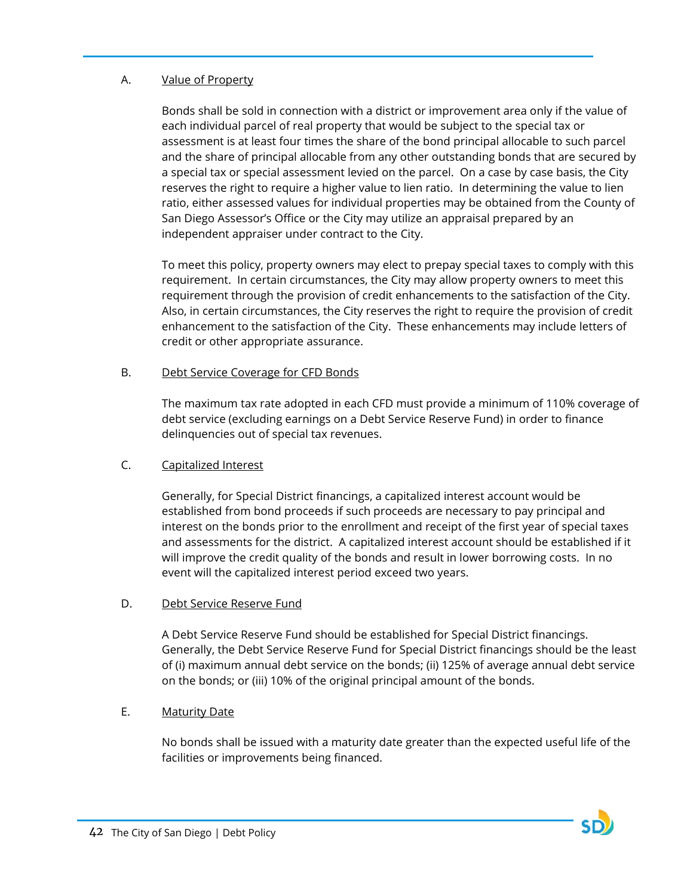A. Value of Property

Bonds shall be sold in connection with a district or improvement area only if the value of each individual parcel of real property that would be subject to the special tax or assessment is at least four times the share of the bond principal allocable to such parcel and the share of principal allocable from any other outstanding bonds that are secured by a special tax or special assessment levied on the parcel. On a case by case basis, the City reserves the right to require a higher value to lien ratio. In determining the value to lien ratio, either assessed values for individual properties may be obtained from the County of San Diego Assessor's Office or the City may utilize an appraisal prepared by an independent appraiser under contract to the City.

To meet this policy, property owners may elect to prepay special taxes to comply with this requirement. In certain circumstances, the City may allow property owners to meet this requirement through the provision of credit enhancements to the satisfaction of the City. Also, in certain circumstances, the City reserves the right to require the provision of credit enhancement to the satisfaction of the City. These enhancements may include letters of credit or other appropriate assurance.

B. Debt Service Coverage for CFD Bonds

The maximum tax rate adopted in each CFD must provide a minimum of 110% coverage of debt service (excluding earnings on a Debt Service Reserve Fund) in order to finance delinquencies out of special tax revenues.

C. Capitalized Interest

Generally, for Special District financings, a capitalized interest account would be established from bond proceeds if such proceeds are necessary to pay principal and interest on the bonds prior to the enrollment and receipt of the first year of special taxes and assessments for the district. A capitalized interest account should be established if it will improve the credit quality of the bonds and result in lower borrowing costs. In no event will the capitalized interest period exceed two years.

D. Debt Service Reserve Fund

A Debt Service Reserve Fund should be established for Special District financings. Generally, the Debt Service Reserve Fund for Special District financings should be the least of (i) maximum annual debt service on the bonds; (ii) 125% of average annual debt service on the bonds; or (iii) 10% of the original principal amount of the bonds.

E. Maturity Date

No bonds shall be issued with a maturity date greater than the expected useful life of the facilities or improvements being financed.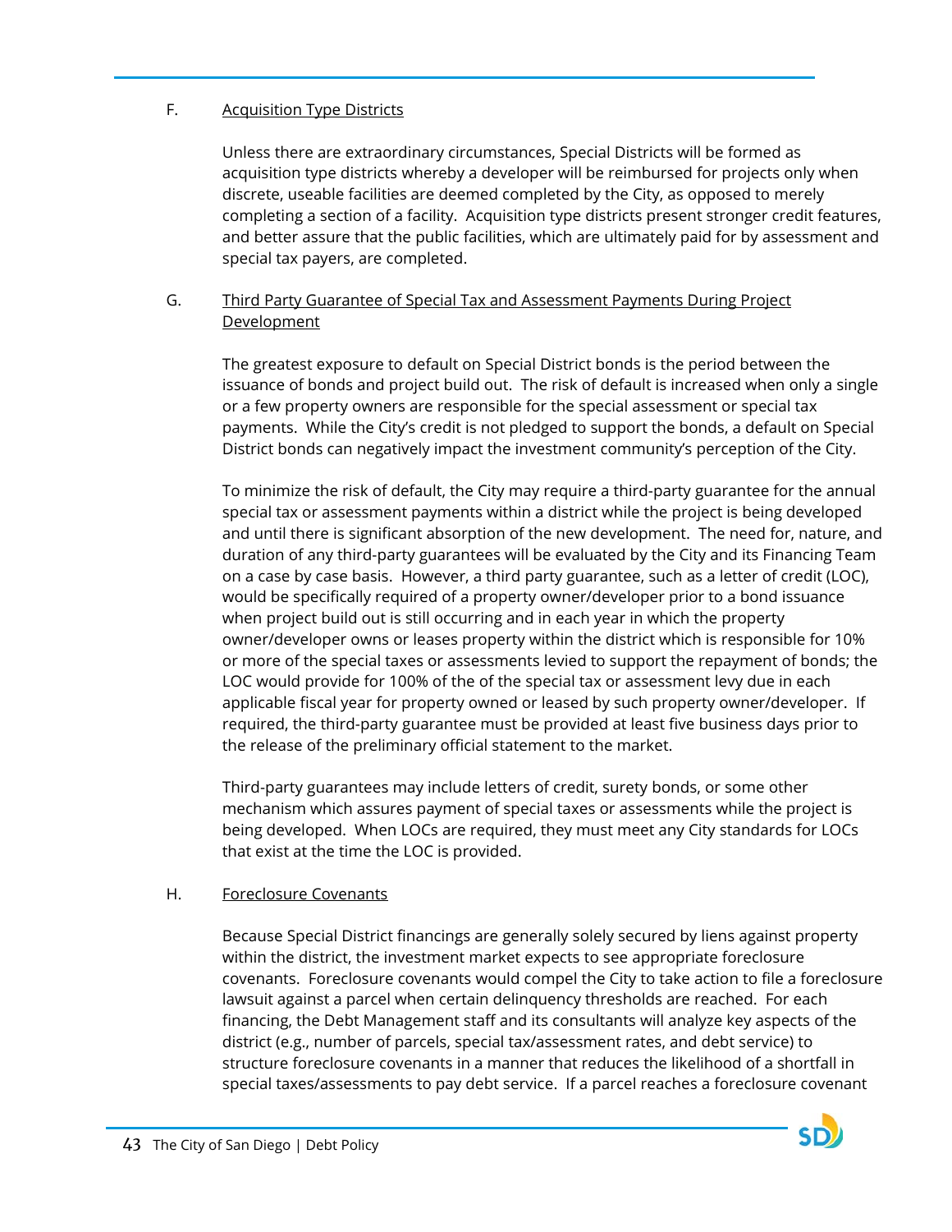F. Acquisition Type Districts

Unless there are extraordinary circumstances, Special Districts will be formed as acquisition type districts whereby a developer will be reimbursed for projects only when discrete, useable facilities are deemed completed by the City, as opposed to merely completing a section of a facility. Acquisition type districts present stronger credit features, and better assure that the public facilities, which are ultimately paid for by assessment and special tax payers, are completed.

G. Third Party Guarantee of Special Tax and Assessment Payments During Project Development

The greatest exposure to default on Special District bonds is the period between the issuance of bonds and project build out. The risk of default is increased when only a single or a few property owners are responsible for the special assessment or special tax payments. While the City's credit is not pledged to support the bonds, a default on Special District bonds can negatively impact the investment community's perception of the City.

To minimize the risk of default, the City may require a third-party guarantee for the annual special tax or assessment payments within a district while the project is being developed and until there is significant absorption of the new development. The need for, nature, and duration of any third-party guarantees will be evaluated by the City and its Financing Team on a case by case basis. However, a third party guarantee, such as a letter of credit (LOC), would be specifically required of a property owner/developer prior to a bond issuance when project build out is still occurring and in each year in which the property owner/developer owns or leases property within the district which is responsible for 10% or more of the special taxes or assessments levied to support the repayment of bonds; the LOC would provide for 100% of the of the special tax or assessment levy due in each applicable fiscal year for property owned or leased by such property owner/developer. If required, the third-party guarantee must be provided at least five business days prior to the release of the preliminary official statement to the market.

Third-party guarantees may include letters of credit, surety bonds, or some other mechanism which assures payment of special taxes or assessments while the project is being developed. When LOCs are required, they must meet any City standards for LOCs that exist at the time the LOC is provided.

H. Foreclosure Covenants

Because Special District financings are generally solely secured by liens against property within the district, the investment market expects to see appropriate foreclosure covenants. Foreclosure covenants would compel the City to take action to file a foreclosure lawsuit against a parcel when certain delinquency thresholds are reached. For each financing, the Debt Management staff and its consultants will analyze key aspects of the district (e.g., number of parcels, special tax/assessment rates, and debt service) to structure foreclosure covenants in a manner that reduces the likelihood of a shortfall in special taxes/assessments to pay debt service. If a parcel reaches a foreclosure covenant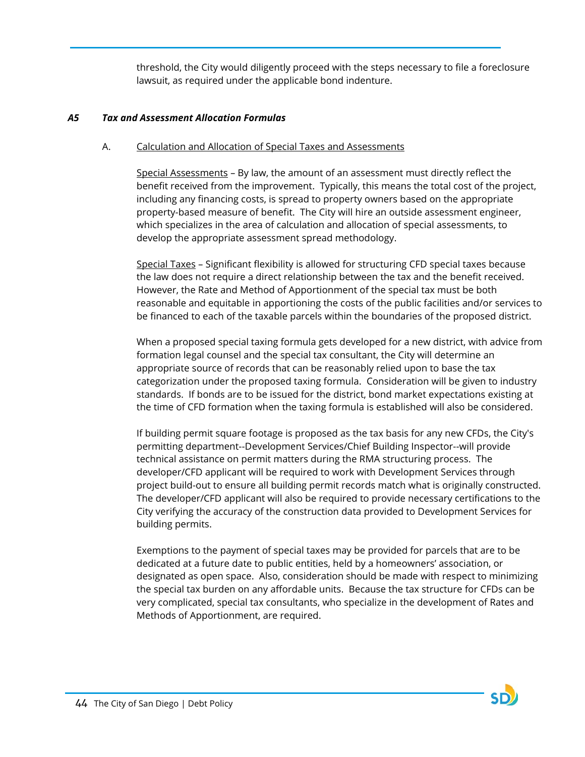threshold, the City would diligently proceed with the steps necessary to file a foreclosure lawsuit, as required under the applicable bond indenture.

### *A5 Tax and Assessment Allocation Formulas*

A. Calculation and Allocation of Special Taxes and Assessments

Special Assessments – By law, the amount of an assessment must directly reflect the benefit received from the improvement. Typically, this means the total cost of the project, including any financing costs, is spread to property owners based on the appropriate property-based measure of benefit. The City will hire an outside assessment engineer, which specializes in the area of calculation and allocation of special assessments, to develop the appropriate assessment spread methodology.

Special Taxes – Significant flexibility is allowed for structuring CFD special taxes because the law does not require a direct relationship between the tax and the benefit received. However, the Rate and Method of Apportionment of the special tax must be both reasonable and equitable in apportioning the costs of the public facilities and/or services to be financed to each of the taxable parcels within the boundaries of the proposed district.

When a proposed special taxing formula gets developed for a new district, with advice from formation legal counsel and the special tax consultant, the City will determine an appropriate source of records that can be reasonably relied upon to base the tax categorization under the proposed taxing formula. Consideration will be given to industry standards. If bonds are to be issued for the district, bond market expectations existing at the time of CFD formation when the taxing formula is established will also be considered.

If building permit square footage is proposed as the tax basis for any new CFDs, the City's permitting department--Development Services/Chief Building Inspector--will provide technical assistance on permit matters during the RMA structuring process. The developer/CFD applicant will be required to work with Development Services through project build-out to ensure all building permit records match what is originally constructed. The developer/CFD applicant will also be required to provide necessary certifications to the City verifying the accuracy of the construction data provided to Development Services for building permits.

Exemptions to the payment of special taxes may be provided for parcels that are to be dedicated at a future date to public entities, held by a homeowners' association, or designated as open space. Also, consideration should be made with respect to minimizing the special tax burden on any affordable units. Because the tax structure for CFDs can be very complicated, special tax consultants, who specialize in the development of Rates and Methods of Apportionment, are required.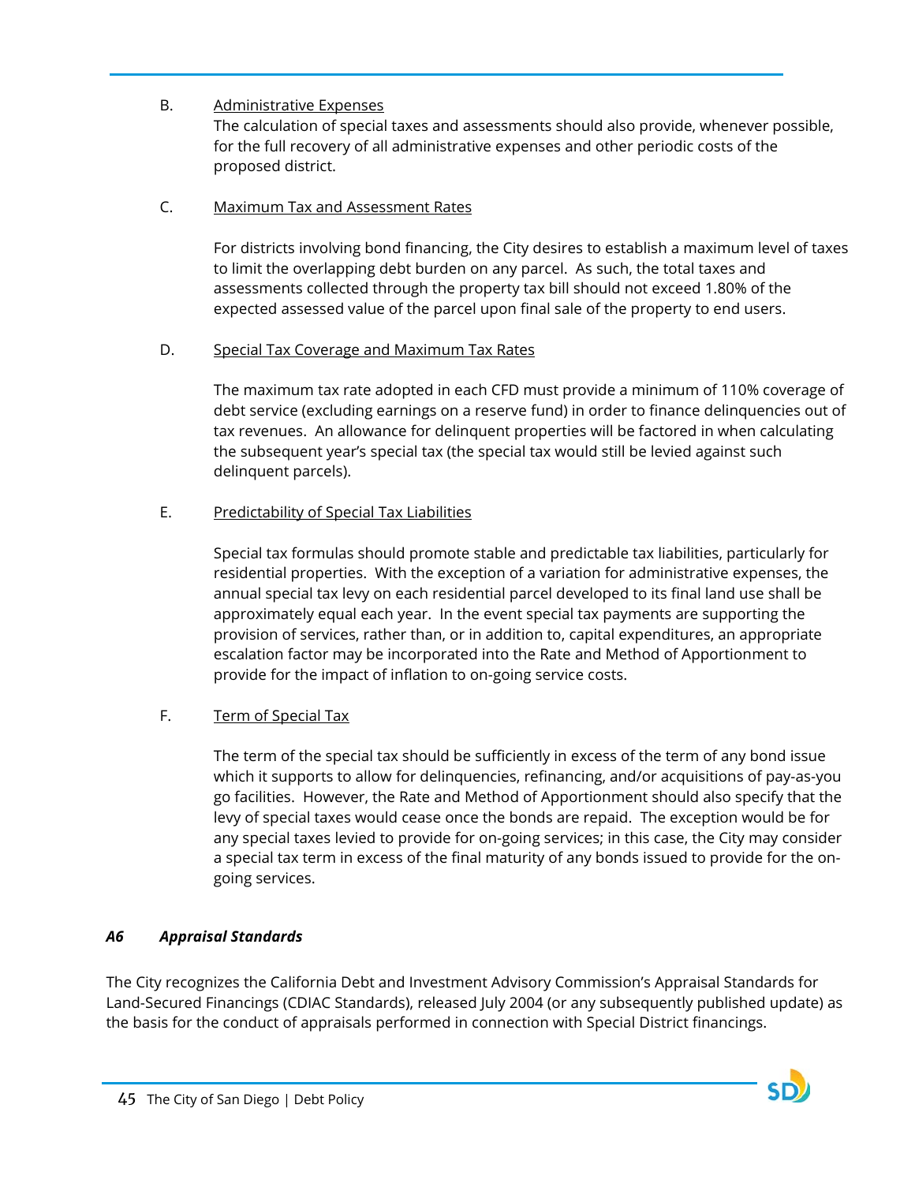B. Administrative Expenses

The calculation of special taxes and assessments should also provide, whenever possible, for the full recovery of all administrative expenses and other periodic costs of the proposed district.

C. Maximum Tax and Assessment Rates

For districts involving bond financing, the City desires to establish a maximum level of taxes to limit the overlapping debt burden on any parcel. As such, the total taxes and assessments collected through the property tax bill should not exceed 1.80% of the expected assessed value of the parcel upon final sale of the property to end users.

D. Special Tax Coverage and Maximum Tax Rates

The maximum tax rate adopted in each CFD must provide a minimum of 110% coverage of debt service (excluding earnings on a reserve fund) in order to finance delinquencies out of tax revenues. An allowance for delinquent properties will be factored in when calculating the subsequent year's special tax (the special tax would still be levied against such delinquent parcels).

E. Predictability of Special Tax Liabilities

Special tax formulas should promote stable and predictable tax liabilities, particularly for residential properties. With the exception of a variation for administrative expenses, the annual special tax levy on each residential parcel developed to its final land use shall be approximately equal each year. In the event special tax payments are supporting the provision of services, rather than, or in addition to, capital expenditures, an appropriate escalation factor may be incorporated into the Rate and Method of Apportionment to provide for the impact of inflation to on-going service costs.

F. Term of Special Tax

The term of the special tax should be sufficiently in excess of the term of any bond issue which it supports to allow for delinquencies, refinancing, and/or acquisitions of pay-as-you go facilities. However, the Rate and Method of Apportionment should also specify that the levy of special taxes would cease once the bonds are repaid. The exception would be for any special taxes levied to provide for on-going services; in this case, the City may consider a special tax term in excess of the final maturity of any bonds issued to provide for the on-going services.

### *A6 Appraisal Standards*

The City recognizes the California Debt and Investment Advisory Commission's Appraisal Standards for Land-Secured Financings (CDIAC Standards), released July 2004 (or any subsequently published update) as the basis for the conduct of appraisals performed in connection with Special District financings.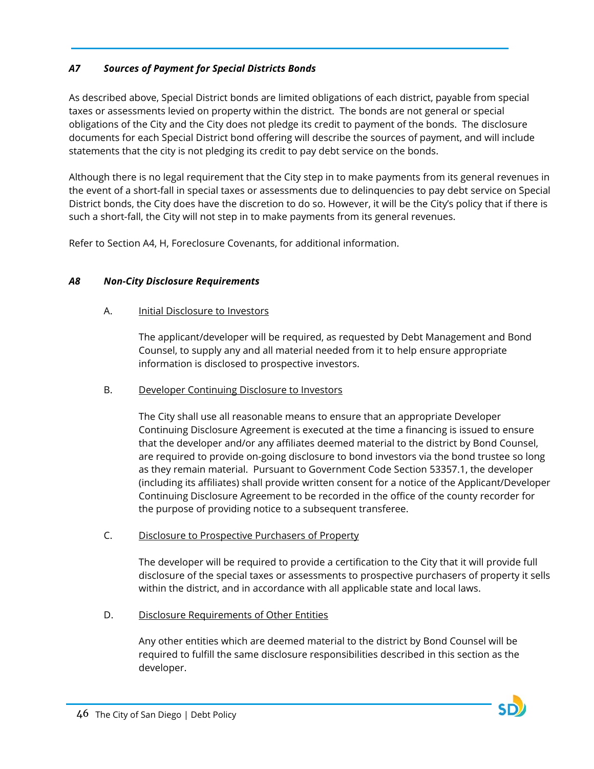### *A7 Sources of Payment for Special Districts Bonds*

As described above, Special District bonds are limited obligations of each district, payable from special taxes or assessments levied on property within the district. The bonds are not general or special obligations of the City and the City does not pledge its credit to payment of the bonds. The disclosure documents for each Special District bond offering will describe the sources of payment, and will include statements that the city is not pledging its credit to pay debt service on the bonds.

Although there is no legal requirement that the City step in to make payments from its general revenues in the event of a short-fall in special taxes or assessments due to delinquencies to pay debt service on Special District bonds, the City does have the discretion to do so. However, it will be the City's policy that if there is such a short-fall, the City will not step in to make payments from its general revenues.

Refer to Section A4, H, Foreclosure Covenants, for additional information.

### *A8 Non-City Disclosure Requirements*

A. Initial Disclosure to Investors

The applicant/developer will be required, as requested by Debt Management and Bond Counsel, to supply any and all material needed from it to help ensure appropriate information is disclosed to prospective investors.

B. Developer Continuing Disclosure to Investors

The City shall use all reasonable means to ensure that an appropriate Developer Continuing Disclosure Agreement is executed at the time a financing is issued to ensure that the developer and/or any affiliates deemed material to the district by Bond Counsel, are required to provide on-going disclosure to bond investors via the bond trustee so long as they remain material. Pursuant to Government Code Section 53357.1, the developer (including its affiliates) shall provide written consent for a notice of the Applicant/Developer Continuing Disclosure Agreement to be recorded in the office of the county recorder for the purpose of providing notice to a subsequent transferee.

C. Disclosure to Prospective Purchasers of Property

The developer will be required to provide a certification to the City that it will provide full disclosure of the special taxes or assessments to prospective purchasers of property it sells within the district, and in accordance with all applicable state and local laws.

D. Disclosure Requirements of Other Entities

Any other entities which are deemed material to the district by Bond Counsel will be required to fulfill the same disclosure responsibilities described in this section as the developer.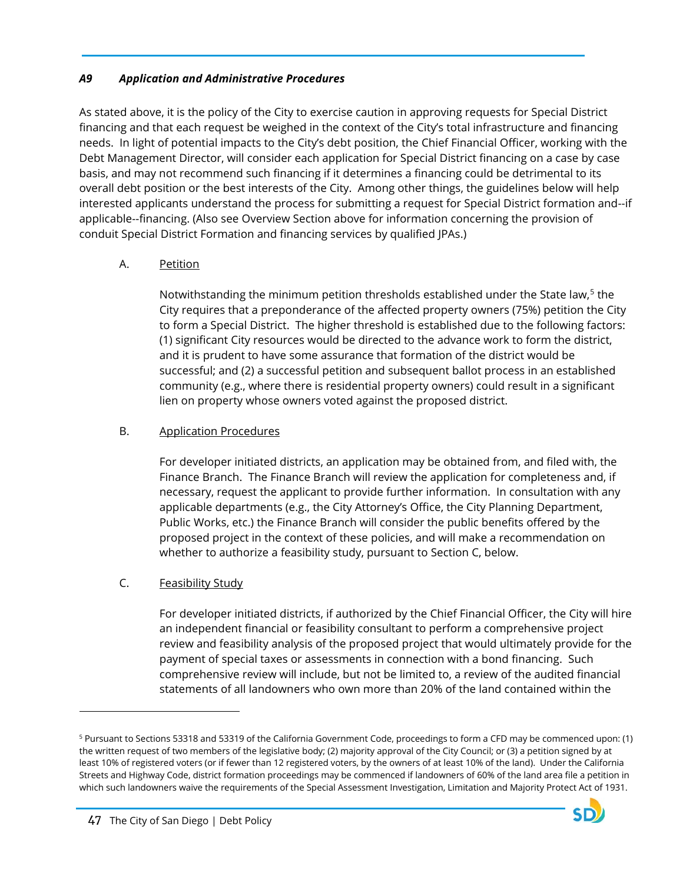### *A9 Application and Administrative Procedures*

As stated above, it is the policy of the City to exercise caution in approving requests for Special District financing and that each request be weighed in the context of the City's total infrastructure and financing needs. In light of potential impacts to the City's debt position, the Chief Financial Officer, working with the Debt Management Director, will consider each application for Special District financing on a case by case basis, and may not recommend such financing if it determines a financing could be detrimental to its overall debt position or the best interests of the City. Among other things, the guidelines below will help interested applicants understand the process for submitting a request for Special District formation and--if applicable--financing. (Also see Overview Section above for information concerning the provision of conduit Special District Formation and financing services by qualified JPAs.)

A. Petition

Notwithstanding the minimum petition thresholds established under the State law,[5] the City requires that a preponderance of the affected property owners (75%) petition the City to form a Special District. The higher threshold is established due to the following factors: (1) significant City resources would be directed to the advance work to form the district, and it is prudent to have some assurance that formation of the district would be successful; and (2) a successful petition and subsequent ballot process in an established community (e.g., where there is residential property owners) could result in a significant lien on property whose owners voted against the proposed district.

B. Application Procedures

For developer initiated districts, an application may be obtained from, and filed with, the Finance Branch. The Finance Branch will review the application for completeness and, if necessary, request the applicant to provide further information. In consultation with any applicable departments (e.g., the City Attorney's Office, the City Planning Department, Public Works, etc.) the Finance Branch will consider the public benefits offered by the proposed project in the context of these policies, and will make a recommendation on whether to authorize a feasibility study, pursuant to Section C, below.

C. Feasibility Study

For developer initiated districts, if authorized by the Chief Financial Officer, the City will hire an independent financial or feasibility consultant to perform a comprehensive project review and feasibility analysis of the proposed project that would ultimately provide for the payment of special taxes or assessments in connection with a bond financing. Such comprehensive review will include, but not be limited to, a review of the audited financial statements of all landowners who own more than 20% of the land contained within the

---

[5] Pursuant to Sections 53318 and 53319 of the California Government Code, proceedings to form a CFD may be commenced upon: (1) the written request of two members of the legislative body; (2) majority approval of the City Council; or (3) a petition signed by at least 10% of registered voters (or if fewer than 12 registered voters, by the owners of at least 10% of the land). Under the California Streets and Highway Code, district formation proceedings may be commenced if landowners of 60% of the land area file a petition in which such landowners waive the requirements of the Special Assessment Investigation, Limitation and Majority Protect Act of 1931.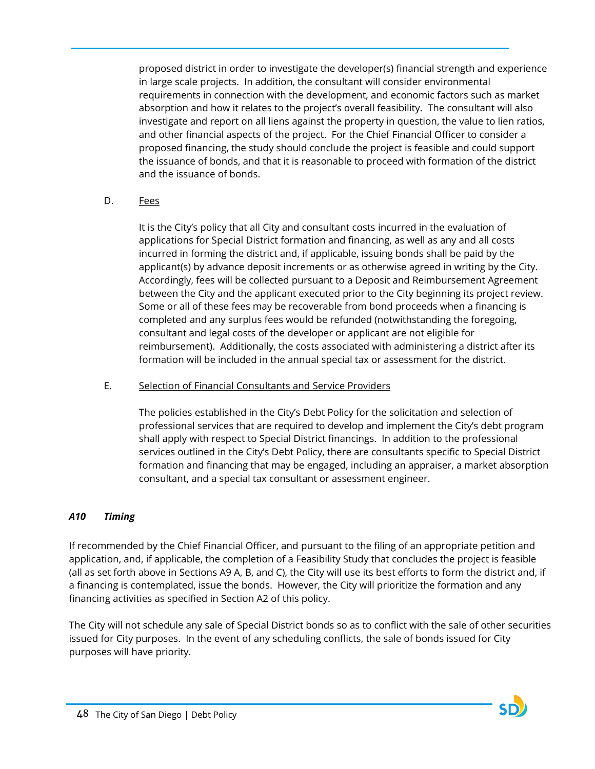proposed district in order to investigate the developer(s) financial strength and experience in large scale projects. In addition, the consultant will consider environmental requirements in connection with the development, and economic factors such as market absorption and how it relates to the project's overall feasibility. The consultant will also investigate and report on all liens against the property in question, the value to lien ratios, and other financial aspects of the project. For the Chief Financial Officer to consider a proposed financing, the study should conclude the project is feasible and could support the issuance of bonds, and that it is reasonable to proceed with formation of the district and the issuance of bonds.

D. Fees

It is the City's policy that all City and consultant costs incurred in the evaluation of applications for Special District formation and financing, as well as any and all costs incurred in forming the district and, if applicable, issuing bonds shall be paid by the applicant(s) by advance deposit increments or as otherwise agreed in writing by the City. Accordingly, fees will be collected pursuant to a Deposit and Reimbursement Agreement between the City and the applicant executed prior to the City beginning its project review. Some or all of these fees may be recoverable from bond proceeds when a financing is completed and any surplus fees would be refunded (notwithstanding the foregoing, consultant and legal costs of the developer or applicant are not eligible for reimbursement). Additionally, the costs associated with administering a district after its formation will be included in the annual special tax or assessment for the district.

E. Selection of Financial Consultants and Service Providers

The policies established in the City's Debt Policy for the solicitation and selection of professional services that are required to develop and implement the City's debt program shall apply with respect to Special District financings. In addition to the professional services outlined in the City's Debt Policy, there are consultants specific to Special District formation and financing that may be engaged, including an appraiser, a market absorption consultant, and a special tax consultant or assessment engineer.

### *A10 Timing*

If recommended by the Chief Financial Officer, and pursuant to the filing of an appropriate petition and application, and, if applicable, the completion of a Feasibility Study that concludes the project is feasible (all as set forth above in Sections A9 A, B, and C), the City will use its best efforts to form the district and, if a financing is contemplated, issue the bonds. However, the City will prioritize the formation and any financing activities as specified in Section A2 of this policy.

The City will not schedule any sale of Special District bonds so as to conflict with the sale of other securities issued for City purposes. In the event of any scheduling conflicts, the sale of bonds issued for City purposes will have priority.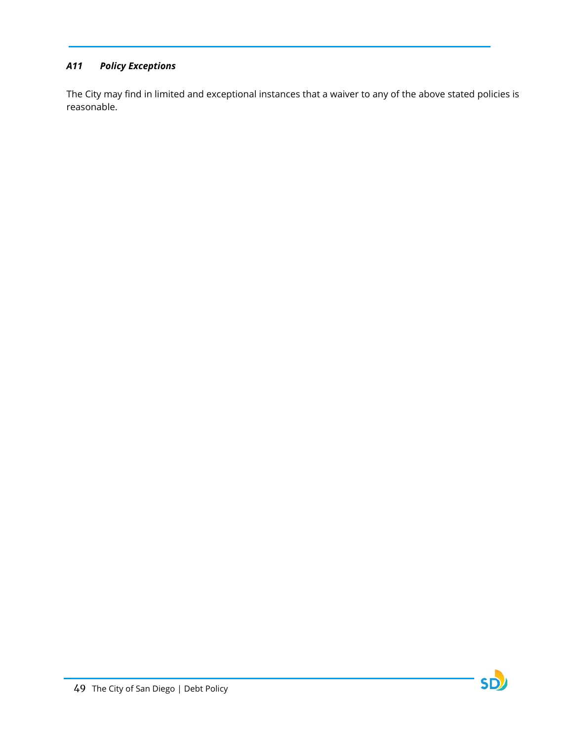### *A11 Policy Exceptions*

The City may find in limited and exceptional instances that a waiver to any of the above stated policies is reasonable.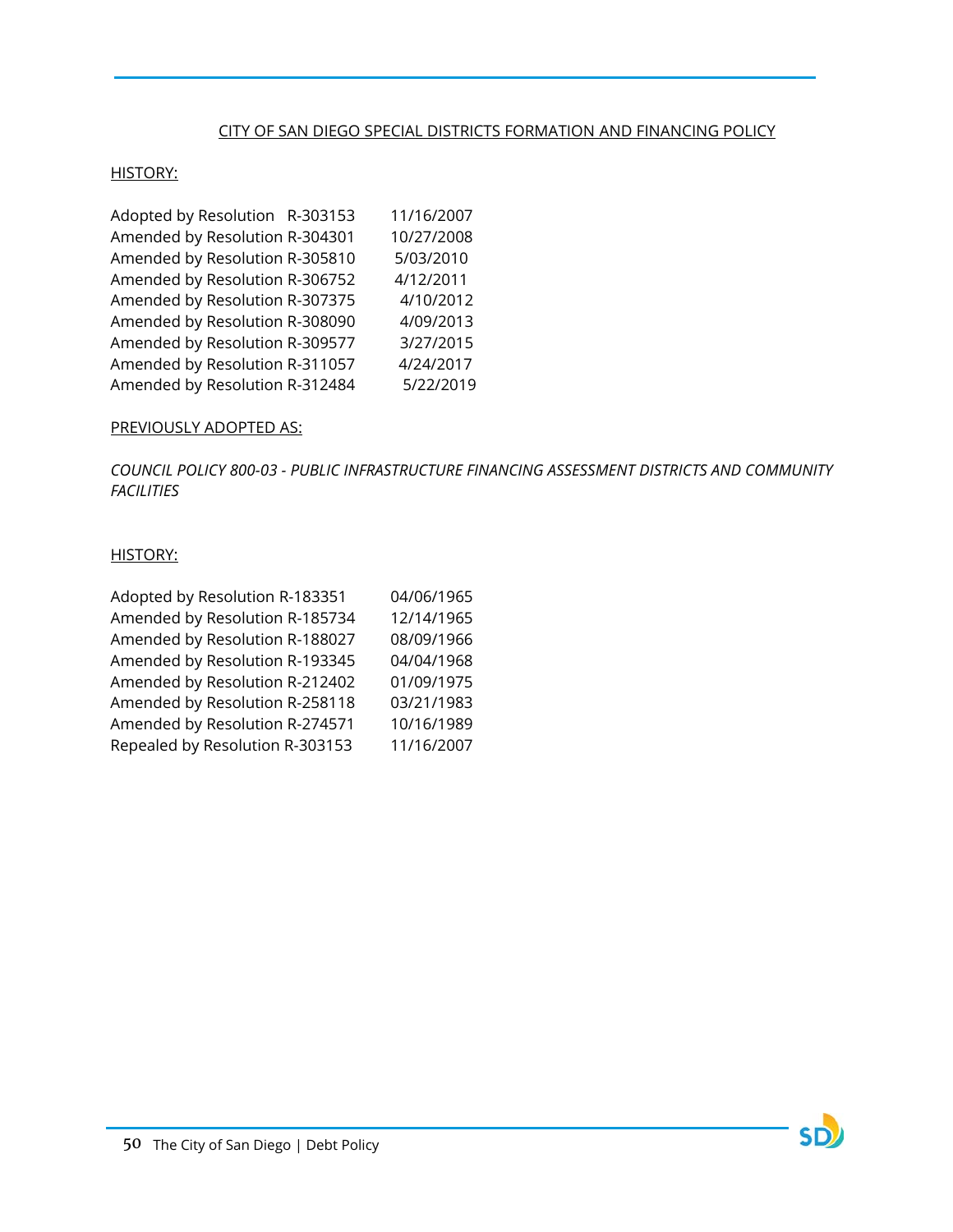CITY OF SAN DIEGO SPECIAL DISTRICTS FORMATION AND FINANCING POLICY

HISTORY:

| | |
|---|---|
| Adopted by Resolution R-303153 | 11/16/2007 |
| Amended by Resolution R-304301 | 10/27/2008 |
| Amended by Resolution R-305810 | 5/03/2010 |
| Amended by Resolution R-306752 | 4/12/2011 |
| Amended by Resolution R-307375 | 4/10/2012 |
| Amended by Resolution R-308090 | 4/09/2013 |
| Amended by Resolution R-309577 | 3/27/2015 |
| Amended by Resolution R-311057 | 4/24/2017 |
| Amended by Resolution R-312484 | 5/22/2019 |

PREVIOUSLY ADOPTED AS:

*COUNCIL POLICY 800-03 - PUBLIC INFRASTRUCTURE FINANCING ASSESSMENT DISTRICTS AND COMMUNITY FACILITIES*

HISTORY:

| | |
|---|---|
| Adopted by Resolution R-183351 | 04/06/1965 |
| Amended by Resolution R-185734 | 12/14/1965 |
| Amended by Resolution R-188027 | 08/09/1966 |
| Amended by Resolution R-193345 | 04/04/1968 |
| Amended by Resolution R-212402 | 01/09/1975 |
| Amended by Resolution R-258118 | 03/21/1983 |
| Amended by Resolution R-274571 | 10/16/1989 |
| Repealed by Resolution R-303153 | 11/16/2007 |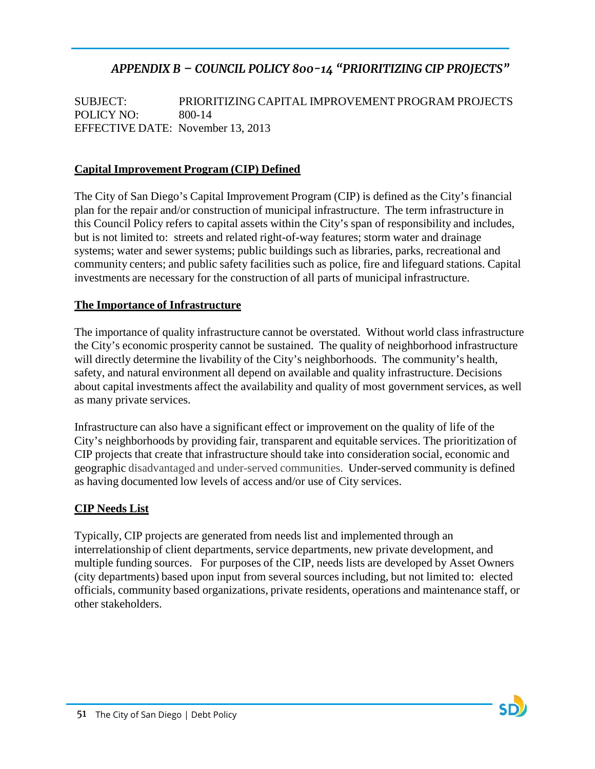## *APPENDIX B – COUNCIL POLICY 800-14 "PRIORITIZING CIP PROJECTS"*

SUBJECT: PRIORITIZING CAPITAL IMPROVEMENT PROGRAM PROJECTS
POLICY NO: 800-14
EFFECTIVE DATE: November 13, 2013

**Capital Improvement Program (CIP) Defined**

The City of San Diego's Capital Improvement Program (CIP) is defined as the City's financial plan for the repair and/or construction of municipal infrastructure. The term infrastructure in this Council Policy refers to capital assets within the City's span of responsibility and includes, but is not limited to: streets and related right-of-way features; storm water and drainage systems; water and sewer systems; public buildings such as libraries, parks, recreational and community centers; and public safety facilities such as police, fire and lifeguard stations. Capital investments are necessary for the construction of all parts of municipal infrastructure.

**The Importance of Infrastructure**

The importance of quality infrastructure cannot be overstated. Without world class infrastructure the City's economic prosperity cannot be sustained. The quality of neighborhood infrastructure will directly determine the livability of the City's neighborhoods. The community's health, safety, and natural environment all depend on available and quality infrastructure. Decisions about capital investments affect the availability and quality of most government services, as well as many private services.

Infrastructure can also have a significant effect or improvement on the quality of life of the City's neighborhoods by providing fair, transparent and equitable services. The prioritization of CIP projects that create that infrastructure should take into consideration social, economic and geographic disadvantaged and under-served communities. Under-served community is defined as having documented low levels of access and/or use of City services.

**CIP Needs List**

Typically, CIP projects are generated from needs list and implemented through an interrelationship of client departments, service departments, new private development, and multiple funding sources. For purposes of the CIP, needs lists are developed by Asset Owners (city departments) based upon input from several sources including, but not limited to: elected officials, community based organizations, private residents, operations and maintenance staff, or other stakeholders.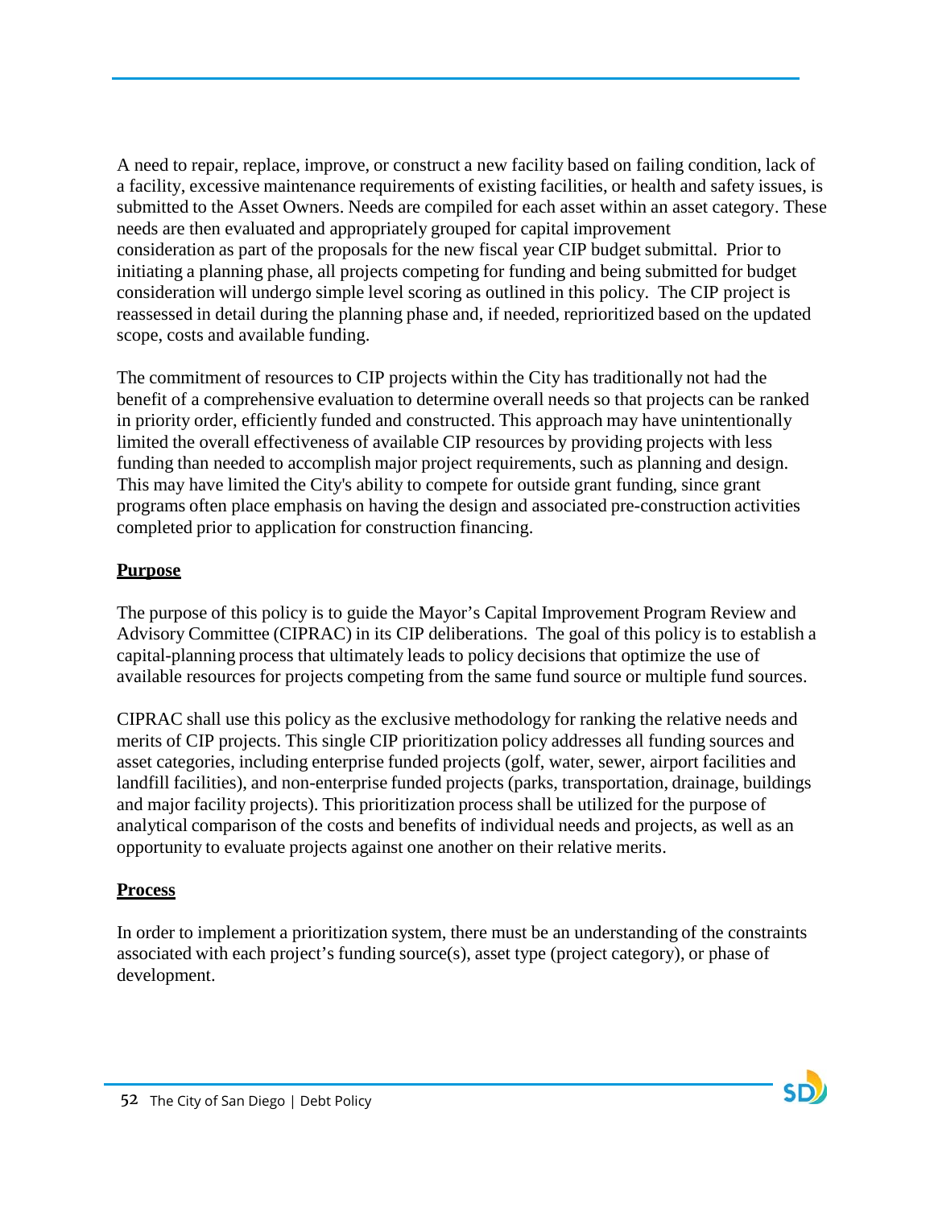A need to repair, replace, improve, or construct a new facility based on failing condition, lack of a facility, excessive maintenance requirements of existing facilities, or health and safety issues, is submitted to the Asset Owners. Needs are compiled for each asset within an asset category. These needs are then evaluated and appropriately grouped for capital improvement consideration as part of the proposals for the new fiscal year CIP budget submittal. Prior to initiating a planning phase, all projects competing for funding and being submitted for budget consideration will undergo simple level scoring as outlined in this policy. The CIP project is reassessed in detail during the planning phase and, if needed, reprioritized based on the updated scope, costs and available funding.

The commitment of resources to CIP projects within the City has traditionally not had the benefit of a comprehensive evaluation to determine overall needs so that projects can be ranked in priority order, efficiently funded and constructed. This approach may have unintentionally limited the overall effectiveness of available CIP resources by providing projects with less funding than needed to accomplish major project requirements, such as planning and design. This may have limited the City's ability to compete for outside grant funding, since grant programs often place emphasis on having the design and associated pre-construction activities completed prior to application for construction financing.

**Purpose**

The purpose of this policy is to guide the Mayor's Capital Improvement Program Review and Advisory Committee (CIPRAC) in its CIP deliberations. The goal of this policy is to establish a capital-planning process that ultimately leads to policy decisions that optimize the use of available resources for projects competing from the same fund source or multiple fund sources.

CIPRAC shall use this policy as the exclusive methodology for ranking the relative needs and merits of CIP projects. This single CIP prioritization policy addresses all funding sources and asset categories, including enterprise funded projects (golf, water, sewer, airport facilities and landfill facilities), and non-enterprise funded projects (parks, transportation, drainage, buildings and major facility projects). This prioritization process shall be utilized for the purpose of analytical comparison of the costs and benefits of individual needs and projects, as well as an opportunity to evaluate projects against one another on their relative merits.

**Process**

In order to implement a prioritization system, there must be an understanding of the constraints associated with each project's funding source(s), asset type (project category), or phase of development.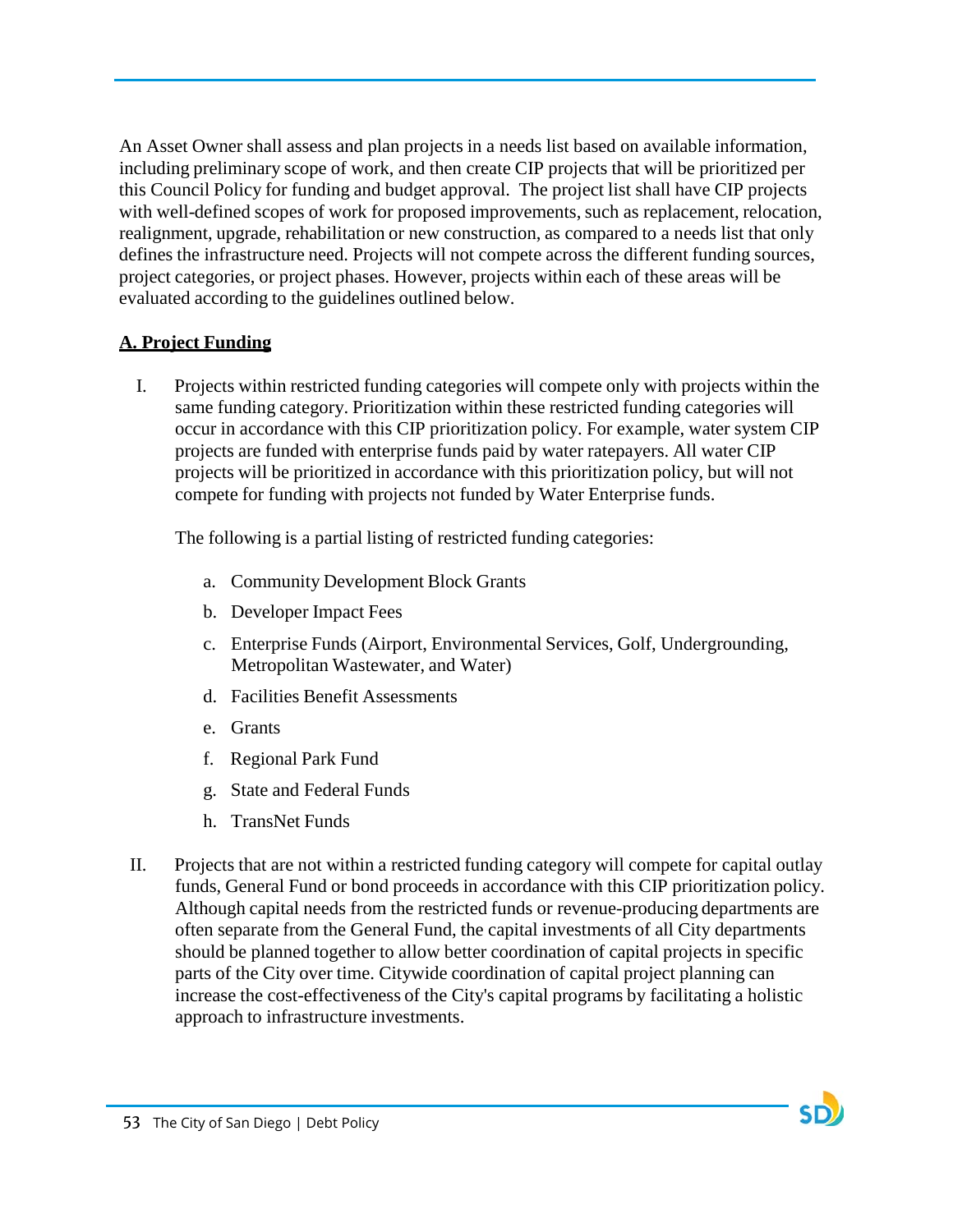An Asset Owner shall assess and plan projects in a needs list based on available information, including preliminary scope of work, and then create CIP projects that will be prioritized per this Council Policy for funding and budget approval. The project list shall have CIP projects with well-defined scopes of work for proposed improvements, such as replacement, relocation, realignment, upgrade, rehabilitation or new construction, as compared to a needs list that only defines the infrastructure need. Projects will not compete across the different funding sources, project categories, or project phases. However, projects within each of these areas will be evaluated according to the guidelines outlined below.

**A. Project Funding**

I. Projects within restricted funding categories will compete only with projects within the same funding category. Prioritization within these restricted funding categories will occur in accordance with this CIP prioritization policy. For example, water system CIP projects are funded with enterprise funds paid by water ratepayers. All water CIP projects will be prioritized in accordance with this prioritization policy, but will not compete for funding with projects not funded by Water Enterprise funds.

   The following is a partial listing of restricted funding categories:

   a. Community Development Block Grants
   b. Developer Impact Fees
   c. Enterprise Funds (Airport, Environmental Services, Golf, Undergrounding, Metropolitan Wastewater, and Water)
   d. Facilities Benefit Assessments
   e. Grants
   f. Regional Park Fund
   g. State and Federal Funds
   h. TransNet Funds

II. Projects that are not within a restricted funding category will compete for capital outlay funds, General Fund or bond proceeds in accordance with this CIP prioritization policy. Although capital needs from the restricted funds or revenue-producing departments are often separate from the General Fund, the capital investments of all City departments should be planned together to allow better coordination of capital projects in specific parts of the City over time. Citywide coordination of capital project planning can increase the cost-effectiveness of the City's capital programs by facilitating a holistic approach to infrastructure investments.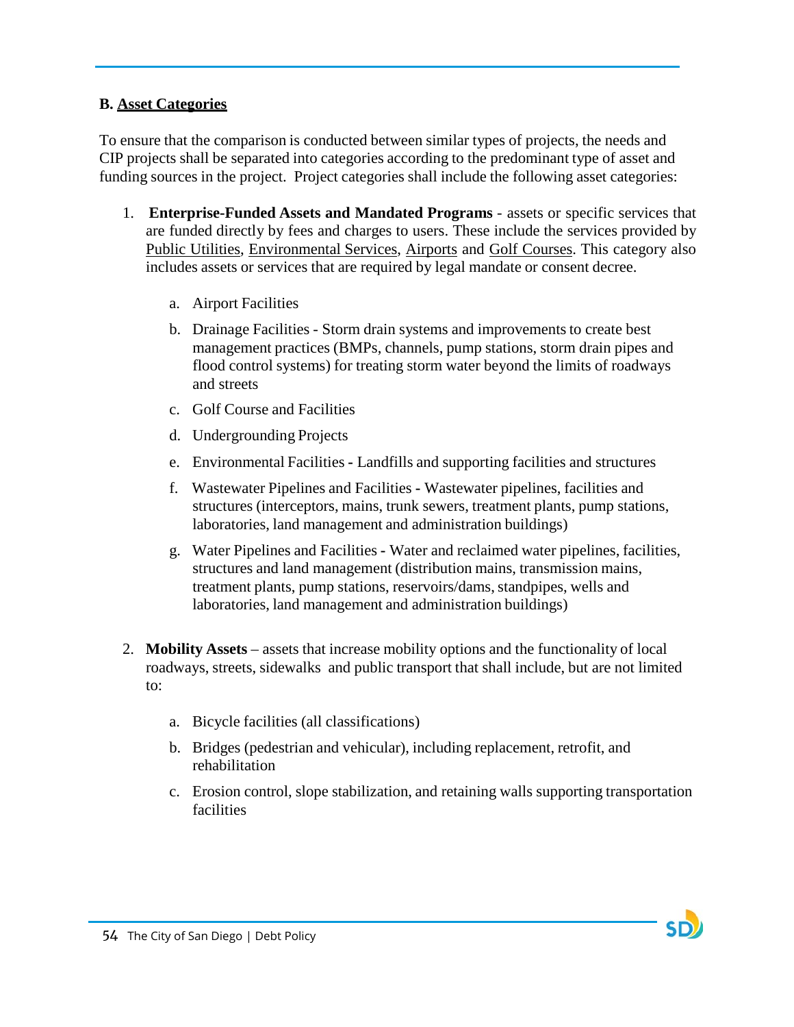**B. <u>Asset Categories</u>**

To ensure that the comparison is conducted between similar types of projects, the needs and CIP projects shall be separated into categories according to the predominant type of asset and funding sources in the project. Project categories shall include the following asset categories:

1. **Enterprise-Funded Assets and Mandated Programs** - assets or specific services that are funded directly by fees and charges to users. These include the services provided by <u>Public Utilities</u>, <u>Environmental Services</u>, <u>Airports</u> and <u>Golf Courses</u>. This category also includes assets or services that are required by legal mandate or consent decree.

    a. Airport Facilities

    b. Drainage Facilities - Storm drain systems and improvements to create best management practices (BMPs, channels, pump stations, storm drain pipes and flood control systems) for treating storm water beyond the limits of roadways and streets

    c. Golf Course and Facilities

    d. Undergrounding Projects

    e. Environmental Facilities - Landfills and supporting facilities and structures

    f. Wastewater Pipelines and Facilities - Wastewater pipelines, facilities and structures (interceptors, mains, trunk sewers, treatment plants, pump stations, laboratories, land management and administration buildings)

    g. Water Pipelines and Facilities - Water and reclaimed water pipelines, facilities, structures and land management (distribution mains, transmission mains, treatment plants, pump stations, reservoirs/dams, standpipes, wells and laboratories, land management and administration buildings)

2. **Mobility Assets** – assets that increase mobility options and the functionality of local roadways, streets, sidewalks and public transport that shall include, but are not limited to:

    a. Bicycle facilities (all classifications)

    b. Bridges (pedestrian and vehicular), including replacement, retrofit, and rehabilitation

    c. Erosion control, slope stabilization, and retaining walls supporting transportation facilities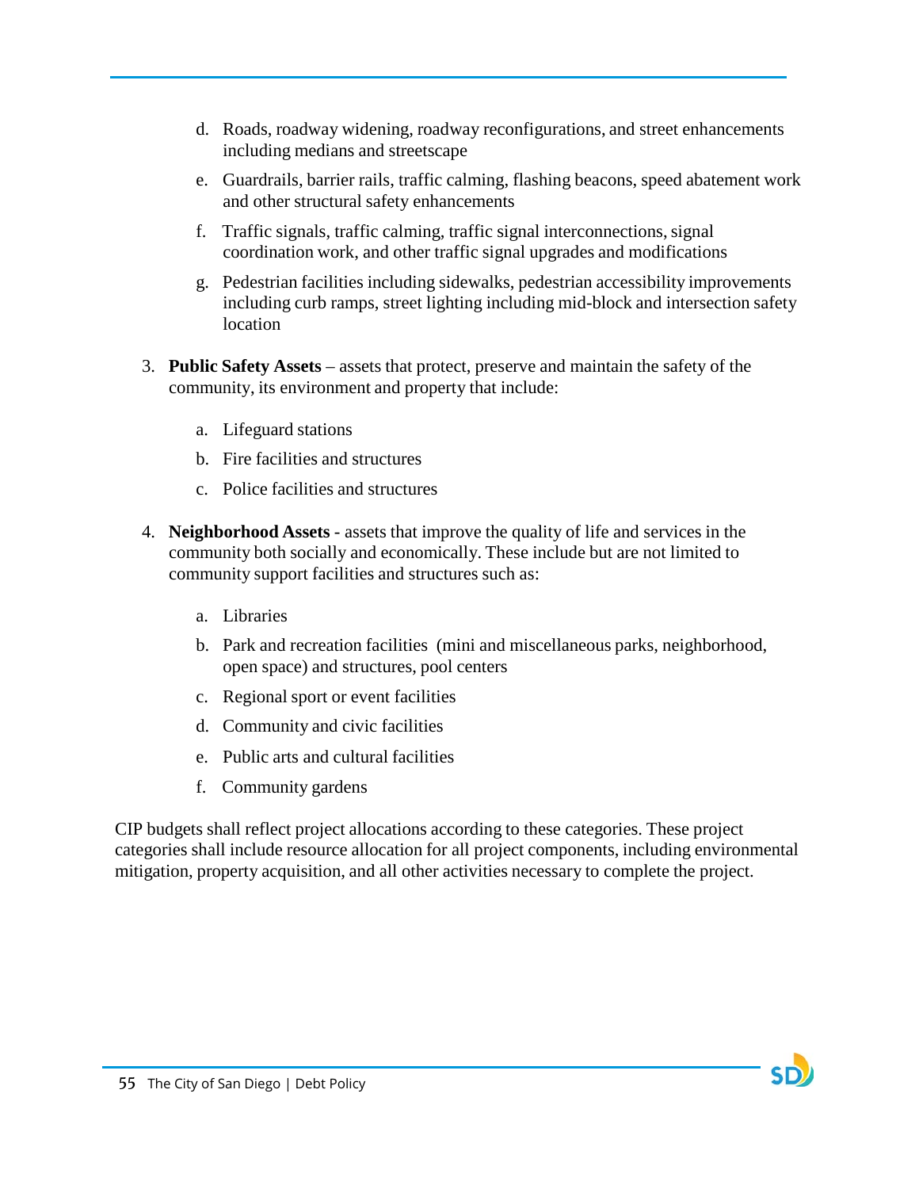d. Roads, roadway widening, roadway reconfigurations, and street enhancements including medians and streetscape
   e. Guardrails, barrier rails, traffic calming, flashing beacons, speed abatement work and other structural safety enhancements
   f. Traffic signals, traffic calming, traffic signal interconnections, signal coordination work, and other traffic signal upgrades and modifications
   g. Pedestrian facilities including sidewalks, pedestrian accessibility improvements including curb ramps, street lighting including mid-block and intersection safety location

3. **Public Safety Assets** – assets that protect, preserve and maintain the safety of the community, its environment and property that include:
   a. Lifeguard stations
   b. Fire facilities and structures
   c. Police facilities and structures

4. **Neighborhood Assets** - assets that improve the quality of life and services in the community both socially and economically. These include but are not limited to community support facilities and structures such as:
   a. Libraries
   b. Park and recreation facilities (mini and miscellaneous parks, neighborhood, open space) and structures, pool centers
   c. Regional sport or event facilities
   d. Community and civic facilities
   e. Public arts and cultural facilities
   f. Community gardens

CIP budgets shall reflect project allocations according to these categories. These project categories shall include resource allocation for all project components, including environmental mitigation, property acquisition, and all other activities necessary to complete the project.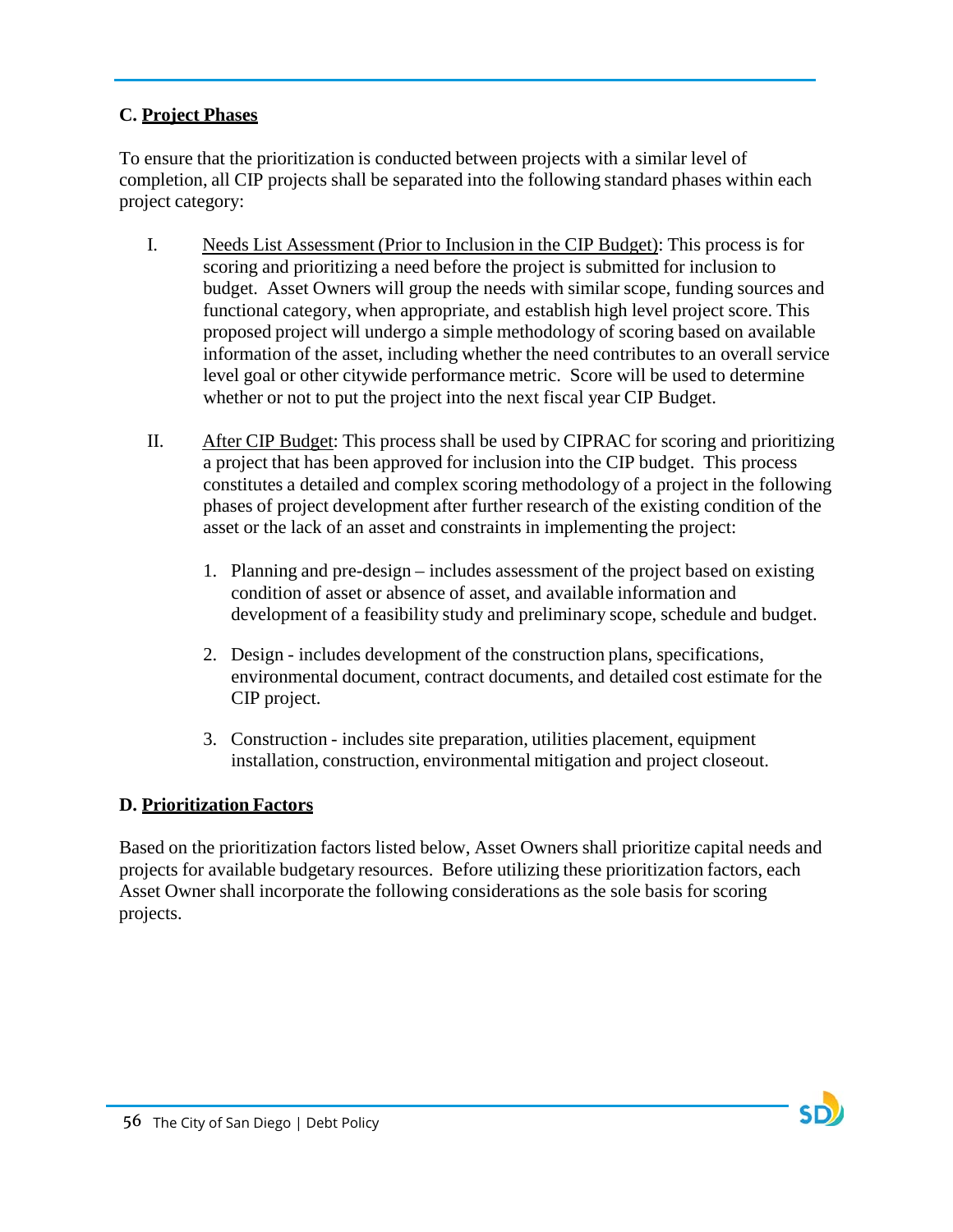### C. Project Phases

To ensure that the prioritization is conducted between projects with a similar level of completion, all CIP projects shall be separated into the following standard phases within each project category:

I. Needs List Assessment (Prior to Inclusion in the CIP Budget): This process is for scoring and prioritizing a need before the project is submitted for inclusion to budget. Asset Owners will group the needs with similar scope, funding sources and functional category, when appropriate, and establish high level project score. This proposed project will undergo a simple methodology of scoring based on available information of the asset, including whether the need contributes to an overall service level goal or other citywide performance metric. Score will be used to determine whether or not to put the project into the next fiscal year CIP Budget.

II. After CIP Budget: This process shall be used by CIPRAC for scoring and prioritizing a project that has been approved for inclusion into the CIP budget. This process constitutes a detailed and complex scoring methodology of a project in the following phases of project development after further research of the existing condition of the asset or the lack of an asset and constraints in implementing the project:

   1. Planning and pre-design – includes assessment of the project based on existing condition of asset or absence of asset, and available information and development of a feasibility study and preliminary scope, schedule and budget.

   2. Design - includes development of the construction plans, specifications, environmental document, contract documents, and detailed cost estimate for the CIP project.

   3. Construction - includes site preparation, utilities placement, equipment installation, construction, environmental mitigation and project closeout.

### D. Prioritization Factors

Based on the prioritization factors listed below, Asset Owners shall prioritize capital needs and projects for available budgetary resources. Before utilizing these prioritization factors, each Asset Owner shall incorporate the following considerations as the sole basis for scoring projects.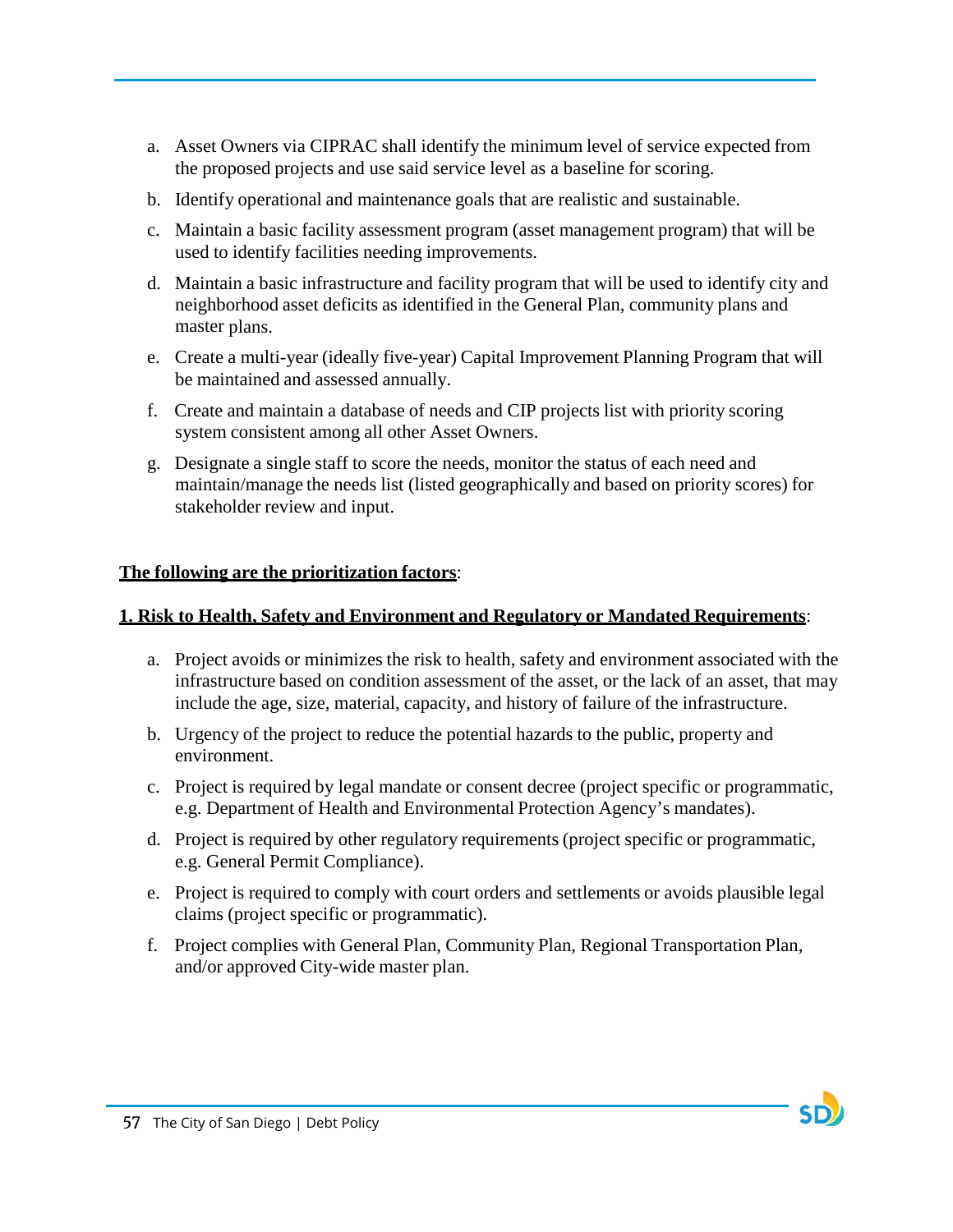a. Asset Owners via CIPRAC shall identify the minimum level of service expected from the proposed projects and use said service level as a baseline for scoring.

b. Identify operational and maintenance goals that are realistic and sustainable.

c. Maintain a basic facility assessment program (asset management program) that will be used to identify facilities needing improvements.

d. Maintain a basic infrastructure and facility program that will be used to identify city and neighborhood asset deficits as identified in the General Plan, community plans and master plans.

e. Create a multi-year (ideally five-year) Capital Improvement Planning Program that will be maintained and assessed annually.

f. Create and maintain a database of needs and CIP projects list with priority scoring system consistent among all other Asset Owners.

g. Designate a single staff to score the needs, monitor the status of each need and maintain/manage the needs list (listed geographically and based on priority scores) for stakeholder review and input.

**The following are the prioritization factors**:

**1. Risk to Health, Safety and Environment and Regulatory or Mandated Requirements**:

a. Project avoids or minimizes the risk to health, safety and environment associated with the infrastructure based on condition assessment of the asset, or the lack of an asset, that may include the age, size, material, capacity, and history of failure of the infrastructure.

b. Urgency of the project to reduce the potential hazards to the public, property and environment.

c. Project is required by legal mandate or consent decree (project specific or programmatic, e.g. Department of Health and Environmental Protection Agency's mandates).

d. Project is required by other regulatory requirements (project specific or programmatic, e.g. General Permit Compliance).

e. Project is required to comply with court orders and settlements or avoids plausible legal claims (project specific or programmatic).

f. Project complies with General Plan, Community Plan, Regional Transportation Plan, and/or approved City-wide master plan.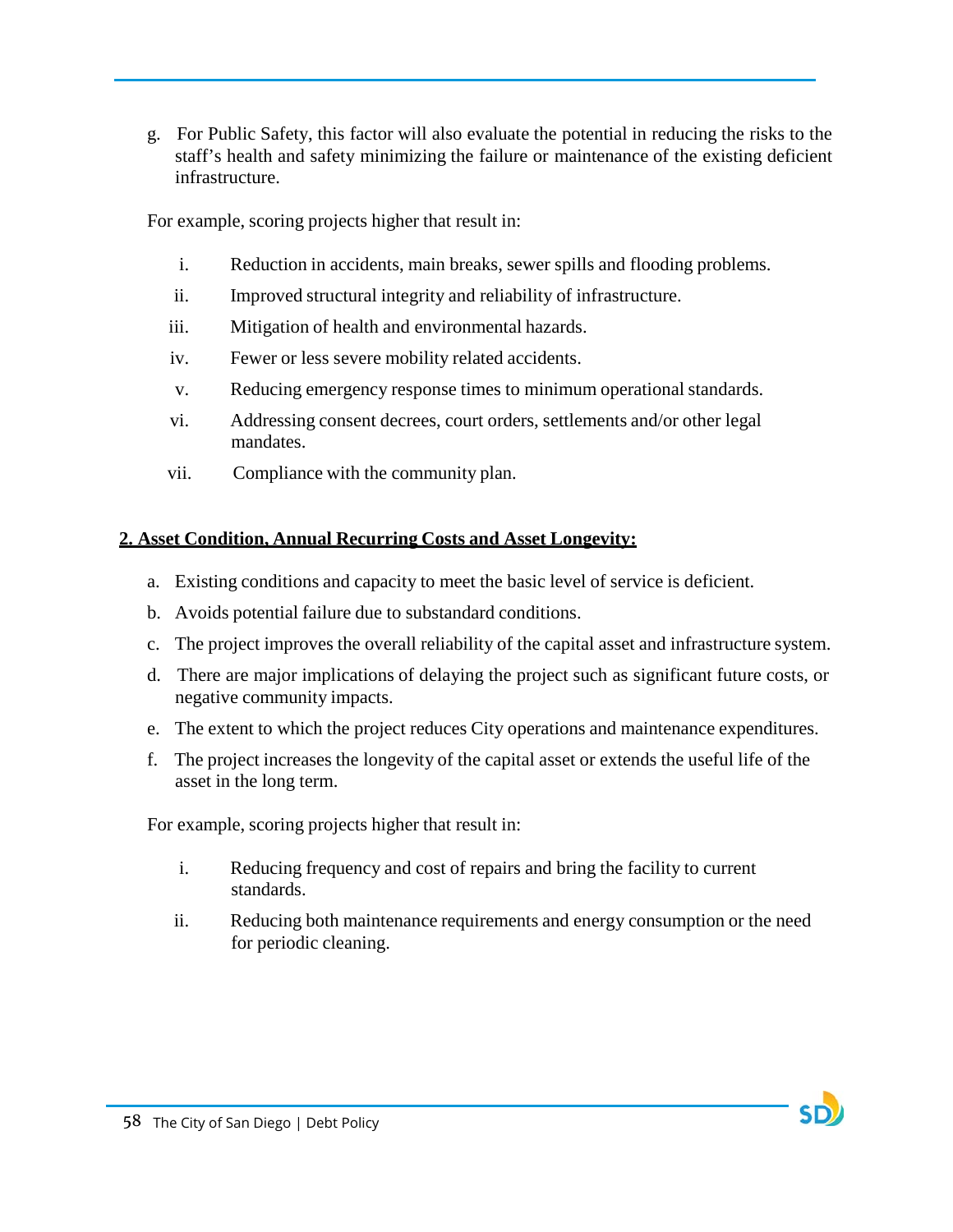g. For Public Safety, this factor will also evaluate the potential in reducing the risks to the staff's health and safety minimizing the failure or maintenance of the existing deficient infrastructure.

For example, scoring projects higher that result in:

i. Reduction in accidents, main breaks, sewer spills and flooding problems.

ii. Improved structural integrity and reliability of infrastructure.

iii. Mitigation of health and environmental hazards.

iv. Fewer or less severe mobility related accidents.

v. Reducing emergency response times to minimum operational standards.

vi. Addressing consent decrees, court orders, settlements and/or other legal mandates.

vii. Compliance with the community plan.

**2. Asset Condition, Annual Recurring Costs and Asset Longevity:**

a. Existing conditions and capacity to meet the basic level of service is deficient.

b. Avoids potential failure due to substandard conditions.

c. The project improves the overall reliability of the capital asset and infrastructure system.

d. There are major implications of delaying the project such as significant future costs, or negative community impacts.

e. The extent to which the project reduces City operations and maintenance expenditures.

f. The project increases the longevity of the capital asset or extends the useful life of the asset in the long term.

For example, scoring projects higher that result in:

i. Reducing frequency and cost of repairs and bring the facility to current standards.

ii. Reducing both maintenance requirements and energy consumption or the need for periodic cleaning.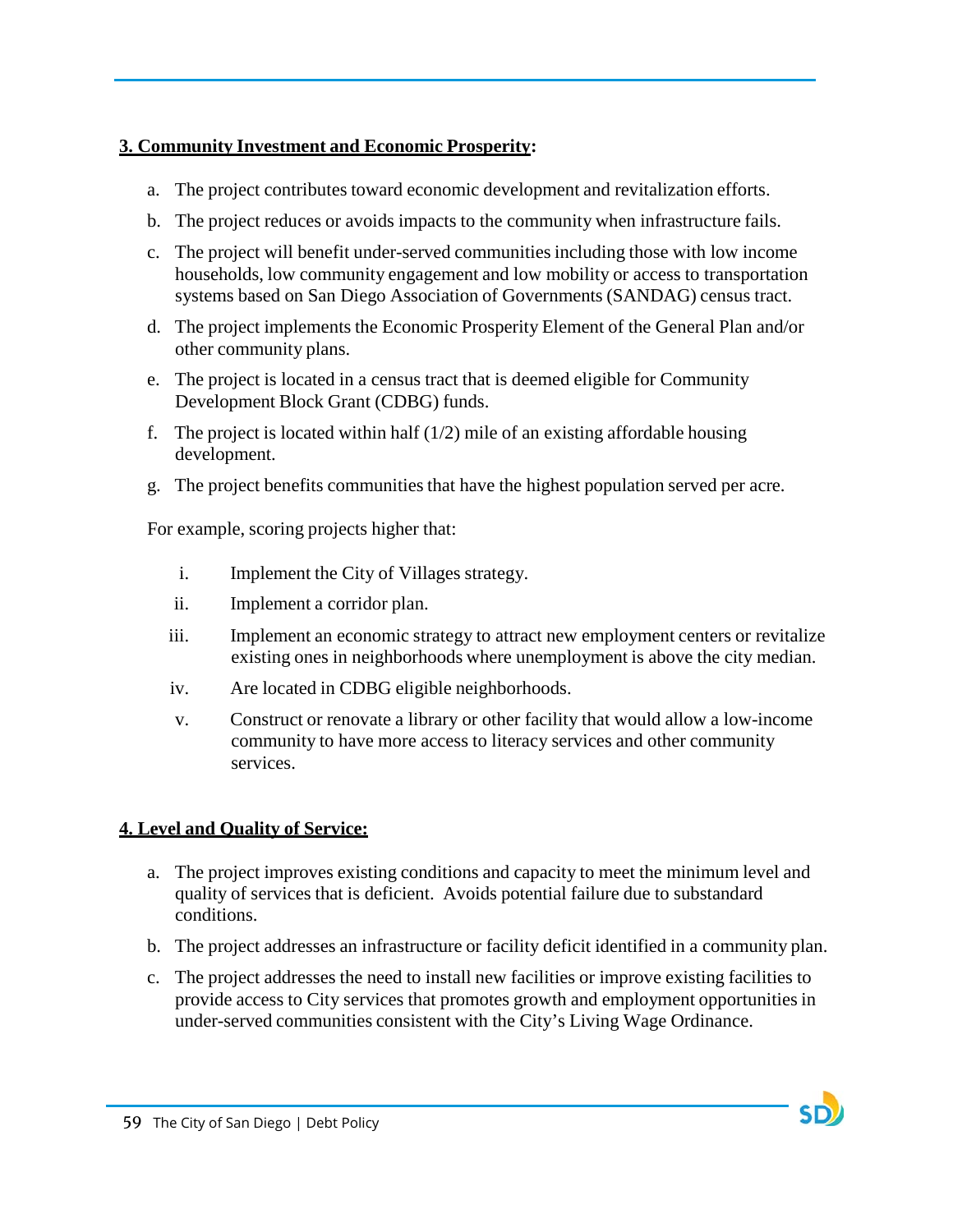**3. Community Investment and Economic Prosperity:**

a. The project contributes toward economic development and revitalization efforts.

b. The project reduces or avoids impacts to the community when infrastructure fails.

c. The project will benefit under-served communities including those with low income households, low community engagement and low mobility or access to transportation systems based on San Diego Association of Governments (SANDAG) census tract.

d. The project implements the Economic Prosperity Element of the General Plan and/or other community plans.

e. The project is located in a census tract that is deemed eligible for Community Development Block Grant (CDBG) funds.

f. The project is located within half (1/2) mile of an existing affordable housing development.

g. The project benefits communities that have the highest population served per acre.

For example, scoring projects higher that:

i. Implement the City of Villages strategy.

ii. Implement a corridor plan.

iii. Implement an economic strategy to attract new employment centers or revitalize existing ones in neighborhoods where unemployment is above the city median.

iv. Are located in CDBG eligible neighborhoods.

v. Construct or renovate a library or other facility that would allow a low-income community to have more access to literacy services and other community services.

**4. Level and Quality of Service:**

a. The project improves existing conditions and capacity to meet the minimum level and quality of services that is deficient. Avoids potential failure due to substandard conditions.

b. The project addresses an infrastructure or facility deficit identified in a community plan.

c. The project addresses the need to install new facilities or improve existing facilities to provide access to City services that promotes growth and employment opportunities in under-served communities consistent with the City's Living Wage Ordinance.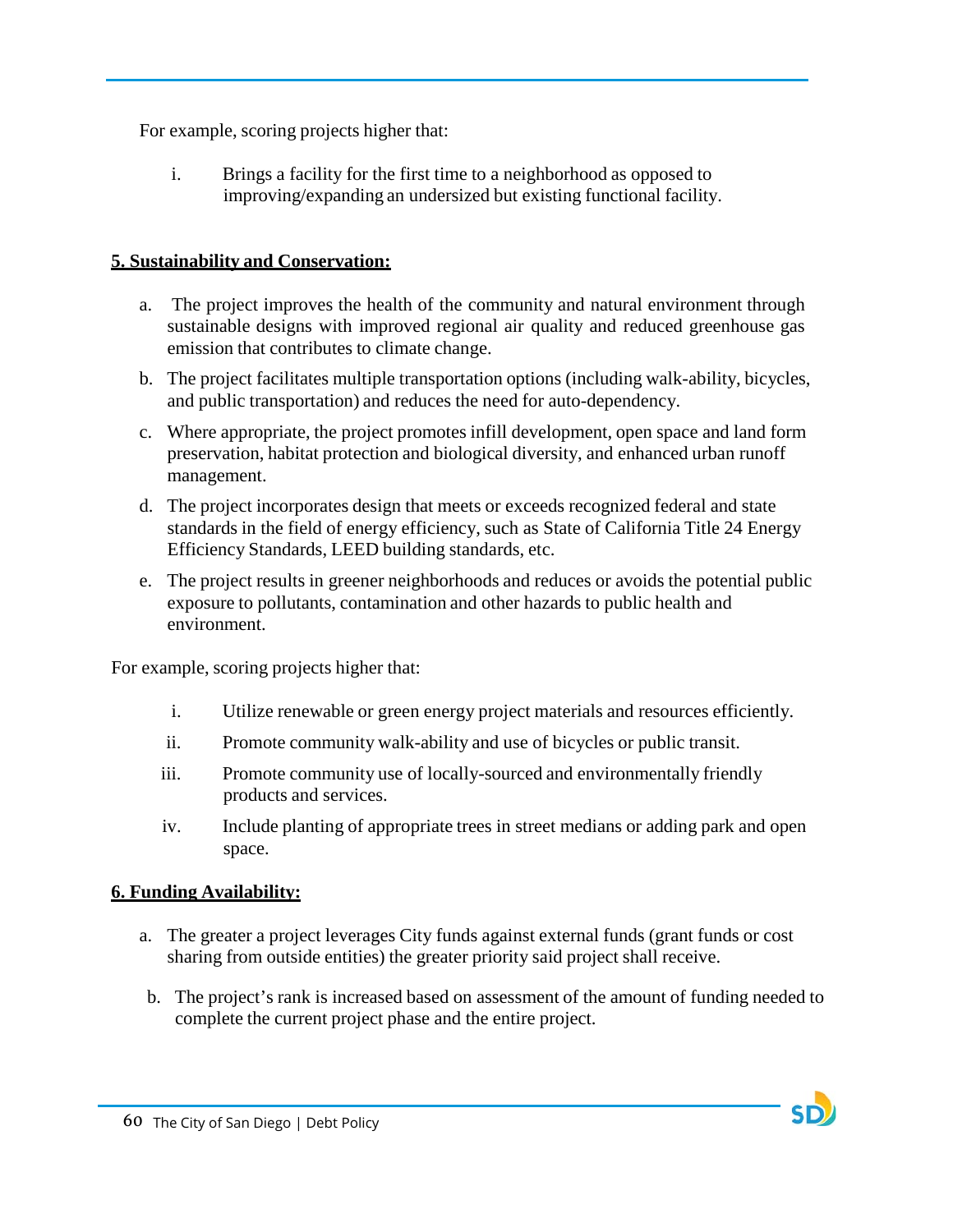For example, scoring projects higher that:

i. Brings a facility for the first time to a neighborhood as opposed to improving/expanding an undersized but existing functional facility.

**5. Sustainability and Conservation:**

a. The project improves the health of the community and natural environment through sustainable designs with improved regional air quality and reduced greenhouse gas emission that contributes to climate change.

b. The project facilitates multiple transportation options (including walk-ability, bicycles, and public transportation) and reduces the need for auto-dependency.

c. Where appropriate, the project promotes infill development, open space and land form preservation, habitat protection and biological diversity, and enhanced urban runoff management.

d. The project incorporates design that meets or exceeds recognized federal and state standards in the field of energy efficiency, such as State of California Title 24 Energy Efficiency Standards, LEED building standards, etc.

e. The project results in greener neighborhoods and reduces or avoids the potential public exposure to pollutants, contamination and other hazards to public health and environment.

For example, scoring projects higher that:

i. Utilize renewable or green energy project materials and resources efficiently.

ii. Promote community walk-ability and use of bicycles or public transit.

iii. Promote community use of locally-sourced and environmentally friendly products and services.

iv. Include planting of appropriate trees in street medians or adding park and open space.

**6. Funding Availability:**

a. The greater a project leverages City funds against external funds (grant funds or cost sharing from outside entities) the greater priority said project shall receive.

b. The project's rank is increased based on assessment of the amount of funding needed to complete the current project phase and the entire project.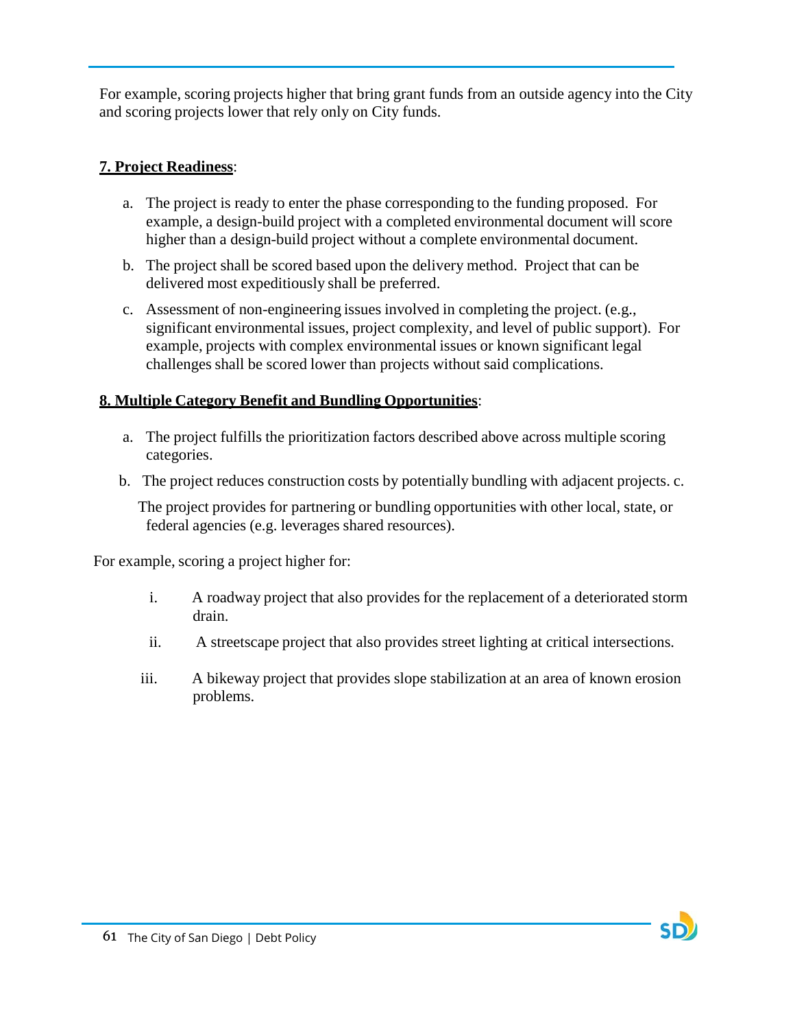For example, scoring projects higher that bring grant funds from an outside agency into the City and scoring projects lower that rely only on City funds.

**7. Project Readiness**:

a. The project is ready to enter the phase corresponding to the funding proposed. For example, a design-build project with a completed environmental document will score higher than a design-build project without a complete environmental document.

b. The project shall be scored based upon the delivery method. Project that can be delivered most expeditiously shall be preferred.

c. Assessment of non-engineering issues involved in completing the project. (e.g., significant environmental issues, project complexity, and level of public support). For example, projects with complex environmental issues or known significant legal challenges shall be scored lower than projects without said complications.

**8. Multiple Category Benefit and Bundling Opportunities**:

a. The project fulfills the prioritization factors described above across multiple scoring categories.

b. The project reduces construction costs by potentially bundling with adjacent projects. c. The project provides for partnering or bundling opportunities with other local, state, or federal agencies (e.g. leverages shared resources).

For example, scoring a project higher for:

i. A roadway project that also provides for the replacement of a deteriorated storm drain.

ii. A streetscape project that also provides street lighting at critical intersections.

iii. A bikeway project that provides slope stabilization at an area of known erosion problems.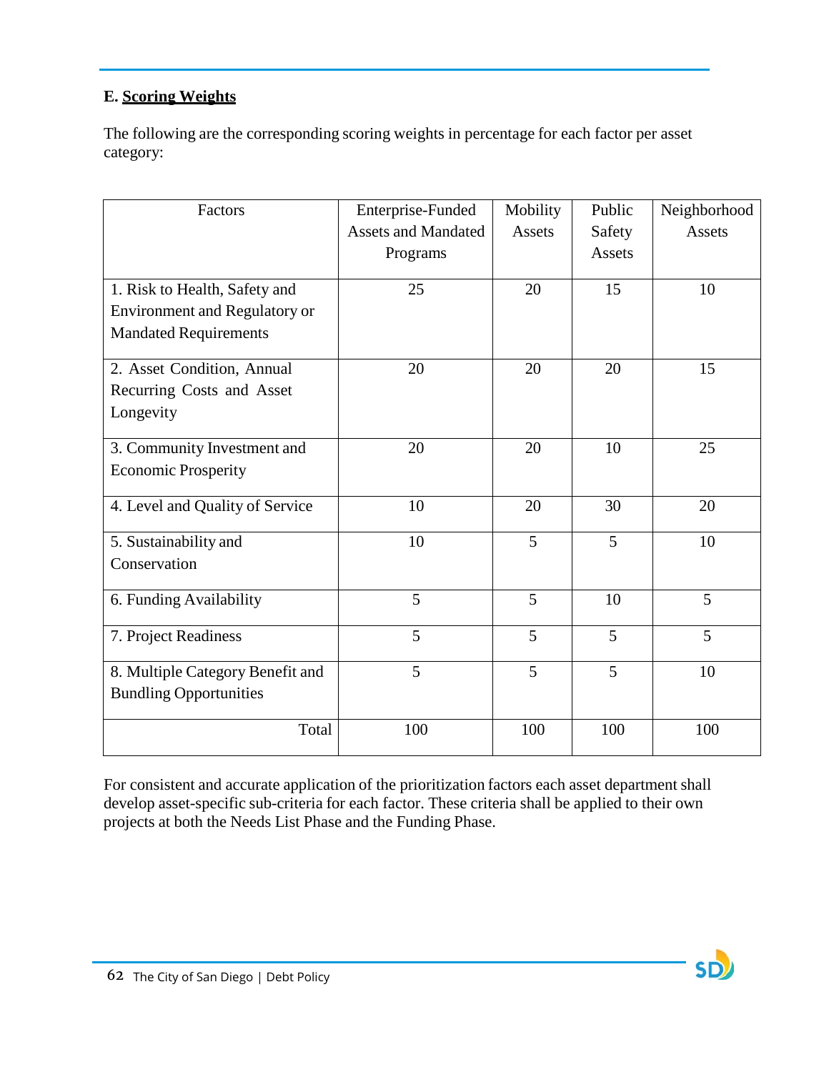**E. Scoring Weights**

The following are the corresponding scoring weights in percentage for each factor per asset category:

| Factors | Enterprise-Funded Assets and Mandated Programs | Mobility Assets | Public Safety Assets | Neighborhood Assets |
|---|---|---|---|---|
| 1. Risk to Health, Safety and Environment and Regulatory or Mandated Requirements | 25 | 20 | 15 | 10 |
| 2. Asset Condition, Annual Recurring Costs and Asset Longevity | 20 | 20 | 20 | 15 |
| 3. Community Investment and Economic Prosperity | 20 | 20 | 10 | 25 |
| 4. Level and Quality of Service | 10 | 20 | 30 | 20 |
| 5. Sustainability and Conservation | 10 | 5 | 5 | 10 |
| 6. Funding Availability | 5 | 5 | 10 | 5 |
| 7. Project Readiness | 5 | 5 | 5 | 5 |
| 8. Multiple Category Benefit and Bundling Opportunities | 5 | 5 | 5 | 10 |
| Total | 100 | 100 | 100 | 100 |

For consistent and accurate application of the prioritization factors each asset department shall develop asset-specific sub-criteria for each factor. These criteria shall be applied to their own projects at both the Needs List Phase and the Funding Phase.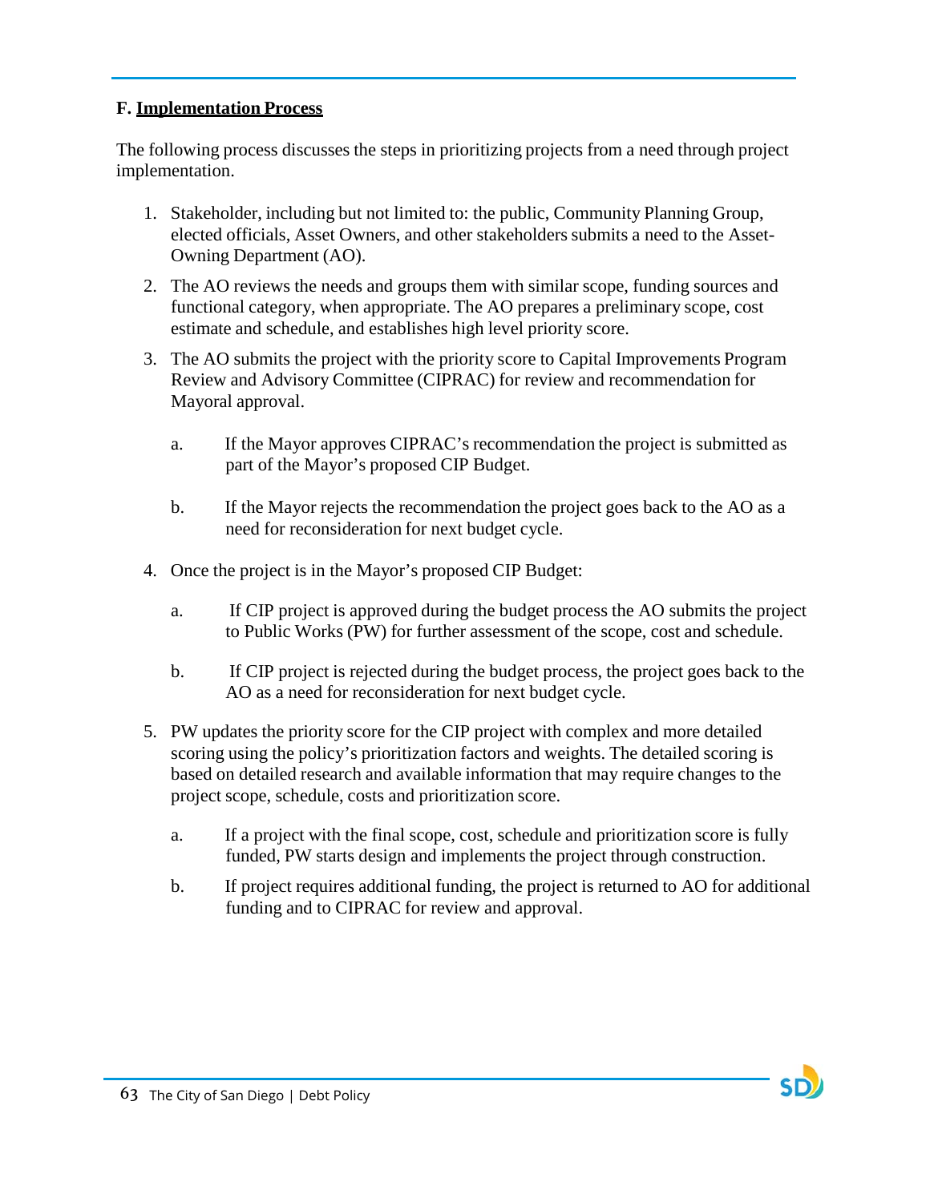### F. Implementation Process

The following process discusses the steps in prioritizing projects from a need through project implementation.

1. Stakeholder, including but not limited to: the public, Community Planning Group, elected officials, Asset Owners, and other stakeholders submits a need to the Asset-Owning Department (AO).
2. The AO reviews the needs and groups them with similar scope, funding sources and functional category, when appropriate. The AO prepares a preliminary scope, cost estimate and schedule, and establishes high level priority score.
3. The AO submits the project with the priority score to Capital Improvements Program Review and Advisory Committee (CIPRAC) for review and recommendation for Mayoral approval.
    a. If the Mayor approves CIPRAC's recommendation the project is submitted as part of the Mayor's proposed CIP Budget.
    b. If the Mayor rejects the recommendation the project goes back to the AO as a need for reconsideration for next budget cycle.
4. Once the project is in the Mayor's proposed CIP Budget:
    a. If CIP project is approved during the budget process the AO submits the project to Public Works (PW) for further assessment of the scope, cost and schedule.
    b. If CIP project is rejected during the budget process, the project goes back to the AO as a need for reconsideration for next budget cycle.
5. PW updates the priority score for the CIP project with complex and more detailed scoring using the policy's prioritization factors and weights. The detailed scoring is based on detailed research and available information that may require changes to the project scope, schedule, costs and prioritization score.
    a. If a project with the final scope, cost, schedule and prioritization score is fully funded, PW starts design and implements the project through construction.
    b. If project requires additional funding, the project is returned to AO for additional funding and to CIPRAC for review and approval.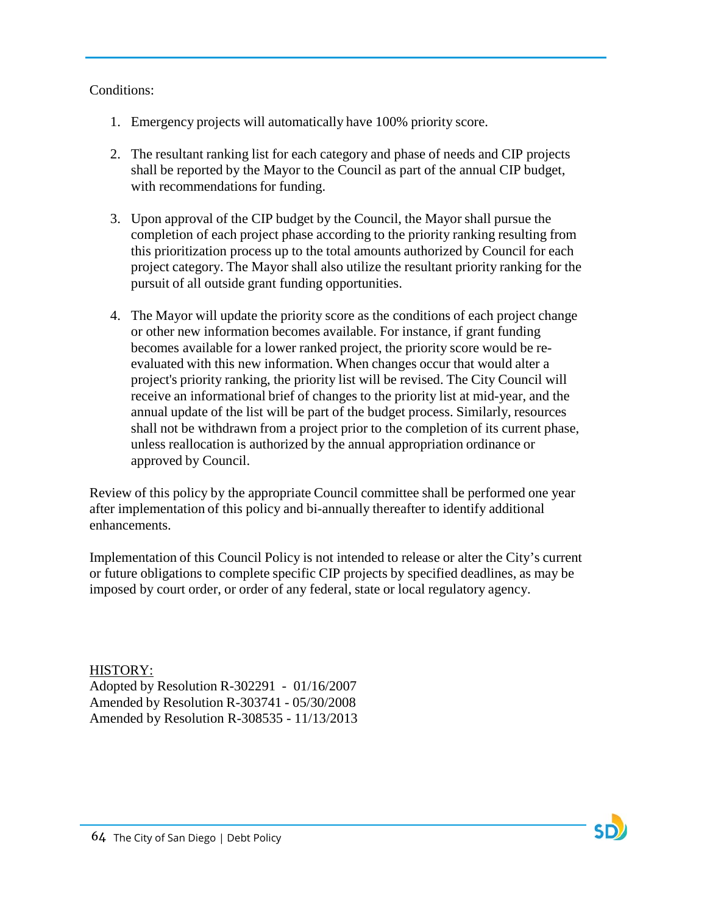Conditions:

1. Emergency projects will automatically have 100% priority score.

2. The resultant ranking list for each category and phase of needs and CIP projects shall be reported by the Mayor to the Council as part of the annual CIP budget, with recommendations for funding.

3. Upon approval of the CIP budget by the Council, the Mayor shall pursue the completion of each project phase according to the priority ranking resulting from this prioritization process up to the total amounts authorized by Council for each project category. The Mayor shall also utilize the resultant priority ranking for the pursuit of all outside grant funding opportunities.

4. The Mayor will update the priority score as the conditions of each project change or other new information becomes available. For instance, if grant funding becomes available for a lower ranked project, the priority score would be re-evaluated with this new information. When changes occur that would alter a project's priority ranking, the priority list will be revised. The City Council will receive an informational brief of changes to the priority list at mid-year, and the annual update of the list will be part of the budget process. Similarly, resources shall not be withdrawn from a project prior to the completion of its current phase, unless reallocation is authorized by the annual appropriation ordinance or approved by Council.

Review of this policy by the appropriate Council committee shall be performed one year after implementation of this policy and bi-annually thereafter to identify additional enhancements.

Implementation of this Council Policy is not intended to release or alter the City's current or future obligations to complete specific CIP projects by specified deadlines, as may be imposed by court order, or order of any federal, state or local regulatory agency.

<u>HISTORY:</u>
Adopted by Resolution R-302291 - 01/16/2007
Amended by Resolution R-303741 - 05/30/2008
Amended by Resolution R-308535 - 11/13/2013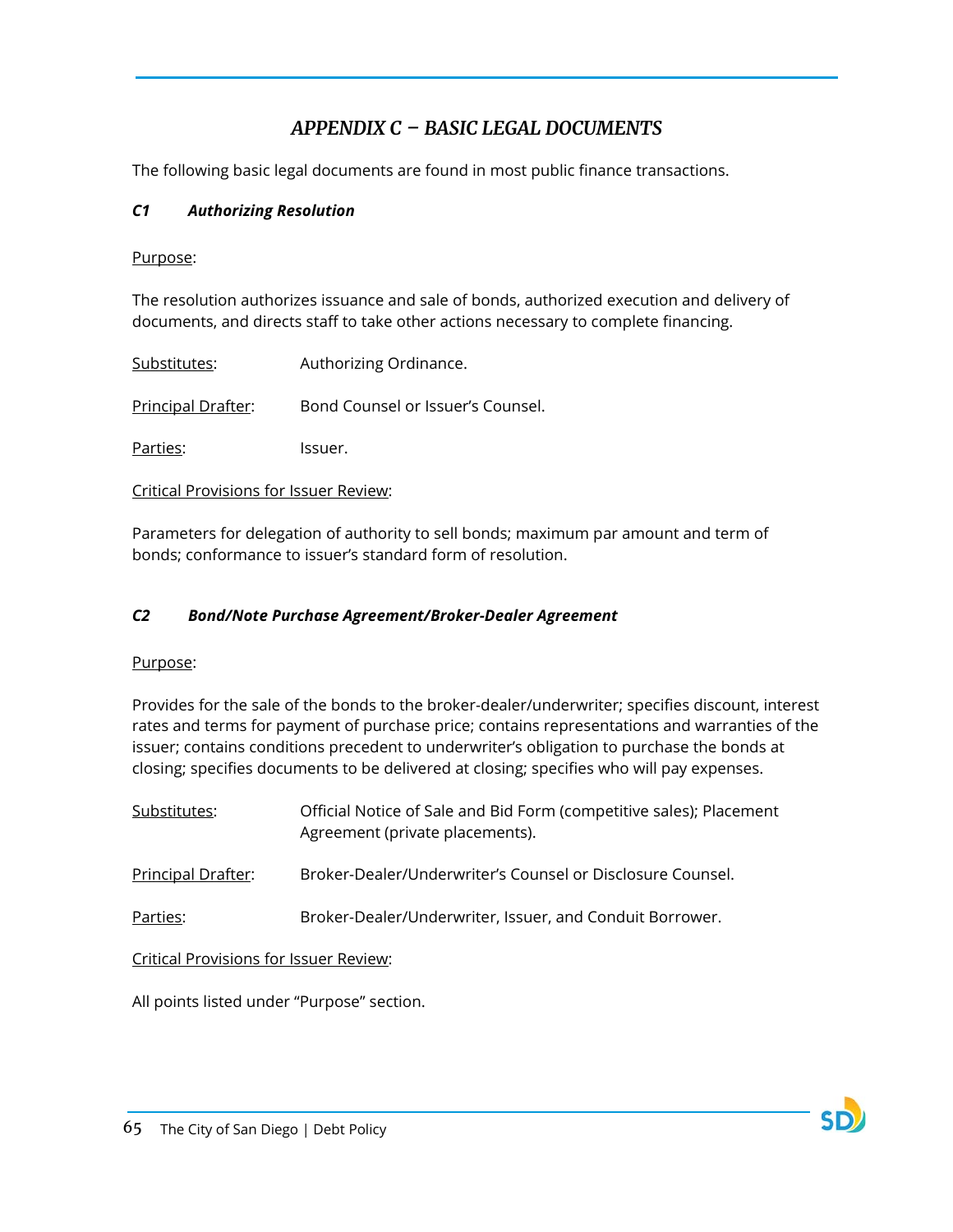# *APPENDIX C – BASIC LEGAL DOCUMENTS*

The following basic legal documents are found in most public finance transactions.

### *C1 Authorizing Resolution*

Purpose:

The resolution authorizes issuance and sale of bonds, authorized execution and delivery of documents, and directs staff to take other actions necessary to complete financing.

Substitutes: Authorizing Ordinance.

Principal Drafter: Bond Counsel or Issuer's Counsel.

Parties: Issuer.

Critical Provisions for Issuer Review:

Parameters for delegation of authority to sell bonds; maximum par amount and term of bonds; conformance to issuer's standard form of resolution.

### *C2 Bond/Note Purchase Agreement/Broker-Dealer Agreement*

Purpose:

Provides for the sale of the bonds to the broker-dealer/underwriter; specifies discount, interest rates and terms for payment of purchase price; contains representations and warranties of the issuer; contains conditions precedent to underwriter's obligation to purchase the bonds at closing; specifies documents to be delivered at closing; specifies who will pay expenses.

Substitutes: Official Notice of Sale and Bid Form (competitive sales); Placement Agreement (private placements).

Principal Drafter: Broker-Dealer/Underwriter's Counsel or Disclosure Counsel.

Parties: Broker-Dealer/Underwriter, Issuer, and Conduit Borrower.

Critical Provisions for Issuer Review:

All points listed under "Purpose" section.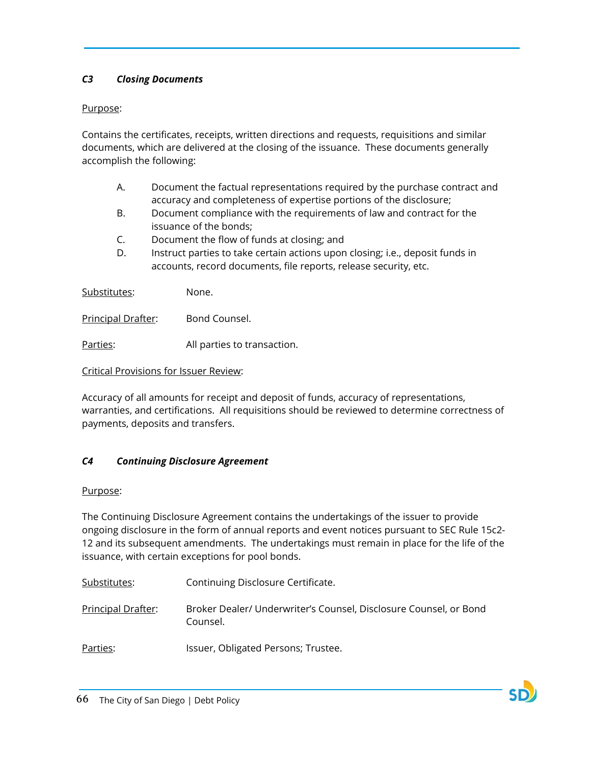### *C3 Closing Documents*

Purpose:

Contains the certificates, receipts, written directions and requests, requisitions and similar documents, which are delivered at the closing of the issuance. These documents generally accomplish the following:

A. Document the factual representations required by the purchase contract and accuracy and completeness of expertise portions of the disclosure;
B. Document compliance with the requirements of law and contract for the issuance of the bonds;
C. Document the flow of funds at closing; and
D. Instruct parties to take certain actions upon closing; i.e., deposit funds in accounts, record documents, file reports, release security, etc.

Substitutes: None.

Principal Drafter: Bond Counsel.

Parties: All parties to transaction.

Critical Provisions for Issuer Review:

Accuracy of all amounts for receipt and deposit of funds, accuracy of representations, warranties, and certifications. All requisitions should be reviewed to determine correctness of payments, deposits and transfers.

### *C4 Continuing Disclosure Agreement*

Purpose:

The Continuing Disclosure Agreement contains the undertakings of the issuer to provide ongoing disclosure in the form of annual reports and event notices pursuant to SEC Rule 15c2-12 and its subsequent amendments. The undertakings must remain in place for the life of the issuance, with certain exceptions for pool bonds.

Substitutes: Continuing Disclosure Certificate.

Principal Drafter: Broker Dealer/ Underwriter's Counsel, Disclosure Counsel, or Bond Counsel.

Parties: Issuer, Obligated Persons; Trustee.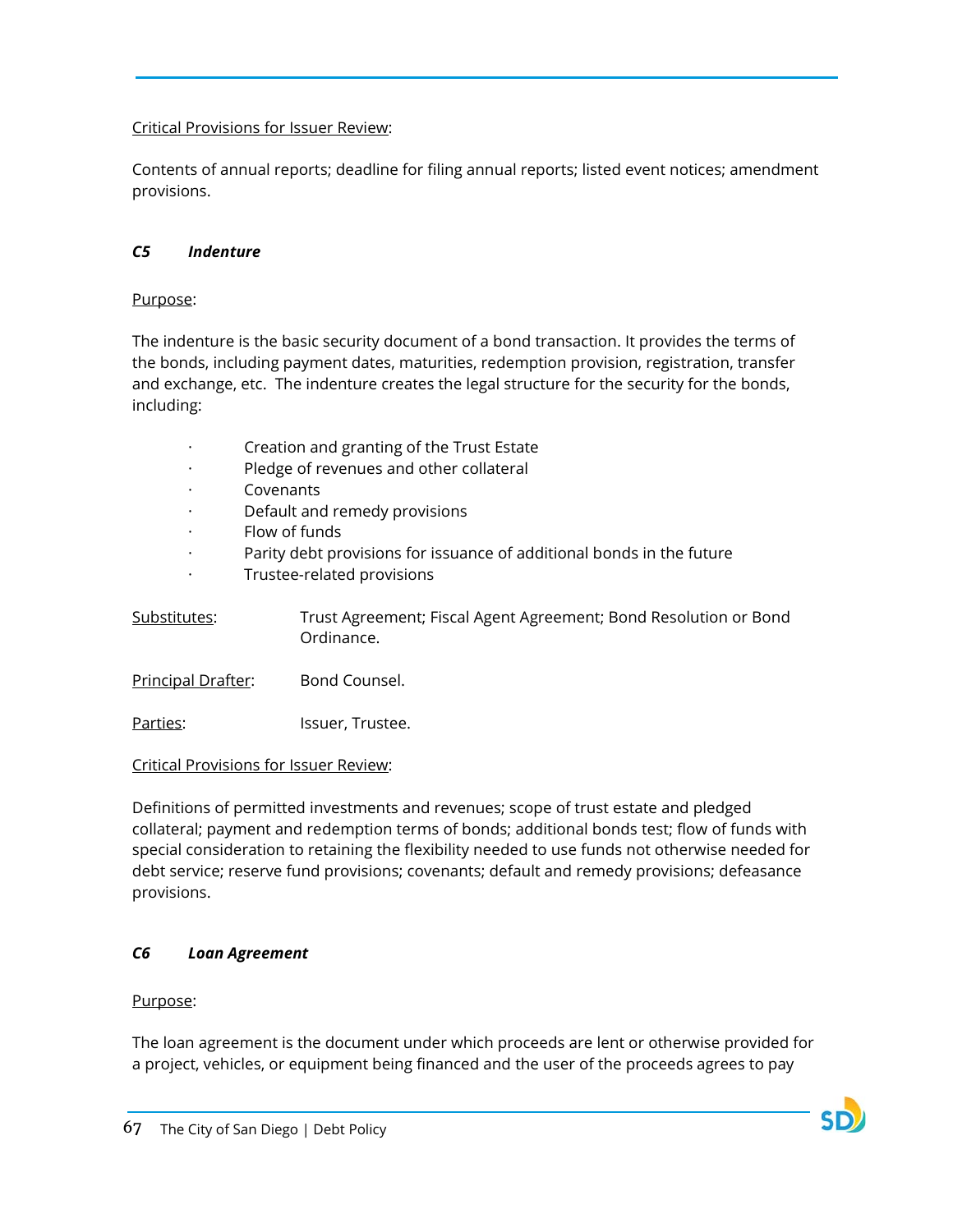Critical Provisions for Issuer Review:

Contents of annual reports; deadline for filing annual reports; listed event notices; amendment provisions.

### *C5 Indenture*

Purpose:

The indenture is the basic security document of a bond transaction. It provides the terms of the bonds, including payment dates, maturities, redemption provision, registration, transfer and exchange, etc. The indenture creates the legal structure for the security for the bonds, including:

- Creation and granting of the Trust Estate
- Pledge of revenues and other collateral
- Covenants
- Default and remedy provisions
- Flow of funds
- Parity debt provisions for issuance of additional bonds in the future
- Trustee-related provisions

Substitutes: Trust Agreement; Fiscal Agent Agreement; Bond Resolution or Bond Ordinance.

Principal Drafter: Bond Counsel.

Parties: Issuer, Trustee.

Critical Provisions for Issuer Review:

Definitions of permitted investments and revenues; scope of trust estate and pledged collateral; payment and redemption terms of bonds; additional bonds test; flow of funds with special consideration to retaining the flexibility needed to use funds not otherwise needed for debt service; reserve fund provisions; covenants; default and remedy provisions; defeasance provisions.

### *C6 Loan Agreement*

Purpose:

The loan agreement is the document under which proceeds are lent or otherwise provided for a project, vehicles, or equipment being financed and the user of the proceeds agrees to pay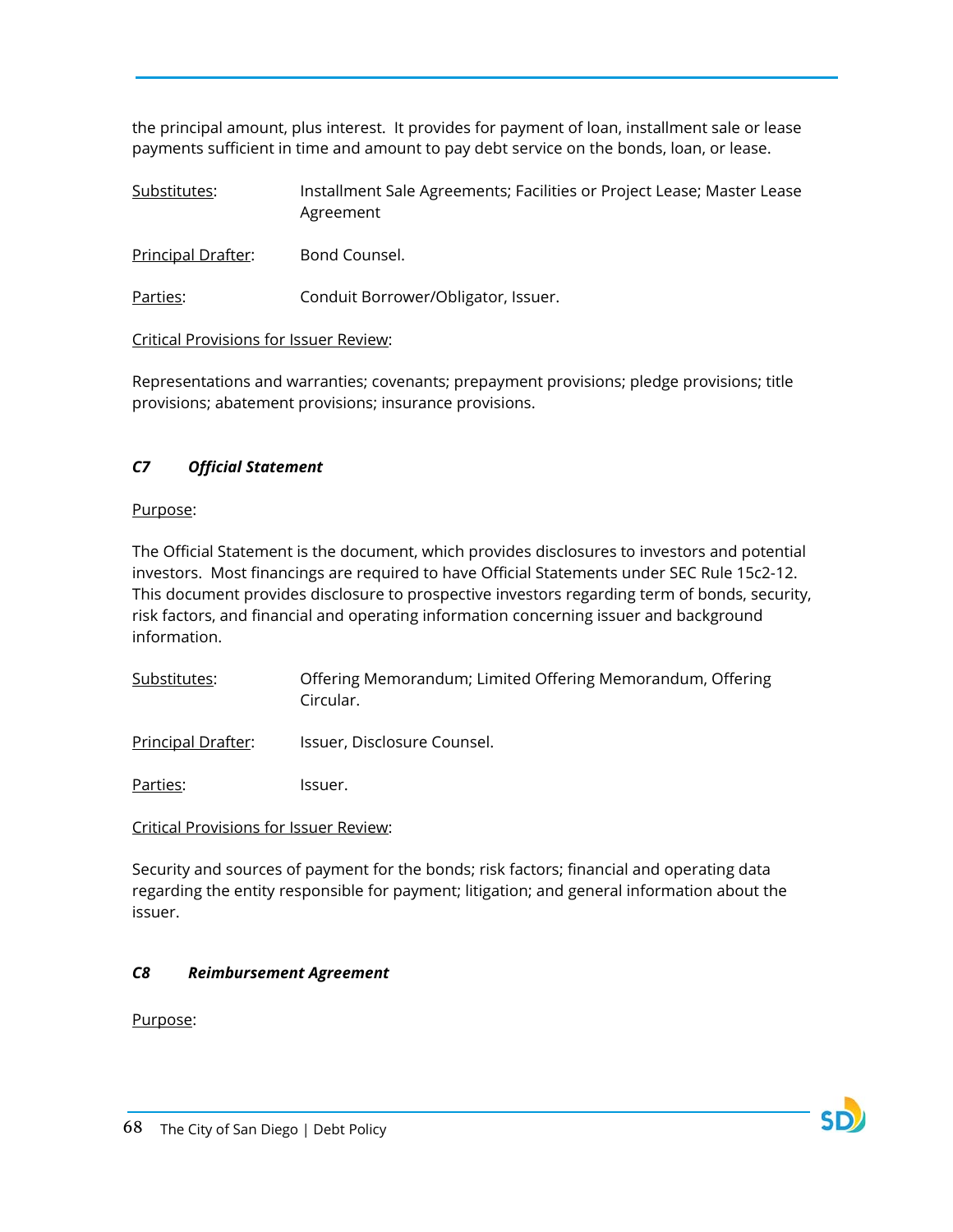the principal amount, plus interest. It provides for payment of loan, installment sale or lease payments sufficient in time and amount to pay debt service on the bonds, loan, or lease.

<u>Substitutes</u>: Installment Sale Agreements; Facilities or Project Lease; Master Lease Agreement

<u>Principal Drafter</u>: Bond Counsel.

<u>Parties</u>: Conduit Borrower/Obligator, Issuer.

<u>Critical Provisions for Issuer Review</u>:

Representations and warranties; covenants; prepayment provisions; pledge provisions; title provisions; abatement provisions; insurance provisions.

### *C7 Official Statement*

<u>Purpose</u>:

The Official Statement is the document, which provides disclosures to investors and potential investors. Most financings are required to have Official Statements under SEC Rule 15c2-12. This document provides disclosure to prospective investors regarding term of bonds, security, risk factors, and financial and operating information concerning issuer and background information.

<u>Substitutes</u>: Offering Memorandum; Limited Offering Memorandum, Offering Circular.

<u>Principal Drafter</u>: Issuer, Disclosure Counsel.

<u>Parties</u>: Issuer.

<u>Critical Provisions for Issuer Review</u>:

Security and sources of payment for the bonds; risk factors; financial and operating data regarding the entity responsible for payment; litigation; and general information about the issuer.

### *C8 Reimbursement Agreement*

<u>Purpose</u>: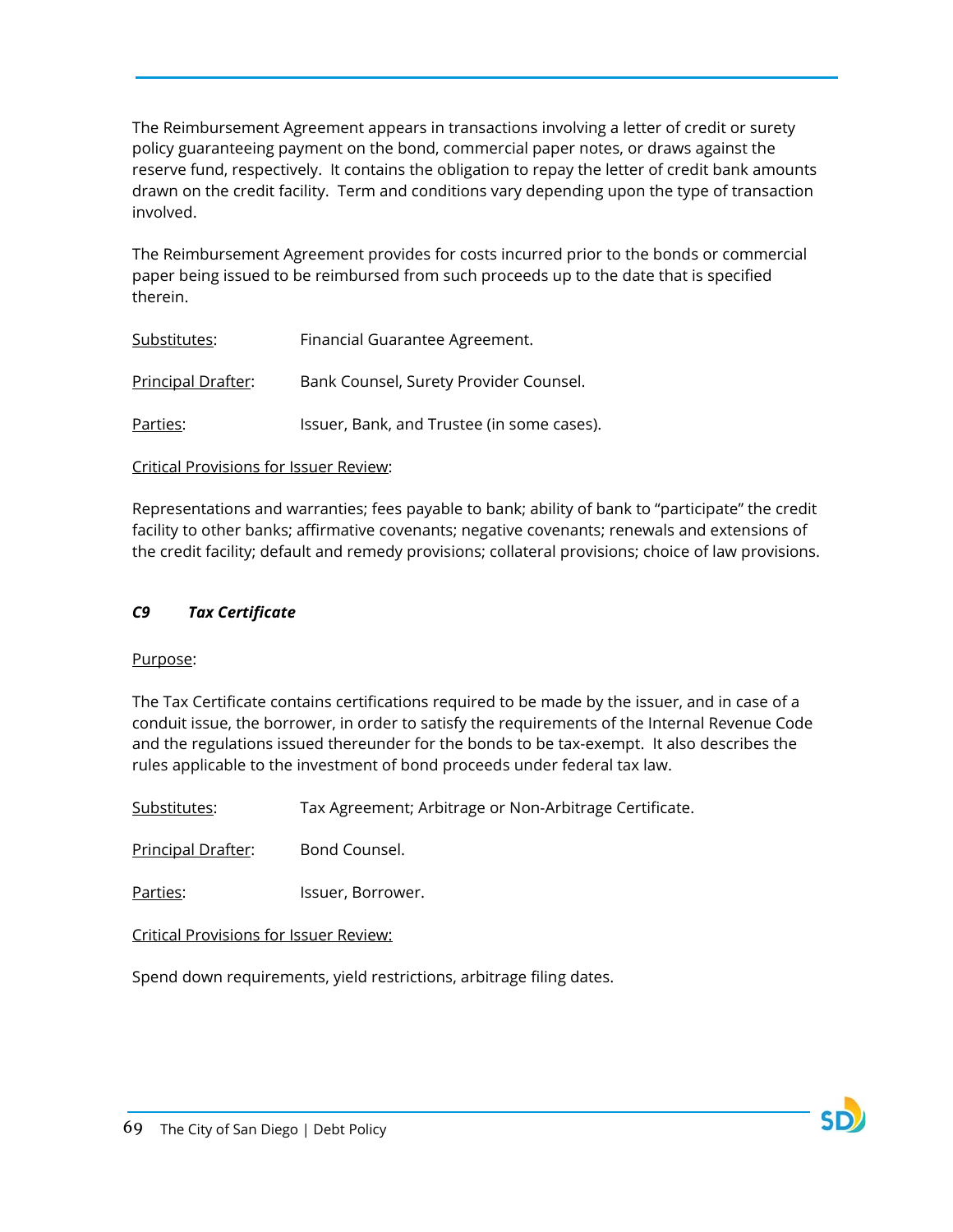The Reimbursement Agreement appears in transactions involving a letter of credit or surety policy guaranteeing payment on the bond, commercial paper notes, or draws against the reserve fund, respectively. It contains the obligation to repay the letter of credit bank amounts drawn on the credit facility. Term and conditions vary depending upon the type of transaction involved.

The Reimbursement Agreement provides for costs incurred prior to the bonds or commercial paper being issued to be reimbursed from such proceeds up to the date that is specified therein.

Substitutes: Financial Guarantee Agreement.

Principal Drafter: Bank Counsel, Surety Provider Counsel.

Parties: Issuer, Bank, and Trustee (in some cases).

Critical Provisions for Issuer Review:

Representations and warranties; fees payable to bank; ability of bank to "participate" the credit facility to other banks; affirmative covenants; negative covenants; renewals and extensions of the credit facility; default and remedy provisions; collateral provisions; choice of law provisions.

### *C9 Tax Certificate*

Purpose:

The Tax Certificate contains certifications required to be made by the issuer, and in case of a conduit issue, the borrower, in order to satisfy the requirements of the Internal Revenue Code and the regulations issued thereunder for the bonds to be tax-exempt. It also describes the rules applicable to the investment of bond proceeds under federal tax law.

Substitutes: Tax Agreement; Arbitrage or Non-Arbitrage Certificate.

Principal Drafter: Bond Counsel.

Parties: Issuer, Borrower.

Critical Provisions for Issuer Review:

Spend down requirements, yield restrictions, arbitrage filing dates.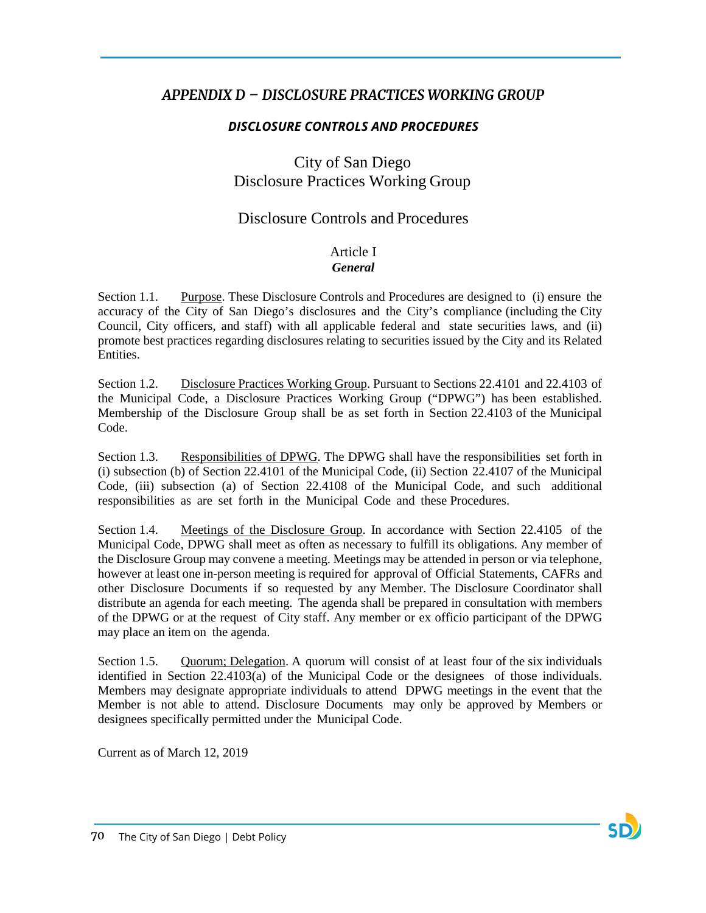## *APPENDIX D − DISCLOSURE PRACTICES WORKING GROUP*

### *DISCLOSURE CONTROLS AND PROCEDURES*

City of San Diego
Disclosure Practices Working Group

Disclosure Controls and Procedures

Article I
***General***

Section 1.1. Purpose. These Disclosure Controls and Procedures are designed to (i) ensure the accuracy of the City of San Diego's disclosures and the City's compliance (including the City Council, City officers, and staff) with all applicable federal and state securities laws, and (ii) promote best practices regarding disclosures relating to securities issued by the City and its Related Entities.

Section 1.2. Disclosure Practices Working Group. Pursuant to Sections 22.4101 and 22.4103 of the Municipal Code, a Disclosure Practices Working Group ("DPWG") has been established. Membership of the Disclosure Group shall be as set forth in Section 22.4103 of the Municipal Code.

Section 1.3. Responsibilities of DPWG. The DPWG shall have the responsibilities set forth in (i) subsection (b) of Section 22.4101 of the Municipal Code, (ii) Section 22.4107 of the Municipal Code, (iii) subsection (a) of Section 22.4108 of the Municipal Code, and such additional responsibilities as are set forth in the Municipal Code and these Procedures.

Section 1.4. Meetings of the Disclosure Group. In accordance with Section 22.4105 of the Municipal Code, DPWG shall meet as often as necessary to fulfill its obligations. Any member of the Disclosure Group may convene a meeting. Meetings may be attended in person or via telephone, however at least one in-person meeting is required for approval of Official Statements, CAFRs and other Disclosure Documents if so requested by any Member. The Disclosure Coordinator shall distribute an agenda for each meeting. The agenda shall be prepared in consultation with members of the DPWG or at the request of City staff. Any member or ex officio participant of the DPWG may place an item on the agenda.

Section 1.5. Quorum; Delegation. A quorum will consist of at least four of the six individuals identified in Section 22.4103(a) of the Municipal Code or the designees of those individuals. Members may designate appropriate individuals to attend DPWG meetings in the event that the Member is not able to attend. Disclosure Documents may only be approved by Members or designees specifically permitted under the Municipal Code.

Current as of March 12, 2019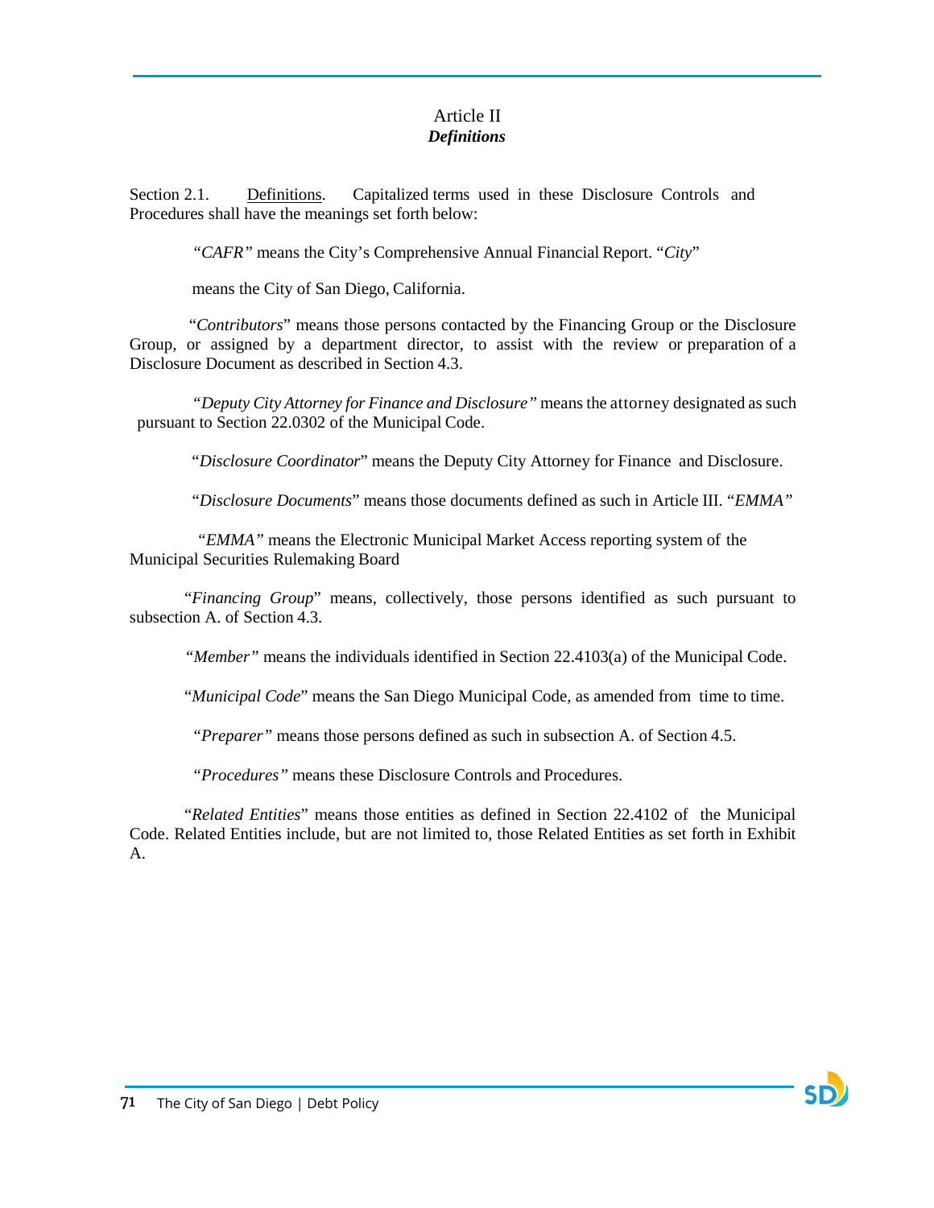# Article II
## *Definitions*

Section 2.1. Definitions. Capitalized terms used in these Disclosure Controls and Procedures shall have the meanings set forth below:

*"CAFR"* means the City's Comprehensive Annual Financial Report. "*City*"

means the City of San Diego, California.

"*Contributors*" means those persons contacted by the Financing Group or the Disclosure Group, or assigned by a department director, to assist with the review or preparation of a Disclosure Document as described in Section 4.3.

*"Deputy City Attorney for Finance and Disclosure"* means the attorney designated as such pursuant to Section 22.0302 of the Municipal Code.

"*Disclosure Coordinator*" means the Deputy City Attorney for Finance and Disclosure.

"*Disclosure Documents*" means those documents defined as such in Article III. "*EMMA"*

*"EMMA"* means the Electronic Municipal Market Access reporting system of the Municipal Securities Rulemaking Board

"*Financing Group*" means, collectively, those persons identified as such pursuant to subsection A. of Section 4.3.

*"Member"* means the individuals identified in Section 22.4103(a) of the Municipal Code.

"*Municipal Code*" means the San Diego Municipal Code, as amended from time to time.

*"Preparer"* means those persons defined as such in subsection A. of Section 4.5.

*"Procedures"* means these Disclosure Controls and Procedures.

"*Related Entities*" means those entities as defined in Section 22.4102 of the Municipal Code. Related Entities include, but are not limited to, those Related Entities as set forth in Exhibit A.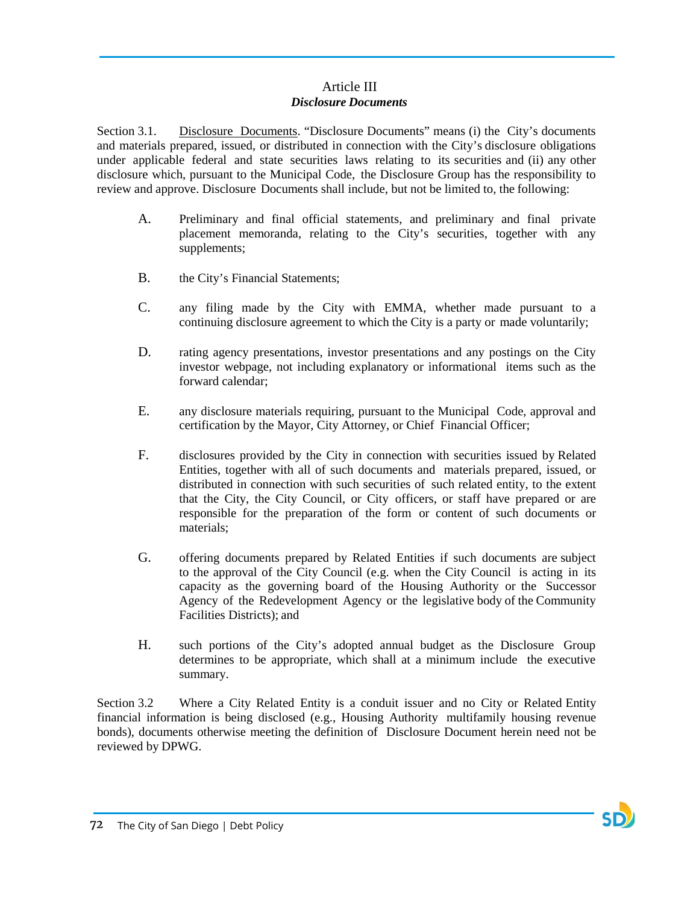## Article III
### ***Disclosure Documents***

Section 3.1. Disclosure Documents. "Disclosure Documents" means (i) the City's documents and materials prepared, issued, or distributed in connection with the City's disclosure obligations under applicable federal and state securities laws relating to its securities and (ii) any other disclosure which, pursuant to the Municipal Code, the Disclosure Group has the responsibility to review and approve. Disclosure Documents shall include, but not be limited to, the following:

A. Preliminary and final official statements, and preliminary and final private placement memoranda, relating to the City's securities, together with any supplements;

B. the City's Financial Statements;

C. any filing made by the City with EMMA, whether made pursuant to a continuing disclosure agreement to which the City is a party or made voluntarily;

D. rating agency presentations, investor presentations and any postings on the City investor webpage, not including explanatory or informational items such as the forward calendar;

E. any disclosure materials requiring, pursuant to the Municipal Code, approval and certification by the Mayor, City Attorney, or Chief Financial Officer;

F. disclosures provided by the City in connection with securities issued by Related Entities, together with all of such documents and materials prepared, issued, or distributed in connection with such securities of such related entity, to the extent that the City, the City Council, or City officers, or staff have prepared or are responsible for the preparation of the form or content of such documents or materials;

G. offering documents prepared by Related Entities if such documents are subject to the approval of the City Council (e.g. when the City Council is acting in its capacity as the governing board of the Housing Authority or the Successor Agency of the Redevelopment Agency or the legislative body of the Community Facilities Districts); and

H. such portions of the City's adopted annual budget as the Disclosure Group determines to be appropriate, which shall at a minimum include the executive summary.

Section 3.2 Where a City Related Entity is a conduit issuer and no City or Related Entity financial information is being disclosed (e.g., Housing Authority multifamily housing revenue bonds), documents otherwise meeting the definition of Disclosure Document herein need not be reviewed by DPWG.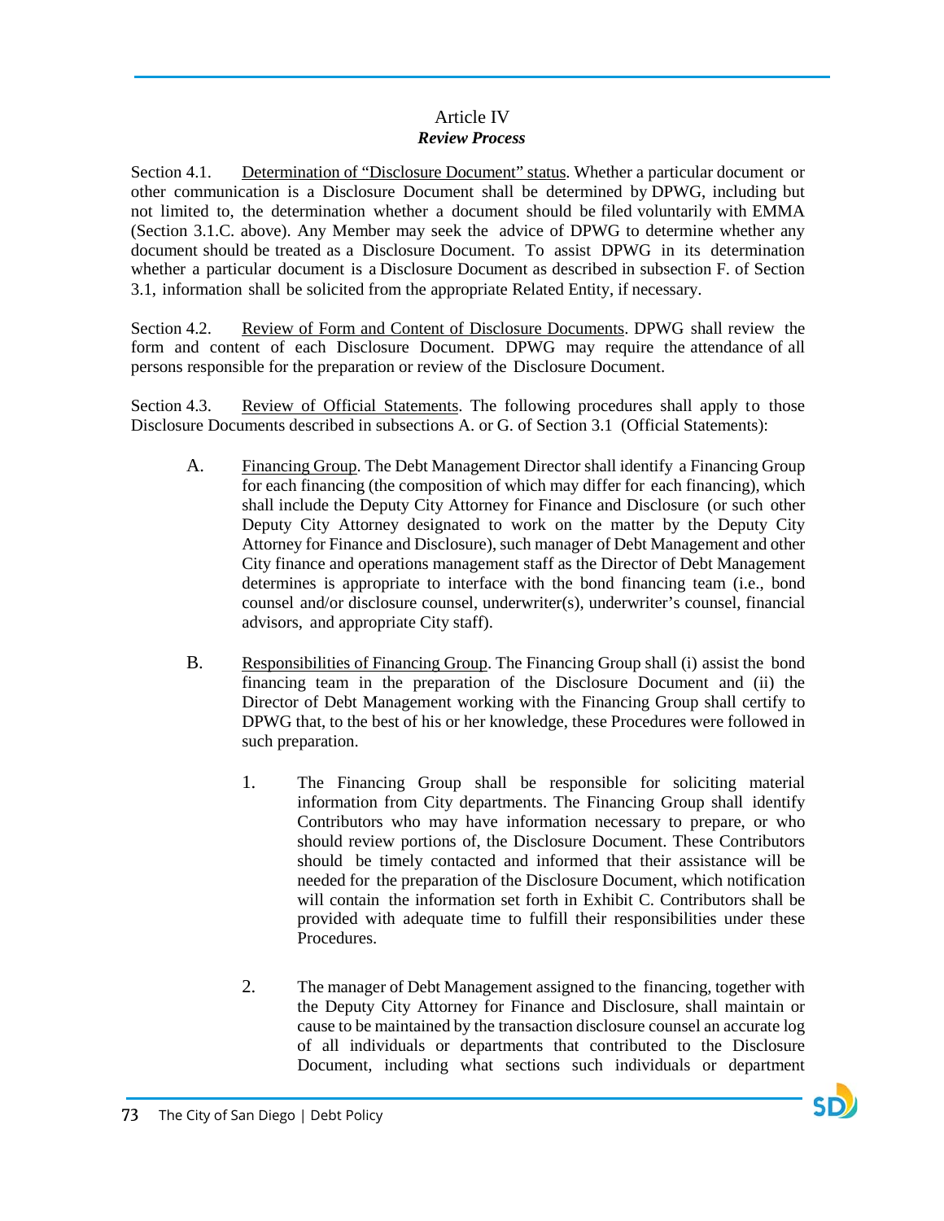## Article IV
### *Review Process*

Section 4.1. Determination of "Disclosure Document" status. Whether a particular document or other communication is a Disclosure Document shall be determined by DPWG, including but not limited to, the determination whether a document should be filed voluntarily with EMMA (Section 3.1.C. above). Any Member may seek the advice of DPWG to determine whether any document should be treated as a Disclosure Document. To assist DPWG in its determination whether a particular document is a Disclosure Document as described in subsection F. of Section 3.1, information shall be solicited from the appropriate Related Entity, if necessary.

Section 4.2. Review of Form and Content of Disclosure Documents. DPWG shall review the form and content of each Disclosure Document. DPWG may require the attendance of all persons responsible for the preparation or review of the Disclosure Document.

Section 4.3. Review of Official Statements. The following procedures shall apply to those Disclosure Documents described in subsections A. or G. of Section 3.1 (Official Statements):

A. Financing Group. The Debt Management Director shall identify a Financing Group for each financing (the composition of which may differ for each financing), which shall include the Deputy City Attorney for Finance and Disclosure (or such other Deputy City Attorney designated to work on the matter by the Deputy City Attorney for Finance and Disclosure), such manager of Debt Management and other City finance and operations management staff as the Director of Debt Management determines is appropriate to interface with the bond financing team (i.e., bond counsel and/or disclosure counsel, underwriter(s), underwriter's counsel, financial advisors, and appropriate City staff).

B. Responsibilities of Financing Group. The Financing Group shall (i) assist the bond financing team in the preparation of the Disclosure Document and (ii) the Director of Debt Management working with the Financing Group shall certify to DPWG that, to the best of his or her knowledge, these Procedures were followed in such preparation.

1. The Financing Group shall be responsible for soliciting material information from City departments. The Financing Group shall identify Contributors who may have information necessary to prepare, or who should review portions of, the Disclosure Document. These Contributors should be timely contacted and informed that their assistance will be needed for the preparation of the Disclosure Document, which notification will contain the information set forth in Exhibit C. Contributors shall be provided with adequate time to fulfill their responsibilities under these Procedures.

2. The manager of Debt Management assigned to the financing, together with the Deputy City Attorney for Finance and Disclosure, shall maintain or cause to be maintained by the transaction disclosure counsel an accurate log of all individuals or departments that contributed to the Disclosure Document, including what sections such individuals or department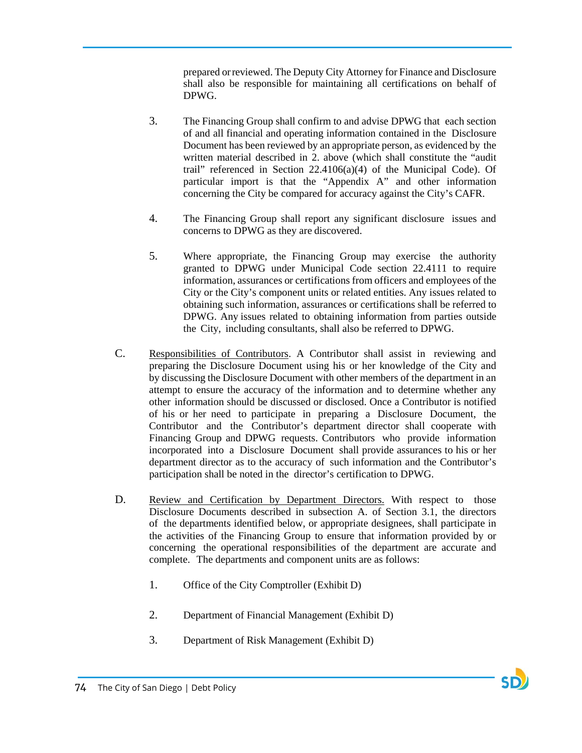prepared or reviewed. The Deputy City Attorney for Finance and Disclosure shall also be responsible for maintaining all certifications on behalf of DPWG.

3. The Financing Group shall confirm to and advise DPWG that each section of and all financial and operating information contained in the Disclosure Document has been reviewed by an appropriate person, as evidenced by the written material described in 2. above (which shall constitute the "audit trail" referenced in Section 22.4106(a)(4) of the Municipal Code). Of particular import is that the "Appendix A" and other information concerning the City be compared for accuracy against the City's CAFR.

4. The Financing Group shall report any significant disclosure issues and concerns to DPWG as they are discovered.

5. Where appropriate, the Financing Group may exercise the authority granted to DPWG under Municipal Code section 22.4111 to require information, assurances or certifications from officers and employees of the City or the City's component units or related entities. Any issues related to obtaining such information, assurances or certifications shall be referred to DPWG. Any issues related to obtaining information from parties outside the City, including consultants, shall also be referred to DPWG.

C. <u>Responsibilities of Contributors</u>. A Contributor shall assist in reviewing and preparing the Disclosure Document using his or her knowledge of the City and by discussing the Disclosure Document with other members of the department in an attempt to ensure the accuracy of the information and to determine whether any other information should be discussed or disclosed. Once a Contributor is notified of his or her need to participate in preparing a Disclosure Document, the Contributor and the Contributor's department director shall cooperate with Financing Group and DPWG requests. Contributors who provide information incorporated into a Disclosure Document shall provide assurances to his or her department director as to the accuracy of such information and the Contributor's participation shall be noted in the director's certification to DPWG.

D. <u>Review and Certification by Department Directors.</u> With respect to those Disclosure Documents described in subsection A. of Section 3.1, the directors of the departments identified below, or appropriate designees, shall participate in the activities of the Financing Group to ensure that information provided by or concerning the operational responsibilities of the department are accurate and complete. The departments and component units are as follows:

1. Office of the City Comptroller (Exhibit D)

2. Department of Financial Management (Exhibit D)

3. Department of Risk Management (Exhibit D)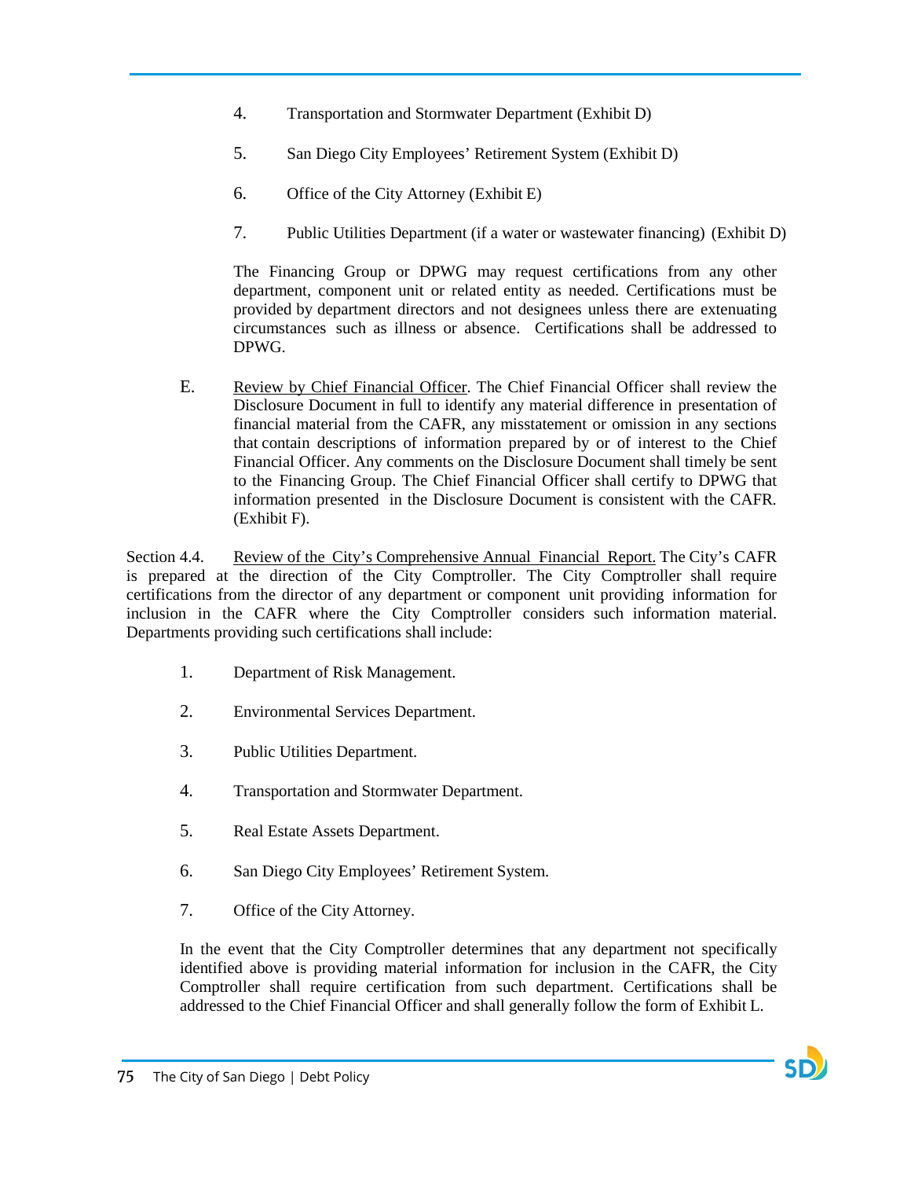4. Transportation and Stormwater Department (Exhibit D)

5. San Diego City Employees' Retirement System (Exhibit D)

6. Office of the City Attorney (Exhibit E)

7. Public Utilities Department (if a water or wastewater financing) (Exhibit D)

The Financing Group or DPWG may request certifications from any other department, component unit or related entity as needed. Certifications must be provided by department directors and not designees unless there are extenuating circumstances such as illness or absence. Certifications shall be addressed to DPWG.

E. Review by Chief Financial Officer. The Chief Financial Officer shall review the Disclosure Document in full to identify any material difference in presentation of financial material from the CAFR, any misstatement or omission in any sections that contain descriptions of information prepared by or of interest to the Chief Financial Officer. Any comments on the Disclosure Document shall timely be sent to the Financing Group. The Chief Financial Officer shall certify to DPWG that information presented in the Disclosure Document is consistent with the CAFR. (Exhibit F).

Section 4.4. Review of the City's Comprehensive Annual Financial Report. The City's CAFR is prepared at the direction of the City Comptroller. The City Comptroller shall require certifications from the director of any department or component unit providing information for inclusion in the CAFR where the City Comptroller considers such information material. Departments providing such certifications shall include:

1. Department of Risk Management.

2. Environmental Services Department.

3. Public Utilities Department.

4. Transportation and Stormwater Department.

5. Real Estate Assets Department.

6. San Diego City Employees' Retirement System.

7. Office of the City Attorney.

In the event that the City Comptroller determines that any department not specifically identified above is providing material information for inclusion in the CAFR, the City Comptroller shall require certification from such department. Certifications shall be addressed to the Chief Financial Officer and shall generally follow the form of Exhibit L.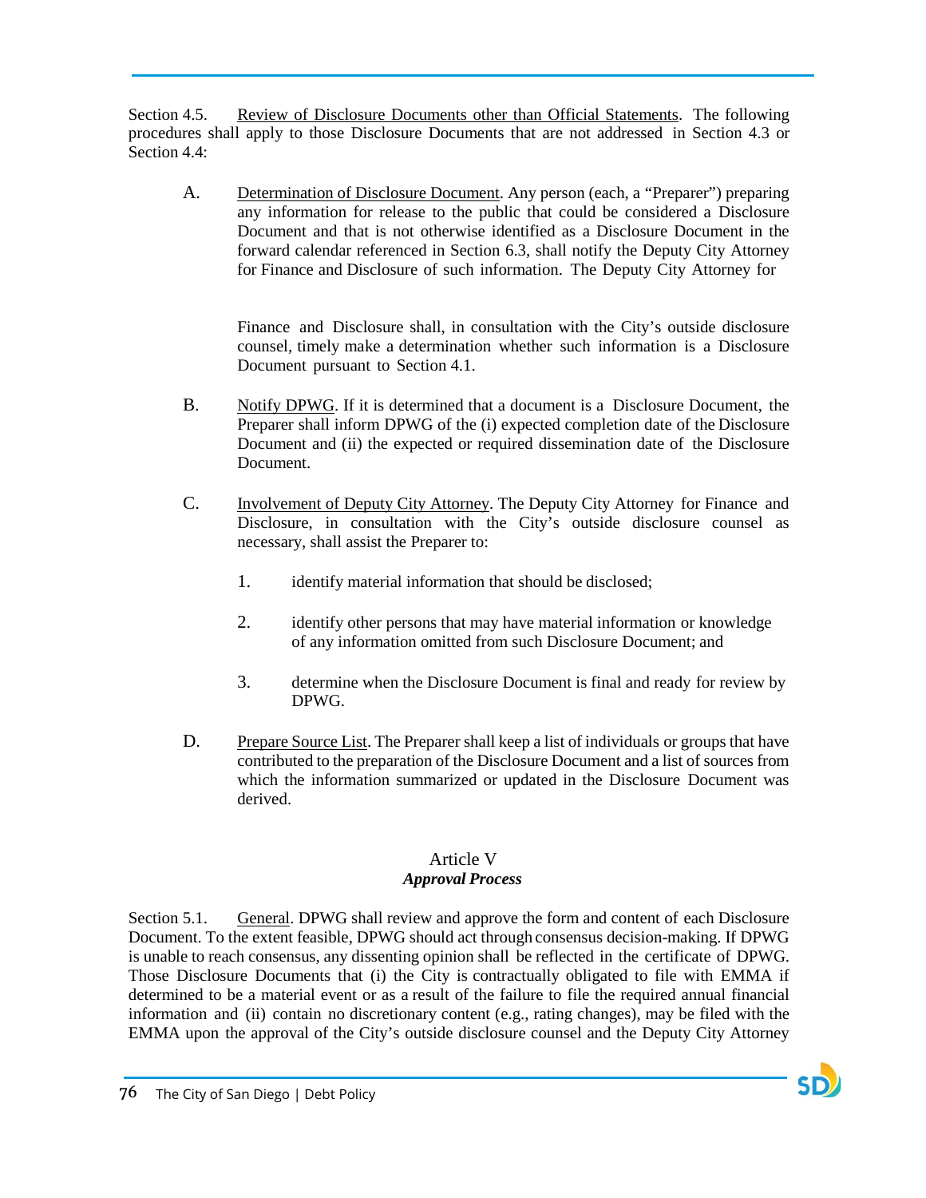Section 4.5. Review of Disclosure Documents other than Official Statements. The following procedures shall apply to those Disclosure Documents that are not addressed in Section 4.3 or Section 4.4:

A. Determination of Disclosure Document. Any person (each, a "Preparer") preparing any information for release to the public that could be considered a Disclosure Document and that is not otherwise identified as a Disclosure Document in the forward calendar referenced in Section 6.3, shall notify the Deputy City Attorney for Finance and Disclosure of such information. The Deputy City Attorney for Finance and Disclosure shall, in consultation with the City's outside disclosure counsel, timely make a determination whether such information is a Disclosure Document pursuant to Section 4.1.

B. Notify DPWG. If it is determined that a document is a Disclosure Document, the Preparer shall inform DPWG of the (i) expected completion date of the Disclosure Document and (ii) the expected or required dissemination date of the Disclosure Document.

C. Involvement of Deputy City Attorney. The Deputy City Attorney for Finance and Disclosure, in consultation with the City's outside disclosure counsel as necessary, shall assist the Preparer to:

1. identify material information that should be disclosed;

2. identify other persons that may have material information or knowledge of any information omitted from such Disclosure Document; and

3. determine when the Disclosure Document is final and ready for review by DPWG.

D. Prepare Source List. The Preparer shall keep a list of individuals or groups that have contributed to the preparation of the Disclosure Document and a list of sources from which the information summarized or updated in the Disclosure Document was derived.

## Article V
### *Approval Process*

Section 5.1. General. DPWG shall review and approve the form and content of each Disclosure Document. To the extent feasible, DPWG should act through consensus decision-making. If DPWG is unable to reach consensus, any dissenting opinion shall be reflected in the certificate of DPWG. Those Disclosure Documents that (i) the City is contractually obligated to file with EMMA if determined to be a material event or as a result of the failure to file the required annual financial information and (ii) contain no discretionary content (e.g., rating changes), may be filed with the EMMA upon the approval of the City's outside disclosure counsel and the Deputy City Attorney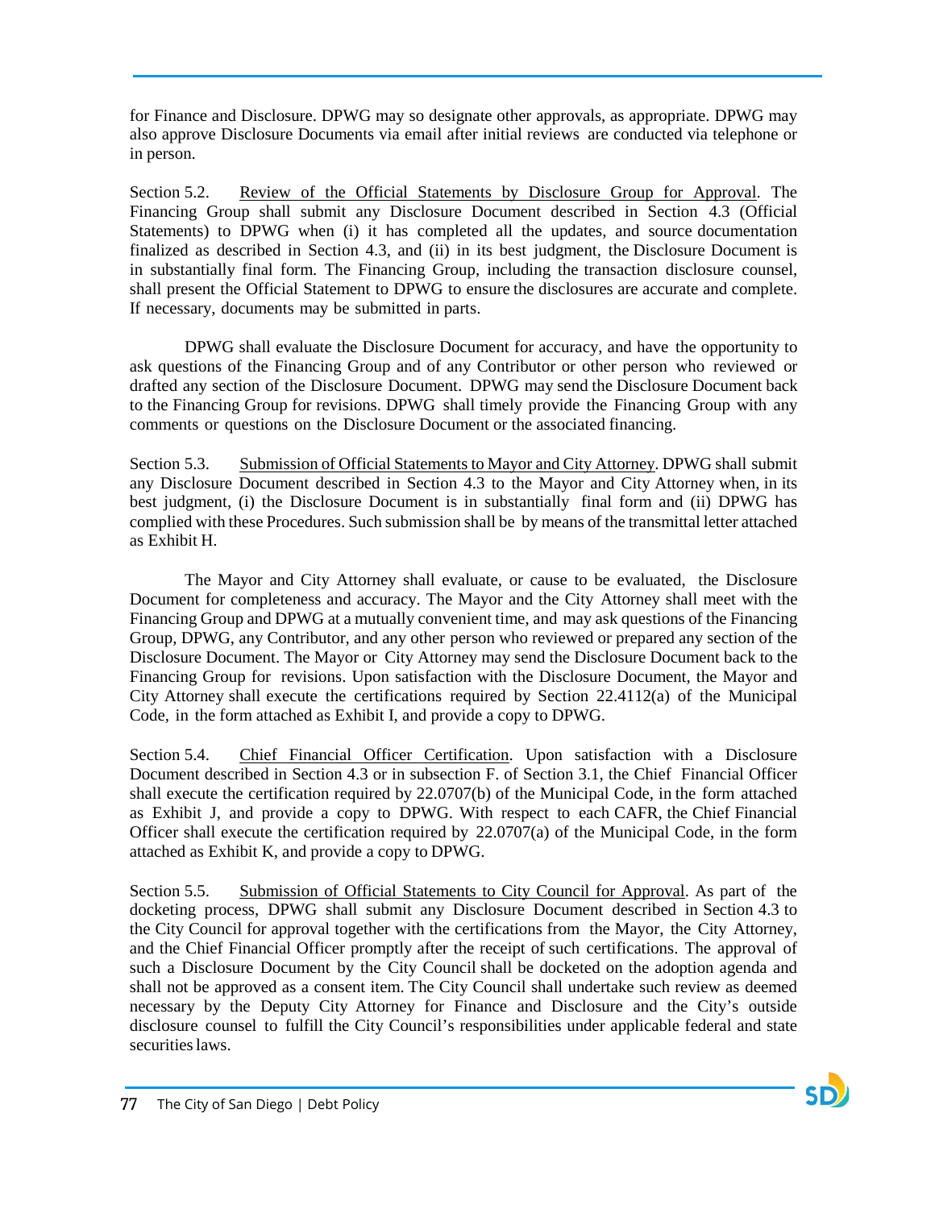for Finance and Disclosure. DPWG may so designate other approvals, as appropriate. DPWG may also approve Disclosure Documents via email after initial reviews are conducted via telephone or in person.

Section 5.2. Review of the Official Statements by Disclosure Group for Approval. The Financing Group shall submit any Disclosure Document described in Section 4.3 (Official Statements) to DPWG when (i) it has completed all the updates, and source documentation finalized as described in Section 4.3, and (ii) in its best judgment, the Disclosure Document is in substantially final form. The Financing Group, including the transaction disclosure counsel, shall present the Official Statement to DPWG to ensure the disclosures are accurate and complete. If necessary, documents may be submitted in parts.

DPWG shall evaluate the Disclosure Document for accuracy, and have the opportunity to ask questions of the Financing Group and of any Contributor or other person who reviewed or drafted any section of the Disclosure Document. DPWG may send the Disclosure Document back to the Financing Group for revisions. DPWG shall timely provide the Financing Group with any comments or questions on the Disclosure Document or the associated financing.

Section 5.3. Submission of Official Statements to Mayor and City Attorney. DPWG shall submit any Disclosure Document described in Section 4.3 to the Mayor and City Attorney when, in its best judgment, (i) the Disclosure Document is in substantially final form and (ii) DPWG has complied with these Procedures. Such submission shall be by means of the transmittal letter attached as Exhibit H.

The Mayor and City Attorney shall evaluate, or cause to be evaluated, the Disclosure Document for completeness and accuracy. The Mayor and the City Attorney shall meet with the Financing Group and DPWG at a mutually convenient time, and may ask questions of the Financing Group, DPWG, any Contributor, and any other person who reviewed or prepared any section of the Disclosure Document. The Mayor or City Attorney may send the Disclosure Document back to the Financing Group for revisions. Upon satisfaction with the Disclosure Document, the Mayor and City Attorney shall execute the certifications required by Section 22.4112(a) of the Municipal Code, in the form attached as Exhibit I, and provide a copy to DPWG.

Section 5.4. Chief Financial Officer Certification. Upon satisfaction with a Disclosure Document described in Section 4.3 or in subsection F. of Section 3.1, the Chief Financial Officer shall execute the certification required by 22.0707(b) of the Municipal Code, in the form attached as Exhibit J, and provide a copy to DPWG. With respect to each CAFR, the Chief Financial Officer shall execute the certification required by 22.0707(a) of the Municipal Code, in the form attached as Exhibit K, and provide a copy to DPWG.

Section 5.5. Submission of Official Statements to City Council for Approval. As part of the docketing process, DPWG shall submit any Disclosure Document described in Section 4.3 to the City Council for approval together with the certifications from the Mayor, the City Attorney, and the Chief Financial Officer promptly after the receipt of such certifications. The approval of such a Disclosure Document by the City Council shall be docketed on the adoption agenda and shall not be approved as a consent item. The City Council shall undertake such review as deemed necessary by the Deputy City Attorney for Finance and Disclosure and the City's outside disclosure counsel to fulfill the City Council's responsibilities under applicable federal and state securities laws.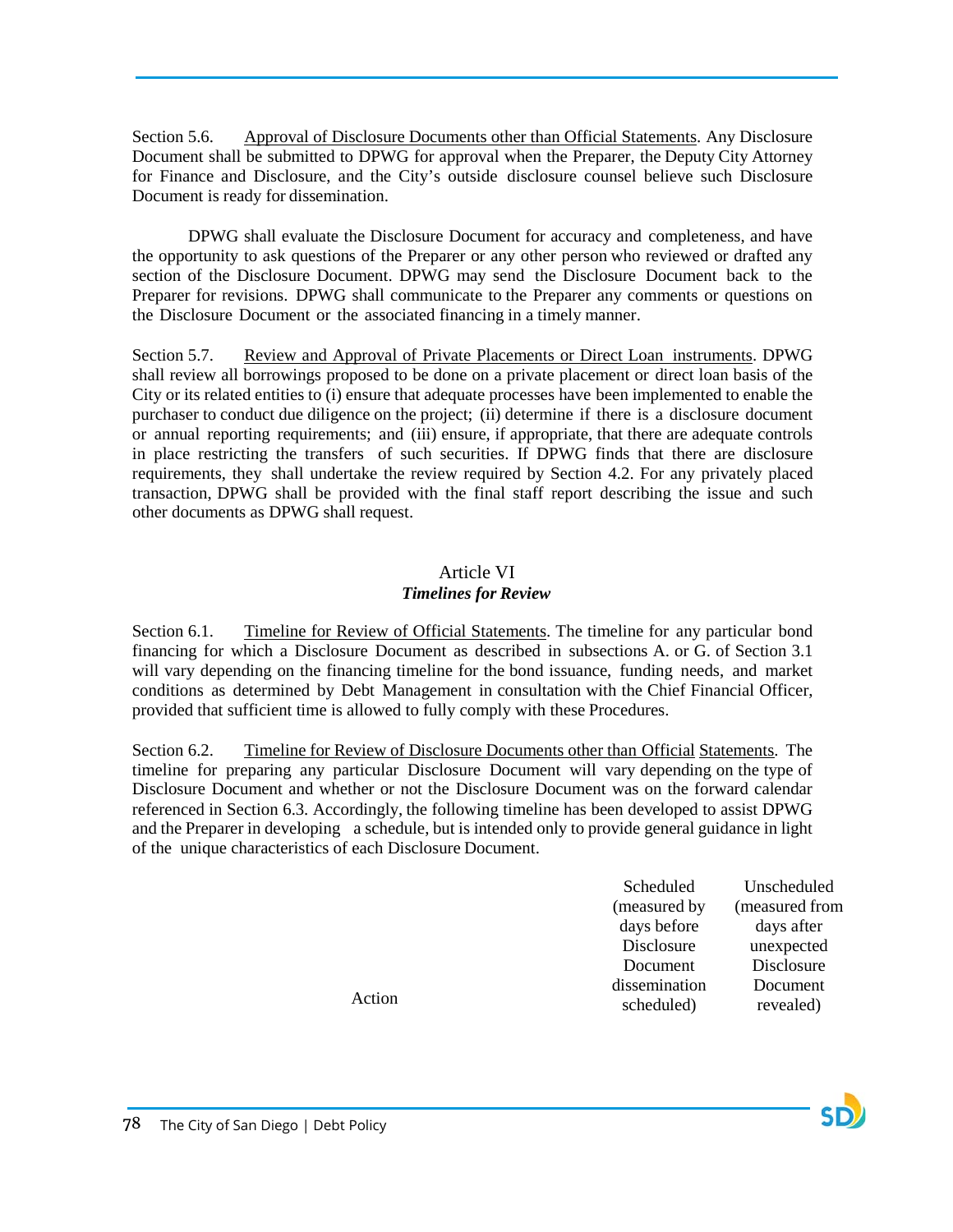Section 5.6. Approval of Disclosure Documents other than Official Statements. Any Disclosure Document shall be submitted to DPWG for approval when the Preparer, the Deputy City Attorney for Finance and Disclosure, and the City's outside disclosure counsel believe such Disclosure Document is ready for dissemination.

DPWG shall evaluate the Disclosure Document for accuracy and completeness, and have the opportunity to ask questions of the Preparer or any other person who reviewed or drafted any section of the Disclosure Document. DPWG may send the Disclosure Document back to the Preparer for revisions. DPWG shall communicate to the Preparer any comments or questions on the Disclosure Document or the associated financing in a timely manner.

Section 5.7. Review and Approval of Private Placements or Direct Loan instruments. DPWG shall review all borrowings proposed to be done on a private placement or direct loan basis of the City or its related entities to (i) ensure that adequate processes have been implemented to enable the purchaser to conduct due diligence on the project; (ii) determine if there is a disclosure document or annual reporting requirements; and (iii) ensure, if appropriate, that there are adequate controls in place restricting the transfers of such securities. If DPWG finds that there are disclosure requirements, they shall undertake the review required by Section 4.2. For any privately placed transaction, DPWG shall be provided with the final staff report describing the issue and such other documents as DPWG shall request.

## Article VI
## *Timelines for Review*

Section 6.1. Timeline for Review of Official Statements. The timeline for any particular bond financing for which a Disclosure Document as described in subsections A. or G. of Section 3.1 will vary depending on the financing timeline for the bond issuance, funding needs, and market conditions as determined by Debt Management in consultation with the Chief Financial Officer, provided that sufficient time is allowed to fully comply with these Procedures.

Section 6.2. Timeline for Review of Disclosure Documents other than Official Statements. The timeline for preparing any particular Disclosure Document will vary depending on the type of Disclosure Document and whether or not the Disclosure Document was on the forward calendar referenced in Section 6.3. Accordingly, the following timeline has been developed to assist DPWG and the Preparer in developing a schedule, but is intended only to provide general guidance in light of the unique characteristics of each Disclosure Document.

| Action | Scheduled (measured by days before Disclosure Document dissemination scheduled) | Unscheduled (measured from days after unexpected Disclosure Document revealed) |
|---|---|---|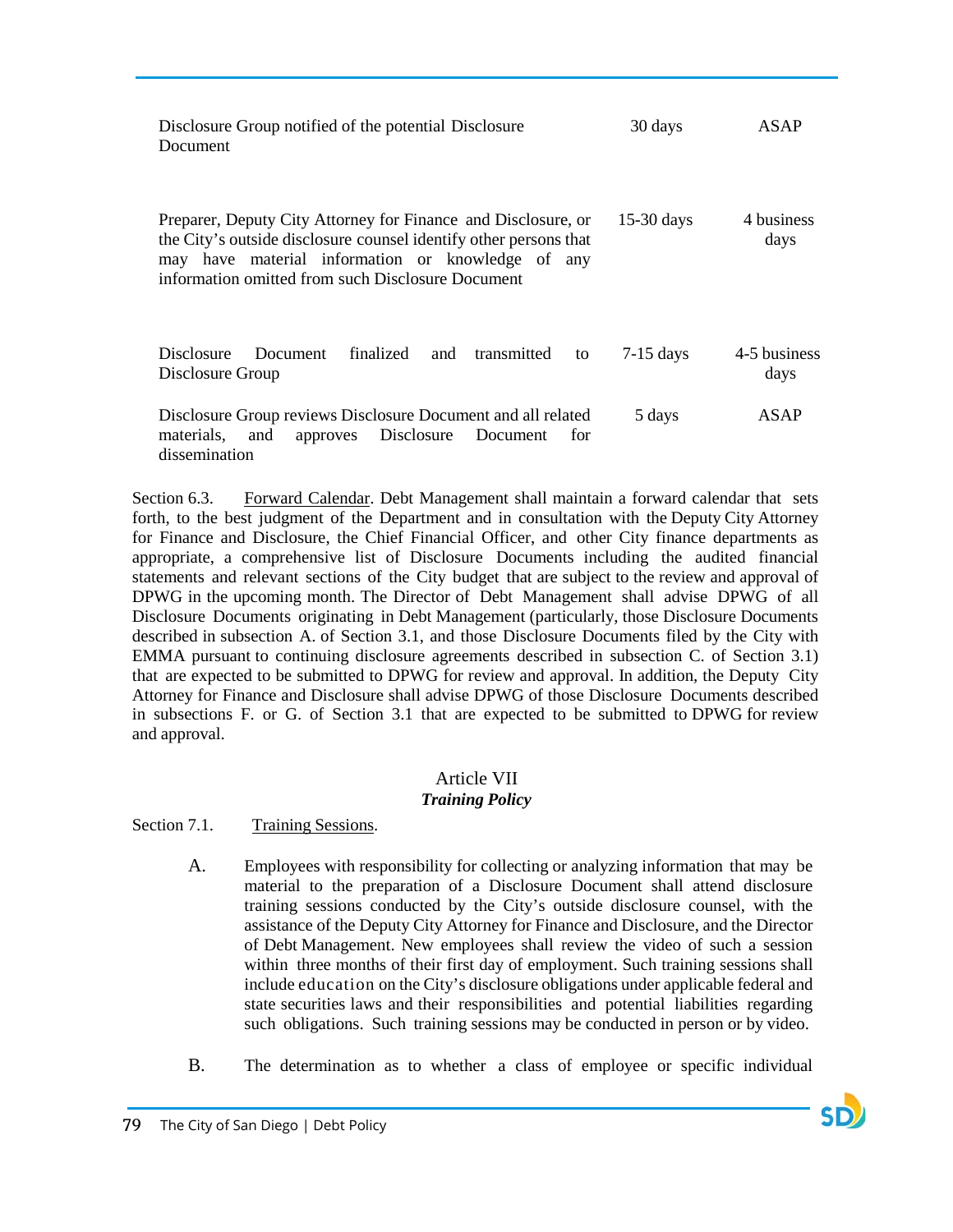| | | |
|---|---|---|
| Disclosure Group notified of the potential Disclosure Document | 30 days | ASAP |
| Preparer, Deputy City Attorney for Finance and Disclosure, or the City's outside disclosure counsel identify other persons that may have material information or knowledge of any information omitted from such Disclosure Document | 15-30 days | 4 business days |
| Disclosure Document finalized and transmitted to Disclosure Group | 7-15 days | 4-5 business days |
| Disclosure Group reviews Disclosure Document and all related materials, and approves Disclosure Document for dissemination | 5 days | ASAP |

Section 6.3. Forward Calendar. Debt Management shall maintain a forward calendar that sets forth, to the best judgment of the Department and in consultation with the Deputy City Attorney for Finance and Disclosure, the Chief Financial Officer, and other City finance departments as appropriate, a comprehensive list of Disclosure Documents including the audited financial statements and relevant sections of the City budget that are subject to the review and approval of DPWG in the upcoming month. The Director of Debt Management shall advise DPWG of all Disclosure Documents originating in Debt Management (particularly, those Disclosure Documents described in subsection A. of Section 3.1, and those Disclosure Documents filed by the City with EMMA pursuant to continuing disclosure agreements described in subsection C. of Section 3.1) that are expected to be submitted to DPWG for review and approval. In addition, the Deputy City Attorney for Finance and Disclosure shall advise DPWG of those Disclosure Documents described in subsections F. or G. of Section 3.1 that are expected to be submitted to DPWG for review and approval.

## Article VII
### *Training Policy*

Section 7.1. Training Sessions.

A. Employees with responsibility for collecting or analyzing information that may be material to the preparation of a Disclosure Document shall attend disclosure training sessions conducted by the City's outside disclosure counsel, with the assistance of the Deputy City Attorney for Finance and Disclosure, and the Director of Debt Management. New employees shall review the video of such a session within three months of their first day of employment. Such training sessions shall include education on the City's disclosure obligations under applicable federal and state securities laws and their responsibilities and potential liabilities regarding such obligations. Such training sessions may be conducted in person or by video.

B. The determination as to whether a class of employee or specific individual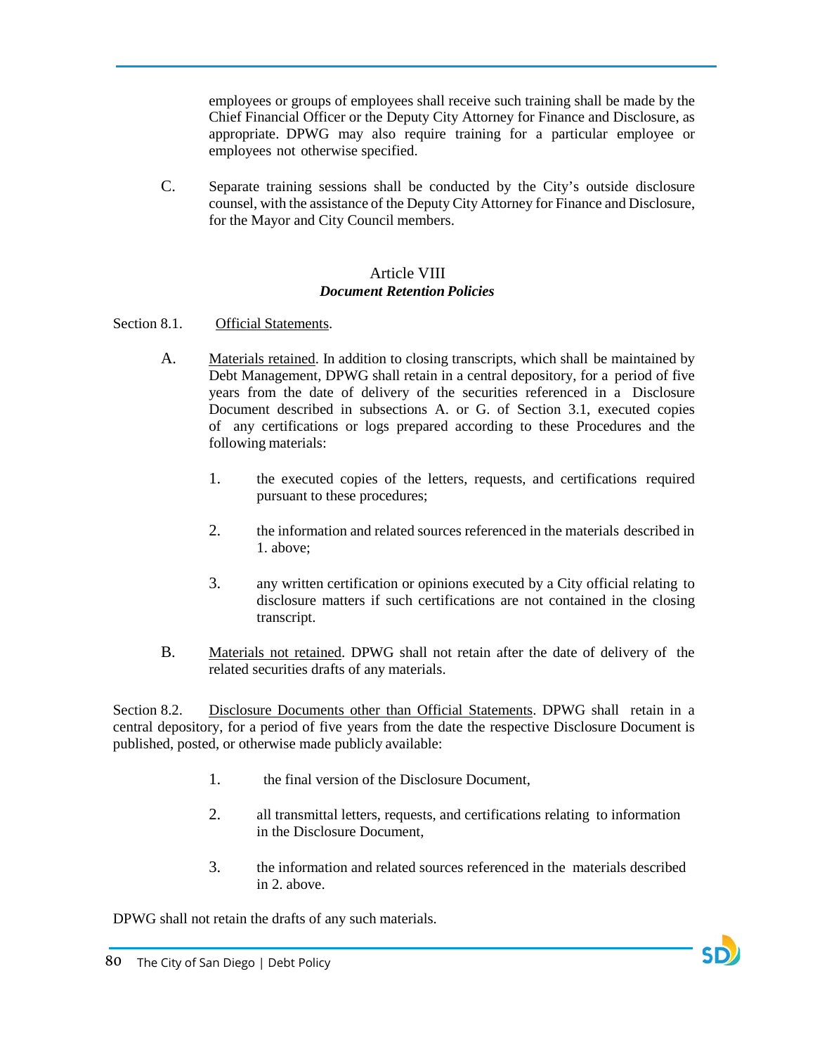employees or groups of employees shall receive such training shall be made by the Chief Financial Officer or the Deputy City Attorney for Finance and Disclosure, as appropriate. DPWG may also require training for a particular employee or employees not otherwise specified.

C. Separate training sessions shall be conducted by the City's outside disclosure counsel, with the assistance of the Deputy City Attorney for Finance and Disclosure, for the Mayor and City Council members.

## Article VIII
### *Document Retention Policies*

Section 8.1. Official Statements.

A. Materials retained. In addition to closing transcripts, which shall be maintained by Debt Management, DPWG shall retain in a central depository, for a period of five years from the date of delivery of the securities referenced in a Disclosure Document described in subsections A. or G. of Section 3.1, executed copies of any certifications or logs prepared according to these Procedures and the following materials:

1. the executed copies of the letters, requests, and certifications required pursuant to these procedures;

2. the information and related sources referenced in the materials described in 1. above;

3. any written certification or opinions executed by a City official relating to disclosure matters if such certifications are not contained in the closing transcript.

B. Materials not retained. DPWG shall not retain after the date of delivery of the related securities drafts of any materials.

Section 8.2. Disclosure Documents other than Official Statements. DPWG shall retain in a central depository, for a period of five years from the date the respective Disclosure Document is published, posted, or otherwise made publicly available:

1. the final version of the Disclosure Document,

2. all transmittal letters, requests, and certifications relating to information in the Disclosure Document,

3. the information and related sources referenced in the materials described in 2. above.

DPWG shall not retain the drafts of any such materials.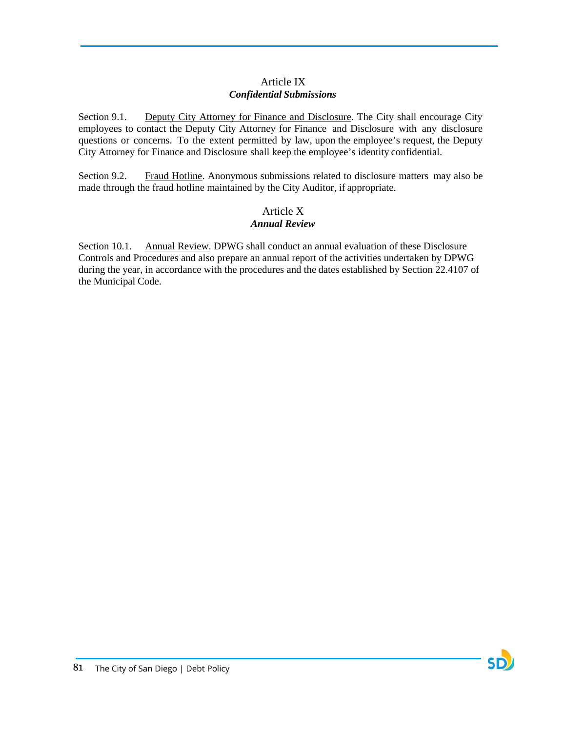## Article IX
### *Confidential Submissions*

Section 9.1. Deputy City Attorney for Finance and Disclosure. The City shall encourage City employees to contact the Deputy City Attorney for Finance and Disclosure with any disclosure questions or concerns. To the extent permitted by law, upon the employee's request, the Deputy City Attorney for Finance and Disclosure shall keep the employee's identity confidential.

Section 9.2. Fraud Hotline. Anonymous submissions related to disclosure matters may also be made through the fraud hotline maintained by the City Auditor, if appropriate.

## Article X
### *Annual Review*

Section 10.1. Annual Review. DPWG shall conduct an annual evaluation of these Disclosure Controls and Procedures and also prepare an annual report of the activities undertaken by DPWG during the year, in accordance with the procedures and the dates established by Section 22.4107 of the Municipal Code.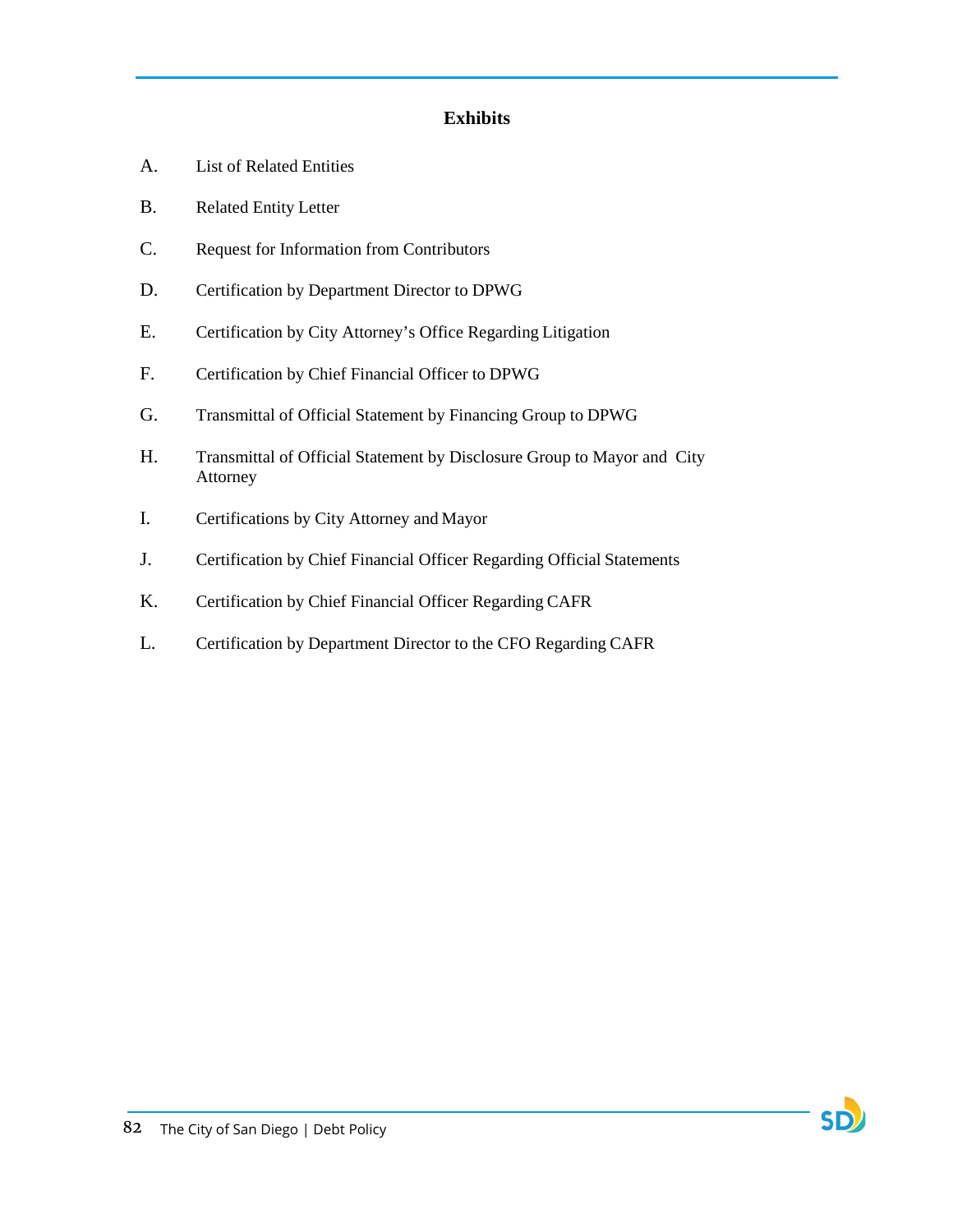## Exhibits

A. List of Related Entities

B. Related Entity Letter

C. Request for Information from Contributors

D. Certification by Department Director to DPWG

E. Certification by City Attorney's Office Regarding Litigation

F. Certification by Chief Financial Officer to DPWG

G. Transmittal of Official Statement by Financing Group to DPWG

H. Transmittal of Official Statement by Disclosure Group to Mayor and City Attorney

I. Certifications by City Attorney and Mayor

J. Certification by Chief Financial Officer Regarding Official Statements

K. Certification by Chief Financial Officer Regarding CAFR

L. Certification by Department Director to the CFO Regarding CAFR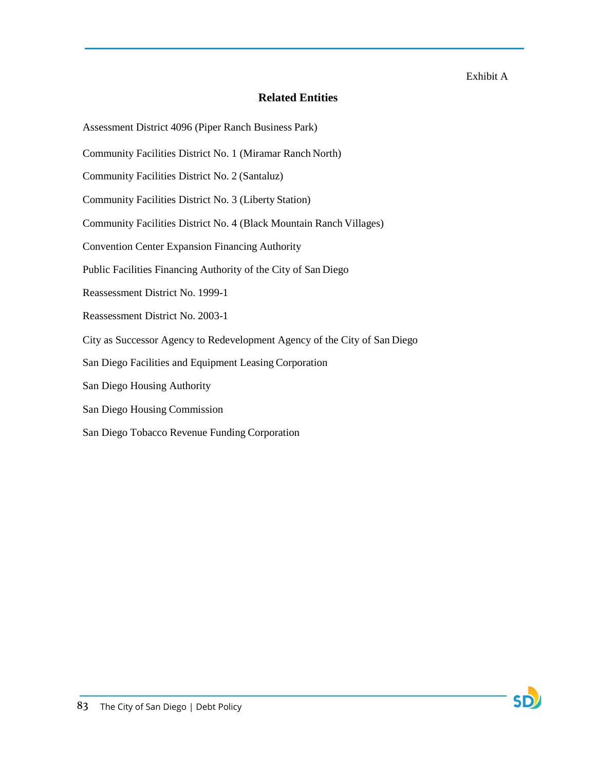Exhibit A

## Related Entities

Assessment District 4096 (Piper Ranch Business Park)

Community Facilities District No. 1 (Miramar Ranch North)

Community Facilities District No. 2 (Santaluz)

Community Facilities District No. 3 (Liberty Station)

Community Facilities District No. 4 (Black Mountain Ranch Villages)

Convention Center Expansion Financing Authority

Public Facilities Financing Authority of the City of San Diego

Reassessment District No. 1999-1

Reassessment District No. 2003-1

City as Successor Agency to Redevelopment Agency of the City of San Diego

San Diego Facilities and Equipment Leasing Corporation

San Diego Housing Authority

San Diego Housing Commission

San Diego Tobacco Revenue Funding Corporation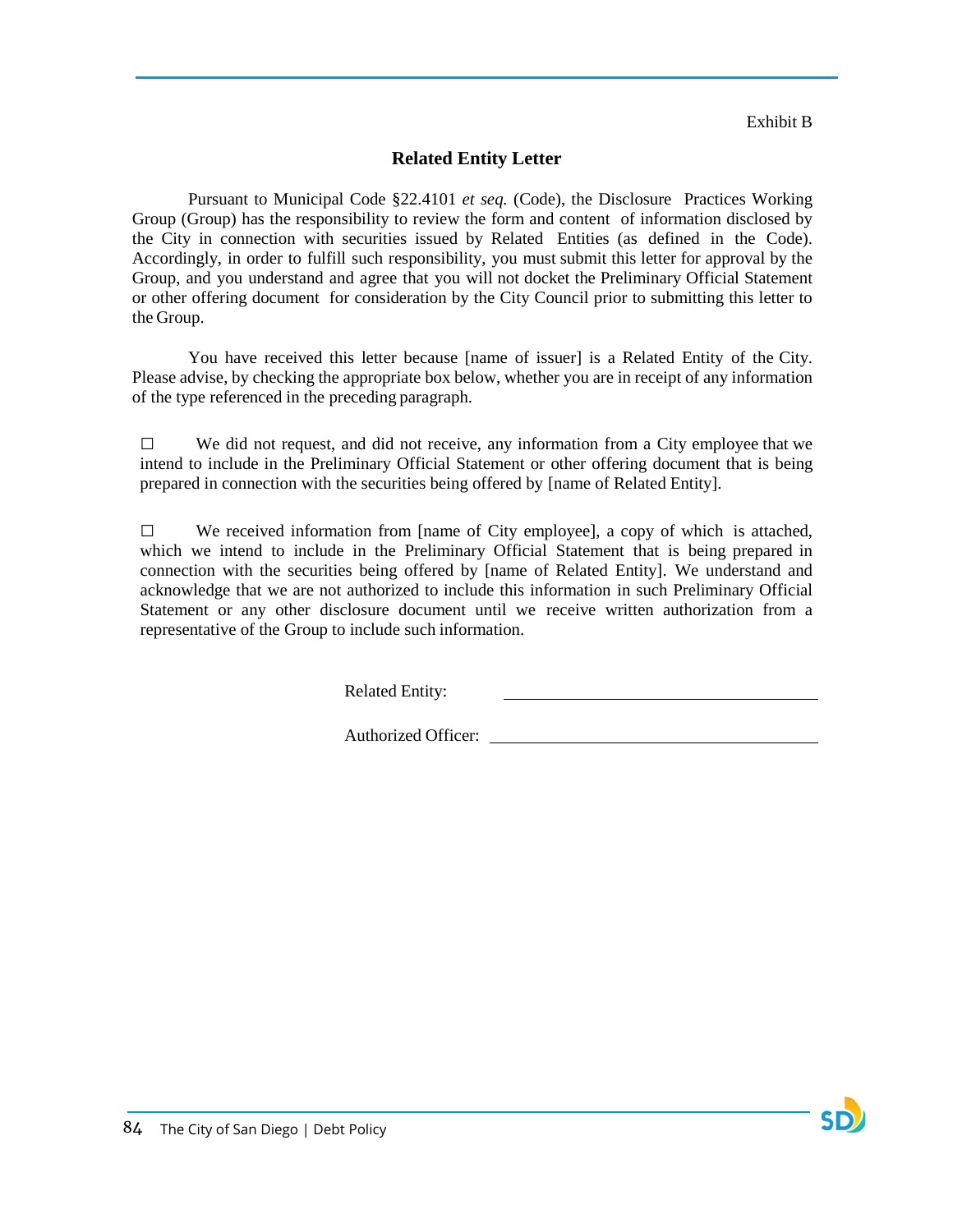Exhibit B

## Related Entity Letter

Pursuant to Municipal Code §22.4101 *et seq.* (Code), the Disclosure Practices Working Group (Group) has the responsibility to review the form and content of information disclosed by the City in connection with securities issued by Related Entities (as defined in the Code). Accordingly, in order to fulfill such responsibility, you must submit this letter for approval by the Group, and you understand and agree that you will not docket the Preliminary Official Statement or other offering document for consideration by the City Council prior to submitting this letter to the Group.

You have received this letter because [name of issuer] is a Related Entity of the City. Please advise, by checking the appropriate box below, whether you are in receipt of any information of the type referenced in the preceding paragraph.

☐ We did not request, and did not receive, any information from a City employee that we intend to include in the Preliminary Official Statement or other offering document that is being prepared in connection with the securities being offered by [name of Related Entity].

☐ We received information from [name of City employee], a copy of which is attached, which we intend to include in the Preliminary Official Statement that is being prepared in connection with the securities being offered by [name of Related Entity]. We understand and acknowledge that we are not authorized to include this information in such Preliminary Official Statement or any other disclosure document until we receive written authorization from a representative of the Group to include such information.

Related Entity: ______________________________

Authorized Officer: ______________________________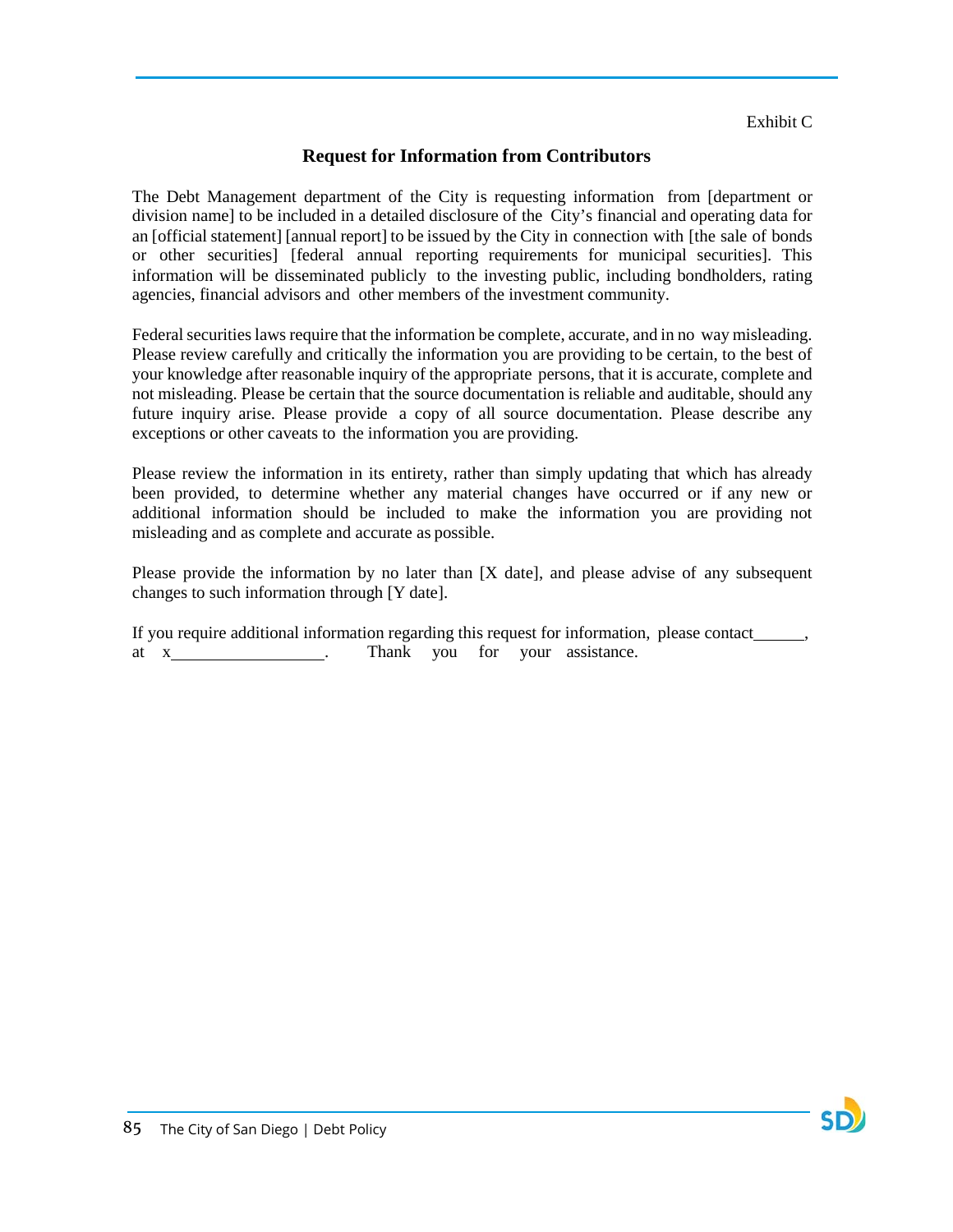Exhibit C

## Request for Information from Contributors

The Debt Management department of the City is requesting information from [department or division name] to be included in a detailed disclosure of the City's financial and operating data for an [official statement] [annual report] to be issued by the City in connection with [the sale of bonds or other securities] [federal annual reporting requirements for municipal securities]. This information will be disseminated publicly to the investing public, including bondholders, rating agencies, financial advisors and other members of the investment community.

Federal securities laws require that the information be complete, accurate, and in no way misleading. Please review carefully and critically the information you are providing to be certain, to the best of your knowledge after reasonable inquiry of the appropriate persons, that it is accurate, complete and not misleading. Please be certain that the source documentation is reliable and auditable, should any future inquiry arise. Please provide a copy of all source documentation. Please describe any exceptions or other caveats to the information you are providing.

Please review the information in its entirety, rather than simply updating that which has already been provided, to determine whether any material changes have occurred or if any new or additional information should be included to make the information you are providing not misleading and as complete and accurate as possible.

Please provide the information by no later than [X date], and please advise of any subsequent changes to such information through [Y date].

If you require additional information regarding this request for information, please contact______, at x__________________. Thank you for your assistance.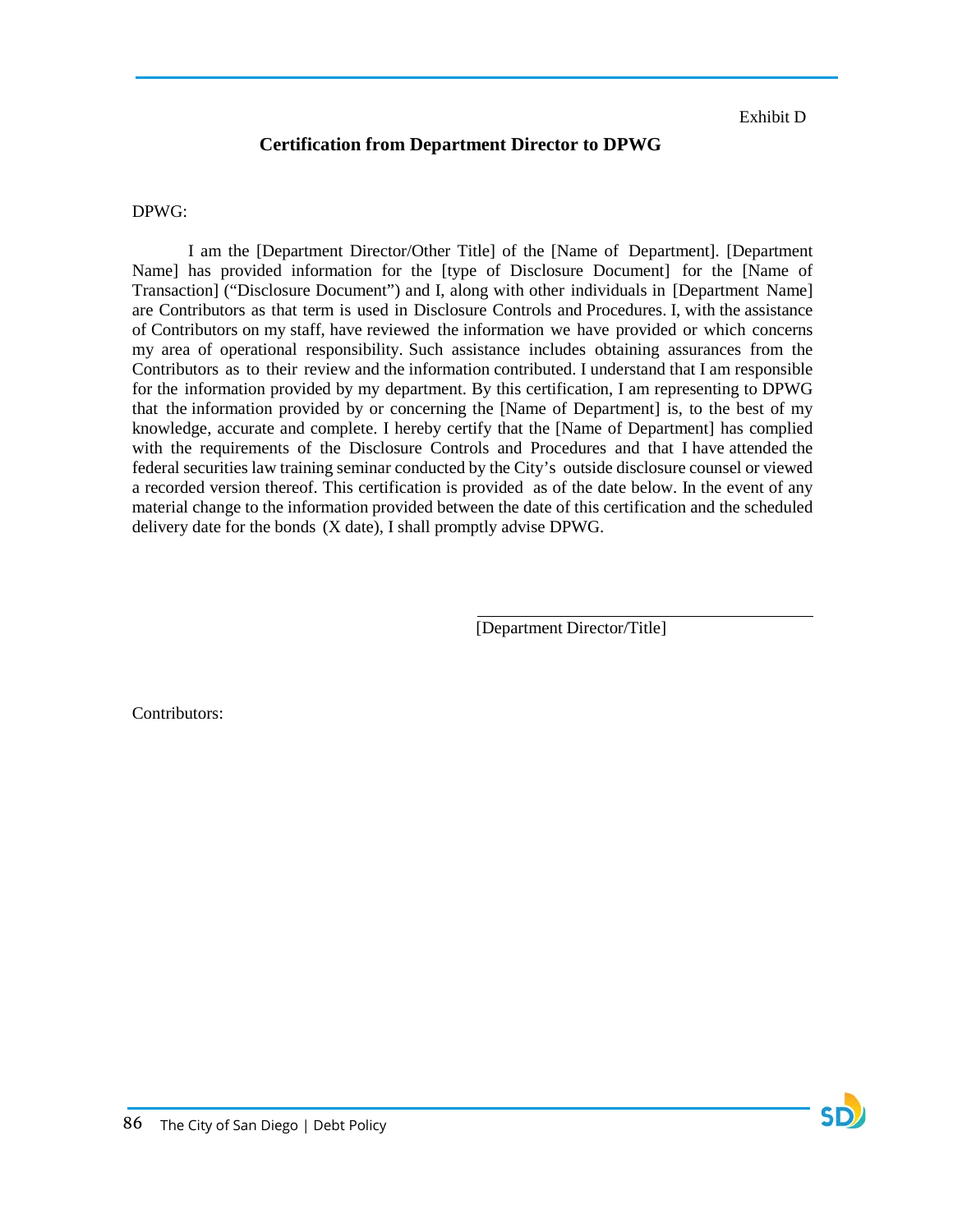Exhibit D

## Certification from Department Director to DPWG

DPWG:

I am the [Department Director/Other Title] of the [Name of Department]. [Department Name] has provided information for the [type of Disclosure Document] for the [Name of Transaction] ("Disclosure Document") and I, along with other individuals in [Department Name] are Contributors as that term is used in Disclosure Controls and Procedures. I, with the assistance of Contributors on my staff, have reviewed the information we have provided or which concerns my area of operational responsibility. Such assistance includes obtaining assurances from the Contributors as to their review and the information contributed. I understand that I am responsible for the information provided by my department. By this certification, I am representing to DPWG that the information provided by or concerning the [Name of Department] is, to the best of my knowledge, accurate and complete. I hereby certify that the [Name of Department] has complied with the requirements of the Disclosure Controls and Procedures and that I have attended the federal securities law training seminar conducted by the City's outside disclosure counsel or viewed a recorded version thereof. This certification is provided as of the date below. In the event of any material change to the information provided between the date of this certification and the scheduled delivery date for the bonds (X date), I shall promptly advise DPWG.

\_\_\_\_\_\_\_\_\_\_\_\_\_\_\_\_\_\_\_\_\_\_\_\_\_\_\_\_\_\_\_\_\_\_\_\_\_\_

[Department Director/Title]

Contributors: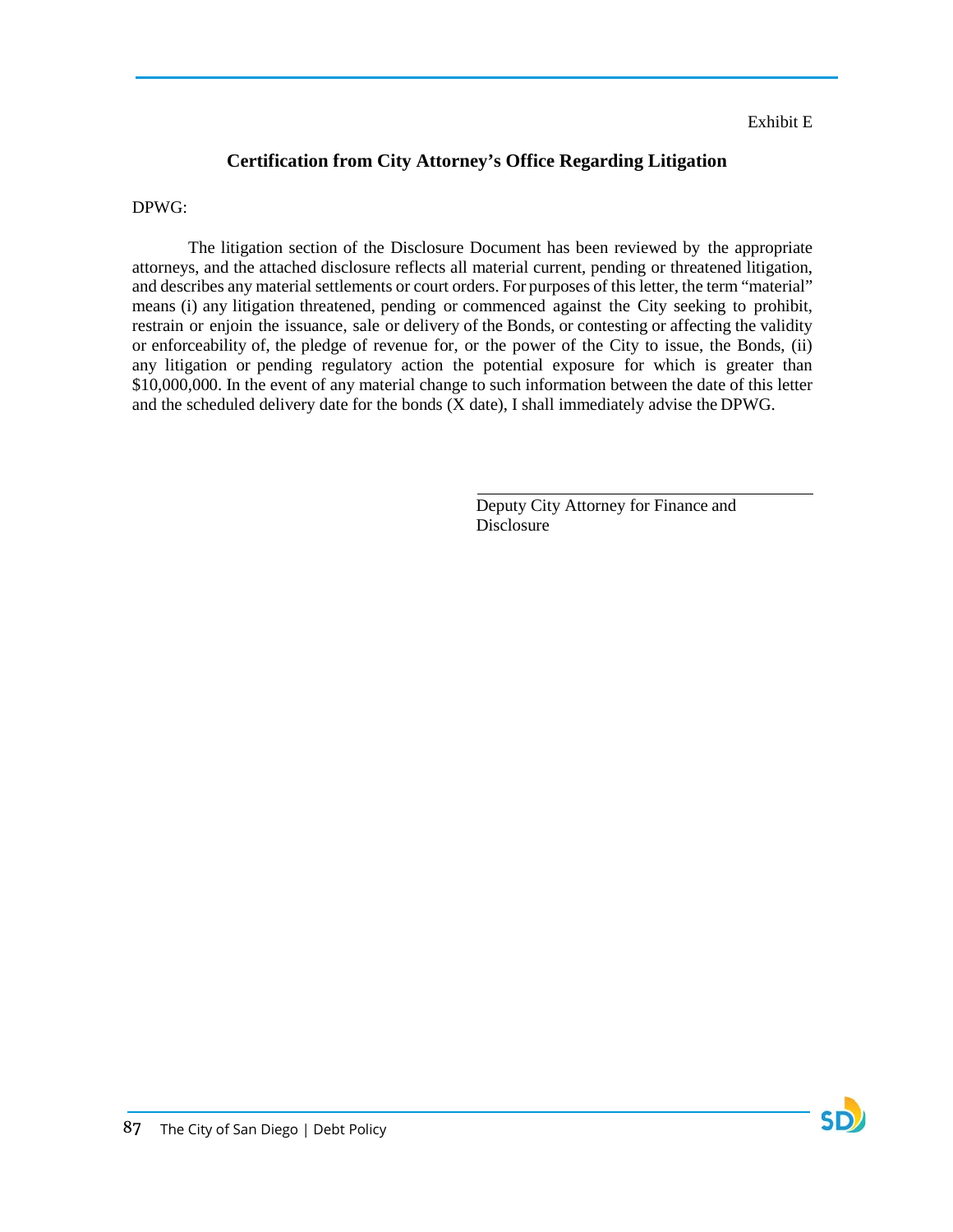Exhibit E

## Certification from City Attorney's Office Regarding Litigation

DPWG:

The litigation section of the Disclosure Document has been reviewed by the appropriate attorneys, and the attached disclosure reflects all material current, pending or threatened litigation, and describes any material settlements or court orders. For purposes of this letter, the term "material" means (i) any litigation threatened, pending or commenced against the City seeking to prohibit, restrain or enjoin the issuance, sale or delivery of the Bonds, or contesting or affecting the validity or enforceability of, the pledge of revenue for, or the power of the City to issue, the Bonds, (ii) any litigation or pending regulatory action the potential exposure for which is greater than $10,000,000. In the event of any material change to such information between the date of this letter and the scheduled delivery date for the bonds (X date), I shall immediately advise the DPWG.

\_\_\_\_\_\_\_\_\_\_\_\_\_\_\_\_\_\_\_\_\_\_\_\_\_\_\_\_\_\_\_\_\_\_\_\_

Deputy City Attorney for Finance and Disclosure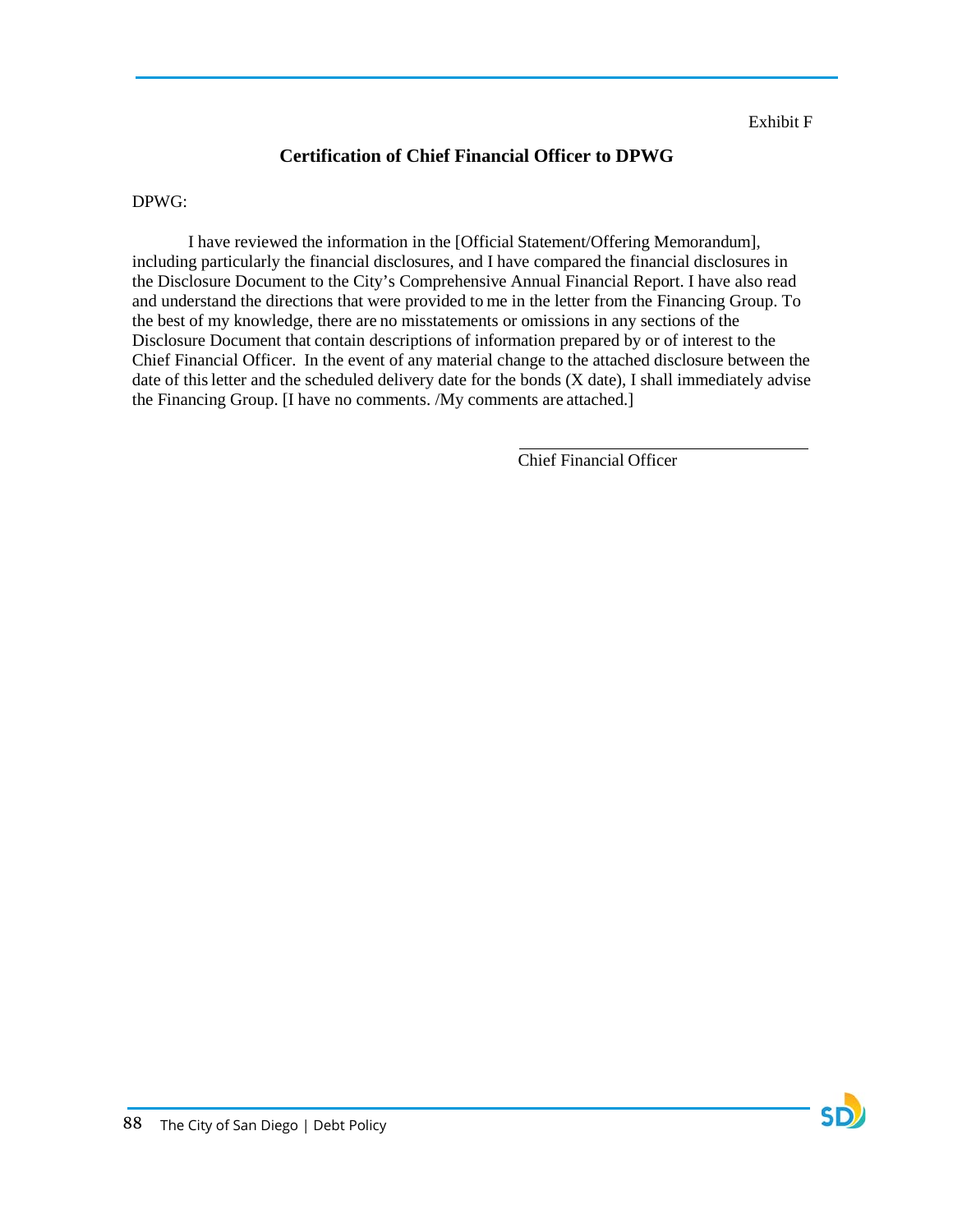Exhibit F

## Certification of Chief Financial Officer to DPWG

DPWG:

I have reviewed the information in the [Official Statement/Offering Memorandum], including particularly the financial disclosures, and I have compared the financial disclosures in the Disclosure Document to the City's Comprehensive Annual Financial Report. I have also read and understand the directions that were provided to me in the letter from the Financing Group. To the best of my knowledge, there are no misstatements or omissions in any sections of the Disclosure Document that contain descriptions of information prepared by or of interest to the Chief Financial Officer. In the event of any material change to the attached disclosure between the date of this letter and the scheduled delivery date for the bonds (X date), I shall immediately advise the Financing Group. [I have no comments. /My comments are attached.]

\_\_\_\_\_\_\_\_\_\_\_\_\_\_\_\_\_\_\_\_\_\_\_\_\_\_\_\_\_\_\_\_

Chief Financial Officer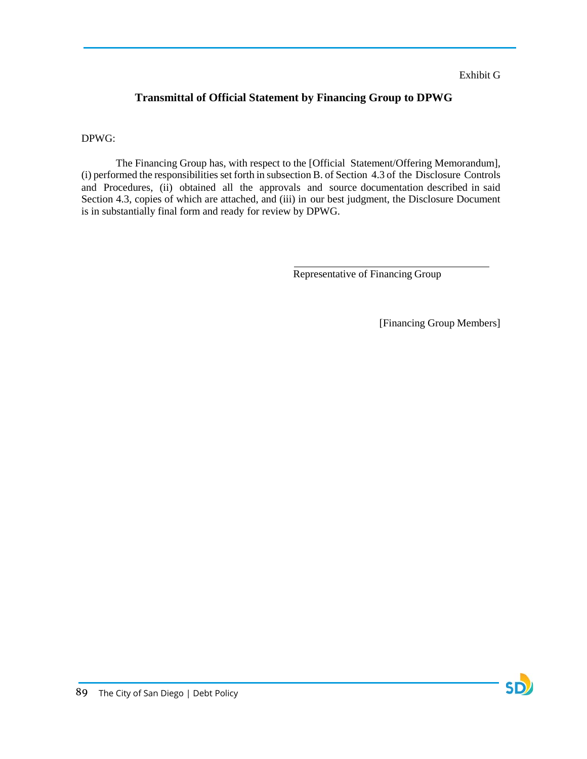Exhibit G

## Transmittal of Official Statement by Financing Group to DPWG

DPWG:

The Financing Group has, with respect to the [Official Statement/Offering Memorandum], (i) performed the responsibilities set forth in subsection B. of Section 4.3 of the Disclosure Controls and Procedures, (ii) obtained all the approvals and source documentation described in said Section 4.3, copies of which are attached, and (iii) in our best judgment, the Disclosure Document is in substantially final form and ready for review by DPWG.

\_\_\_\_\_\_\_\_\_\_\_\_\_\_\_\_\_\_\_\_\_\_\_\_\_\_\_\_\_\_\_\_\_\_\_\_

Representative of Financing Group

[Financing Group Members]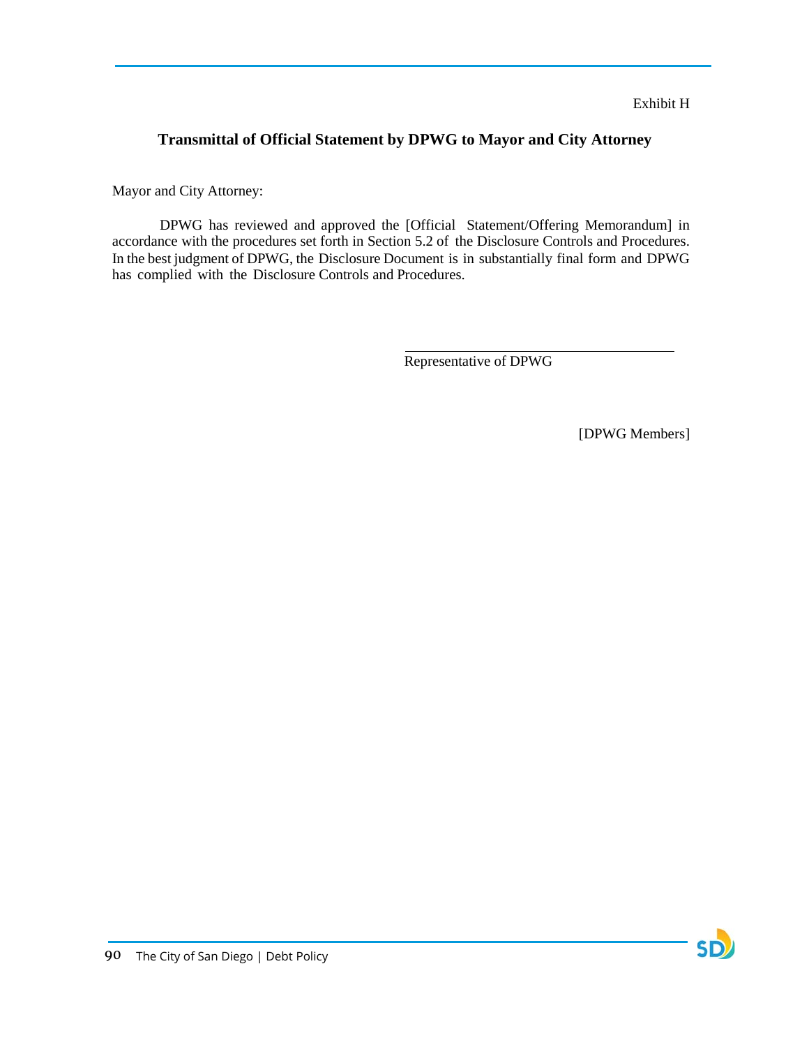Exhibit H

## Transmittal of Official Statement by DPWG to Mayor and City Attorney

Mayor and City Attorney:

DPWG has reviewed and approved the [Official Statement/Offering Memorandum] in accordance with the procedures set forth in Section 5.2 of the Disclosure Controls and Procedures. In the best judgment of DPWG, the Disclosure Document is in substantially final form and DPWG has complied with the Disclosure Controls and Procedures.

\_\_\_\_\_\_\_\_\_\_\_\_\_\_\_\_\_\_\_\_\_\_\_\_\_\_\_\_\_\_\_\_\_\_\_\_\_\_\_\_

Representative of DPWG

[DPWG Members]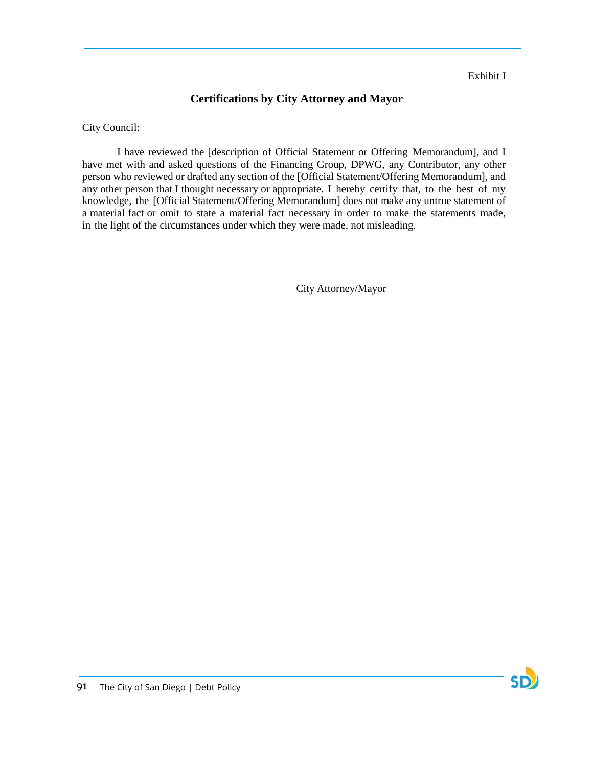Exhibit I

## Certifications by City Attorney and Mayor

City Council:

I have reviewed the [description of Official Statement or Offering Memorandum], and I have met with and asked questions of the Financing Group, DPWG, any Contributor, any other person who reviewed or drafted any section of the [Official Statement/Offering Memorandum], and any other person that I thought necessary or appropriate. I hereby certify that, to the best of my knowledge, the [Official Statement/Offering Memorandum] does not make any untrue statement of a material fact or omit to state a material fact necessary in order to make the statements made, in the light of the circumstances under which they were made, not misleading.

\_\_\_\_\_\_\_\_\_\_\_\_\_\_\_\_\_\_\_\_\_\_\_\_\_\_\_\_\_\_\_\_\_\_\_\_\_\_

City Attorney/Mayor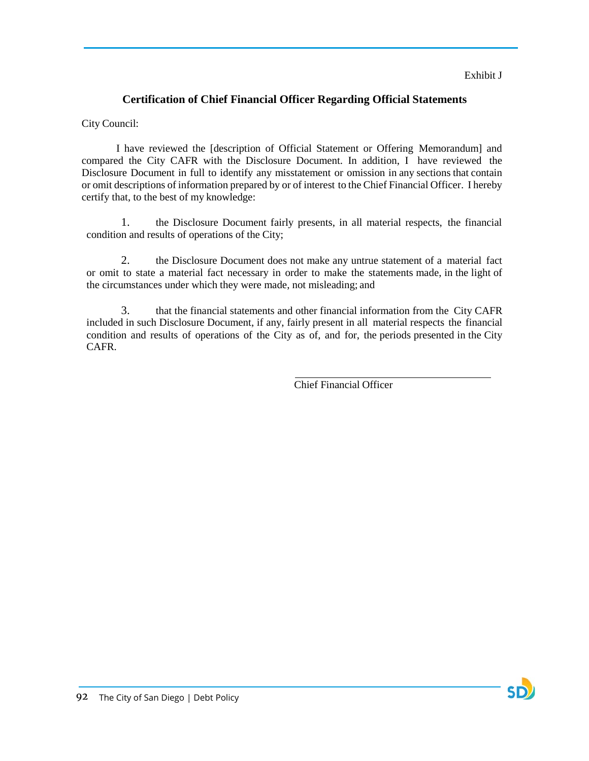Exhibit J

## Certification of Chief Financial Officer Regarding Official Statements

City Council:

I have reviewed the [description of Official Statement or Offering Memorandum] and compared the City CAFR with the Disclosure Document. In addition, I have reviewed the Disclosure Document in full to identify any misstatement or omission in any sections that contain or omit descriptions of information prepared by or of interest to the Chief Financial Officer. I hereby certify that, to the best of my knowledge:

1. the Disclosure Document fairly presents, in all material respects, the financial condition and results of operations of the City;

2. the Disclosure Document does not make any untrue statement of a material fact or omit to state a material fact necessary in order to make the statements made, in the light of the circumstances under which they were made, not misleading; and

3. that the financial statements and other financial information from the City CAFR included in such Disclosure Document, if any, fairly present in all material respects the financial condition and results of operations of the City as of, and for, the periods presented in the City CAFR.

\_\_\_\_\_\_\_\_\_\_\_\_\_\_\_\_\_\_\_\_\_\_\_\_\_\_\_\_\_\_\_\_\_\_\_\_

Chief Financial Officer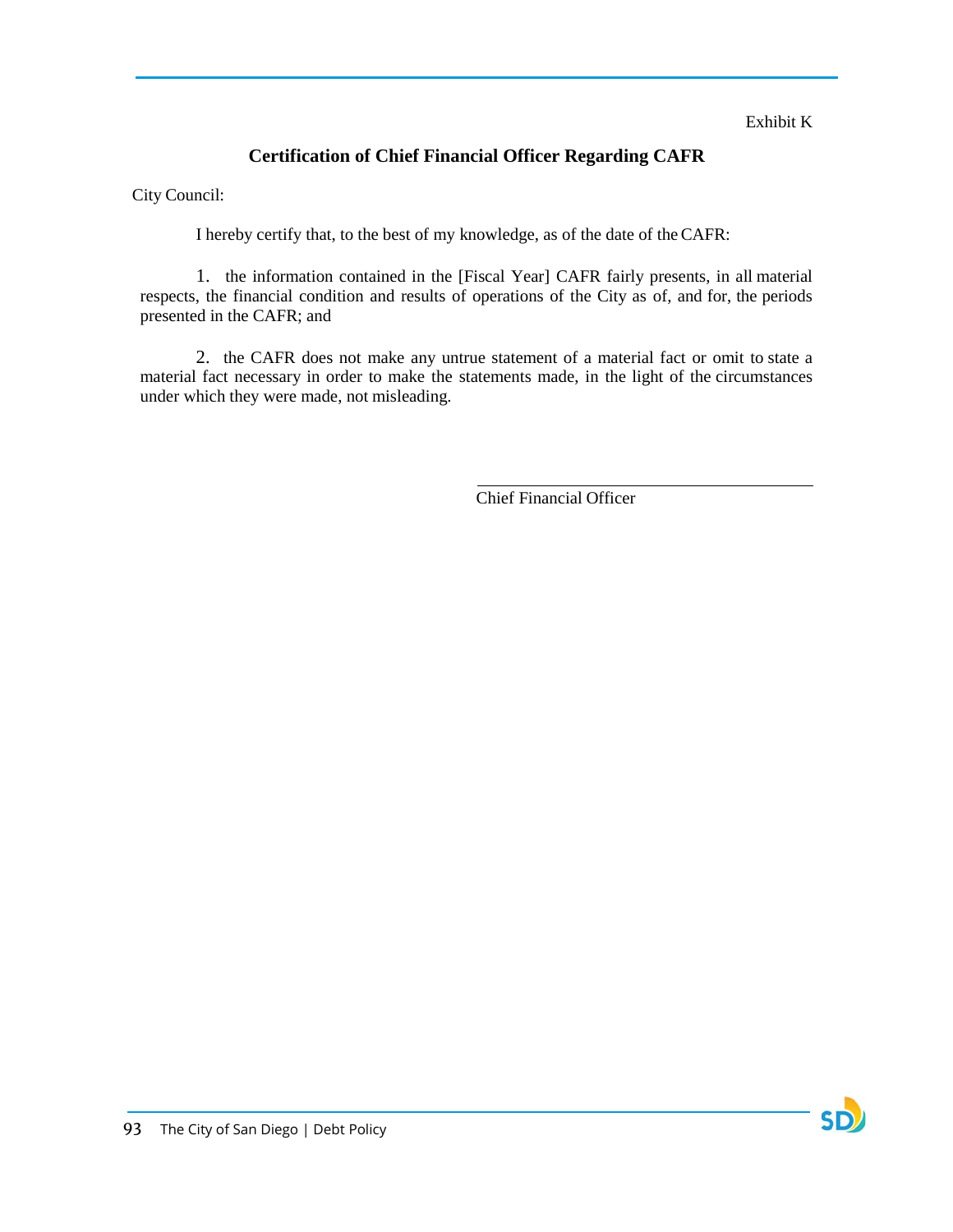Exhibit K

## Certification of Chief Financial Officer Regarding CAFR

City Council:

I hereby certify that, to the best of my knowledge, as of the date of the CAFR:

1. the information contained in the [Fiscal Year] CAFR fairly presents, in all material respects, the financial condition and results of operations of the City as of, and for, the periods presented in the CAFR; and

2. the CAFR does not make any untrue statement of a material fact or omit to state a material fact necessary in order to make the statements made, in the light of the circumstances under which they were made, not misleading.

\_\_\_\_\_\_\_\_\_\_\_\_\_\_\_\_\_\_\_\_\_\_\_\_\_\_\_\_\_\_\_\_\_\_\_\_

Chief Financial Officer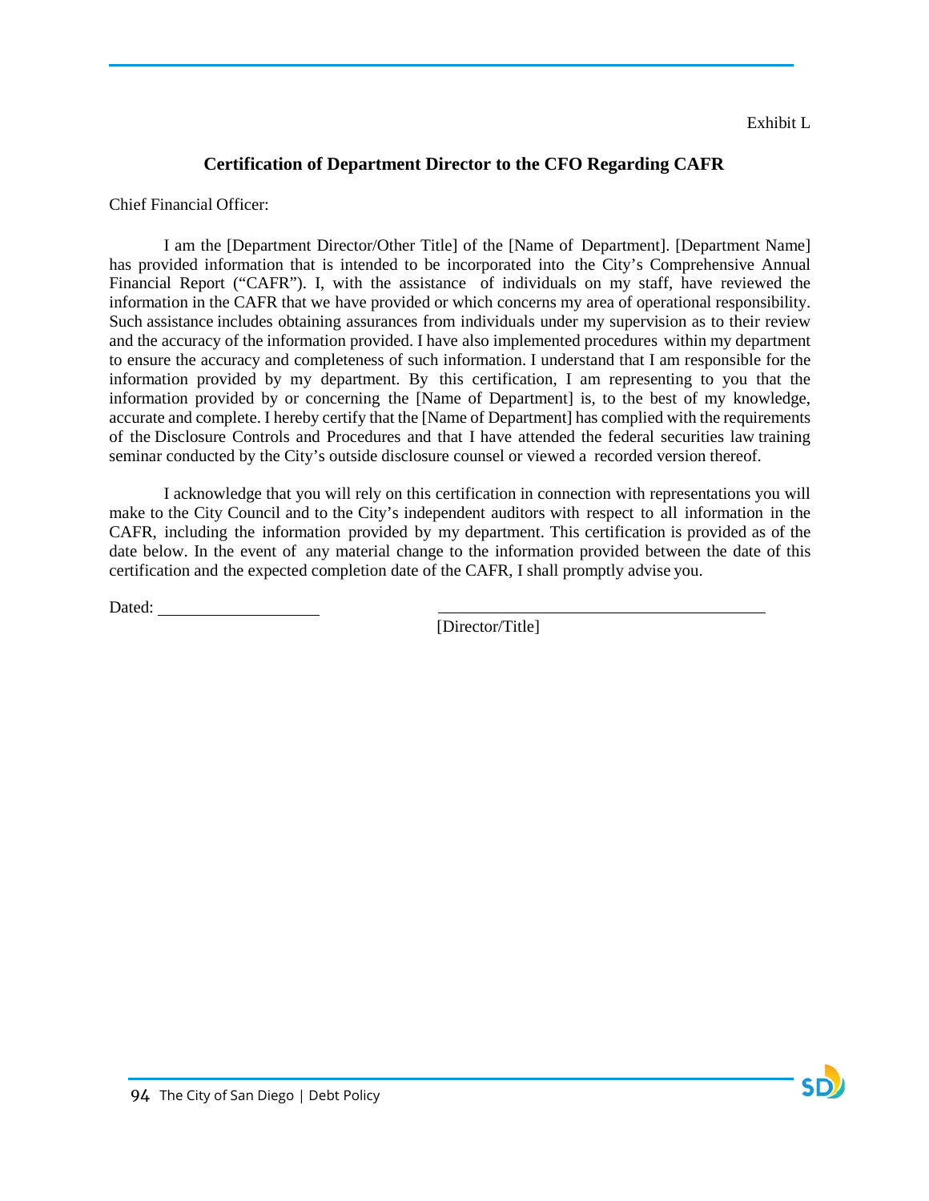Exhibit L

## Certification of Department Director to the CFO Regarding CAFR

Chief Financial Officer:

I am the [Department Director/Other Title] of the [Name of Department]. [Department Name] has provided information that is intended to be incorporated into the City's Comprehensive Annual Financial Report ("CAFR"). I, with the assistance of individuals on my staff, have reviewed the information in the CAFR that we have provided or which concerns my area of operational responsibility. Such assistance includes obtaining assurances from individuals under my supervision as to their review and the accuracy of the information provided. I have also implemented procedures within my department to ensure the accuracy and completeness of such information. I understand that I am responsible for the information provided by my department. By this certification, I am representing to you that the information provided by or concerning the [Name of Department] is, to the best of my knowledge, accurate and complete. I hereby certify that the [Name of Department] has complied with the requirements of the Disclosure Controls and Procedures and that I have attended the federal securities law training seminar conducted by the City's outside disclosure counsel or viewed a recorded version thereof.

I acknowledge that you will rely on this certification in connection with representations you will make to the City Council and to the City's independent auditors with respect to all information in the CAFR, including the information provided by my department. This certification is provided as of the date below. In the event of any material change to the information provided between the date of this certification and the expected completion date of the CAFR, I shall promptly advise you.

Dated: ____________________

____________________________________
[Director/Title]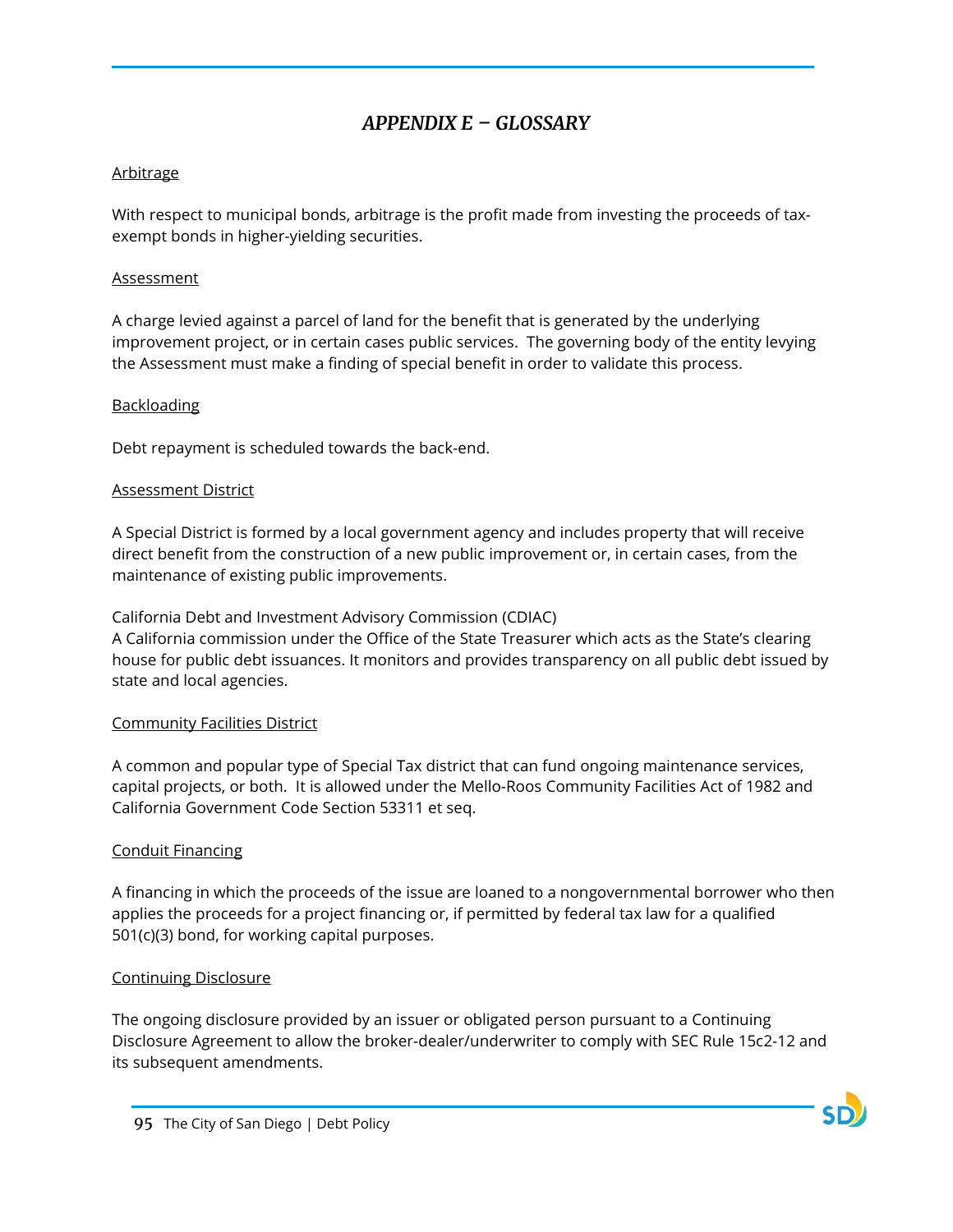## *APPENDIX E – GLOSSARY*

<u>Arbitrage</u>

With respect to municipal bonds, arbitrage is the profit made from investing the proceeds of tax-exempt bonds in higher-yielding securities.

<u>Assessment</u>

A charge levied against a parcel of land for the benefit that is generated by the underlying improvement project, or in certain cases public services. The governing body of the entity levying the Assessment must make a finding of special benefit in order to validate this process.

<u>Backloading</u>

Debt repayment is scheduled towards the back-end.

<u>Assessment District</u>

A Special District is formed by a local government agency and includes property that will receive direct benefit from the construction of a new public improvement or, in certain cases, from the maintenance of existing public improvements.

California Debt and Investment Advisory Commission (CDIAC)
A California commission under the Office of the State Treasurer which acts as the State's clearing house for public debt issuances. It monitors and provides transparency on all public debt issued by state and local agencies.

<u>Community Facilities District</u>

A common and popular type of Special Tax district that can fund ongoing maintenance services, capital projects, or both. It is allowed under the Mello-Roos Community Facilities Act of 1982 and California Government Code Section 53311 et seq.

<u>Conduit Financing</u>

A financing in which the proceeds of the issue are loaned to a nongovernmental borrower who then applies the proceeds for a project financing or, if permitted by federal tax law for a qualified 501(c)(3) bond, for working capital purposes.

<u>Continuing Disclosure</u>

The ongoing disclosure provided by an issuer or obligated person pursuant to a Continuing Disclosure Agreement to allow the broker-dealer/underwriter to comply with SEC Rule 15c2-12 and its subsequent amendments.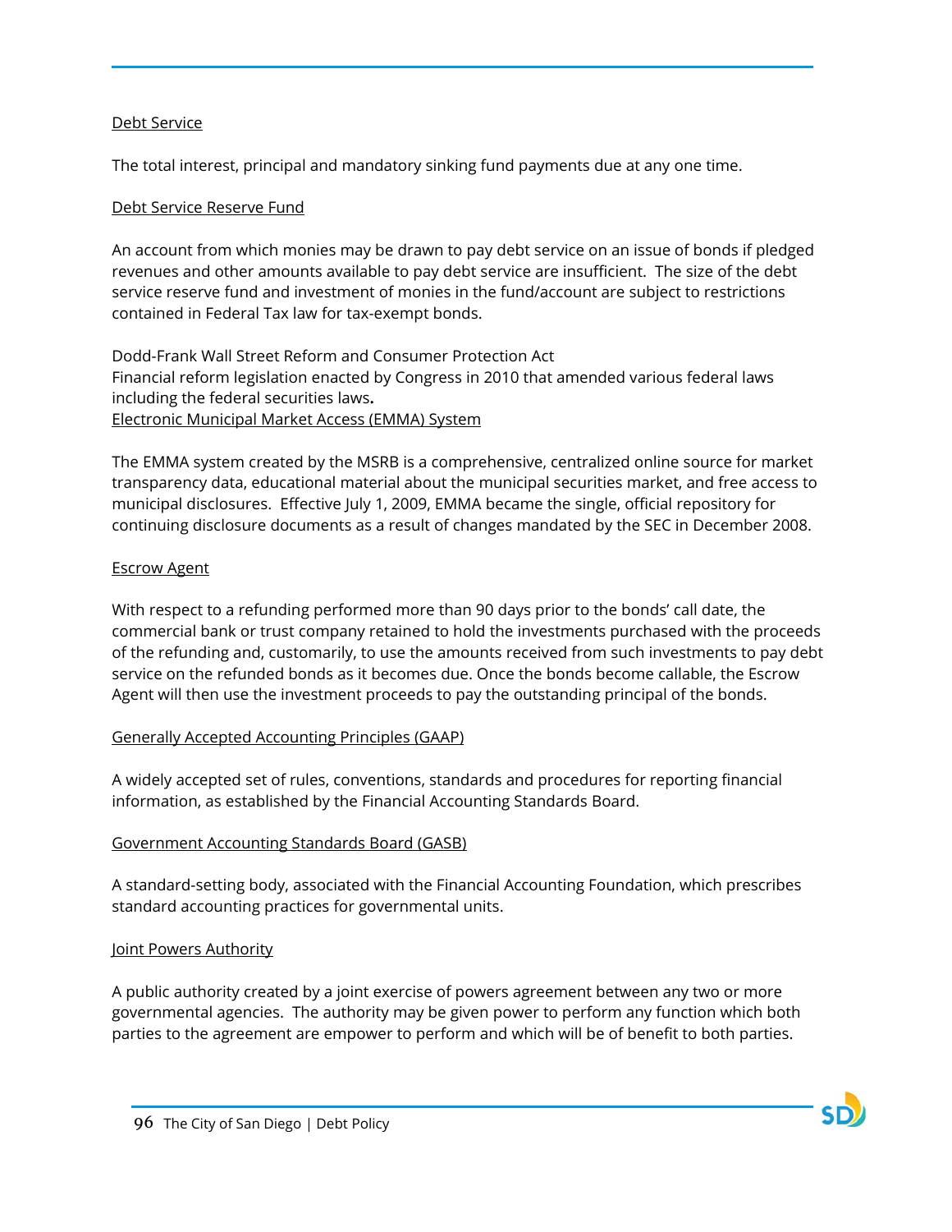<u>Debt Service</u>

The total interest, principal and mandatory sinking fund payments due at any one time.

<u>Debt Service Reserve Fund</u>

An account from which monies may be drawn to pay debt service on an issue of bonds if pledged revenues and other amounts available to pay debt service are insufficient. The size of the debt service reserve fund and investment of monies in the fund/account are subject to restrictions contained in Federal Tax law for tax-exempt bonds.

Dodd-Frank Wall Street Reform and Consumer Protection Act
Financial reform legislation enacted by Congress in 2010 that amended various federal laws including the federal securities laws**.**
<u>Electronic Municipal Market Access (EMMA) System</u>

The EMMA system created by the MSRB is a comprehensive, centralized online source for market transparency data, educational material about the municipal securities market, and free access to municipal disclosures. Effective July 1, 2009, EMMA became the single, official repository for continuing disclosure documents as a result of changes mandated by the SEC in December 2008.

<u>Escrow Agent</u>

With respect to a refunding performed more than 90 days prior to the bonds' call date, the commercial bank or trust company retained to hold the investments purchased with the proceeds of the refunding and, customarily, to use the amounts received from such investments to pay debt service on the refunded bonds as it becomes due. Once the bonds become callable, the Escrow Agent will then use the investment proceeds to pay the outstanding principal of the bonds.

<u>Generally Accepted Accounting Principles (GAAP)</u>

A widely accepted set of rules, conventions, standards and procedures for reporting financial information, as established by the Financial Accounting Standards Board.

<u>Government Accounting Standards Board (GASB)</u>

A standard-setting body, associated with the Financial Accounting Foundation, which prescribes standard accounting practices for governmental units.

<u>Joint Powers Authority</u>

A public authority created by a joint exercise of powers agreement between any two or more governmental agencies. The authority may be given power to perform any function which both parties to the agreement are empower to perform and which will be of benefit to both parties.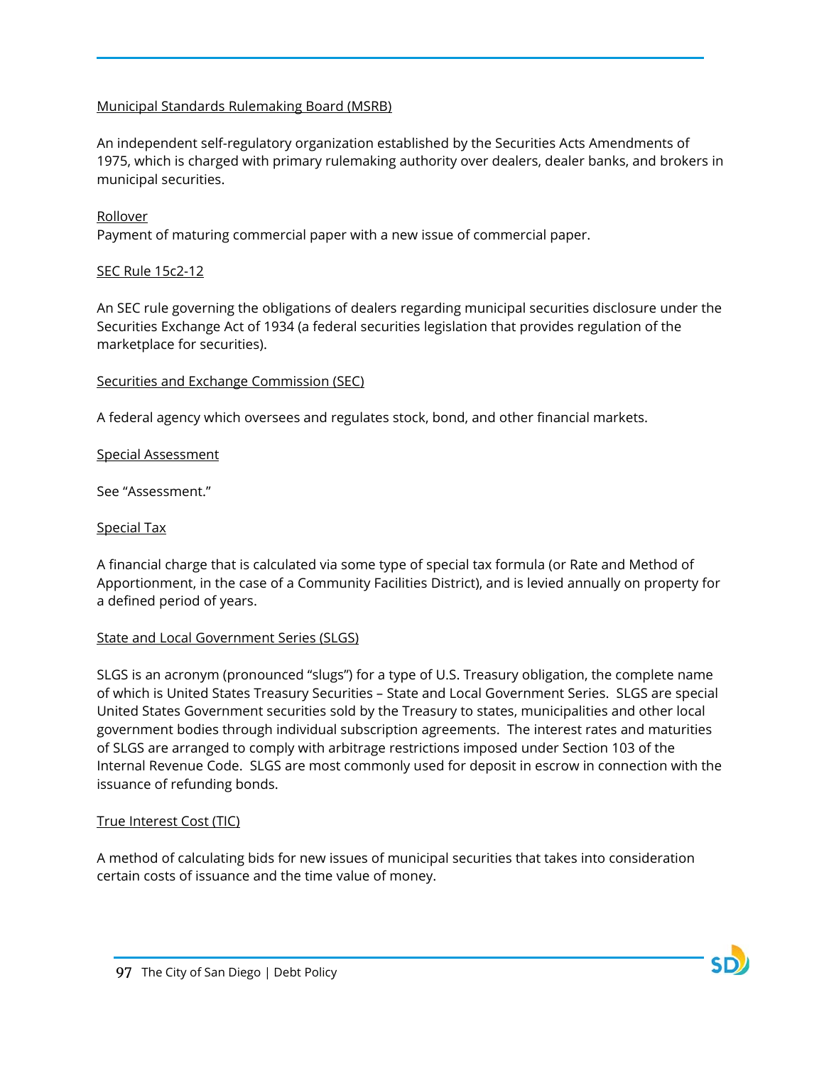Municipal Standards Rulemaking Board (MSRB)

An independent self-regulatory organization established by the Securities Acts Amendments of 1975, which is charged with primary rulemaking authority over dealers, dealer banks, and brokers in municipal securities.

Rollover

Payment of maturing commercial paper with a new issue of commercial paper.

SEC Rule 15c2-12

An SEC rule governing the obligations of dealers regarding municipal securities disclosure under the Securities Exchange Act of 1934 (a federal securities legislation that provides regulation of the marketplace for securities).

Securities and Exchange Commission (SEC)

A federal agency which oversees and regulates stock, bond, and other financial markets.

Special Assessment

See "Assessment."

Special Tax

A financial charge that is calculated via some type of special tax formula (or Rate and Method of Apportionment, in the case of a Community Facilities District), and is levied annually on property for a defined period of years.

State and Local Government Series (SLGS)

SLGS is an acronym (pronounced "slugs") for a type of U.S. Treasury obligation, the complete name of which is United States Treasury Securities – State and Local Government Series. SLGS are special United States Government securities sold by the Treasury to states, municipalities and other local government bodies through individual subscription agreements. The interest rates and maturities of SLGS are arranged to comply with arbitrage restrictions imposed under Section 103 of the Internal Revenue Code. SLGS are most commonly used for deposit in escrow in connection with the issuance of refunding bonds.

True Interest Cost (TIC)

A method of calculating bids for new issues of municipal securities that takes into consideration certain costs of issuance and the time value of money.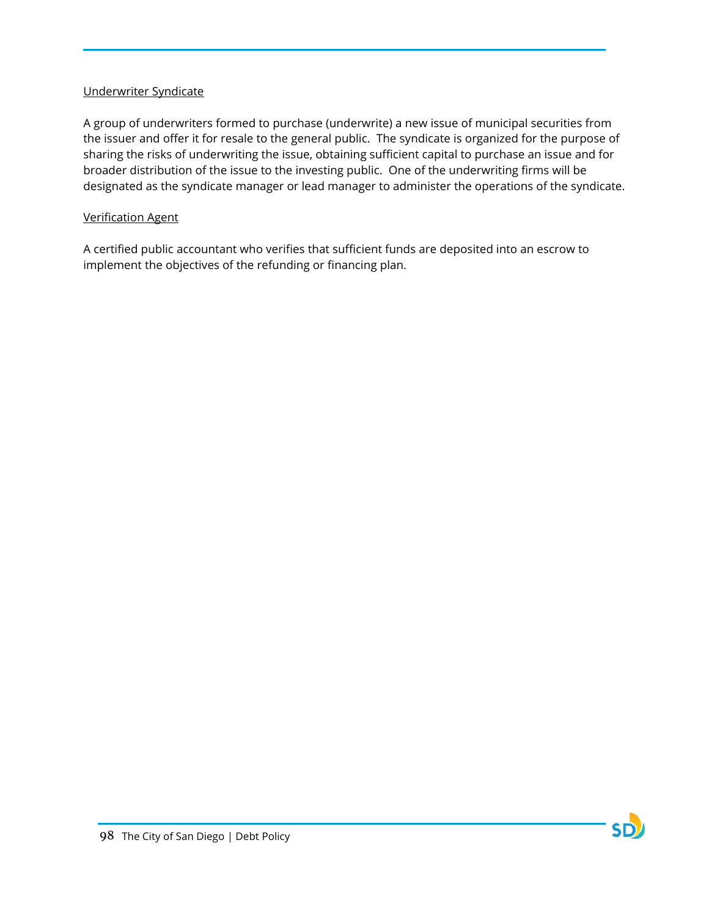Underwriter Syndicate

A group of underwriters formed to purchase (underwrite) a new issue of municipal securities from the issuer and offer it for resale to the general public. The syndicate is organized for the purpose of sharing the risks of underwriting the issue, obtaining sufficient capital to purchase an issue and for broader distribution of the issue to the investing public. One of the underwriting firms will be designated as the syndicate manager or lead manager to administer the operations of the syndicate.

Verification Agent

A certified public accountant who verifies that sufficient funds are deposited into an escrow to implement the objectives of the refunding or financing plan.